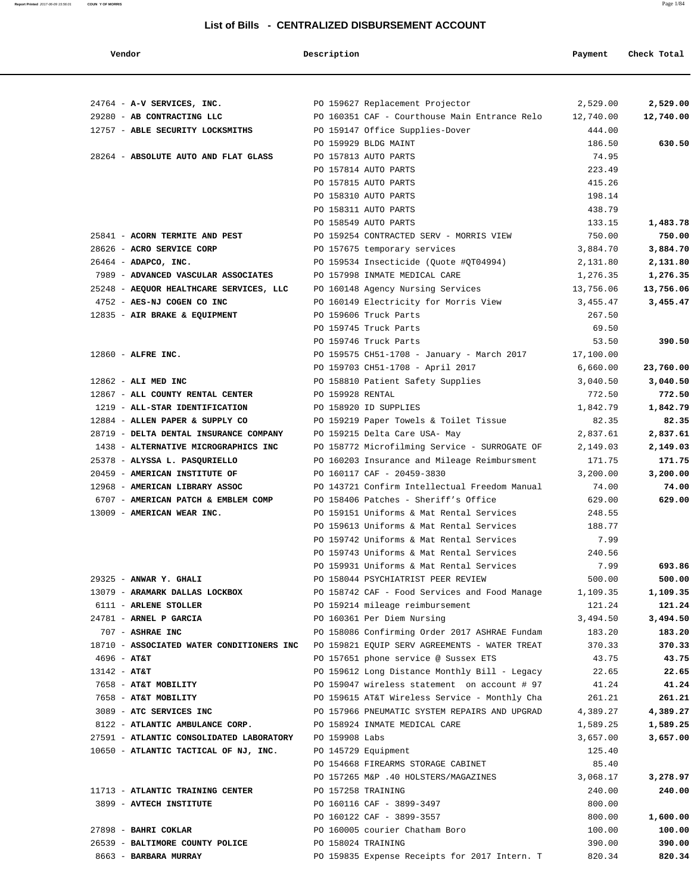# List of Bills - CENTRALIZED DISBURSEMENT ACCOUNT

| Vendor | Description | Payment | Check Total |
|---|---|---|---|
| 24764 - **A-V SERVICES, INC.** | PO 159627 Replacement Projector | 2,529.00 | **2,529.00** |
| 29280 - **AB CONTRACTING LLC** | PO 160351 CAF - Courthouse Main Entrance Relo | 12,740.00 | **12,740.00** |
| 12757 - **ABLE SECURITY LOCKSMITHS** | PO 159147 Office Supplies-Dover | 444.00 | |
| | PO 159929 BLDG MAINT | 186.50 | **630.50** |
| 28264 - **ABSOLUTE AUTO AND FLAT GLASS** | PO 157813 AUTO PARTS | 74.95 | |
| | PO 157814 AUTO PARTS | 223.49 | |
| | PO 157815 AUTO PARTS | 415.26 | |
| | PO 158310 AUTO PARTS | 198.14 | |
| | PO 158311 AUTO PARTS | 438.79 | |
| | PO 158549 AUTO PARTS | 133.15 | **1,483.78** |
| 25841 - **ACORN TERMITE AND PEST** | PO 159254 CONTRACTED SERV - MORRIS VIEW | 750.00 | **750.00** |
| 28626 - **ACRO SERVICE CORP** | PO 157675 temporary services | 3,884.70 | **3,884.70** |
| 26464 - **ADAPCO, INC.** | PO 159534 Insecticide (Quote #QT04994) | 2,131.80 | **2,131.80** |
| 7989 - **ADVANCED VASCULAR ASSOCIATES** | PO 157998 INMATE MEDICAL CARE | 1,276.35 | **1,276.35** |
| 25248 - **AEQUOR HEALTHCARE SERVICES, LLC** | PO 160148 Agency Nursing Services | 13,756.06 | **13,756.06** |
| 4752 - **AES-NJ COGEN CO INC** | PO 160149 Electricity for Morris View | 3,455.47 | **3,455.47** |
| 12835 - **AIR BRAKE & EQUIPMENT** | PO 159606 Truck Parts | 267.50 | |
| | PO 159745 Truck Parts | 69.50 | |
| | PO 159746 Truck Parts | 53.50 | **390.50** |
| 12860 - **ALFRE INC.** | PO 159575 CH51-1708 - January - March 2017 | 17,100.00 | |
| | PO 159703 CH51-1708 - April 2017 | 6,660.00 | **23,760.00** |
| 12862 - **ALI MED INC** | PO 158810 Patient Safety Supplies | 3,040.50 | **3,040.50** |
| 12867 - **ALL COUNTY RENTAL CENTER** | PO 159928 RENTAL | 772.50 | **772.50** |
| 1219 - **ALL-STAR IDENTIFICATION** | PO 158920 ID SUPPLIES | 1,842.79 | **1,842.79** |
| 12884 - **ALLEN PAPER & SUPPLY CO** | PO 159219 Paper Towels & Toilet Tissue | 82.35 | **82.35** |
| 28719 - **DELTA DENTAL INSURANCE COMPANY** | PO 159215 Delta Care USA- May | 2,837.61 | **2,837.61** |
| 1438 - **ALTERNATIVE MICROGRAPHICS INC** | PO 158772 Microfilming Service - SURROGATE OF | 2,149.03 | **2,149.03** |
| 25378 - **ALYSSA L. PASQURIELLO** | PO 160203 Insurance and Mileage Reimbursment | 171.75 | **171.75** |
| 20459 - **AMERICAN INSTITUTE OF** | PO 160117 CAF - 20459-3830 | 3,200.00 | **3,200.00** |
| 12968 - **AMERICAN LIBRARY ASSOC** | PO 143721 Confirm Intellectual Freedom Manual | 74.00 | **74.00** |
| 6707 - **AMERICAN PATCH & EMBLEM COMP** | PO 158406 Patches - Sheriff's Office | 629.00 | **629.00** |
| 13009 - **AMERICAN WEAR INC.** | PO 159151 Uniforms & Mat Rental Services | 248.55 | |
| | PO 159613 Uniforms & Mat Rental Services | 188.77 | |
| | PO 159742 Uniforms & Mat Rental Services | 7.99 | |
| | PO 159743 Uniforms & Mat Rental Services | 240.56 | |
| | PO 159931 Uniforms & Mat Rental Services | 7.99 | **693.86** |
| 29325 - **ANWAR Y. GHALI** | PO 158044 PSYCHIATRIST PEER REVIEW | 500.00 | **500.00** |
| 13079 - **ARAMARK DALLAS LOCKBOX** | PO 158742 CAF - Food Services and Food Manage | 1,109.35 | **1,109.35** |
| 6111 - **ARLENE STOLLER** | PO 159214 mileage reimbursement | 121.24 | **121.24** |
| 24781 - **ARNEL P GARCIA** | PO 160361 Per Diem Nursing | 3,494.50 | **3,494.50** |
| 707 - **ASHRAE INC** | PO 158086 Confirming Order 2017 ASHRAE Fundam | 183.20 | **183.20** |
| 18710 - **ASSOCIATED WATER CONDITIONERS INC** | PO 159821 EQUIP SERV AGREEMENTS - WATER TREAT | 370.33 | **370.33** |
| 4696 - **AT&T** | PO 157651 phone service @ Sussex ETS | 43.75 | **43.75** |
| 13142 - **AT&T** | PO 159612 Long Distance Monthly Bill - Legacy | 22.65 | **22.65** |
| 7658 - **AT&T MOBILITY** | PO 159047 wireless statement on account # 97 | 41.24 | **41.24** |
| 7658 - **AT&T MOBILITY** | PO 159615 AT&T Wireless Service - Monthly Cha | 261.21 | **261.21** |
| 3089 - **ATC SERVICES INC** | PO 157966 PNEUMATIC SYSTEM REPAIRS AND UPGRAD | 4,389.27 | **4,389.27** |
| 8122 - **ATLANTIC AMBULANCE CORP.** | PO 158924 INMATE MEDICAL CARE | 1,589.25 | **1,589.25** |
| 27591 - **ATLANTIC CONSOLIDATED LABORATORY** | PO 159908 Labs | 3,657.00 | **3,657.00** |
| 10650 - **ATLANTIC TACTICAL OF NJ, INC.** | PO 145729 Equipment | 125.40 | |
| | PO 154668 FIREARMS STORAGE CABINET | 85.40 | |
| | PO 157265 M&P .40 HOLSTERS/MAGAZINES | 3,068.17 | **3,278.97** |
| 11713 - **ATLANTIC TRAINING CENTER** | PO 157258 TRAINING | 240.00 | **240.00** |
| 3899 - **AVTECH INSTITUTE** | PO 160116 CAF - 3899-3497 | 800.00 | |
| | PO 160122 CAF - 3899-3557 | 800.00 | **1,600.00** |
| 27898 - **BAHRI COKLAR** | PO 160005 courier Chatham Boro | 100.00 | **100.00** |
| 26539 - **BALTIMORE COUNTY POLICE** | PO 158024 TRAINING | 390.00 | **390.00** |
| 8663 - **BARBARA MURRAY** | PO 159835 Expense Receipts for 2017 Intern. T | 820.34 | **820.34** |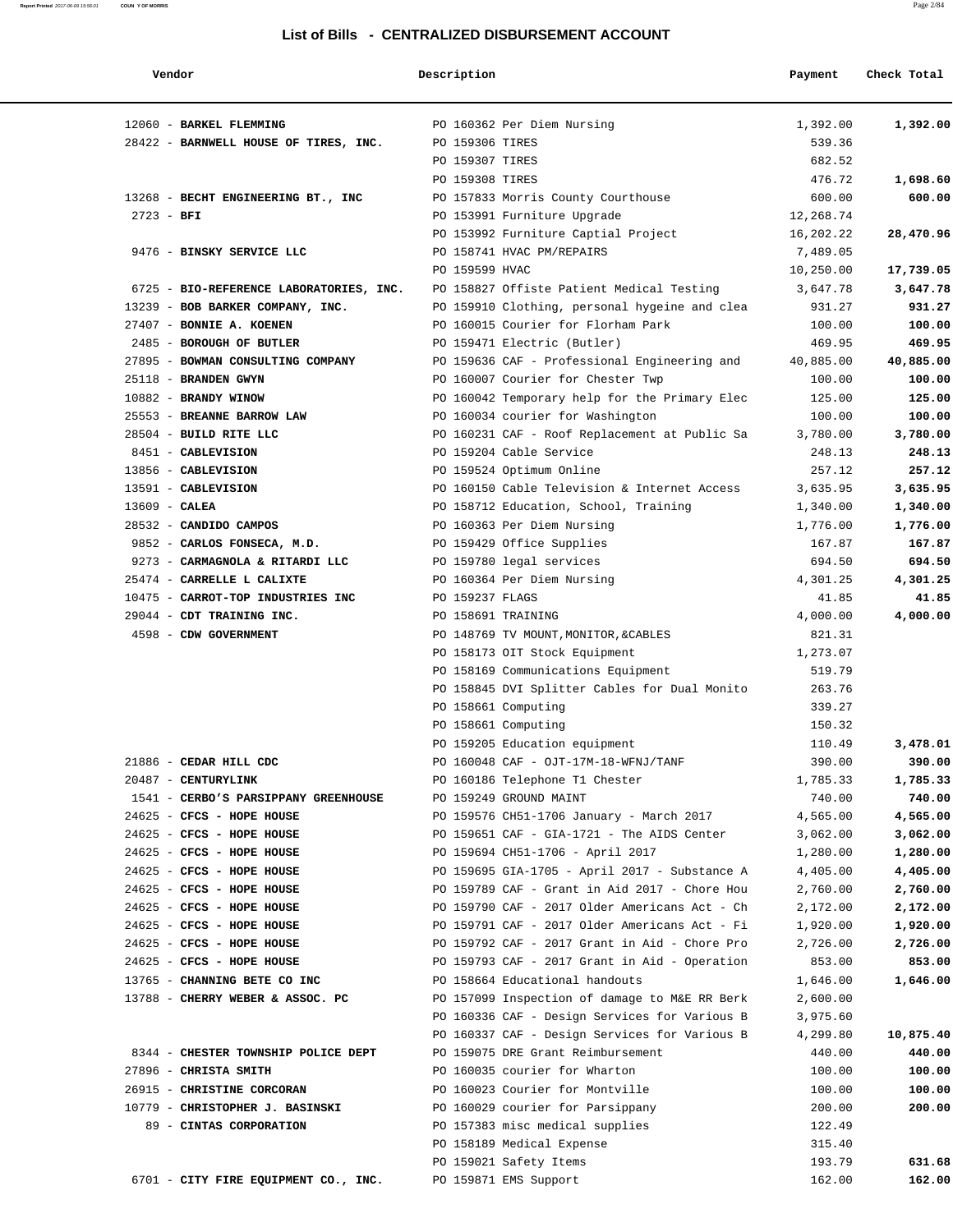# List of Bills - CENTRALIZED DISBURSEMENT ACCOUNT

| Vendor | Description | Payment | Check Total |
|---|---|---|---|
| 12060 - **BARKEL FLEMMING** | PO 160362 Per Diem Nursing | 1,392.00 | **1,392.00** |
| 28422 - **BARNWELL HOUSE OF TIRES, INC.** | PO 159306 TIRES | 539.36 | |
| | PO 159307 TIRES | 682.52 | |
| | PO 159308 TIRES | 476.72 | **1,698.60** |
| 13268 - **BECHT ENGINEERING BT., INC** | PO 157833 Morris County Courthouse | 600.00 | **600.00** |
| 2723 - **BFI** | PO 153991 Furniture Upgrade | 12,268.74 | |
| | PO 153992 Furniture Captial Project | 16,202.22 | **28,470.96** |
| 9476 - **BINSKY SERVICE LLC** | PO 158741 HVAC PM/REPAIRS | 7,489.05 | |
| | PO 159599 HVAC | 10,250.00 | **17,739.05** |
| 6725 - **BIO-REFERENCE LABORATORIES, INC.** | PO 158827 Offiste Patient Medical Testing | 3,647.78 | **3,647.78** |
| 13239 - **BOB BARKER COMPANY, INC.** | PO 159910 Clothing, personal hygeine and clea | 931.27 | **931.27** |
| 27407 - **BONNIE A. KOENEN** | PO 160015 Courier for Florham Park | 100.00 | **100.00** |
| 2485 - **BOROUGH OF BUTLER** | PO 159471 Electric (Butler) | 469.95 | **469.95** |
| 27895 - **BOWMAN CONSULTING COMPANY** | PO 159636 CAF - Professional Engineering and | 40,885.00 | **40,885.00** |
| 25118 - **BRANDEN GWYN** | PO 160007 Courier for Chester Twp | 100.00 | **100.00** |
| 10882 - **BRANDY WINOW** | PO 160042 Temporary help for the Primary Elec | 125.00 | **125.00** |
| 25553 - **BREANNE BARROW LAW** | PO 160034 courier for Washington | 100.00 | **100.00** |
| 28504 - **BUILD RITE LLC** | PO 160231 CAF - Roof Replacement at Public Sa | 3,780.00 | **3,780.00** |
| 8451 - **CABLEVISION** | PO 159204 Cable Service | 248.13 | **248.13** |
| 13856 - **CABLEVISION** | PO 159524 Optimum Online | 257.12 | **257.12** |
| 13591 - **CABLEVISION** | PO 160150 Cable Television & Internet Access | 3,635.95 | **3,635.95** |
| 13609 - **CALEA** | PO 158712 Education, School, Training | 1,340.00 | **1,340.00** |
| 28532 - **CANDIDO CAMPOS** | PO 160363 Per Diem Nursing | 1,776.00 | **1,776.00** |
| 9852 - **CARLOS FONSECA, M.D.** | PO 159429 Office Supplies | 167.87 | **167.87** |
| 9273 - **CARMAGNOLA & RITARDI LLC** | PO 159780 legal services | 694.50 | **694.50** |
| 25474 - **CARRELLE L CALIXTE** | PO 160364 Per Diem Nursing | 4,301.25 | **4,301.25** |
| 10475 - **CARROT-TOP INDUSTRIES INC** | PO 159237 FLAGS | 41.85 | **41.85** |
| 29044 - **CDT TRAINING INC.** | PO 158691 TRAINING | 4,000.00 | **4,000.00** |
| 4598 - **CDW GOVERNMENT** | PO 148769 TV MOUNT,MONITOR,&CABLES | 821.31 | |
| | PO 158173 OIT Stock Equipment | 1,273.07 | |
| | PO 158169 Communications Equipment | 519.79 | |
| | PO 158845 DVI Splitter Cables for Dual Monito | 263.76 | |
| | PO 158661 Computing | 339.27 | |
| | PO 158661 Computing | 150.32 | |
| | PO 159205 Education equipment | 110.49 | **3,478.01** |
| 21886 - **CEDAR HILL CDC** | PO 160048 CAF - OJT-17M-18-WFNJ/TANF | 390.00 | **390.00** |
| 20487 - **CENTURYLINK** | PO 160186 Telephone T1 Chester | 1,785.33 | **1,785.33** |
| 1541 - **CERBO'S PARSIPPANY GREENHOUSE** | PO 159249 GROUND MAINT | 740.00 | **740.00** |
| 24625 - **CFCS - HOPE HOUSE** | PO 159576 CH51-1706 January - March 2017 | 4,565.00 | **4,565.00** |
| 24625 - **CFCS - HOPE HOUSE** | PO 159651 CAF - GIA-1721 - The AIDS Center | 3,062.00 | **3,062.00** |
| 24625 - **CFCS - HOPE HOUSE** | PO 159694 CH51-1706 - April 2017 | 1,280.00 | **1,280.00** |
| 24625 - **CFCS - HOPE HOUSE** | PO 159695 GIA-1705 - April 2017 - Substance A | 4,405.00 | **4,405.00** |
| 24625 - **CFCS - HOPE HOUSE** | PO 159789 CAF - Grant in Aid 2017 - Chore Hou | 2,760.00 | **2,760.00** |
| 24625 - **CFCS - HOPE HOUSE** | PO 159790 CAF - 2017 Older Americans Act - Ch | 2,172.00 | **2,172.00** |
| 24625 - **CFCS - HOPE HOUSE** | PO 159791 CAF - 2017 Older Americans Act - Fi | 1,920.00 | **1,920.00** |
| 24625 - **CFCS - HOPE HOUSE** | PO 159792 CAF - 2017 Grant in Aid - Chore Pro | 2,726.00 | **2,726.00** |
| 24625 - **CFCS - HOPE HOUSE** | PO 159793 CAF - 2017 Grant in Aid - Operation | 853.00 | **853.00** |
| 13765 - **CHANNING BETE CO INC** | PO 158664 Educational handouts | 1,646.00 | **1,646.00** |
| 13788 - **CHERRY WEBER & ASSOC. PC** | PO 157099 Inspection of damage to M&E RR Berk | 2,600.00 | |
| | PO 160336 CAF - Design Services for Various B | 3,975.60 | |
| | PO 160337 CAF - Design Services for Various B | 4,299.80 | **10,875.40** |
| 8344 - **CHESTER TOWNSHIP POLICE DEPT** | PO 159075 DRE Grant Reimbursement | 440.00 | **440.00** |
| 27896 - **CHRISTA SMITH** | PO 160035 courier for Wharton | 100.00 | **100.00** |
| 26915 - **CHRISTINE CORCORAN** | PO 160023 Courier for Montville | 100.00 | **100.00** |
| 10779 - **CHRISTOPHER J. BASINSKI** | PO 160029 courier for Parsippany | 200.00 | **200.00** |
| 89 - **CINTAS CORPORATION** | PO 157383 misc medical supplies | 122.49 | |
| | PO 158189 Medical Expense | 315.40 | |
| | PO 159021 Safety Items | 193.79 | **631.68** |
| 6701 - **CITY FIRE EQUIPMENT CO., INC.** | PO 159871 EMS Support | 162.00 | **162.00** |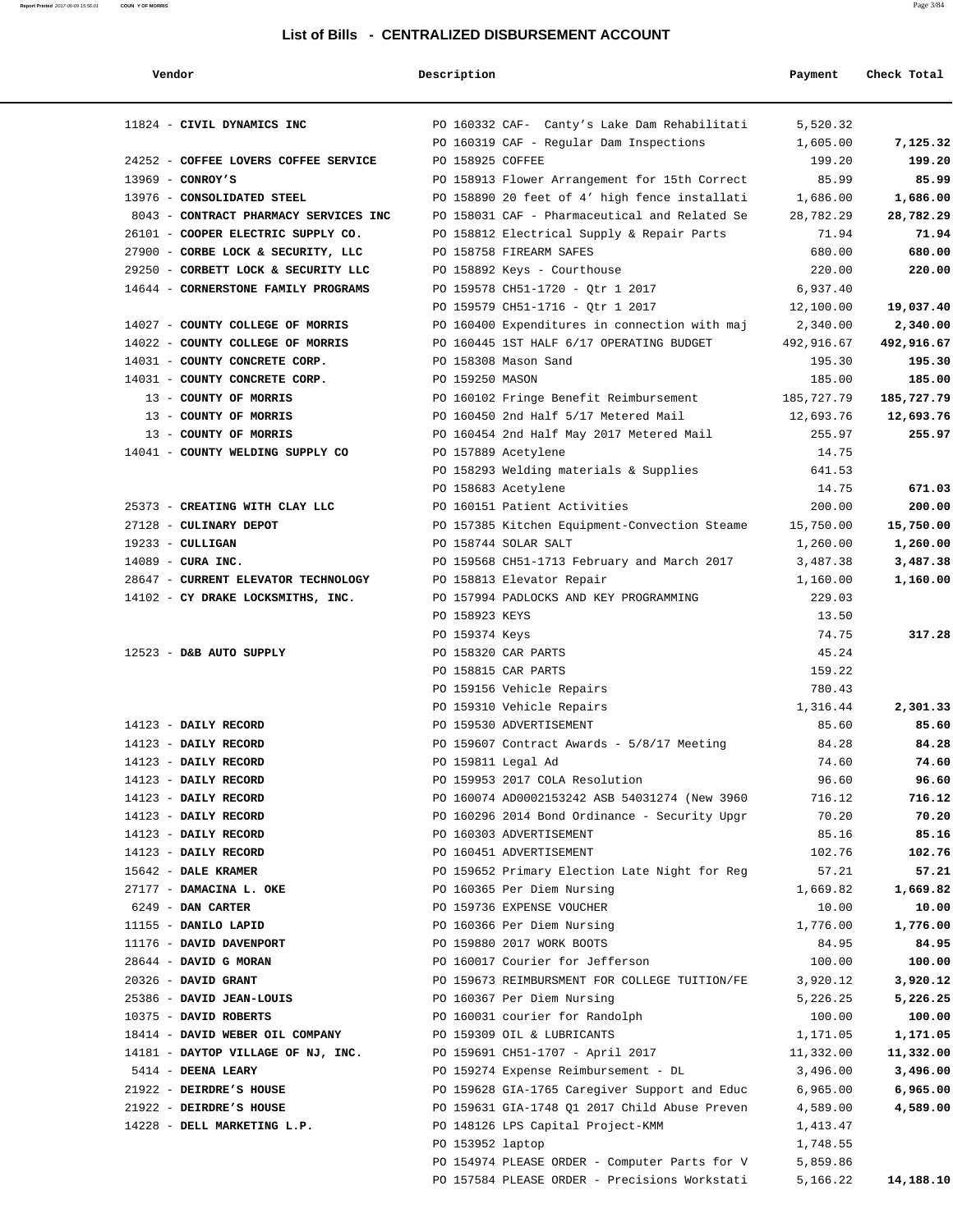## List of Bills - CENTRALIZED DISBURSEMENT ACCOUNT

| Vendor | Description | Payment | Check Total |
|---|---|---|---|
| 11824 - **CIVIL DYNAMICS INC** | PO 160332 CAF- Canty's Lake Dam Rehabilitati | 5,520.32 | |
| | PO 160319 CAF - Regular Dam Inspections | 1,605.00 | **7,125.32** |
| 24252 - **COFFEE LOVERS COFFEE SERVICE** | PO 158925 COFFEE | 199.20 | **199.20** |
| 13969 - **CONROY'S** | PO 158913 Flower Arrangement for 15th Correct | 85.99 | **85.99** |
| 13976 - **CONSOLIDATED STEEL** | PO 158890 20 feet of 4' high fence installati | 1,686.00 | **1,686.00** |
| 8043 - **CONTRACT PHARMACY SERVICES INC** | PO 158031 CAF - Pharmaceutical and Related Se | 28,782.29 | **28,782.29** |
| 26101 - **COOPER ELECTRIC SUPPLY CO.** | PO 158812 Electrical Supply & Repair Parts | 71.94 | **71.94** |
| 27900 - **CORBE LOCK & SECURITY, LLC** | PO 158758 FIREARM SAFES | 680.00 | **680.00** |
| 29250 - **CORBETT LOCK & SECURITY LLC** | PO 158892 Keys - Courthouse | 220.00 | **220.00** |
| 14644 - **CORNERSTONE FAMILY PROGRAMS** | PO 159578 CH51-1720 - Qtr 1 2017 | 6,937.40 | |
| | PO 159579 CH51-1716 - Qtr 1 2017 | 12,100.00 | **19,037.40** |
| 14027 - **COUNTY COLLEGE OF MORRIS** | PO 160400 Expenditures in connection with maj | 2,340.00 | **2,340.00** |
| 14022 - **COUNTY COLLEGE OF MORRIS** | PO 160445 1ST HALF 6/17 OPERATING BUDGET | 492,916.67 | **492,916.67** |
| 14031 - **COUNTY CONCRETE CORP.** | PO 158308 Mason Sand | 195.30 | **195.30** |
| 14031 - **COUNTY CONCRETE CORP.** | PO 159250 MASON | 185.00 | **185.00** |
| 13 - **COUNTY OF MORRIS** | PO 160102 Fringe Benefit Reimbursement | 185,727.79 | **185,727.79** |
| 13 - **COUNTY OF MORRIS** | PO 160450 2nd Half 5/17 Metered Mail | 12,693.76 | **12,693.76** |
| 13 - **COUNTY OF MORRIS** | PO 160454 2nd Half May 2017 Metered Mail | 255.97 | **255.97** |
| 14041 - **COUNTY WELDING SUPPLY CO** | PO 157889 Acetylene | 14.75 | |
| | PO 158293 Welding materials & Supplies | 641.53 | |
| | PO 158683 Acetylene | 14.75 | **671.03** |
| 25373 - **CREATING WITH CLAY LLC** | PO 160151 Patient Activities | 200.00 | **200.00** |
| 27128 - **CULINARY DEPOT** | PO 157385 Kitchen Equipment-Convection Steame | 15,750.00 | **15,750.00** |
| 19233 - **CULLIGAN** | PO 158744 SOLAR SALT | 1,260.00 | **1,260.00** |
| 14089 - **CURA INC.** | PO 159568 CH51-1713 February and March 2017 | 3,487.38 | **3,487.38** |
| 28647 - **CURRENT ELEVATOR TECHNOLOGY** | PO 158813 Elevator Repair | 1,160.00 | **1,160.00** |
| 14102 - **CY DRAKE LOCKSMITHS, INC.** | PO 157994 PADLOCKS AND KEY PROGRAMMING | 229.03 | |
| | PO 158923 KEYS | 13.50 | |
| | PO 159374 Keys | 74.75 | **317.28** |
| 12523 - **D&B AUTO SUPPLY** | PO 158320 CAR PARTS | 45.24 | |
| | PO 158815 CAR PARTS | 159.22 | |
| | PO 159156 Vehicle Repairs | 780.43 | |
| | PO 159310 Vehicle Repairs | 1,316.44 | **2,301.33** |
| 14123 - **DAILY RECORD** | PO 159530 ADVERTISEMENT | 85.60 | **85.60** |
| 14123 - **DAILY RECORD** | PO 159607 Contract Awards - 5/8/17 Meeting | 84.28 | **84.28** |
| 14123 - **DAILY RECORD** | PO 159811 Legal Ad | 74.60 | **74.60** |
| 14123 - **DAILY RECORD** | PO 159953 2017 COLA Resolution | 96.60 | **96.60** |
| 14123 - **DAILY RECORD** | PO 160074 AD0002153242 ASB 54031274 (New 3960 | 716.12 | **716.12** |
| 14123 - **DAILY RECORD** | PO 160296 2014 Bond Ordinance - Security Upgr | 70.20 | **70.20** |
| 14123 - **DAILY RECORD** | PO 160303 ADVERTISEMENT | 85.16 | **85.16** |
| 14123 - **DAILY RECORD** | PO 160451 ADVERTISEMENT | 102.76 | **102.76** |
| 15642 - **DALE KRAMER** | PO 159652 Primary Election Late Night for Reg | 57.21 | **57.21** |
| 27177 - **DAMACINA L. OKE** | PO 160365 Per Diem Nursing | 1,669.82 | **1,669.82** |
| 6249 - **DAN CARTER** | PO 159736 EXPENSE VOUCHER | 10.00 | **10.00** |
| 11155 - **DANILO LAPID** | PO 160366 Per Diem Nursing | 1,776.00 | **1,776.00** |
| 11176 - **DAVID DAVENPORT** | PO 159880 2017 WORK BOOTS | 84.95 | **84.95** |
| 28644 - **DAVID G MORAN** | PO 160017 Courier for Jefferson | 100.00 | **100.00** |
| 20326 - **DAVID GRANT** | PO 159673 REIMBURSMENT FOR COLLEGE TUITION/FE | 3,920.12 | **3,920.12** |
| 25386 - **DAVID JEAN-LOUIS** | PO 160367 Per Diem Nursing | 5,226.25 | **5,226.25** |
| 10375 - **DAVID ROBERTS** | PO 160031 courier for Randolph | 100.00 | **100.00** |
| 18414 - **DAVID WEBER OIL COMPANY** | PO 159309 OIL & LUBRICANTS | 1,171.05 | **1,171.05** |
| 14181 - **DAYTOP VILLAGE OF NJ, INC.** | PO 159691 CH51-1707 - April 2017 | 11,332.00 | **11,332.00** |
| 5414 - **DEENA LEARY** | PO 159274 Expense Reimbursement - DL | 3,496.00 | **3,496.00** |
| 21922 - **DEIRDRE'S HOUSE** | PO 159628 GIA-1765 Caregiver Support and Educ | 6,965.00 | **6,965.00** |
| 21922 - **DEIRDRE'S HOUSE** | PO 159631 GIA-1748 Q1 2017 Child Abuse Preven | 4,589.00 | **4,589.00** |
| 14228 - **DELL MARKETING L.P.** | PO 148126 LPS Capital Project-KMM | 1,413.47 | |
| | PO 153952 laptop | 1,748.55 | |
| | PO 154974 PLEASE ORDER - Computer Parts for V | 5,859.86 | |
| | PO 157584 PLEASE ORDER - Precisions Workstati | 5,166.22 | **14,188.10** |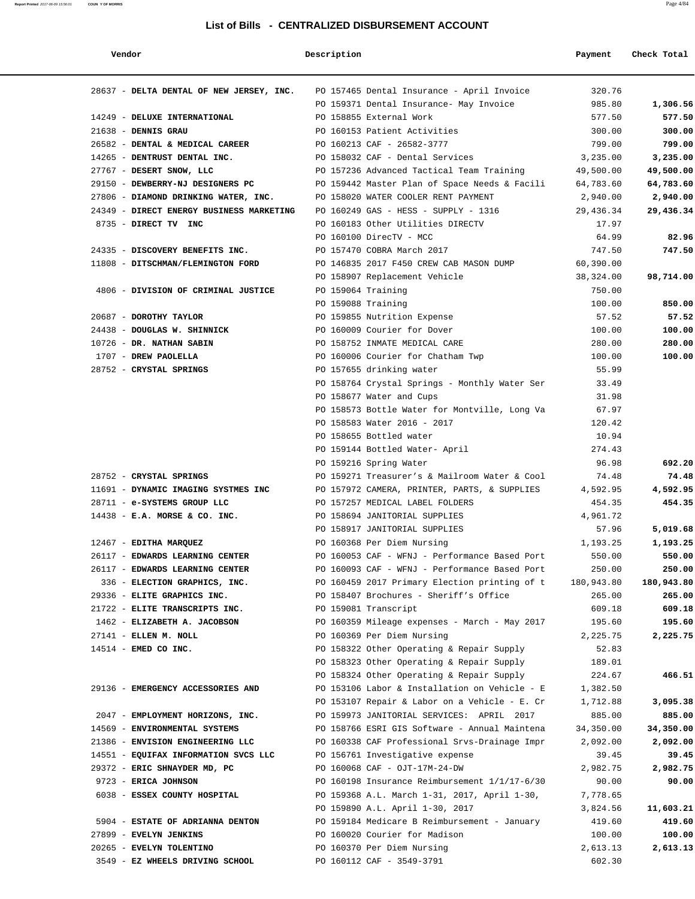## List of Bills - CENTRALIZED DISBURSEMENT ACCOUNT

| Vendor | Description | Payment | Check Total |
|---|---|---|---|
| 28637 - **DELTA DENTAL OF NEW JERSEY, INC.** | PO 157465 Dental Insurance - April Invoice | 320.76 | |
| | PO 159371 Dental Insurance- May Invoice | 985.80 | **1,306.56** |
| 14249 - **DELUXE INTERNATIONAL** | PO 158855 External Work | 577.50 | **577.50** |
| 21638 - **DENNIS GRAU** | PO 160153 Patient Activities | 300.00 | **300.00** |
| 26582 - **DENTAL & MEDICAL CAREER** | PO 160213 CAF - 26582-3777 | 799.00 | **799.00** |
| 14265 - **DENTRUST DENTAL INC.** | PO 158032 CAF - Dental Services | 3,235.00 | **3,235.00** |
| 27767 - **DESERT SNOW, LLC** | PO 157236 Advanced Tactical Team Training | 49,500.00 | **49,500.00** |
| 29150 - **DEWBERRY-NJ DESIGNERS PC** | PO 159442 Master Plan of Space Needs & Facili | 64,783.60 | **64,783.60** |
| 27806 - **DIAMOND DRINKING WATER, INC.** | PO 158020 WATER COOLER RENT PAYMENT | 2,940.00 | **2,940.00** |
| 24349 - **DIRECT ENERGY BUSINESS MARKETING** | PO 160249 GAS - HESS - SUPPLY - 1316 | 29,436.34 | **29,436.34** |
| 8735 - **DIRECT TV INC** | PO 160183 Other Utilities DIRECTV | 17.97 | |
| | PO 160100 DirecTV - MCC | 64.99 | **82.96** |
| 24335 - **DISCOVERY BENEFITS INC.** | PO 157470 COBRA March 2017 | 747.50 | **747.50** |
| 11808 - **DITSCHMAN/FLEMINGTON FORD** | PO 146835 2017 F450 CREW CAB MASON DUMP | 60,390.00 | |
| | PO 158907 Replacement Vehicle | 38,324.00 | **98,714.00** |
| 4806 - **DIVISION OF CRIMINAL JUSTICE** | PO 159064 Training | 750.00 | |
| | PO 159088 Training | 100.00 | **850.00** |
| 20687 - **DOROTHY TAYLOR** | PO 159855 Nutrition Expense | 57.52 | **57.52** |
| 24438 - **DOUGLAS W. SHINNICK** | PO 160009 Courier for Dover | 100.00 | **100.00** |
| 10726 - **DR. NATHAN SABIN** | PO 158752 INMATE MEDICAL CARE | 280.00 | **280.00** |
| 1707 - **DREW PAOLELLA** | PO 160006 Courier for Chatham Twp | 100.00 | **100.00** |
| 28752 - **CRYSTAL SPRINGS** | PO 157655 drinking water | 55.99 | |
| | PO 158764 Crystal Springs - Monthly Water Ser | 33.49 | |
| | PO 158677 Water and Cups | 31.98 | |
| | PO 158573 Bottle Water for Montville, Long Va | 67.97 | |
| | PO 158583 Water 2016 - 2017 | 120.42 | |
| | PO 158655 Bottled water | 10.94 | |
| | PO 159144 Bottled Water- April | 274.43 | |
| | PO 159216 Spring Water | 96.98 | **692.20** |
| 28752 - **CRYSTAL SPRINGS** | PO 159271 Treasurer's & Mailroom Water & Cool | 74.48 | **74.48** |
| 11691 - **DYNAMIC IMAGING SYSTMES INC** | PO 157972 CAMERA, PRINTER, PARTS, & SUPPLIES | 4,592.95 | **4,592.95** |
| 28711 - **e-SYSTEMS GROUP LLC** | PO 157257 MEDICAL LABEL FOLDERS | 454.35 | **454.35** |
| 14438 - **E.A. MORSE & CO. INC.** | PO 158694 JANITORIAL SUPPLIES | 4,961.72 | |
| | PO 158917 JANITORIAL SUPPLIES | 57.96 | **5,019.68** |
| 12467 - **EDITHA MARQUEZ** | PO 160368 Per Diem Nursing | 1,193.25 | **1,193.25** |
| 26117 - **EDWARDS LEARNING CENTER** | PO 160053 CAF - WFNJ - Performance Based Port | 550.00 | **550.00** |
| 26117 - **EDWARDS LEARNING CENTER** | PO 160093 CAF - WFNJ - Performance Based Port | 250.00 | **250.00** |
| 336 - **ELECTION GRAPHICS, INC.** | PO 160459 2017 Primary Election printing of t | 180,943.80 | **180,943.80** |
| 29336 - **ELITE GRAPHICS INC.** | PO 158407 Brochures - Sheriff's Office | 265.00 | **265.00** |
| 21722 - **ELITE TRANSCRIPTS INC.** | PO 159081 Transcript | 609.18 | **609.18** |
| 1462 - **ELIZABETH A. JACOBSON** | PO 160359 Mileage expenses - March - May 2017 | 195.60 | **195.60** |
| 27141 - **ELLEN M. NOLL** | PO 160369 Per Diem Nursing | 2,225.75 | **2,225.75** |
| 14514 - **EMED CO INC.** | PO 158322 Other Operating & Repair Supply | 52.83 | |
| | PO 158323 Other Operating & Repair Supply | 189.01 | |
| | PO 158324 Other Operating & Repair Supply | 224.67 | **466.51** |
| 29136 - **EMERGENCY ACCESSORIES AND** | PO 153106 Labor & Installation on Vehicle - E | 1,382.50 | |
| | PO 153107 Repair & Labor on a Vehicle - E. Cr | 1,712.88 | **3,095.38** |
| 2047 - **EMPLOYMENT HORIZONS, INC.** | PO 159973 JANITORIAL SERVICES: APRIL 2017 | 885.00 | **885.00** |
| 14569 - **ENVIRONMENTAL SYSTEMS** | PO 158766 ESRI GIS Software - Annual Maintena | 34,350.00 | **34,350.00** |
| 21386 - **ENVISION ENGINEERING LLC** | PO 160338 CAF Professional Srvs-Drainage Impr | 2,092.00 | **2,092.00** |
| 14551 - **EQUIFAX INFORMATION SVCS LLC** | PO 156761 Investigative expense | 39.45 | **39.45** |
| 29372 - **ERIC SHNAYDER MD, PC** | PO 160068 CAF - OJT-17M-24-DW | 2,982.75 | **2,982.75** |
| 9723 - **ERICA JOHNSON** | PO 160198 Insurance Reimbursement 1/1/17-6/30 | 90.00 | **90.00** |
| 6038 - **ESSEX COUNTY HOSPITAL** | PO 159368 A.L. March 1-31, 2017, April 1-30, | 7,778.65 | |
| | PO 159890 A.L. April 1-30, 2017 | 3,824.56 | **11,603.21** |
| 5904 - **ESTATE OF ADRIANNA DENTON** | PO 159184 Medicare B Reimbursement - January | 419.60 | **419.60** |
| 27899 - **EVELYN JENKINS** | PO 160020 Courier for Madison | 100.00 | **100.00** |
| 20265 - **EVELYN TOLENTINO** | PO 160370 Per Diem Nursing | 2,613.13 | **2,613.13** |
| 3549 - **EZ WHEELS DRIVING SCHOOL** | PO 160112 CAF - 3549-3791 | 602.30 | |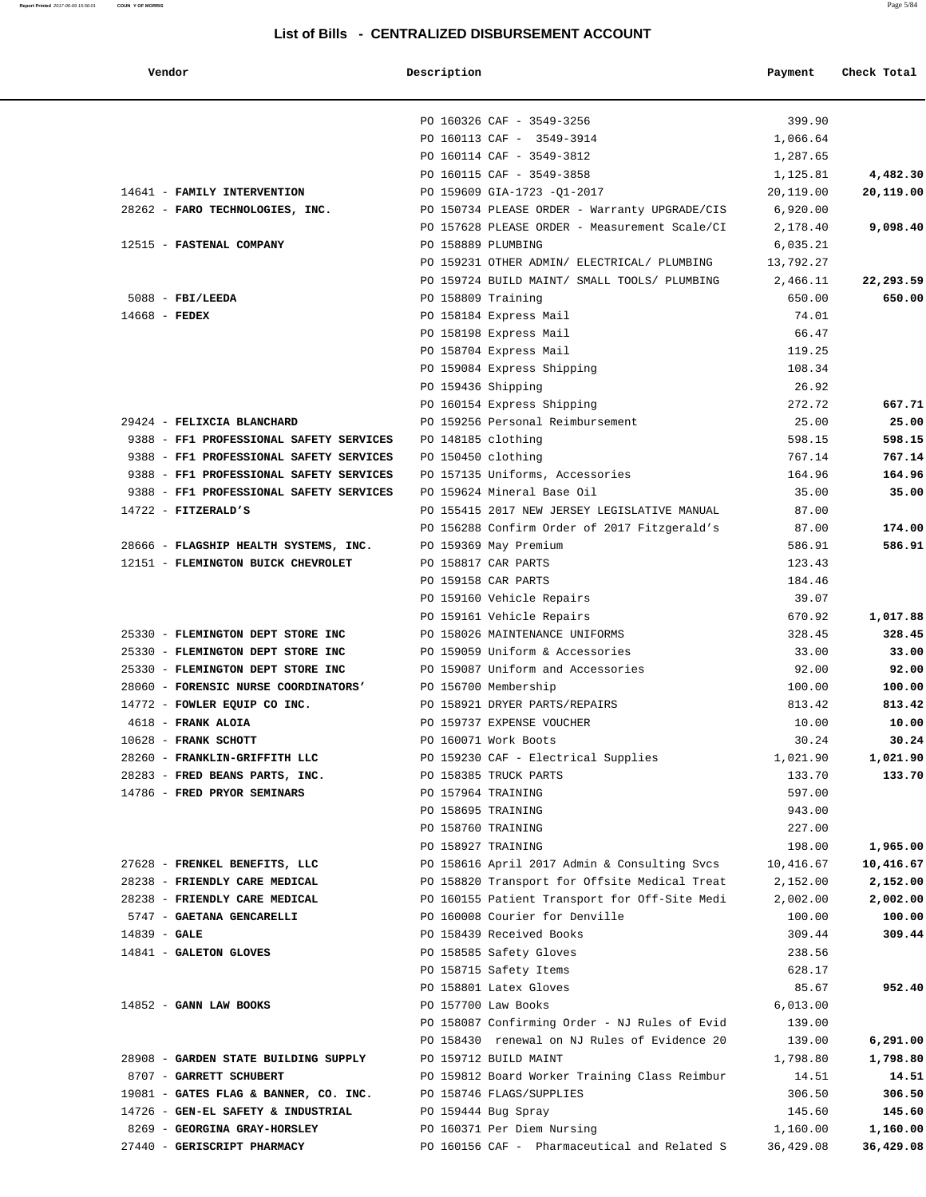## List of Bills - CENTRALIZED DISBURSEMENT ACCOUNT

| Vendor | Description | Payment | Check Total |
|---|---|---|---|
| | PO 160326 CAF - 3549-3256 | 399.90 | |
| | PO 160113 CAF - 3549-3914 | 1,066.64 | |
| | PO 160114 CAF - 3549-3812 | 1,287.65 | |
| | PO 160115 CAF - 3549-3858 | 1,125.81 | **4,482.30** |
| 14641 - **FAMILY INTERVENTION** | PO 159609 GIA-1723 -Q1-2017 | 20,119.00 | **20,119.00** |
| 28262 - **FARO TECHNOLOGIES, INC.** | PO 150734 PLEASE ORDER - Warranty UPGRADE/CIS | 6,920.00 | |
| | PO 157628 PLEASE ORDER - Measurement Scale/CI | 2,178.40 | **9,098.40** |
| 12515 - **FASTENAL COMPANY** | PO 158889 PLUMBING | 6,035.21 | |
| | PO 159231 OTHER ADMIN/ ELECTRICAL/ PLUMBING | 13,792.27 | |
| | PO 159724 BUILD MAINT/ SMALL TOOLS/ PLUMBING | 2,466.11 | **22,293.59** |
| 5088 - **FBI/LEEDA** | PO 158809 Training | 650.00 | **650.00** |
| 14668 - **FEDEX** | PO 158184 Express Mail | 74.01 | |
| | PO 158198 Express Mail | 66.47 | |
| | PO 158704 Express Mail | 119.25 | |
| | PO 159084 Express Shipping | 108.34 | |
| | PO 159436 Shipping | 26.92 | |
| | PO 160154 Express Shipping | 272.72 | **667.71** |
| 29424 - **FELIXCIA BLANCHARD** | PO 159256 Personal Reimbursement | 25.00 | **25.00** |
| 9388 - **FF1 PROFESSIONAL SAFETY SERVICES** | PO 148185 clothing | 598.15 | **598.15** |
| 9388 - **FF1 PROFESSIONAL SAFETY SERVICES** | PO 150450 clothing | 767.14 | **767.14** |
| 9388 - **FF1 PROFESSIONAL SAFETY SERVICES** | PO 157135 Uniforms, Accessories | 164.96 | **164.96** |
| 9388 - **FF1 PROFESSIONAL SAFETY SERVICES** | PO 159624 Mineral Base Oil | 35.00 | **35.00** |
| 14722 - **FITZERALD'S** | PO 155415 2017 NEW JERSEY LEGISLATIVE MANUAL | 87.00 | |
| | PO 156288 Confirm Order of 2017 Fitzgerald's | 87.00 | **174.00** |
| 28666 - **FLAGSHIP HEALTH SYSTEMS, INC.** | PO 159369 May Premium | 586.91 | **586.91** |
| 12151 - **FLEMINGTON BUICK CHEVROLET** | PO 158817 CAR PARTS | 123.43 | |
| | PO 159158 CAR PARTS | 184.46 | |
| | PO 159160 Vehicle Repairs | 39.07 | |
| | PO 159161 Vehicle Repairs | 670.92 | **1,017.88** |
| 25330 - **FLEMINGTON DEPT STORE INC** | PO 158026 MAINTENANCE UNIFORMS | 328.45 | **328.45** |
| 25330 - **FLEMINGTON DEPT STORE INC** | PO 159059 Uniform & Accessories | 33.00 | **33.00** |
| 25330 - **FLEMINGTON DEPT STORE INC** | PO 159087 Uniform and Accessories | 92.00 | **92.00** |
| 28060 - **FORENSIC NURSE COORDINATORS'** | PO 156700 Membership | 100.00 | **100.00** |
| 14772 - **FOWLER EQUIP CO INC.** | PO 158921 DRYER PARTS/REPAIRS | 813.42 | **813.42** |
| 4618 - **FRANK ALOIA** | PO 159737 EXPENSE VOUCHER | 10.00 | **10.00** |
| 10628 - **FRANK SCHOTT** | PO 160071 Work Boots | 30.24 | **30.24** |
| 28260 - **FRANKLIN-GRIFFITH LLC** | PO 159230 CAF - Electrical Supplies | 1,021.90 | **1,021.90** |
| 28283 - **FRED BEANS PARTS, INC.** | PO 158385 TRUCK PARTS | 133.70 | **133.70** |
| 14786 - **FRED PRYOR SEMINARS** | PO 157964 TRAINING | 597.00 | |
| | PO 158695 TRAINING | 943.00 | |
| | PO 158760 TRAINING | 227.00 | |
| | PO 158927 TRAINING | 198.00 | **1,965.00** |
| 27628 - **FRENKEL BENEFITS, LLC** | PO 158616 April 2017 Admin & Consulting Svcs | 10,416.67 | **10,416.67** |
| 28238 - **FRIENDLY CARE MEDICAL** | PO 158820 Transport for Offsite Medical Treat | 2,152.00 | **2,152.00** |
| 28238 - **FRIENDLY CARE MEDICAL** | PO 160155 Patient Transport for Off-Site Medi | 2,002.00 | **2,002.00** |
| 5747 - **GAETANA GENCARELLI** | PO 160008 Courier for Denville | 100.00 | **100.00** |
| 14839 - **GALE** | PO 158439 Received Books | 309.44 | **309.44** |
| 14841 - **GALETON GLOVES** | PO 158585 Safety Gloves | 238.56 | |
| | PO 158715 Safety Items | 628.17 | |
| | PO 158801 Latex Gloves | 85.67 | **952.40** |
| 14852 - **GANN LAW BOOKS** | PO 157700 Law Books | 6,013.00 | |
| | PO 158087 Confirming Order - NJ Rules of Evid | 139.00 | |
| | PO 158430 renewal on NJ Rules of Evidence 20 | 139.00 | **6,291.00** |
| 28908 - **GARDEN STATE BUILDING SUPPLY** | PO 159712 BUILD MAINT | 1,798.80 | **1,798.80** |
| 8707 - **GARRETT SCHUBERT** | PO 159812 Board Worker Training Class Reimbur | 14.51 | **14.51** |
| 19081 - **GATES FLAG & BANNER, CO. INC.** | PO 158746 FLAGS/SUPPLIES | 306.50 | **306.50** |
| 14726 - **GEN-EL SAFETY & INDUSTRIAL** | PO 159444 Bug Spray | 145.60 | **145.60** |
| 8269 - **GEORGINA GRAY-HORSLEY** | PO 160371 Per Diem Nursing | 1,160.00 | **1,160.00** |
| 27440 - **GERISCRIPT PHARMACY** | PO 160156 CAF - Pharmaceutical and Related S | 36,429.08 | **36,429.08** |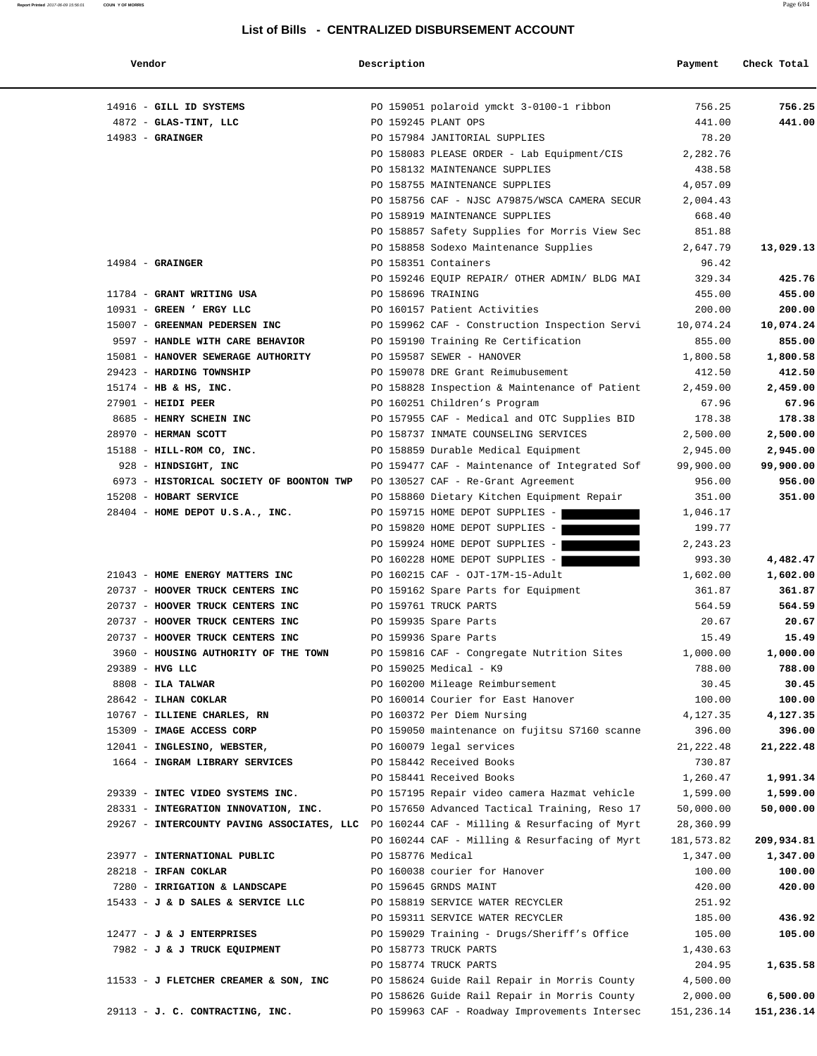# List of Bills - CENTRALIZED DISBURSEMENT ACCOUNT

| Vendor | Description | Payment | Check Total |
|---|---|---|---|
| 14916 - **GILL ID SYSTEMS** | PO 159051 polaroid ymckt 3-0100-1 ribbon | 756.25 | **756.25** |
| 4872 - **GLAS-TINT, LLC** | PO 159245 PLANT OPS | 441.00 | **441.00** |
| 14983 - **GRAINGER** | PO 157984 JANITORIAL SUPPLIES | 78.20 | |
| | PO 158083 PLEASE ORDER - Lab Equipment/CIS | 2,282.76 | |
| | PO 158132 MAINTENANCE SUPPLIES | 438.58 | |
| | PO 158755 MAINTENANCE SUPPLIES | 4,057.09 | |
| | PO 158756 CAF - NJSC A79875/WSCA CAMERA SECUR | 2,004.43 | |
| | PO 158919 MAINTENANCE SUPPLIES | 668.40 | |
| | PO 158857 Safety Supplies for Morris View Sec | 851.88 | |
| | PO 158858 Sodexo Maintenance Supplies | 2,647.79 | **13,029.13** |
| 14984 - **GRAINGER** | PO 158351 Containers | 96.42 | |
| | PO 159246 EQUIP REPAIR/ OTHER ADMIN/ BLDG MAI | 329.34 | **425.76** |
| 11784 - **GRANT WRITING USA** | PO 158696 TRAINING | 455.00 | **455.00** |
| 10931 - **GREEN ' ERGY LLC** | PO 160157 Patient Activities | 200.00 | **200.00** |
| 15007 - **GREENMAN PEDERSEN INC** | PO 159962 CAF - Construction Inspection Servi | 10,074.24 | **10,074.24** |
| 9597 - **HANDLE WITH CARE BEHAVIOR** | PO 159190 Training Re Certification | 855.00 | **855.00** |
| 15081 - **HANOVER SEWERAGE AUTHORITY** | PO 159587 SEWER - HANOVER | 1,800.58 | **1,800.58** |
| 29423 - **HARDING TOWNSHIP** | PO 159078 DRE Grant Reimubusement | 412.50 | **412.50** |
| 15174 - **HB & HS, INC.** | PO 158828 Inspection & Maintenance of Patient | 2,459.00 | **2,459.00** |
| 27901 - **HEIDI PEER** | PO 160251 Children's Program | 67.96 | **67.96** |
| 8685 - **HENRY SCHEIN INC** | PO 157955 CAF - Medical and OTC Supplies BID | 178.38 | **178.38** |
| 28970 - **HERMAN SCOTT** | PO 158737 INMATE COUNSELING SERVICES | 2,500.00 | **2,500.00** |
| 15188 - **HILL-ROM CO, INC.** | PO 158859 Durable Medical Equipment | 2,945.00 | **2,945.00** |
| 928 - **HINDSIGHT, INC** | PO 159477 CAF - Maintenance of Integrated Sof | 99,900.00 | **99,900.00** |
| 6973 - **HISTORICAL SOCIETY OF BOONTON TWP** | PO 130527 CAF - Re-Grant Agreement | 956.00 | **956.00** |
| 15208 - **HOBART SERVICE** | PO 158860 Dietary Kitchen Equipment Repair | 351.00 | **351.00** |
| 28404 - **HOME DEPOT U.S.A., INC.** | PO 159715 HOME DEPOT SUPPLIES - | 1,046.17 | |
| | PO 159820 HOME DEPOT SUPPLIES - | 199.77 | |
| | PO 159924 HOME DEPOT SUPPLIES - | 2,243.23 | |
| | PO 160228 HOME DEPOT SUPPLIES - | 993.30 | **4,482.47** |
| 21043 - **HOME ENERGY MATTERS INC** | PO 160215 CAF - OJT-17M-15-Adult | 1,602.00 | **1,602.00** |
| 20737 - **HOOVER TRUCK CENTERS INC** | PO 159162 Spare Parts for Equipment | 361.87 | **361.87** |
| 20737 - **HOOVER TRUCK CENTERS INC** | PO 159761 TRUCK PARTS | 564.59 | **564.59** |
| 20737 - **HOOVER TRUCK CENTERS INC** | PO 159935 Spare Parts | 20.67 | **20.67** |
| 20737 - **HOOVER TRUCK CENTERS INC** | PO 159936 Spare Parts | 15.49 | **15.49** |
| 3960 - **HOUSING AUTHORITY OF THE TOWN** | PO 159816 CAF - Congregate Nutrition Sites | 1,000.00 | **1,000.00** |
| 29389 - **HVG LLC** | PO 159025 Medical - K9 | 788.00 | **788.00** |
| 8808 - **ILA TALWAR** | PO 160200 Mileage Reimbursement | 30.45 | **30.45** |
| 28642 - **ILHAN COKLAR** | PO 160014 Courier for East Hanover | 100.00 | **100.00** |
| 10767 - **ILLIENE CHARLES, RN** | PO 160372 Per Diem Nursing | 4,127.35 | **4,127.35** |
| 15309 - **IMAGE ACCESS CORP** | PO 159050 maintenance on fujitsu S7160 scanne | 396.00 | **396.00** |
| 12041 - **INGLESINO, WEBSTER,** | PO 160079 legal services | 21,222.48 | **21,222.48** |
| 1664 - **INGRAM LIBRARY SERVICES** | PO 158442 Received Books | 730.87 | |
| | PO 158441 Received Books | 1,260.47 | **1,991.34** |
| 29339 - **INTEC VIDEO SYSTEMS INC.** | PO 157195 Repair video camera Hazmat vehicle | 1,599.00 | **1,599.00** |
| 28331 - **INTEGRATION INNOVATION, INC.** | PO 157650 Advanced Tactical Training, Reso 17 | 50,000.00 | **50,000.00** |
| 29267 - **INTERCOUNTY PAVING ASSOCIATES, LLC** | PO 160244 CAF - Milling & Resurfacing of Myrt | 28,360.99 | |
| | PO 160244 CAF - Milling & Resurfacing of Myrt | 181,573.82 | **209,934.81** |
| 23977 - **INTERNATIONAL PUBLIC** | PO 158776 Medical | 1,347.00 | **1,347.00** |
| 28218 - **IRFAN COKLAR** | PO 160038 courier for Hanover | 100.00 | **100.00** |
| 7280 - **IRRIGATION & LANDSCAPE** | PO 159645 GRNDS MAINT | 420.00 | **420.00** |
| 15433 - **J & D SALES & SERVICE LLC** | PO 158819 SERVICE WATER RECYCLER | 251.92 | |
| | PO 159311 SERVICE WATER RECYCLER | 185.00 | **436.92** |
| 12477 - **J & J ENTERPRISES** | PO 159029 Training - Drugs/Sheriff's Office | 105.00 | **105.00** |
| 7982 - **J & J TRUCK EQUIPMENT** | PO 158773 TRUCK PARTS | 1,430.63 | |
| | PO 158774 TRUCK PARTS | 204.95 | **1,635.58** |
| 11533 - **J FLETCHER CREAMER & SON, INC** | PO 158624 Guide Rail Repair in Morris County | 4,500.00 | |
| | PO 158626 Guide Rail Repair in Morris County | 2,000.00 | **6,500.00** |
| 29113 - **J. C. CONTRACTING, INC.** | PO 159963 CAF - Roadway Improvements Intersec | 151,236.14 | **151,236.14** |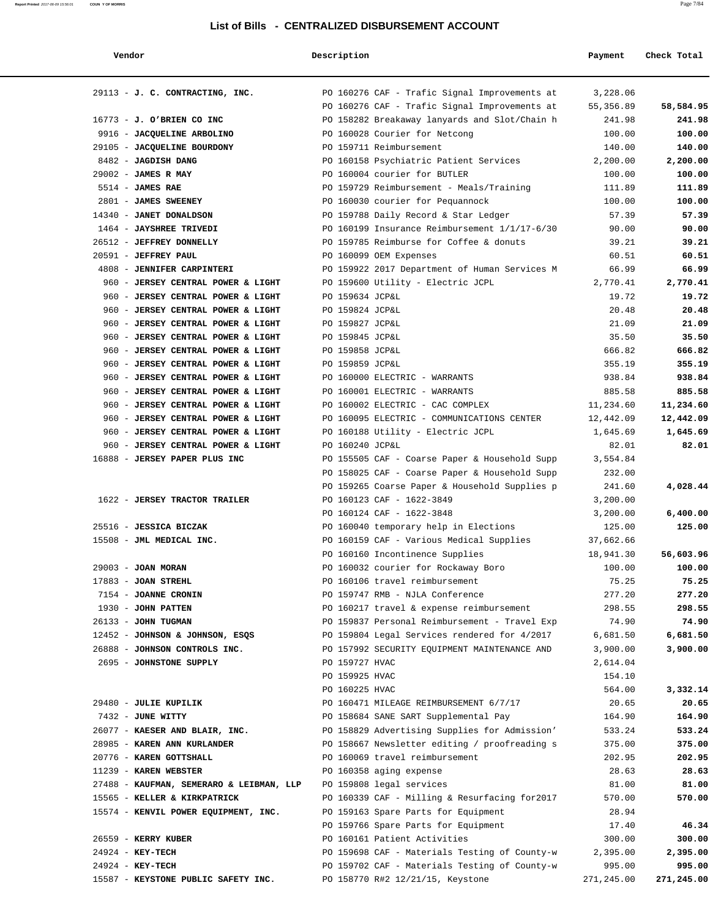# List of Bills - CENTRALIZED DISBURSEMENT ACCOUNT

| Vendor | Description | Payment | Check Total |
|---|---|---|---|
| 29113 - **J. C. CONTRACTING, INC.** | PO 160276 CAF - Trafic Signal Improvements at | 3,228.06 | |
| | PO 160276 CAF - Trafic Signal Improvements at | 55,356.89 | **58,584.95** |
| 16773 - **J. O'BRIEN CO INC** | PO 158282 Breakaway lanyards and Slot/Chain h | 241.98 | **241.98** |
| 9916 - **JACQUELINE ARBOLINO** | PO 160028 Courier for Netcong | 100.00 | **100.00** |
| 29105 - **JACQUELINE BOURDONY** | PO 159711 Reimbursement | 140.00 | **140.00** |
| 8482 - **JAGDISH DANG** | PO 160158 Psychiatric Patient Services | 2,200.00 | **2,200.00** |
| 29002 - **JAMES R MAY** | PO 160004 courier for BUTLER | 100.00 | **100.00** |
| 5514 - **JAMES RAE** | PO 159729 Reimbursement - Meals/Training | 111.89 | **111.89** |
| 2801 - **JAMES SWEENEY** | PO 160030 courier for Pequannock | 100.00 | **100.00** |
| 14340 - **JANET DONALDSON** | PO 159788 Daily Record & Star Ledger | 57.39 | **57.39** |
| 1464 - **JAYSHREE TRIVEDI** | PO 160199 Insurance Reimbursement 1/1/17-6/30 | 90.00 | **90.00** |
| 26512 - **JEFFREY DONNELLY** | PO 159785 Reimburse for Coffee & donuts | 39.21 | **39.21** |
| 20591 - **JEFFREY PAUL** | PO 160099 OEM Expenses | 60.51 | **60.51** |
| 4808 - **JENNIFER CARPINTERI** | PO 159922 2017 Department of Human Services M | 66.99 | **66.99** |
| 960 - **JERSEY CENTRAL POWER & LIGHT** | PO 159600 Utility - Electric JCPL | 2,770.41 | **2,770.41** |
| 960 - **JERSEY CENTRAL POWER & LIGHT** | PO 159634 JCP&L | 19.72 | **19.72** |
| 960 - **JERSEY CENTRAL POWER & LIGHT** | PO 159824 JCP&L | 20.48 | **20.48** |
| 960 - **JERSEY CENTRAL POWER & LIGHT** | PO 159827 JCP&L | 21.09 | **21.09** |
| 960 - **JERSEY CENTRAL POWER & LIGHT** | PO 159845 JCP&L | 35.50 | **35.50** |
| 960 - **JERSEY CENTRAL POWER & LIGHT** | PO 159858 JCP&L | 666.82 | **666.82** |
| 960 - **JERSEY CENTRAL POWER & LIGHT** | PO 159859 JCP&L | 355.19 | **355.19** |
| 960 - **JERSEY CENTRAL POWER & LIGHT** | PO 160000 ELECTRIC - WARRANTS | 938.84 | **938.84** |
| 960 - **JERSEY CENTRAL POWER & LIGHT** | PO 160001 ELECTRIC - WARRANTS | 885.58 | **885.58** |
| 960 - **JERSEY CENTRAL POWER & LIGHT** | PO 160002 ELECTRIC - CAC COMPLEX | 11,234.60 | **11,234.60** |
| 960 - **JERSEY CENTRAL POWER & LIGHT** | PO 160095 ELECTRIC - COMMUNICATIONS CENTER | 12,442.09 | **12,442.09** |
| 960 - **JERSEY CENTRAL POWER & LIGHT** | PO 160188 Utility - Electric JCPL | 1,645.69 | **1,645.69** |
| 960 - **JERSEY CENTRAL POWER & LIGHT** | PO 160240 JCP&L | 82.01 | **82.01** |
| 16888 - **JERSEY PAPER PLUS INC** | PO 155505 CAF - Coarse Paper & Household Supp | 3,554.84 | |
| | PO 158025 CAF - Coarse Paper & Household Supp | 232.00 | |
| | PO 159265 Coarse Paper & Household Supplies p | 241.60 | **4,028.44** |
| 1622 - **JERSEY TRACTOR TRAILER** | PO 160123 CAF - 1622-3849 | 3,200.00 | |
| | PO 160124 CAF - 1622-3848 | 3,200.00 | **6,400.00** |
| 25516 - **JESSICA BICZAK** | PO 160040 temporary help in Elections | 125.00 | **125.00** |
| 15508 - **JML MEDICAL INC.** | PO 160159 CAF - Various Medical Supplies | 37,662.66 | |
| | PO 160160 Incontinence Supplies | 18,941.30 | **56,603.96** |
| 29003 - **JOAN MORAN** | PO 160032 courier for Rockaway Boro | 100.00 | **100.00** |
| 17883 - **JOAN STREHL** | PO 160106 travel reimbursement | 75.25 | **75.25** |
| 7154 - **JOANNE CRONIN** | PO 159747 RMB - NJLA Conference | 277.20 | **277.20** |
| 1930 - **JOHN PATTEN** | PO 160217 travel & expense reimbursement | 298.55 | **298.55** |
| 26133 - **JOHN TUGMAN** | PO 159837 Personal Reimbursement - Travel Exp | 74.90 | **74.90** |
| 12452 - **JOHNSON & JOHNSON, ESQS** | PO 159804 Legal Services rendered for 4/2017 | 6,681.50 | **6,681.50** |
| 26888 - **JOHNSON CONTROLS INC.** | PO 157992 SECURITY EQUIPMENT MAINTENANCE AND | 3,900.00 | **3,900.00** |
| 2695 - **JOHNSTONE SUPPLY** | PO 159727 HVAC | 2,614.04 | |
| | PO 159925 HVAC | 154.10 | |
| | PO 160225 HVAC | 564.00 | **3,332.14** |
| 29480 - **JULIE KUPILIK** | PO 160471 MILEAGE REIMBURSEMENT 6/7/17 | 20.65 | **20.65** |
| 7432 - **JUNE WITTY** | PO 158684 SANE SART Supplemental Pay | 164.90 | **164.90** |
| 26077 - **KAESER AND BLAIR, INC.** | PO 158829 Advertising Supplies for Admission' | 533.24 | **533.24** |
| 28985 - **KAREN ANN KURLANDER** | PO 158667 Newsletter editing / proofreading s | 375.00 | **375.00** |
| 20776 - **KAREN GOTTSHALL** | PO 160069 travel reimbursement | 202.95 | **202.95** |
| 11239 - **KAREN WEBSTER** | PO 160358 aging expense | 28.63 | **28.63** |
| 27488 - **KAUFMAN, SEMERARO & LEIBMAN, LLP** | PO 159808 legal services | 81.00 | **81.00** |
| 15565 - **KELLER & KIRKPATRICK** | PO 160339 CAF - Milling & Resurfacing for2017 | 570.00 | **570.00** |
| 15574 - **KENVIL POWER EQUIPMENT, INC.** | PO 159163 Spare Parts for Equipment | 28.94 | |
| | PO 159766 Spare Parts for Equipment | 17.40 | **46.34** |
| 26559 - **KERRY KUBER** | PO 160161 Patient Activities | 300.00 | **300.00** |
| 24924 - **KEY-TECH** | PO 159698 CAF - Materials Testing of County-w | 2,395.00 | **2,395.00** |
| 24924 - **KEY-TECH** | PO 159702 CAF - Materials Testing of County-w | 995.00 | **995.00** |
| 15587 - **KEYSTONE PUBLIC SAFETY INC.** | PO 158770 R#2 12/21/15, Keystone | 271,245.00 | **271,245.00** |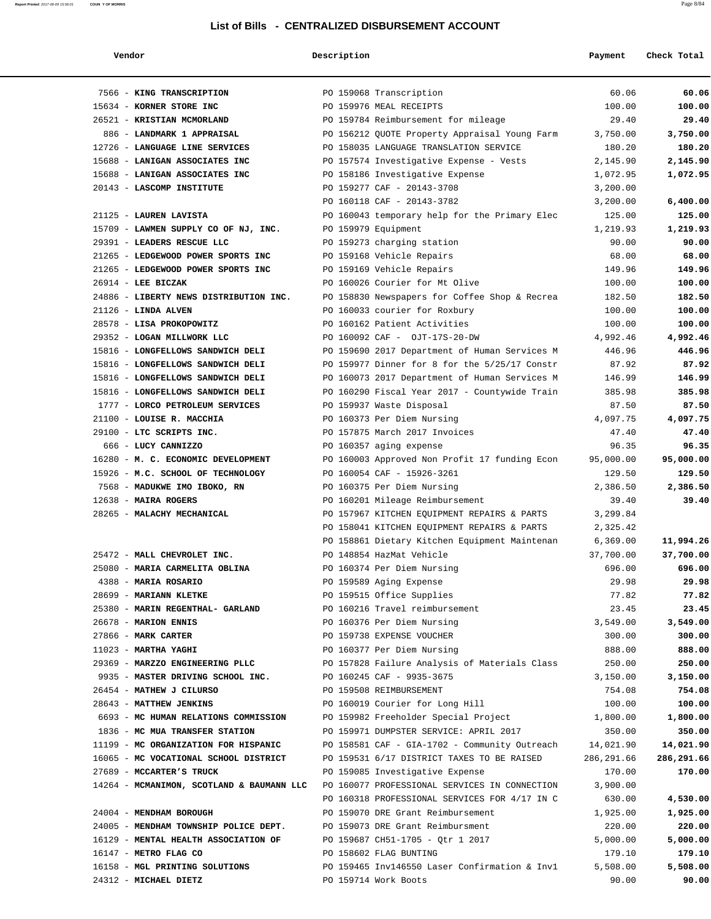## List of Bills - CENTRALIZED DISBURSEMENT ACCOUNT

| Vendor | Description | Payment | Check Total |
|---|---|---|---|
| 7566 - **KING TRANSCRIPTION** | PO 159068 Transcription | 60.06 | **60.06** |
| 15634 - **KORNER STORE INC** | PO 159976 MEAL RECEIPTS | 100.00 | **100.00** |
| 26521 - **KRISTIAN MCMORLAND** | PO 159784 Reimbursement for mileage | 29.40 | **29.40** |
| 886 - **LANDMARK 1 APPRAISAL** | PO 156212 QUOTE Property Appraisal Young Farm | 3,750.00 | **3,750.00** |
| 12726 - **LANGUAGE LINE SERVICES** | PO 158035 LANGUAGE TRANSLATION SERVICE | 180.20 | **180.20** |
| 15688 - **LANIGAN ASSOCIATES INC** | PO 157574 Investigative Expense - Vests | 2,145.90 | **2,145.90** |
| 15688 - **LANIGAN ASSOCIATES INC** | PO 158186 Investigative Expense | 1,072.95 | **1,072.95** |
| 20143 - **LASCOMP INSTITUTE** | PO 159277 CAF - 20143-3708 | 3,200.00 | |
| | PO 160118 CAF - 20143-3782 | 3,200.00 | **6,400.00** |
| 21125 - **LAUREN LAVISTA** | PO 160043 temporary help for the Primary Elec | 125.00 | **125.00** |
| 15709 - **LAWMEN SUPPLY CO OF NJ, INC.** | PO 159979 Equipment | 1,219.93 | **1,219.93** |
| 29391 - **LEADERS RESCUE LLC** | PO 159273 charging station | 90.00 | **90.00** |
| 21265 - **LEDGEWOOD POWER SPORTS INC** | PO 159168 Vehicle Repairs | 68.00 | **68.00** |
| 21265 - **LEDGEWOOD POWER SPORTS INC** | PO 159169 Vehicle Repairs | 149.96 | **149.96** |
| 26914 - **LEE BICZAK** | PO 160026 Courier for Mt Olive | 100.00 | **100.00** |
| 24886 - **LIBERTY NEWS DISTRIBUTION INC.** | PO 158830 Newspapers for Coffee Shop & Recrea | 182.50 | **182.50** |
| 21126 - **LINDA ALVEN** | PO 160033 courier for Roxbury | 100.00 | **100.00** |
| 28578 - **LISA PROKOPOWITZ** | PO 160162 Patient Activities | 100.00 | **100.00** |
| 29352 - **LOGAN MILLWORK LLC** | PO 160092 CAF - OJT-17S-20-DW | 4,992.46 | **4,992.46** |
| 15816 - **LONGFELLOWS SANDWICH DELI** | PO 159690 2017 Department of Human Services M | 446.96 | **446.96** |
| 15816 - **LONGFELLOWS SANDWICH DELI** | PO 159977 Dinner for 8 for the 5/25/17 Constr | 87.92 | **87.92** |
| 15816 - **LONGFELLOWS SANDWICH DELI** | PO 160073 2017 Department of Human Services M | 146.99 | **146.99** |
| 15816 - **LONGFELLOWS SANDWICH DELI** | PO 160290 Fiscal Year 2017 - Countywide Train | 385.98 | **385.98** |
| 1777 - **LORCO PETROLEUM SERVICES** | PO 159937 Waste Disposal | 87.50 | **87.50** |
| 21100 - **LOUISE R. MACCHIA** | PO 160373 Per Diem Nursing | 4,097.75 | **4,097.75** |
| 29100 - **LTC SCRIPTS INC.** | PO 157875 March 2017 Invoices | 47.40 | **47.40** |
| 666 - **LUCY CANNIZZO** | PO 160357 aging expense | 96.35 | **96.35** |
| 16280 - **M. C. ECONOMIC DEVELOPMENT** | PO 160003 Approved Non Profit 17 funding Econ | 95,000.00 | **95,000.00** |
| 15926 - **M.C. SCHOOL OF TECHNOLOGY** | PO 160054 CAF - 15926-3261 | 129.50 | **129.50** |
| 7568 - **MADUKWE IMO IBOKO, RN** | PO 160375 Per Diem Nursing | 2,386.50 | **2,386.50** |
| 12638 - **MAIRA ROGERS** | PO 160201 Mileage Reimbursement | 39.40 | **39.40** |
| 28265 - **MALACHY MECHANICAL** | PO 157967 KITCHEN EQUIPMENT REPAIRS & PARTS | 3,299.84 | |
| | PO 158041 KITCHEN EQUIPMENT REPAIRS & PARTS | 2,325.42 | |
| | PO 158861 Dietary Kitchen Equipment Maintenan | 6,369.00 | **11,994.26** |
| 25472 - **MALL CHEVROLET INC.** | PO 148854 HazMat Vehicle | 37,700.00 | **37,700.00** |
| 25080 - **MARIA CARMELITA OBLINA** | PO 160374 Per Diem Nursing | 696.00 | **696.00** |
| 4388 - **MARIA ROSARIO** | PO 159589 Aging Expense | 29.98 | **29.98** |
| 28699 - **MARIANN KLETKE** | PO 159515 Office Supplies | 77.82 | **77.82** |
| 25380 - **MARIN REGENTHAL- GARLAND** | PO 160216 Travel reimbursement | 23.45 | **23.45** |
| 26678 - **MARION ENNIS** | PO 160376 Per Diem Nursing | 3,549.00 | **3,549.00** |
| 27866 - **MARK CARTER** | PO 159738 EXPENSE VOUCHER | 300.00 | **300.00** |
| 11023 - **MARTHA YAGHI** | PO 160377 Per Diem Nursing | 888.00 | **888.00** |
| 29369 - **MARZZO ENGINEERING PLLC** | PO 157828 Failure Analysis of Materials Class | 250.00 | **250.00** |
| 9935 - **MASTER DRIVING SCHOOL INC.** | PO 160245 CAF - 9935-3675 | 3,150.00 | **3,150.00** |
| 26454 - **MATHEW J CILURSO** | PO 159508 REIMBURSEMENT | 754.08 | **754.08** |
| 28643 - **MATTHEW JENKINS** | PO 160019 Courier for Long Hill | 100.00 | **100.00** |
| 6693 - **MC HUMAN RELATIONS COMMISSION** | PO 159982 Freeholder Special Project | 1,800.00 | **1,800.00** |
| 1836 - **MC MUA TRANSFER STATION** | PO 159971 DUMPSTER SERVICE: APRIL 2017 | 350.00 | **350.00** |
| 11199 - **MC ORGANIZATION FOR HISPANIC** | PO 158581 CAF - GIA-1702 - Community Outreach | 14,021.90 | **14,021.90** |
| 16065 - **MC VOCATIONAL SCHOOL DISTRICT** | PO 159531 6/17 DISTRICT TAXES TO BE RAISED | 286,291.66 | **286,291.66** |
| 27689 - **MCCARTER'S TRUCK** | PO 159085 Investigative Expense | 170.00 | **170.00** |
| 14264 - **MCMANIMON, SCOTLAND & BAUMANN LLC** | PO 160077 PROFESSIONAL SERVICES IN CONNECTION | 3,900.00 | |
| | PO 160318 PROFESSIONAL SERVICES FOR 4/17 IN C | 630.00 | **4,530.00** |
| 24004 - **MENDHAM BOROUGH** | PO 159070 DRE Grant Reimbursement | 1,925.00 | **1,925.00** |
| 24005 - **MENDHAM TOWNSHIP POLICE DEPT.** | PO 159073 DRE Grant Reimbursment | 220.00 | **220.00** |
| 16129 - **MENTAL HEALTH ASSOCIATION OF** | PO 159687 CH51-1705 - Qtr 1 2017 | 5,000.00 | **5,000.00** |
| 16147 - **METRO FLAG CO** | PO 158602 FLAG BUNTING | 179.10 | **179.10** |
| 16158 - **MGL PRINTING SOLUTIONS** | PO 159465 Inv146550 Laser Confirmation & Inv1 | 5,508.00 | **5,508.00** |
| 24312 - **MICHAEL DIETZ** | PO 159714 Work Boots | 90.00 | **90.00** |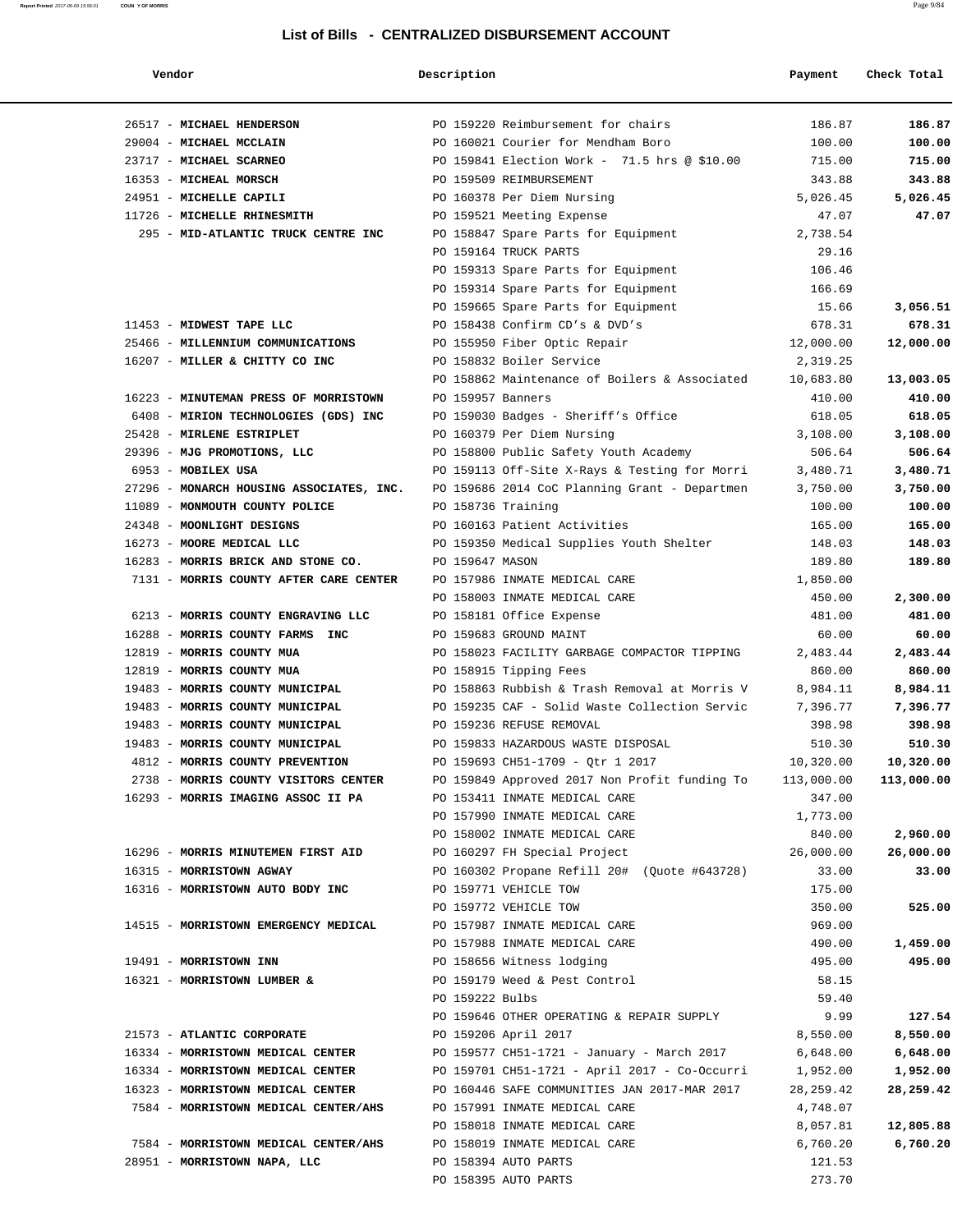# List of Bills - CENTRALIZED DISBURSEMENT ACCOUNT

| Vendor | Description | Payment | Check Total |
|---|---|---|---|
| 26517 - **MICHAEL HENDERSON** | PO 159220 Reimbursement for chairs | 186.87 | **186.87** |
| 29004 - **MICHAEL MCCLAIN** | PO 160021 Courier for Mendham Boro | 100.00 | **100.00** |
| 23717 - **MICHAEL SCARNEO** | PO 159841 Election Work - 71.5 hrs @ $10.00 | 715.00 | **715.00** |
| 16353 - **MICHEAL MORSCH** | PO 159509 REIMBURSEMENT | 343.88 | **343.88** |
| 24951 - **MICHELLE CAPILI** | PO 160378 Per Diem Nursing | 5,026.45 | **5,026.45** |
| 11726 - **MICHELLE RHINESMITH** | PO 159521 Meeting Expense | 47.07 | **47.07** |
| 295 - **MID-ATLANTIC TRUCK CENTRE INC** | PO 158847 Spare Parts for Equipment | 2,738.54 | |
| | PO 159164 TRUCK PARTS | 29.16 | |
| | PO 159313 Spare Parts for Equipment | 106.46 | |
| | PO 159314 Spare Parts for Equipment | 166.69 | |
| | PO 159665 Spare Parts for Equipment | 15.66 | **3,056.51** |
| 11453 - **MIDWEST TAPE LLC** | PO 158438 Confirm CD's & DVD's | 678.31 | **678.31** |
| 25466 - **MILLENNIUM COMMUNICATIONS** | PO 155950 Fiber Optic Repair | 12,000.00 | **12,000.00** |
| 16207 - **MILLER & CHITTY CO INC** | PO 158832 Boiler Service | 2,319.25 | |
| | PO 158862 Maintenance of Boilers & Associated | 10,683.80 | **13,003.05** |
| 16223 - **MINUTEMAN PRESS OF MORRISTOWN** | PO 159957 Banners | 410.00 | **410.00** |
| 6408 - **MIRION TECHNOLOGIES (GDS) INC** | PO 159030 Badges - Sheriff's Office | 618.05 | **618.05** |
| 25428 - **MIRLENE ESTRIPLET** | PO 160379 Per Diem Nursing | 3,108.00 | **3,108.00** |
| 29396 - **MJG PROMOTIONS, LLC** | PO 158800 Public Safety Youth Academy | 506.64 | **506.64** |
| 6953 - **MOBILEX USA** | PO 159113 Off-Site X-Rays & Testing for Morri | 3,480.71 | **3,480.71** |
| 27296 - **MONARCH HOUSING ASSOCIATES, INC.** | PO 159686 2014 CoC Planning Grant - Departmen | 3,750.00 | **3,750.00** |
| 11089 - **MONMOUTH COUNTY POLICE** | PO 158736 Training | 100.00 | **100.00** |
| 24348 - **MOONLIGHT DESIGNS** | PO 160163 Patient Activities | 165.00 | **165.00** |
| 16273 - **MOORE MEDICAL LLC** | PO 159350 Medical Supplies Youth Shelter | 148.03 | **148.03** |
| 16283 - **MORRIS BRICK AND STONE CO.** | PO 159647 MASON | 189.80 | **189.80** |
| 7131 - **MORRIS COUNTY AFTER CARE CENTER** | PO 157986 INMATE MEDICAL CARE | 1,850.00 | |
| | PO 158003 INMATE MEDICAL CARE | 450.00 | **2,300.00** |
| 6213 - **MORRIS COUNTY ENGRAVING LLC** | PO 158181 Office Expense | 481.00 | **481.00** |
| 16288 - **MORRIS COUNTY FARMS INC** | PO 159683 GROUND MAINT | 60.00 | **60.00** |
| 12819 - **MORRIS COUNTY MUA** | PO 158023 FACILITY GARBAGE COMPACTOR TIPPING | 2,483.44 | **2,483.44** |
| 12819 - **MORRIS COUNTY MUA** | PO 158915 Tipping Fees | 860.00 | **860.00** |
| 19483 - **MORRIS COUNTY MUNICIPAL** | PO 158863 Rubbish & Trash Removal at Morris V | 8,984.11 | **8,984.11** |
| 19483 - **MORRIS COUNTY MUNICIPAL** | PO 159235 CAF - Solid Waste Collection Servic | 7,396.77 | **7,396.77** |
| 19483 - **MORRIS COUNTY MUNICIPAL** | PO 159236 REFUSE REMOVAL | 398.98 | **398.98** |
| 19483 - **MORRIS COUNTY MUNICIPAL** | PO 159833 HAZARDOUS WASTE DISPOSAL | 510.30 | **510.30** |
| 4812 - **MORRIS COUNTY PREVENTION** | PO 159693 CH51-1709 - Qtr 1 2017 | 10,320.00 | **10,320.00** |
| 2738 - **MORRIS COUNTY VISITORS CENTER** | PO 159849 Approved 2017 Non Profit funding To | 113,000.00 | **113,000.00** |
| 16293 - **MORRIS IMAGING ASSOC II PA** | PO 153411 INMATE MEDICAL CARE | 347.00 | |
| | PO 157990 INMATE MEDICAL CARE | 1,773.00 | |
| | PO 158002 INMATE MEDICAL CARE | 840.00 | **2,960.00** |
| 16296 - **MORRIS MINUTEMEN FIRST AID** | PO 160297 FH Special Project | 26,000.00 | **26,000.00** |
| 16315 - **MORRISTOWN AGWAY** | PO 160302 Propane Refill 20# (Quote #643728) | 33.00 | **33.00** |
| 16316 - **MORRISTOWN AUTO BODY INC** | PO 159771 VEHICLE TOW | 175.00 | |
| | PO 159772 VEHICLE TOW | 350.00 | **525.00** |
| 14515 - **MORRISTOWN EMERGENCY MEDICAL** | PO 157987 INMATE MEDICAL CARE | 969.00 | |
| | PO 157988 INMATE MEDICAL CARE | 490.00 | **1,459.00** |
| 19491 - **MORRISTOWN INN** | PO 158656 Witness lodging | 495.00 | **495.00** |
| 16321 - **MORRISTOWN LUMBER &** | PO 159179 Weed & Pest Control | 58.15 | |
| | PO 159222 Bulbs | 59.40 | |
| | PO 159646 OTHER OPERATING & REPAIR SUPPLY | 9.99 | **127.54** |
| 21573 - **ATLANTIC CORPORATE** | PO 159206 April 2017 | 8,550.00 | **8,550.00** |
| 16334 - **MORRISTOWN MEDICAL CENTER** | PO 159577 CH51-1721 - January - March 2017 | 6,648.00 | **6,648.00** |
| 16334 - **MORRISTOWN MEDICAL CENTER** | PO 159701 CH51-1721 - April 2017 - Co-Occurri | 1,952.00 | **1,952.00** |
| 16323 - **MORRISTOWN MEDICAL CENTER** | PO 160446 SAFE COMMUNITIES JAN 2017-MAR 2017 | 28,259.42 | **28,259.42** |
| 7584 - **MORRISTOWN MEDICAL CENTER/AHS** | PO 157991 INMATE MEDICAL CARE | 4,748.07 | |
| | PO 158018 INMATE MEDICAL CARE | 8,057.81 | **12,805.88** |
| 7584 - **MORRISTOWN MEDICAL CENTER/AHS** | PO 158019 INMATE MEDICAL CARE | 6,760.20 | **6,760.20** |
| 28951 - **MORRISTOWN NAPA, LLC** | PO 158394 AUTO PARTS | 121.53 | |
| | PO 158395 AUTO PARTS | 273.70 | |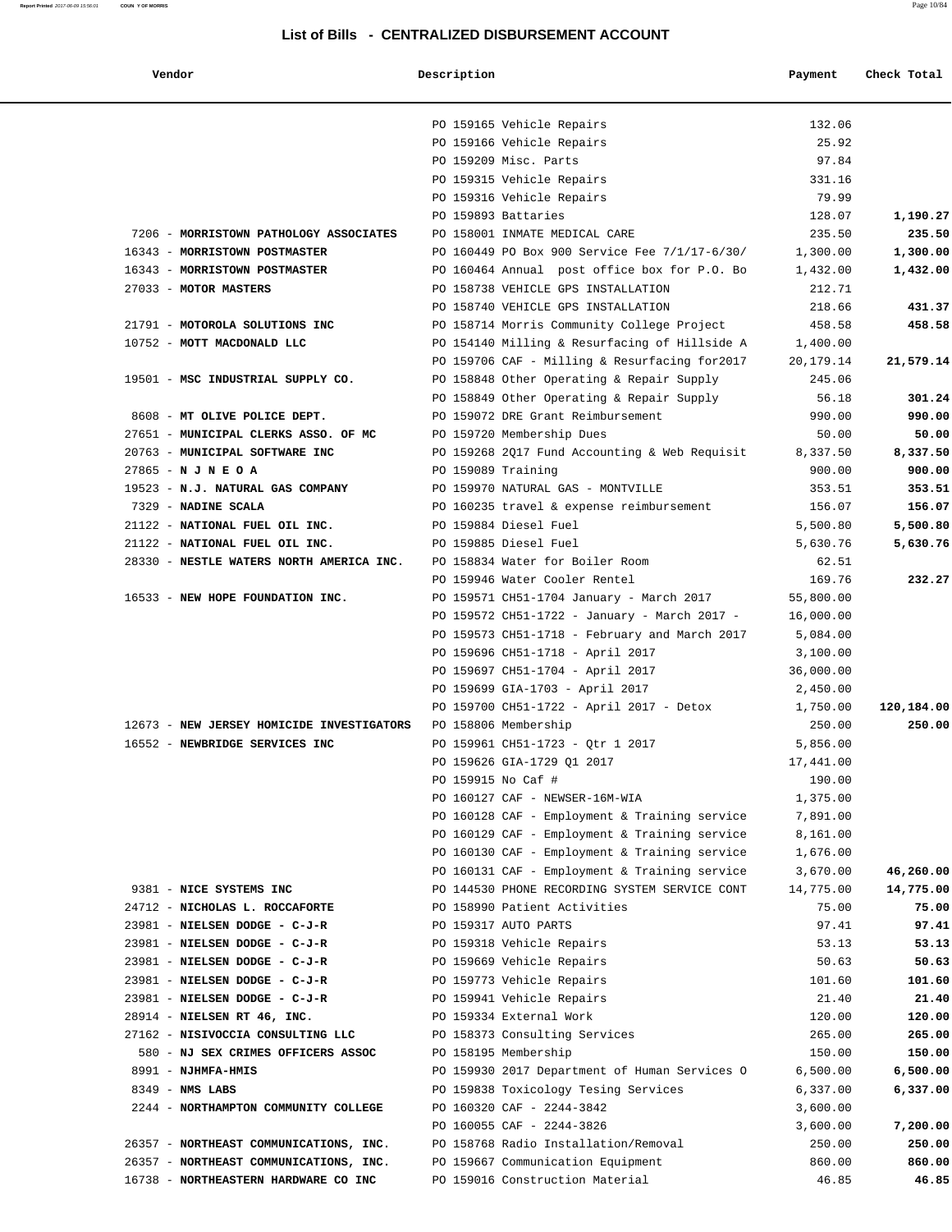# List of Bills - CENTRALIZED DISBURSEMENT ACCOUNT

| Vendor | Description | Payment | Check Total |
|---|---|---|---|
| | PO 159165 Vehicle Repairs | 132.06 | |
| | PO 159166 Vehicle Repairs | 25.92 | |
| | PO 159209 Misc. Parts | 97.84 | |
| | PO 159315 Vehicle Repairs | 331.16 | |
| | PO 159316 Vehicle Repairs | 79.99 | |
| | PO 159893 Battaries | 128.07 | **1,190.27** |
| 7206 - **MORRISTOWN PATHOLOGY ASSOCIATES** | PO 158001 INMATE MEDICAL CARE | 235.50 | **235.50** |
| 16343 - **MORRISTOWN POSTMASTER** | PO 160449 PO Box 900 Service Fee 7/1/17-6/30/ | 1,300.00 | **1,300.00** |
| 16343 - **MORRISTOWN POSTMASTER** | PO 160464 Annual post office box for P.O. Bo | 1,432.00 | **1,432.00** |
| 27033 - **MOTOR MASTERS** | PO 158738 VEHICLE GPS INSTALLATION | 212.71 | |
| | PO 158740 VEHICLE GPS INSTALLATION | 218.66 | **431.37** |
| 21791 - **MOTOROLA SOLUTIONS INC** | PO 158714 Morris Community College Project | 458.58 | **458.58** |
| 10752 - **MOTT MACDONALD LLC** | PO 154140 Milling & Resurfacing of Hillside A | 1,400.00 | |
| | PO 159706 CAF - Milling & Resurfacing for2017 | 20,179.14 | **21,579.14** |
| 19501 - **MSC INDUSTRIAL SUPPLY CO.** | PO 158848 Other Operating & Repair Supply | 245.06 | |
| | PO 158849 Other Operating & Repair Supply | 56.18 | **301.24** |
| 8608 - **MT OLIVE POLICE DEPT.** | PO 159072 DRE Grant Reimbursement | 990.00 | **990.00** |
| 27651 - **MUNICIPAL CLERKS ASSO. OF MC** | PO 159720 Membership Dues | 50.00 | **50.00** |
| 20763 - **MUNICIPAL SOFTWARE INC** | PO 159268 2Q17 Fund Accounting & Web Requisit | 8,337.50 | **8,337.50** |
| 27865 - **N J N E O A** | PO 159089 Training | 900.00 | **900.00** |
| 19523 - **N.J. NATURAL GAS COMPANY** | PO 159970 NATURAL GAS - MONTVILLE | 353.51 | **353.51** |
| 7329 - **NADINE SCALA** | PO 160235 travel & expense reimbursement | 156.07 | **156.07** |
| 21122 - **NATIONAL FUEL OIL INC.** | PO 159884 Diesel Fuel | 5,500.80 | **5,500.80** |
| 21122 - **NATIONAL FUEL OIL INC.** | PO 159885 Diesel Fuel | 5,630.76 | **5,630.76** |
| 28330 - **NESTLE WATERS NORTH AMERICA INC.** | PO 158834 Water for Boiler Room | 62.51 | |
| | PO 159946 Water Cooler Rentel | 169.76 | **232.27** |
| 16533 - **NEW HOPE FOUNDATION INC.** | PO 159571 CH51-1704 January - March 2017 | 55,800.00 | |
| | PO 159572 CH51-1722 - January - March 2017 - | 16,000.00 | |
| | PO 159573 CH51-1718 - February and March 2017 | 5,084.00 | |
| | PO 159696 CH51-1718 - April 2017 | 3,100.00 | |
| | PO 159697 CH51-1704 - April 2017 | 36,000.00 | |
| | PO 159699 GIA-1703 - April 2017 | 2,450.00 | |
| | PO 159700 CH51-1722 - April 2017 - Detox | 1,750.00 | **120,184.00** |
| 12673 - **NEW JERSEY HOMICIDE INVESTIGATORS** | PO 158806 Membership | 250.00 | **250.00** |
| 16552 - **NEWBRIDGE SERVICES INC** | PO 159961 CH51-1723 - Qtr 1 2017 | 5,856.00 | |
| | PO 159626 GIA-1729 Q1 2017 | 17,441.00 | |
| | PO 159915 No Caf # | 190.00 | |
| | PO 160127 CAF - NEWSER-16M-WIA | 1,375.00 | |
| | PO 160128 CAF - Employment & Training service | 7,891.00 | |
| | PO 160129 CAF - Employment & Training service | 8,161.00 | |
| | PO 160130 CAF - Employment & Training service | 1,676.00 | |
| | PO 160131 CAF - Employment & Training service | 3,670.00 | **46,260.00** |
| 9381 - **NICE SYSTEMS INC** | PO 144530 PHONE RECORDING SYSTEM SERVICE CONT | 14,775.00 | **14,775.00** |
| 24712 - **NICHOLAS L. ROCCAFORTE** | PO 158990 Patient Activities | 75.00 | **75.00** |
| 23981 - **NIELSEN DODGE - C-J-R** | PO 159317 AUTO PARTS | 97.41 | **97.41** |
| 23981 - **NIELSEN DODGE - C-J-R** | PO 159318 Vehicle Repairs | 53.13 | **53.13** |
| 23981 - **NIELSEN DODGE - C-J-R** | PO 159669 Vehicle Repairs | 50.63 | **50.63** |
| 23981 - **NIELSEN DODGE - C-J-R** | PO 159773 Vehicle Repairs | 101.60 | **101.60** |
| 23981 - **NIELSEN DODGE - C-J-R** | PO 159941 Vehicle Repairs | 21.40 | **21.40** |
| 28914 - **NIELSEN RT 46, INC.** | PO 159334 External Work | 120.00 | **120.00** |
| 27162 - **NISIVOCCIA CONSULTING LLC** | PO 158373 Consulting Services | 265.00 | **265.00** |
| 580 - **NJ SEX CRIMES OFFICERS ASSOC** | PO 158195 Membership | 150.00 | **150.00** |
| 8991 - **NJHMFA-HMIS** | PO 159930 2017 Department of Human Services O | 6,500.00 | **6,500.00** |
| 8349 - **NMS LABS** | PO 159838 Toxicology Tesing Services | 6,337.00 | **6,337.00** |
| 2244 - **NORTHAMPTON COMMUNITY COLLEGE** | PO 160320 CAF - 2244-3842 | 3,600.00 | |
| | PO 160055 CAF - 2244-3826 | 3,600.00 | **7,200.00** |
| 26357 - **NORTHEAST COMMUNICATIONS, INC.** | PO 158768 Radio Installation/Removal | 250.00 | **250.00** |
| 26357 - **NORTHEAST COMMUNICATIONS, INC.** | PO 159667 Communication Equipment | 860.00 | **860.00** |
| 16738 - **NORTHEASTERN HARDWARE CO INC** | PO 159016 Construction Material | 46.85 | **46.85** |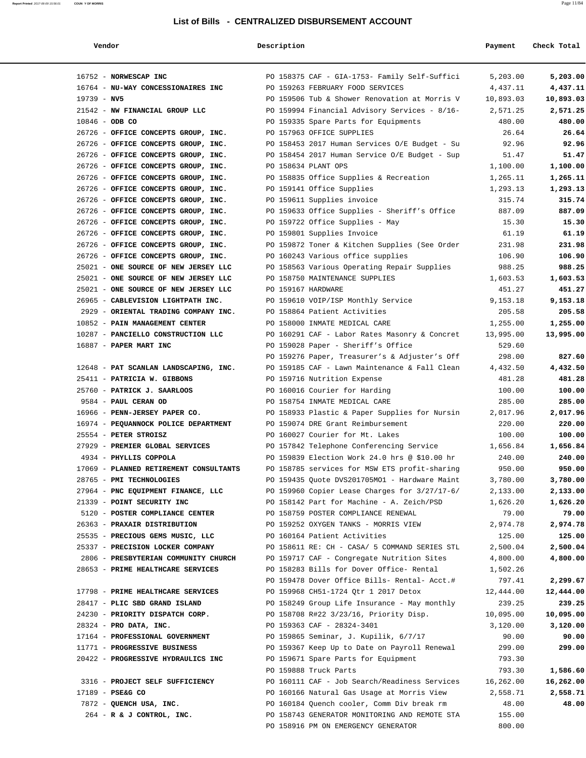## List of Bills - CENTRALIZED DISBURSEMENT ACCOUNT

| Vendor | Description | Payment | Check Total |
|---|---|---|---|
| 16752 - **NORWESCAP INC** | PO 158375 CAF - GIA-1753- Family Self-Suffici | 5,203.00 | **5,203.00** |
| 16764 - **NU-WAY CONCESSIONAIRES INC** | PO 159263 FEBRUARY FOOD SERVICES | 4,437.11 | **4,437.11** |
| 19739 - **NV5** | PO 159506 Tub & Shower Renovation at Morris V | 10,893.03 | **10,893.03** |
| 21542 - **NW FINANCIAL GROUP LLC** | PO 159994 Financial Advisory Services - 8/16- | 2,571.25 | **2,571.25** |
| 10846 - **ODB CO** | PO 159335 Spare Parts for Equipments | 480.00 | **480.00** |
| 26726 - **OFFICE CONCEPTS GROUP, INC.** | PO 157963 OFFICE SUPPLIES | 26.64 | **26.64** |
| 26726 - **OFFICE CONCEPTS GROUP, INC.** | PO 158453 2017 Human Services O/E Budget - Su | 92.96 | **92.96** |
| 26726 - **OFFICE CONCEPTS GROUP, INC.** | PO 158454 2017 Human Service O/E Budget - Sup | 51.47 | **51.47** |
| 26726 - **OFFICE CONCEPTS GROUP, INC.** | PO 158634 PLANT OPS | 1,100.00 | **1,100.00** |
| 26726 - **OFFICE CONCEPTS GROUP, INC.** | PO 158835 Office Supplies & Recreation | 1,265.11 | **1,265.11** |
| 26726 - **OFFICE CONCEPTS GROUP, INC.** | PO 159141 Office Supplies | 1,293.13 | **1,293.13** |
| 26726 - **OFFICE CONCEPTS GROUP, INC.** | PO 159611 Supplies invoice | 315.74 | **315.74** |
| 26726 - **OFFICE CONCEPTS GROUP, INC.** | PO 159633 Office Supplies - Sheriff's Office | 887.09 | **887.09** |
| 26726 - **OFFICE CONCEPTS GROUP, INC.** | PO 159722 Office Supplies - May | 15.30 | **15.30** |
| 26726 - **OFFICE CONCEPTS GROUP, INC.** | PO 159801 Supplies Invoice | 61.19 | **61.19** |
| 26726 - **OFFICE CONCEPTS GROUP, INC.** | PO 159872 Toner & Kitchen Supplies (See Order | 231.98 | **231.98** |
| 26726 - **OFFICE CONCEPTS GROUP, INC.** | PO 160243 Various office supplies | 106.90 | **106.90** |
| 25021 - **ONE SOURCE OF NEW JERSEY LLC** | PO 158563 Various Operating Repair Supplies | 988.25 | **988.25** |
| 25021 - **ONE SOURCE OF NEW JERSEY LLC** | PO 158750 MAINTENANCE SUPPLIES | 1,603.53 | **1,603.53** |
| 25021 - **ONE SOURCE OF NEW JERSEY LLC** | PO 159167 HARDWARE | 451.27 | **451.27** |
| 26965 - **CABLEVISION LIGHTPATH INC.** | PO 159610 VOIP/ISP Monthly Service | 9,153.18 | **9,153.18** |
| 2929 - **ORIENTAL TRADING COMPANY INC.** | PO 158864 Patient Activities | 205.58 | **205.58** |
| 10852 - **PAIN MANAGEMENT CENTER** | PO 158000 INMATE MEDICAL CARE | 1,255.00 | **1,255.00** |
| 10287 - **PANCIELLO CONSTRUCTION LLC** | PO 160291 CAF - Labor Rates Masonry & Concret | 13,995.00 | **13,995.00** |
| 16887 - **PAPER MART INC** | PO 159028 Paper - Sheriff's Office | 529.60 | |
| | PO 159276 Paper, Treasurer's & Adjuster's Off | 298.00 | **827.60** |
| 12648 - **PAT SCANLAN LANDSCAPING, INC.** | PO 159185 CAF - Lawn Maintenance & Fall Clean | 4,432.50 | **4,432.50** |
| 25411 - **PATRICIA W. GIBBONS** | PO 159716 Nutrition Expense | 481.28 | **481.28** |
| 25760 - **PATRICK J. SAARLOOS** | PO 160016 Courier for Harding | 100.00 | **100.00** |
| 9584 - **PAUL CERAN OD** | PO 158754 INMATE MEDICAL CARE | 285.00 | **285.00** |
| 16966 - **PENN-JERSEY PAPER CO.** | PO 158933 Plastic & Paper Supplies for Nursin | 2,017.96 | **2,017.96** |
| 16974 - **PEQUANNOCK POLICE DEPARTMENT** | PO 159074 DRE Grant Reimbursement | 220.00 | **220.00** |
| 25554 - **PETER STROISZ** | PO 160027 Courier for Mt. Lakes | 100.00 | **100.00** |
| 27929 - **PREMIER GLOBAL SERVICES** | PO 157842 Telephone Conferencing Service | 1,656.84 | **1,656.84** |
| 4934 - **PHYLLIS COPPOLA** | PO 159839 Election Work 24.0 hrs @ $10.00 hr | 240.00 | **240.00** |
| 17069 - **PLANNED RETIREMENT CONSULTANTS** | PO 158785 services for MSW ETS profit-sharing | 950.00 | **950.00** |
| 28765 - **PMI TECHNOLOGIES** | PO 159435 Quote DVS201705MO1 - Hardware Maint | 3,780.00 | **3,780.00** |
| 27964 - **PNC EQUIPMENT FINANCE, LLC** | PO 159960 Copier Lease Charges for 3/27/17-6/ | 2,133.00 | **2,133.00** |
| 21339 - **POINT SECURITY INC** | PO 158142 Part for Machine - A. Zeich/PSD | 1,626.20 | **1,626.20** |
| 5120 - **POSTER COMPLIANCE CENTER** | PO 158759 POSTER COMPLIANCE RENEWAL | 79.00 | **79.00** |
| 26363 - **PRAXAIR DISTRIBUTION** | PO 159252 OXYGEN TANKS - MORRIS VIEW | 2,974.78 | **2,974.78** |
| 25535 - **PRECIOUS GEMS MUSIC, LLC** | PO 160164 Patient Activities | 125.00 | **125.00** |
| 25337 - **PRECISION LOCKER COMPANY** | PO 158611 RE: CH - CASA/ 5 COMMAND SERIES STL | 2,500.04 | **2,500.04** |
| 2806 - **PRESBYTERIAN COMMUNITY CHURCH** | PO 159717 CAF - Congregate Nutrition Sites | 4,800.00 | **4,800.00** |
| 28653 - **PRIME HEALTHCARE SERVICES** | PO 158283 Bills for Dover Office- Rental | 1,502.26 | |
| | PO 159478 Dover Office Bills- Rental- Acct.# | 797.41 | **2,299.67** |
| 17798 - **PRIME HEALTHCARE SERVICES** | PO 159968 CH51-1724 Qtr 1 2017 Detox | 12,444.00 | **12,444.00** |
| 28417 - **PLIC SBD GRAND ISLAND** | PO 158249 Group Life Insurance - May monthly | 239.25 | **239.25** |
| 24230 - **PRIORITY DISPATCH CORP.** | PO 158708 R#22 3/23/16, Priority Disp. | 10,095.00 | **10,095.00** |
| 28324 - **PRO DATA, INC.** | PO 159363 CAF - 28324-3401 | 3,120.00 | **3,120.00** |
| 17164 - **PROFESSIONAL GOVERNMENT** | PO 159865 Seminar, J. Kupilik, 6/7/17 | 90.00 | **90.00** |
| 11771 - **PROGRESSIVE BUSINESS** | PO 159367 Keep Up to Date on Payroll Renewal | 299.00 | **299.00** |
| 20422 - **PROGRESSIVE HYDRAULICS INC** | PO 159671 Spare Parts for Equipment | 793.30 | |
| | PO 159888 Truck Parts | 793.30 | **1,586.60** |
| 3316 - **PROJECT SELF SUFFICIENCY** | PO 160111 CAF - Job Search/Readiness Services | 16,262.00 | **16,262.00** |
| 17189 - **PSE&G CO** | PO 160166 Natural Gas Usage at Morris View | 2,558.71 | **2,558.71** |
| 7872 - **QUENCH USA, INC.** | PO 160184 Quench cooler, Comm Div break rm | 48.00 | **48.00** |
| 264 - **R & J CONTROL, INC.** | PO 158743 GENERATOR MONITORING AND REMOTE STA | 155.00 | |
| | PO 158916 PM ON EMERGENCY GENERATOR | 800.00 | |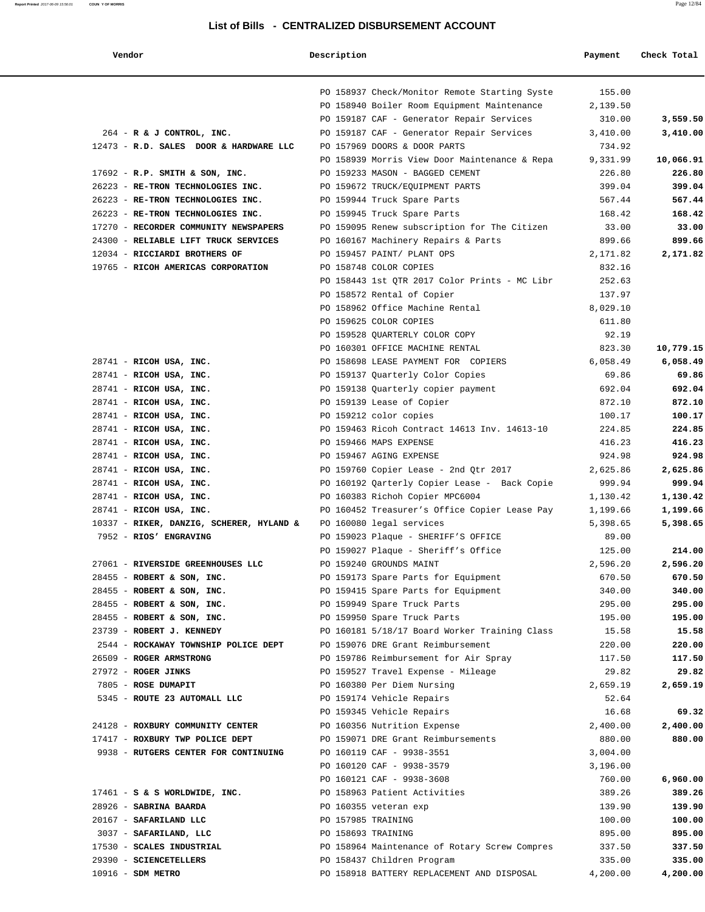## List of Bills - CENTRALIZED DISBURSEMENT ACCOUNT

| Vendor | Description | Payment | Check Total |
|---|---|---|---|
| | PO 158937 Check/Monitor Remote Starting Syste | 155.00 | |
| | PO 158940 Boiler Room Equipment Maintenance | 2,139.50 | |
| | PO 159187 CAF - Generator Repair Services | 310.00 | **3,559.50** |
| 264 - **R & J CONTROL, INC.** | PO 159187 CAF - Generator Repair Services | 3,410.00 | **3,410.00** |
| 12473 - **R.D. SALES DOOR & HARDWARE LLC** | PO 157969 DOORS & DOOR PARTS | 734.92 | |
| | PO 158939 Morris View Door Maintenance & Repa | 9,331.99 | **10,066.91** |
| 17692 - **R.P. SMITH & SON, INC.** | PO 159233 MASON - BAGGED CEMENT | 226.80 | **226.80** |
| 26223 - **RE-TRON TECHNOLOGIES INC.** | PO 159672 TRUCK/EQUIPMENT PARTS | 399.04 | **399.04** |
| 26223 - **RE-TRON TECHNOLOGIES INC.** | PO 159944 Truck Spare Parts | 567.44 | **567.44** |
| 26223 - **RE-TRON TECHNOLOGIES INC.** | PO 159945 Truck Spare Parts | 168.42 | **168.42** |
| 17270 - **RECORDER COMMUNITY NEWSPAPERS** | PO 159095 Renew subscription for The Citizen | 33.00 | **33.00** |
| 24300 - **RELIABLE LIFT TRUCK SERVICES** | PO 160167 Machinery Repairs & Parts | 899.66 | **899.66** |
| 12034 - **RICCIARDI BROTHERS OF** | PO 159457 PAINT/ PLANT OPS | 2,171.82 | **2,171.82** |
| 19765 - **RICOH AMERICAS CORPORATION** | PO 158748 COLOR COPIES | 832.16 | |
| | PO 158443 1st QTR 2017 Color Prints - MC Libr | 252.63 | |
| | PO 158572 Rental of Copier | 137.97 | |
| | PO 158962 Office Machine Rental | 8,029.10 | |
| | PO 159625 COLOR COPIES | 611.80 | |
| | PO 159528 QUARTERLY COLOR COPY | 92.19 | |
| | PO 160301 OFFICE MACHINE RENTAL | 823.30 | **10,779.15** |
| 28741 - **RICOH USA, INC.** | PO 158698 LEASE PAYMENT FOR COPIERS | 6,058.49 | **6,058.49** |
| 28741 - **RICOH USA, INC.** | PO 159137 Quarterly Color Copies | 69.86 | **69.86** |
| 28741 - **RICOH USA, INC.** | PO 159138 Quarterly copier payment | 692.04 | **692.04** |
| 28741 - **RICOH USA, INC.** | PO 159139 Lease of Copier | 872.10 | **872.10** |
| 28741 - **RICOH USA, INC.** | PO 159212 color copies | 100.17 | **100.17** |
| 28741 - **RICOH USA, INC.** | PO 159463 Ricoh Contract 14613 Inv. 14613-10 | 224.85 | **224.85** |
| 28741 - **RICOH USA, INC.** | PO 159466 MAPS EXPENSE | 416.23 | **416.23** |
| 28741 - **RICOH USA, INC.** | PO 159467 AGING EXPENSE | 924.98 | **924.98** |
| 28741 - **RICOH USA, INC.** | PO 159760 Copier Lease - 2nd Qtr 2017 | 2,625.86 | **2,625.86** |
| 28741 - **RICOH USA, INC.** | PO 160192 Qarterly Copier Lease - Back Copie | 999.94 | **999.94** |
| 28741 - **RICOH USA, INC.** | PO 160383 Richoh Copier MPC6004 | 1,130.42 | **1,130.42** |
| 28741 - **RICOH USA, INC.** | PO 160452 Treasurer's Office Copier Lease Pay | 1,199.66 | **1,199.66** |
| 10337 - **RIKER, DANZIG, SCHERER, HYLAND &** | PO 160080 legal services | 5,398.65 | **5,398.65** |
| 7952 - **RIOS' ENGRAVING** | PO 159023 Plaque - SHERIFF'S OFFICE | 89.00 | |
| | PO 159027 Plaque - Sheriff's Office | 125.00 | **214.00** |
| 27061 - **RIVERSIDE GREENHOUSES LLC** | PO 159240 GROUNDS MAINT | 2,596.20 | **2,596.20** |
| 28455 - **ROBERT & SON, INC.** | PO 159173 Spare Parts for Equipment | 670.50 | **670.50** |
| 28455 - **ROBERT & SON, INC.** | PO 159415 Spare Parts for Equipment | 340.00 | **340.00** |
| 28455 - **ROBERT & SON, INC.** | PO 159949 Spare Truck Parts | 295.00 | **295.00** |
| 28455 - **ROBERT & SON, INC.** | PO 159950 Spare Truck Parts | 195.00 | **195.00** |
| 23739 - **ROBERT J. KENNEDY** | PO 160181 5/18/17 Board Worker Training Class | 15.58 | **15.58** |
| 2544 - **ROCKAWAY TOWNSHIP POLICE DEPT** | PO 159076 DRE Grant Reimbursement | 220.00 | **220.00** |
| 26509 - **ROGER ARMSTRONG** | PO 159786 Reimbursement for Air Spray | 117.50 | **117.50** |
| 27972 - **ROGER JINKS** | PO 159527 Travel Expense - Mileage | 29.82 | **29.82** |
| 7805 - **ROSE DUMAPIT** | PO 160380 Per Diem Nursing | 2,659.19 | **2,659.19** |
| 5345 - **ROUTE 23 AUTOMALL LLC** | PO 159174 Vehicle Repairs | 52.64 | |
| | PO 159345 Vehicle Repairs | 16.68 | **69.32** |
| 24128 - **ROXBURY COMMUNITY CENTER** | PO 160356 Nutrition Expense | 2,400.00 | **2,400.00** |
| 17417 - **ROXBURY TWP POLICE DEPT** | PO 159071 DRE Grant Reimbursements | 880.00 | **880.00** |
| 9938 - **RUTGERS CENTER FOR CONTINUING** | PO 160119 CAF - 9938-3551 | 3,004.00 | |
| | PO 160120 CAF - 9938-3579 | 3,196.00 | |
| | PO 160121 CAF - 9938-3608 | 760.00 | **6,960.00** |
| 17461 - **S & S WORLDWIDE, INC.** | PO 158963 Patient Activities | 389.26 | **389.26** |
| 28926 - **SABRINA BAARDA** | PO 160355 veteran exp | 139.90 | **139.90** |
| 20167 - **SAFARILAND LLC** | PO 157985 TRAINING | 100.00 | **100.00** |
| 3037 - **SAFARILAND, LLC** | PO 158693 TRAINING | 895.00 | **895.00** |
| 17530 - **SCALES INDUSTRIAL** | PO 158964 Maintenance of Rotary Screw Compres | 337.50 | **337.50** |
| 29390 - **SCIENCETELLERS** | PO 158437 Children Program | 335.00 | **335.00** |
| 10916 - **SDM METRO** | PO 158918 BATTERY REPLACEMENT AND DISPOSAL | 4,200.00 | **4,200.00** |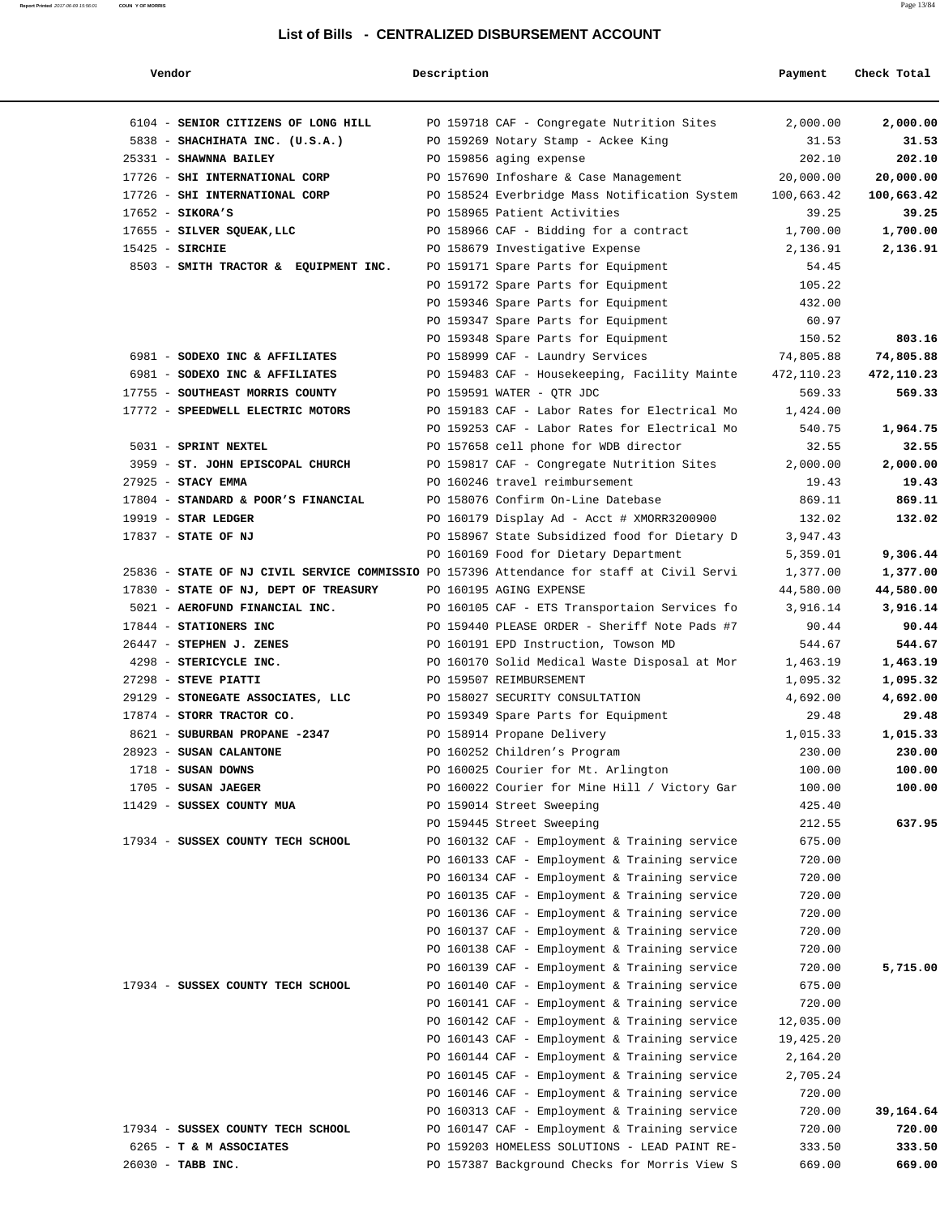## List of Bills - CENTRALIZED DISBURSEMENT ACCOUNT

| Vendor | Description | Payment | Check Total |
|---|---|---|---|
| 6104 - **SENIOR CITIZENS OF LONG HILL** | PO 159718 CAF - Congregate Nutrition Sites | 2,000.00 | **2,000.00** |
| 5838 - **SHACHIHATA INC. (U.S.A.)** | PO 159269 Notary Stamp - Ackee King | 31.53 | **31.53** |
| 25331 - **SHAWNNA BAILEY** | PO 159856 aging expense | 202.10 | **202.10** |
| 17726 - **SHI INTERNATIONAL CORP** | PO 157690 Infoshare & Case Management | 20,000.00 | **20,000.00** |
| 17726 - **SHI INTERNATIONAL CORP** | PO 158524 Everbridge Mass Notification System | 100,663.42 | **100,663.42** |
| 17652 - **SIKORA'S** | PO 158965 Patient Activities | 39.25 | **39.25** |
| 17655 - **SILVER SQUEAK,LLC** | PO 158966 CAF - Bidding for a contract | 1,700.00 | **1,700.00** |
| 15425 - **SIRCHIE** | PO 158679 Investigative Expense | 2,136.91 | **2,136.91** |
| 8503 - **SMITH TRACTOR & EQUIPMENT INC.** | PO 159171 Spare Parts for Equipment | 54.45 | |
| | PO 159172 Spare Parts for Equipment | 105.22 | |
| | PO 159346 Spare Parts for Equipment | 432.00 | |
| | PO 159347 Spare Parts for Equipment | 60.97 | |
| | PO 159348 Spare Parts for Equipment | 150.52 | **803.16** |
| 6981 - **SODEXO INC & AFFILIATES** | PO 158999 CAF - Laundry Services | 74,805.88 | **74,805.88** |
| 6981 - **SODEXO INC & AFFILIATES** | PO 159483 CAF - Housekeeping, Facility Mainte | 472,110.23 | **472,110.23** |
| 17755 - **SOUTHEAST MORRIS COUNTY** | PO 159591 WATER - QTR JDC | 569.33 | **569.33** |
| 17772 - **SPEEDWELL ELECTRIC MOTORS** | PO 159183 CAF - Labor Rates for Electrical Mo | 1,424.00 | |
| | PO 159253 CAF - Labor Rates for Electrical Mo | 540.75 | **1,964.75** |
| 5031 - **SPRINT NEXTEL** | PO 157658 cell phone for WDB director | 32.55 | **32.55** |
| 3959 - **ST. JOHN EPISCOPAL CHURCH** | PO 159817 CAF - Congregate Nutrition Sites | 2,000.00 | **2,000.00** |
| 27925 - **STACY EMMA** | PO 160246 travel reimbursement | 19.43 | **19.43** |
| 17804 - **STANDARD & POOR'S FINANCIAL** | PO 158076 Confirm On-Line Datebase | 869.11 | **869.11** |
| 19919 - **STAR LEDGER** | PO 160179 Display Ad - Acct # XMORR3200900 | 132.02 | **132.02** |
| 17837 - **STATE OF NJ** | PO 158967 State Subsidized food for Dietary D | 3,947.43 | |
| | PO 160169 Food for Dietary Department | 5,359.01 | **9,306.44** |
| 25836 - **STATE OF NJ CIVIL SERVICE COMMISSIO** | PO 157396 Attendance for staff at Civil Servi | 1,377.00 | **1,377.00** |
| 17830 - **STATE OF NJ, DEPT OF TREASURY** | PO 160195 AGING EXPENSE | 44,580.00 | **44,580.00** |
| 5021 - **AEROFUND FINANCIAL INC.** | PO 160105 CAF - ETS Transportaion Services fo | 3,916.14 | **3,916.14** |
| 17844 - **STATIONERS INC** | PO 159440 PLEASE ORDER - Sheriff Note Pads #7 | 90.44 | **90.44** |
| 26447 - **STEPHEN J. ZENES** | PO 160191 EPD Instruction, Towson MD | 544.67 | **544.67** |
| 4298 - **STERICYCLE INC.** | PO 160170 Solid Medical Waste Disposal at Mor | 1,463.19 | **1,463.19** |
| 27298 - **STEVE PIATTI** | PO 159507 REIMBURSEMENT | 1,095.32 | **1,095.32** |
| 29129 - **STONEGATE ASSOCIATES, LLC** | PO 158027 SECURITY CONSULTATION | 4,692.00 | **4,692.00** |
| 17874 - **STORR TRACTOR CO.** | PO 159349 Spare Parts for Equipment | 29.48 | **29.48** |
| 8621 - **SUBURBAN PROPANE -2347** | PO 158914 Propane Delivery | 1,015.33 | **1,015.33** |
| 28923 - **SUSAN CALANTONE** | PO 160252 Children's Program | 230.00 | **230.00** |
| 1718 - **SUSAN DOWNS** | PO 160025 Courier for Mt. Arlington | 100.00 | **100.00** |
| 1705 - **SUSAN JAEGER** | PO 160022 Courier for Mine Hill / Victory Gar | 100.00 | **100.00** |
| 11429 - **SUSSEX COUNTY MUA** | PO 159014 Street Sweeping | 425.40 | |
| | PO 159445 Street Sweeping | 212.55 | **637.95** |
| 17934 - **SUSSEX COUNTY TECH SCHOOL** | PO 160132 CAF - Employment & Training service | 675.00 | |
| | PO 160133 CAF - Employment & Training service | 720.00 | |
| | PO 160134 CAF - Employment & Training service | 720.00 | |
| | PO 160135 CAF - Employment & Training service | 720.00 | |
| | PO 160136 CAF - Employment & Training service | 720.00 | |
| | PO 160137 CAF - Employment & Training service | 720.00 | |
| | PO 160138 CAF - Employment & Training service | 720.00 | |
| | PO 160139 CAF - Employment & Training service | 720.00 | **5,715.00** |
| 17934 - **SUSSEX COUNTY TECH SCHOOL** | PO 160140 CAF - Employment & Training service | 675.00 | |
| | PO 160141 CAF - Employment & Training service | 720.00 | |
| | PO 160142 CAF - Employment & Training service | 12,035.00 | |
| | PO 160143 CAF - Employment & Training service | 19,425.20 | |
| | PO 160144 CAF - Employment & Training service | 2,164.20 | |
| | PO 160145 CAF - Employment & Training service | 2,705.24 | |
| | PO 160146 CAF - Employment & Training service | 720.00 | |
| | PO 160313 CAF - Employment & Training service | 720.00 | **39,164.64** |
| 17934 - **SUSSEX COUNTY TECH SCHOOL** | PO 160147 CAF - Employment & Training service | 720.00 | **720.00** |
| 6265 - **T & M ASSOCIATES** | PO 159203 HOMELESS SOLUTIONS - LEAD PAINT RE- | 333.50 | **333.50** |
| 26030 - **TABB INC.** | PO 157387 Background Checks for Morris View S | 669.00 | **669.00** |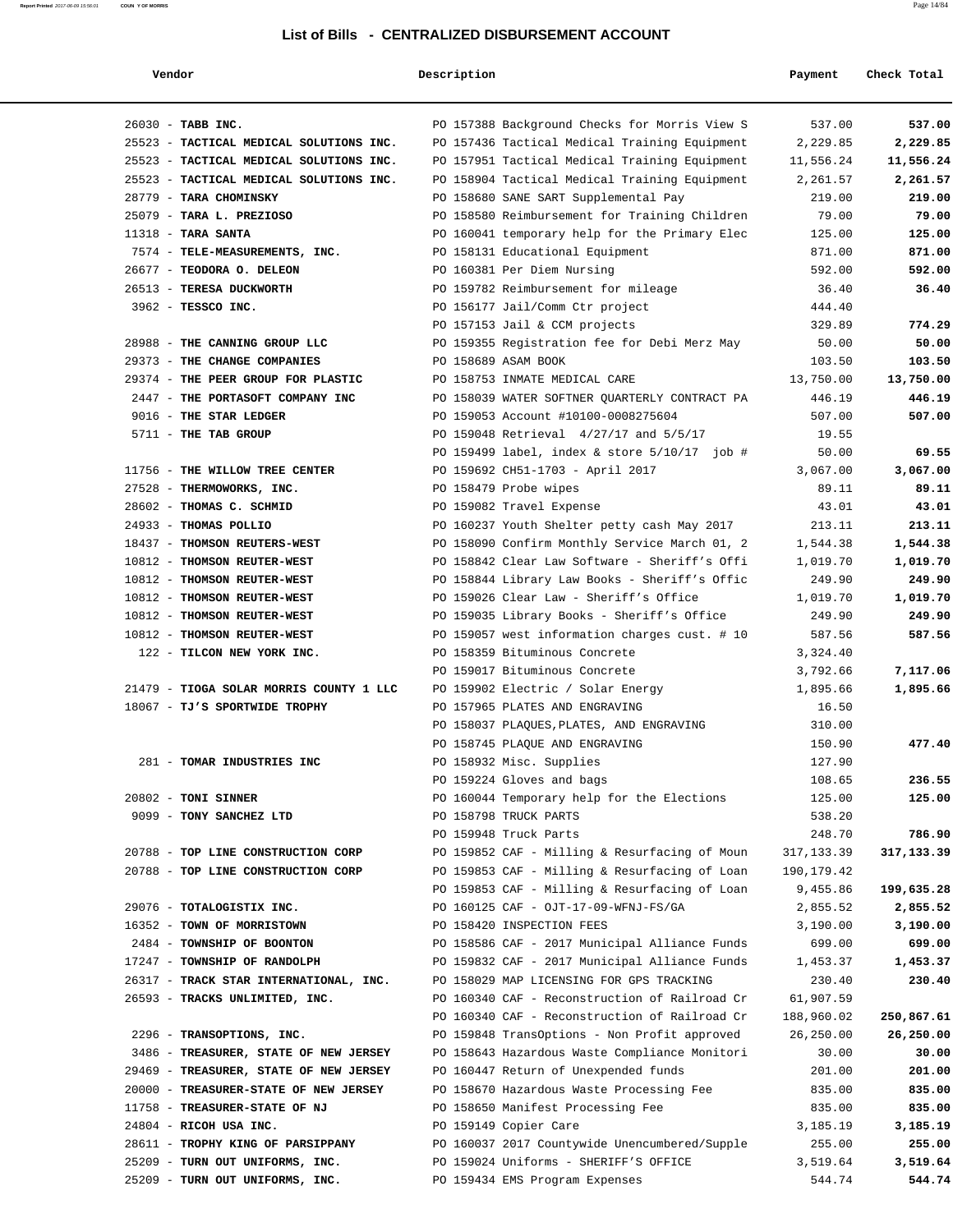# List of Bills - CENTRALIZED DISBURSEMENT ACCOUNT

| Vendor | Description | Payment | Check Total |
|---|---|---|---|
| 26030 - **TABB INC.** | PO 157388 Background Checks for Morris View S | 537.00 | **537.00** |
| 25523 - **TACTICAL MEDICAL SOLUTIONS INC.** | PO 157436 Tactical Medical Training Equipment | 2,229.85 | **2,229.85** |
| 25523 - **TACTICAL MEDICAL SOLUTIONS INC.** | PO 157951 Tactical Medical Training Equipment | 11,556.24 | **11,556.24** |
| 25523 - **TACTICAL MEDICAL SOLUTIONS INC.** | PO 158904 Tactical Medical Training Equipment | 2,261.57 | **2,261.57** |
| 28779 - **TARA CHOMINSKY** | PO 158680 SANE SART Supplemental Pay | 219.00 | **219.00** |
| 25079 - **TARA L. PREZIOSO** | PO 158580 Reimbursement for Training Children | 79.00 | **79.00** |
| 11318 - **TARA SANTA** | PO 160041 temporary help for the Primary Elec | 125.00 | **125.00** |
| 7574 - **TELE-MEASUREMENTS, INC.** | PO 158131 Educational Equipment | 871.00 | **871.00** |
| 26677 - **TEODORA O. DELEON** | PO 160381 Per Diem Nursing | 592.00 | **592.00** |
| 26513 - **TERESA DUCKWORTH** | PO 159782 Reimbursement for mileage | 36.40 | **36.40** |
| 3962 - **TESSCO INC.** | PO 156177 Jail/Comm Ctr project | 444.40 | |
| | PO 157153 Jail & CCM projects | 329.89 | **774.29** |
| 28988 - **THE CANNING GROUP LLC** | PO 159355 Registration fee for Debi Merz May | 50.00 | **50.00** |
| 29373 - **THE CHANGE COMPANIES** | PO 158689 ASAM BOOK | 103.50 | **103.50** |
| 29374 - **THE PEER GROUP FOR PLASTIC** | PO 158753 INMATE MEDICAL CARE | 13,750.00 | **13,750.00** |
| 2447 - **THE PORTASOFT COMPANY INC** | PO 158039 WATER SOFTNER QUARTERLY CONTRACT PA | 446.19 | **446.19** |
| 9016 - **THE STAR LEDGER** | PO 159053 Account #10100-0008275604 | 507.00 | **507.00** |
| 5711 - **THE TAB GROUP** | PO 159048 Retrieval 4/27/17 and 5/5/17 | 19.55 | |
| | PO 159499 label, index & store 5/10/17 job # | 50.00 | **69.55** |
| 11756 - **THE WILLOW TREE CENTER** | PO 159692 CH51-1703 - April 2017 | 3,067.00 | **3,067.00** |
| 27528 - **THERMOWORKS, INC.** | PO 158479 Probe wipes | 89.11 | **89.11** |
| 28602 - **THOMAS C. SCHMID** | PO 159082 Travel Expense | 43.01 | **43.01** |
| 24933 - **THOMAS POLLIO** | PO 160237 Youth Shelter petty cash May 2017 | 213.11 | **213.11** |
| 18437 - **THOMSON REUTERS-WEST** | PO 158090 Confirm Monthly Service March 01, 2 | 1,544.38 | **1,544.38** |
| 10812 - **THOMSON REUTER-WEST** | PO 158842 Clear Law Software - Sheriff's Offi | 1,019.70 | **1,019.70** |
| 10812 - **THOMSON REUTER-WEST** | PO 158844 Library Law Books - Sheriff's Offic | 249.90 | **249.90** |
| 10812 - **THOMSON REUTER-WEST** | PO 159026 Clear Law - Sheriff's Office | 1,019.70 | **1,019.70** |
| 10812 - **THOMSON REUTER-WEST** | PO 159035 Library Books - Sheriff's Office | 249.90 | **249.90** |
| 10812 - **THOMSON REUTER-WEST** | PO 159057 west information charges cust. # 10 | 587.56 | **587.56** |
| 122 - **TILCON NEW YORK INC.** | PO 158359 Bituminous Concrete | 3,324.40 | |
| | PO 159017 Bituminous Concrete | 3,792.66 | **7,117.06** |
| 21479 - **TIOGA SOLAR MORRIS COUNTY 1 LLC** | PO 159902 Electric / Solar Energy | 1,895.66 | **1,895.66** |
| 18067 - **TJ'S SPORTWIDE TROPHY** | PO 157965 PLATES AND ENGRAVING | 16.50 | |
| | PO 158037 PLAQUES,PLATES, AND ENGRAVING | 310.00 | |
| | PO 158745 PLAQUE AND ENGRAVING | 150.90 | **477.40** |
| 281 - **TOMAR INDUSTRIES INC** | PO 158932 Misc. Supplies | 127.90 | |
| | PO 159224 Gloves and bags | 108.65 | **236.55** |
| 20802 - **TONI SINNER** | PO 160044 Temporary help for the Elections | 125.00 | **125.00** |
| 9099 - **TONY SANCHEZ LTD** | PO 158798 TRUCK PARTS | 538.20 | |
| | PO 159948 Truck Parts | 248.70 | **786.90** |
| 20788 - **TOP LINE CONSTRUCTION CORP** | PO 159852 CAF - Milling & Resurfacing of Moun | 317,133.39 | **317,133.39** |
| 20788 - **TOP LINE CONSTRUCTION CORP** | PO 159853 CAF - Milling & Resurfacing of Loan | 190,179.42 | |
| | PO 159853 CAF - Milling & Resurfacing of Loan | 9,455.86 | **199,635.28** |
| 29076 - **TOTALOGISTIX INC.** | PO 160125 CAF - OJT-17-09-WFNJ-FS/GA | 2,855.52 | **2,855.52** |
| 16352 - **TOWN OF MORRISTOWN** | PO 158420 INSPECTION FEES | 3,190.00 | **3,190.00** |
| 2484 - **TOWNSHIP OF BOONTON** | PO 158586 CAF - 2017 Municipal Alliance Funds | 699.00 | **699.00** |
| 17247 - **TOWNSHIP OF RANDOLPH** | PO 159832 CAF - 2017 Municipal Alliance Funds | 1,453.37 | **1,453.37** |
| 26317 - **TRACK STAR INTERNATIONAL, INC.** | PO 158029 MAP LICENSING FOR GPS TRACKING | 230.40 | **230.40** |
| 26593 - **TRACKS UNLIMITED, INC.** | PO 160340 CAF - Reconstruction of Railroad Cr | 61,907.59 | |
| | PO 160340 CAF - Reconstruction of Railroad Cr | 188,960.02 | **250,867.61** |
| 2296 - **TRANSOPTIONS, INC.** | PO 159848 TransOptions - Non Profit approved | 26,250.00 | **26,250.00** |
| 3486 - **TREASURER, STATE OF NEW JERSEY** | PO 158643 Hazardous Waste Compliance Monitori | 30.00 | **30.00** |
| 29469 - **TREASURER, STATE OF NEW JERSEY** | PO 160447 Return of Unexpended funds | 201.00 | **201.00** |
| 20000 - **TREASURER-STATE OF NEW JERSEY** | PO 158670 Hazardous Waste Processing Fee | 835.00 | **835.00** |
| 11758 - **TREASURER-STATE OF NJ** | PO 158650 Manifest Processing Fee | 835.00 | **835.00** |
| 24804 - **RICOH USA INC.** | PO 159149 Copier Care | 3,185.19 | **3,185.19** |
| 28611 - **TROPHY KING OF PARSIPPANY** | PO 160037 2017 Countywide Unencumbered/Supple | 255.00 | **255.00** |
| 25209 - **TURN OUT UNIFORMS, INC.** | PO 159024 Uniforms - SHERIFF'S OFFICE | 3,519.64 | **3,519.64** |
| 25209 - **TURN OUT UNIFORMS, INC.** | PO 159434 EMS Program Expenses | 544.74 | **544.74** |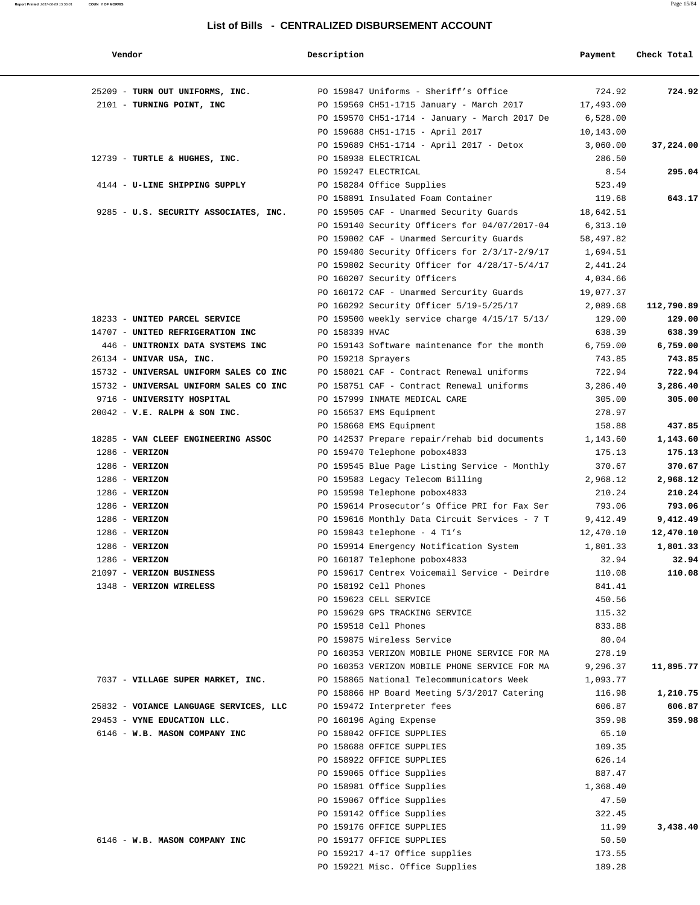## List of Bills - CENTRALIZED DISBURSEMENT ACCOUNT

| Vendor | Description | Payment | Check Total |
|---|---|---|---|
| 25209 - **TURN OUT UNIFORMS, INC.** | PO 159847 Uniforms - Sheriff's Office | 724.92 | **724.92** |
| 2101 - **TURNING POINT, INC** | PO 159569 CH51-1715 January - March 2017 | 17,493.00 | |
| | PO 159570 CH51-1714 - January - March 2017 De | 6,528.00 | |
| | PO 159688 CH51-1715 - April 2017 | 10,143.00 | |
| | PO 159689 CH51-1714 - April 2017 - Detox | 3,060.00 | **37,224.00** |
| 12739 - **TURTLE & HUGHES, INC.** | PO 158938 ELECTRICAL | 286.50 | |
| | PO 159247 ELECTRICAL | 8.54 | **295.04** |
| 4144 - **U-LINE SHIPPING SUPPLY** | PO 158284 Office Supplies | 523.49 | |
| | PO 158891 Insulated Foam Container | 119.68 | **643.17** |
| 9285 - **U.S. SECURITY ASSOCIATES, INC.** | PO 159505 CAF - Unarmed Security Guards | 18,642.51 | |
| | PO 159140 Security Officers for 04/07/2017-04 | 6,313.10 | |
| | PO 159002 CAF - Unarmed Sercurity Guards | 58,497.82 | |
| | PO 159480 Security Officers for 2/3/17-2/9/17 | 1,694.51 | |
| | PO 159802 Security Officer for 4/28/17-5/4/17 | 2,441.24 | |
| | PO 160207 Security Officers | 4,034.66 | |
| | PO 160172 CAF - Unarmed Sercurity Guards | 19,077.37 | |
| | PO 160292 Security Officer 5/19-5/25/17 | 2,089.68 | **112,790.89** |
| 18233 - **UNITED PARCEL SERVICE** | PO 159500 weekly service charge 4/15/17 5/13/ | 129.00 | **129.00** |
| 14707 - **UNITED REFRIGERATION INC** | PO 158339 HVAC | 638.39 | **638.39** |
| 446 - **UNITRONIX DATA SYSTEMS INC** | PO 159143 Software maintenance for the month | 6,759.00 | **6,759.00** |
| 26134 - **UNIVAR USA, INC.** | PO 159218 Sprayers | 743.85 | **743.85** |
| 15732 - **UNIVERSAL UNIFORM SALES CO INC** | PO 158021 CAF - Contract Renewal uniforms | 722.94 | **722.94** |
| 15732 - **UNIVERSAL UNIFORM SALES CO INC** | PO 158751 CAF - Contract Renewal uniforms | 3,286.40 | **3,286.40** |
| 9716 - **UNIVERSITY HOSPITAL** | PO 157999 INMATE MEDICAL CARE | 305.00 | **305.00** |
| 20042 - **V.E. RALPH & SON INC.** | PO 156537 EMS Equipment | 278.97 | |
| | PO 158668 EMS Equipment | 158.88 | **437.85** |
| 18285 - **VAN CLEEF ENGINEERING ASSOC** | PO 142537 Prepare repair/rehab bid documents | 1,143.60 | **1,143.60** |
| 1286 - **VERIZON** | PO 159470 Telephone pobox4833 | 175.13 | **175.13** |
| 1286 - **VERIZON** | PO 159545 Blue Page Listing Service - Monthly | 370.67 | **370.67** |
| 1286 - **VERIZON** | PO 159583 Legacy Telecom Billing | 2,968.12 | **2,968.12** |
| 1286 - **VERIZON** | PO 159598 Telephone pobox4833 | 210.24 | **210.24** |
| 1286 - **VERIZON** | PO 159614 Prosecutor's Office PRI for Fax Ser | 793.06 | **793.06** |
| 1286 - **VERIZON** | PO 159616 Monthly Data Circuit Services - 7 T | 9,412.49 | **9,412.49** |
| 1286 - **VERIZON** | PO 159843 telephone - 4 T1's | 12,470.10 | **12,470.10** |
| 1286 - **VERIZON** | PO 159914 Emergency Notification System | 1,801.33 | **1,801.33** |
| 1286 - **VERIZON** | PO 160187 Telephone pobox4833 | 32.94 | **32.94** |
| 21097 - **VERIZON BUSINESS** | PO 159617 Centrex Voicemail Service - Deirdre | 110.08 | **110.08** |
| 1348 - **VERIZON WIRELESS** | PO 158192 Cell Phones | 841.41 | |
| | PO 159623 CELL SERVICE | 450.56 | |
| | PO 159629 GPS TRACKING SERVICE | 115.32 | |
| | PO 159518 Cell Phones | 833.88 | |
| | PO 159875 Wireless Service | 80.04 | |
| | PO 160353 VERIZON MOBILE PHONE SERVICE FOR MA | 278.19 | |
| | PO 160353 VERIZON MOBILE PHONE SERVICE FOR MA | 9,296.37 | **11,895.77** |
| 7037 - **VILLAGE SUPER MARKET, INC.** | PO 158865 National Telecommunicators Week | 1,093.77 | |
| | PO 158866 HP Board Meeting 5/3/2017 Catering | 116.98 | **1,210.75** |
| 25832 - **VOIANCE LANGUAGE SERVICES, LLC** | PO 159472 Interpreter fees | 606.87 | **606.87** |
| 29453 - **VYNE EDUCATION LLC.** | PO 160196 Aging Expense | 359.98 | **359.98** |
| 6146 - **W.B. MASON COMPANY INC** | PO 158042 OFFICE SUPPLIES | 65.10 | |
| | PO 158688 OFFICE SUPPLIES | 109.35 | |
| | PO 158922 OFFICE SUPPLIES | 626.14 | |
| | PO 159065 Office Supplies | 887.47 | |
| | PO 158981 Office Supplies | 1,368.40 | |
| | PO 159067 Office Supplies | 47.50 | |
| | PO 159142 Office Supplies | 322.45 | |
| | PO 159176 OFFICE SUPPLIES | 11.99 | **3,438.40** |
| 6146 - **W.B. MASON COMPANY INC** | PO 159177 OFFICE SUPPLIES | 50.50 | |
| | PO 159217 4-17 Office supplies | 173.55 | |
| | PO 159221 Misc. Office Supplies | 189.28 | |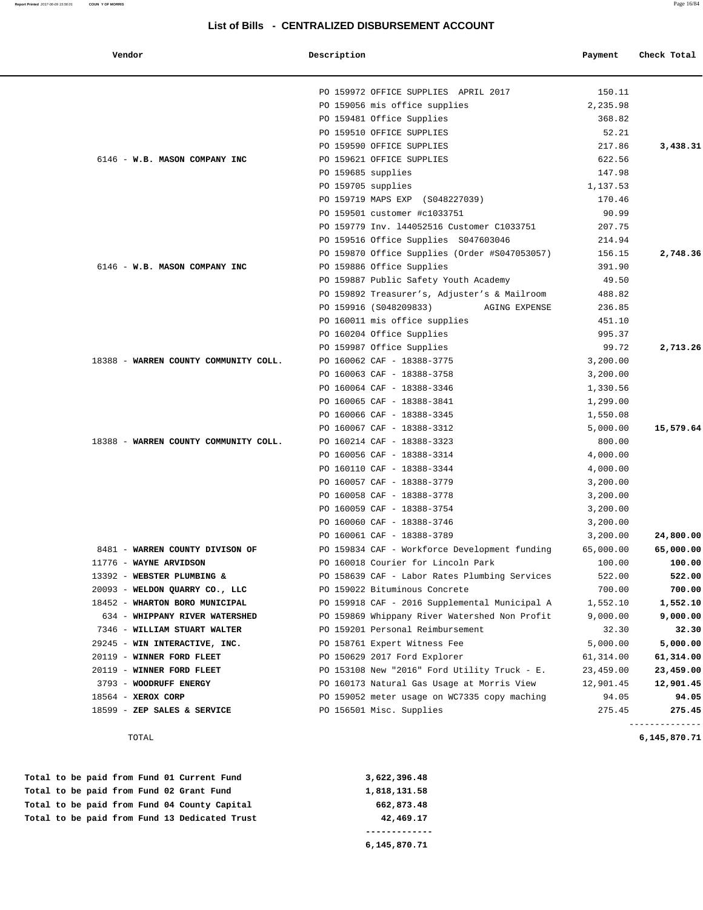## List of Bills - CENTRALIZED DISBURSEMENT ACCOUNT

| Vendor | Description | Payment | Check Total |
|---|---|---|---|
| | PO 159972 OFFICE SUPPLIES APRIL 2017 | 150.11 | |
| | PO 159056 mis office supplies | 2,235.98 | |
| | PO 159481 Office Supplies | 368.82 | |
| | PO 159510 OFFICE SUPPLIES | 52.21 | |
| | PO 159590 OFFICE SUPPLIES | 217.86 | **3,438.31** |
| 6146 - **W.B. MASON COMPANY INC** | PO 159621 OFFICE SUPPLIES | 622.56 | |
| | PO 159685 supplies | 147.98 | |
| | PO 159705 supplies | 1,137.53 | |
| | PO 159719 MAPS EXP (S048227039) | 170.46 | |
| | PO 159501 customer #c1033751 | 90.99 | |
| | PO 159779 Inv. 144052516 Customer C1033751 | 207.75 | |
| | PO 159516 Office Supplies S047603046 | 214.94 | |
| | PO 159870 Office Supplies (Order #S047053057) | 156.15 | **2,748.36** |
| 6146 - **W.B. MASON COMPANY INC** | PO 159886 Office Supplies | 391.90 | |
| | PO 159887 Public Safety Youth Academy | 49.50 | |
| | PO 159892 Treasurer's, Adjuster's & Mailroom | 488.82 | |
| | PO 159916 (S048209833) AGING EXPENSE | 236.85 | |
| | PO 160011 mis office supplies | 451.10 | |
| | PO 160204 Office Supplies | 995.37 | |
| | PO 159987 Office Supplies | 99.72 | **2,713.26** |
| 18388 - **WARREN COUNTY COMMUNITY COLL.** | PO 160062 CAF - 18388-3775 | 3,200.00 | |
| | PO 160063 CAF - 18388-3758 | 3,200.00 | |
| | PO 160064 CAF - 18388-3346 | 1,330.56 | |
| | PO 160065 CAF - 18388-3841 | 1,299.00 | |
| | PO 160066 CAF - 18388-3345 | 1,550.08 | |
| | PO 160067 CAF - 18388-3312 | 5,000.00 | **15,579.64** |
| 18388 - **WARREN COUNTY COMMUNITY COLL.** | PO 160214 CAF - 18388-3323 | 800.00 | |
| | PO 160056 CAF - 18388-3314 | 4,000.00 | |
| | PO 160110 CAF - 18388-3344 | 4,000.00 | |
| | PO 160057 CAF - 18388-3779 | 3,200.00 | |
| | PO 160058 CAF - 18388-3778 | 3,200.00 | |
| | PO 160059 CAF - 18388-3754 | 3,200.00 | |
| | PO 160060 CAF - 18388-3746 | 3,200.00 | |
| | PO 160061 CAF - 18388-3789 | 3,200.00 | **24,800.00** |
| 8481 - **WARREN COUNTY DIVISON OF** | PO 159834 CAF - Workforce Development funding | 65,000.00 | **65,000.00** |
| 11776 - **WAYNE ARVIDSON** | PO 160018 Courier for Lincoln Park | 100.00 | **100.00** |
| 13392 - **WEBSTER PLUMBING &** | PO 158639 CAF - Labor Rates Plumbing Services | 522.00 | **522.00** |
| 20093 - **WELDON QUARRY CO., LLC** | PO 159022 Bituminous Concrete | 700.00 | **700.00** |
| 18452 - **WHARTON BORO MUNICIPAL** | PO 159918 CAF - 2016 Supplemental Municipal A | 1,552.10 | **1,552.10** |
| 634 - **WHIPPANY RIVER WATERSHED** | PO 159869 Whippany River Watershed Non Profit | 9,000.00 | **9,000.00** |
| 7346 - **WILLIAM STUART WALTER** | PO 159201 Personal Reimbursement | 32.30 | **32.30** |
| 29245 - **WIN INTERACTIVE, INC.** | PO 158761 Expert Witness Fee | 5,000.00 | **5,000.00** |
| 20119 - **WINNER FORD FLEET** | PO 150629 2017 Ford Explorer | 61,314.00 | **61,314.00** |
| 20119 - **WINNER FORD FLEET** | PO 153108 New "2016" Ford Utility Truck - E. | 23,459.00 | **23,459.00** |
| 3793 - **WOODRUFF ENERGY** | PO 160173 Natural Gas Usage at Morris View | 12,901.45 | **12,901.45** |
| 18564 - **XEROX CORP** | PO 159052 meter usage on WC7335 copy maching | 94.05 | **94.05** |
| 18599 - **ZEP SALES & SERVICE** | PO 156501 Misc. Supplies | 275.45 | **275.45** |
| TOTAL | | | **6,145,870.71** |

| | |
|---|---|
| **Total to be paid from Fund 01 Current Fund** | **3,622,396.48** |
| **Total to be paid from Fund 02 Grant Fund** | **1,818,131.58** |
| **Total to be paid from Fund 04 County Capital** | **662,873.48** |
| **Total to be paid from Fund 13 Dedicated Trust** | **42,469.17** |
| | **6,145,870.71** |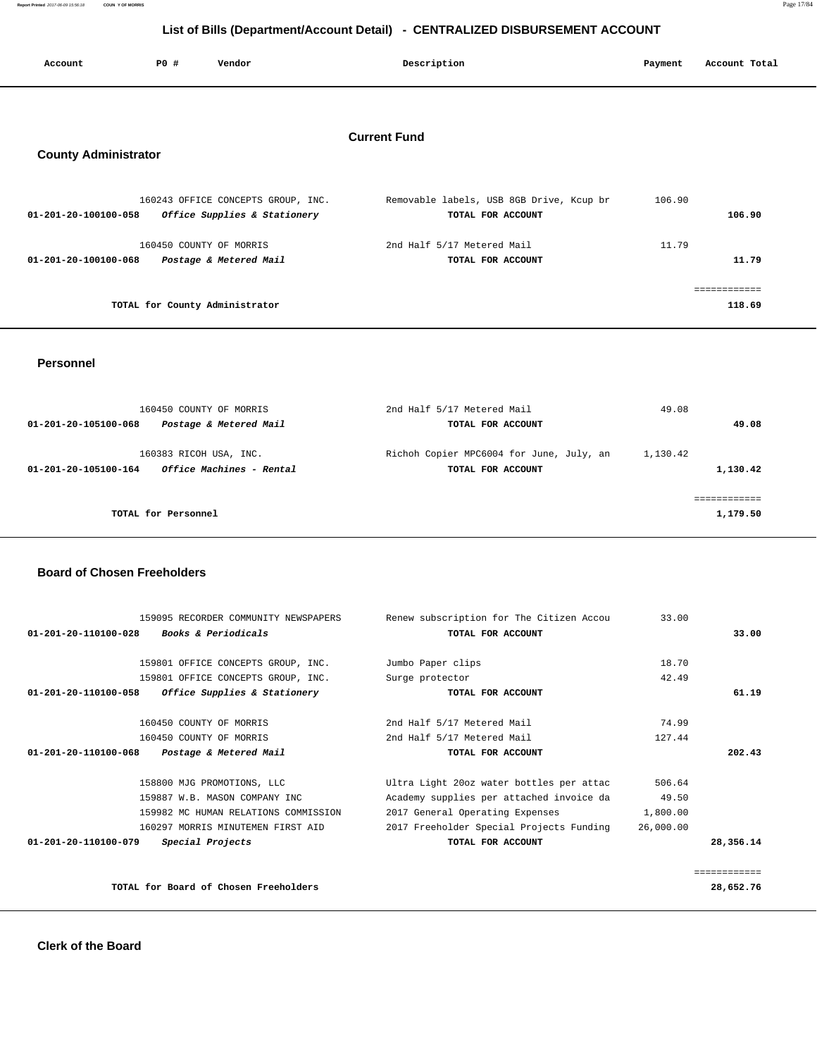# List of Bills (Department/Account Detail) - CENTRALIZED DISBURSEMENT ACCOUNT

| Account | PO # | Vendor | Description | Payment | Account Total |
|---|---|---|---|---|---|

## Current Fund

### County Administrator

| Account | PO # | Vendor | Description | Payment | Account Total |
|---|---|---|---|---|---|
| | 160243 | OFFICE CONCEPTS GROUP, INC. | Removable labels, USB 8GB Drive, Kcup br | 106.90 | |
| **01-201-20-100100-058** | | ***Office Supplies & Stationery*** | **TOTAL FOR ACCOUNT** | | **106.90** |
| | 160450 | COUNTY OF MORRIS | 2nd Half 5/17 Metered Mail | 11.79 | |
| **01-201-20-100100-068** | | ***Postage & Metered Mail*** | **TOTAL FOR ACCOUNT** | | **11.79** |
| | | **TOTAL for County Administrator** | | | **118.69** |

### Personnel

| Account | PO # | Vendor | Description | Payment | Account Total |
|---|---|---|---|---|---|
| | 160450 | COUNTY OF MORRIS | 2nd Half 5/17 Metered Mail | 49.08 | |
| **01-201-20-105100-068** | | ***Postage & Metered Mail*** | **TOTAL FOR ACCOUNT** | | **49.08** |
| | 160383 | RICOH USA, INC. | Richoh Copier MPC6004 for June, July, an | 1,130.42 | |
| **01-201-20-105100-164** | | ***Office Machines - Rental*** | **TOTAL FOR ACCOUNT** | | **1,130.42** |
| | | **TOTAL for Personnel** | | | **1,179.50** |

### Board of Chosen Freeholders

| Account | PO # | Vendor | Description | Payment | Account Total |
|---|---|---|---|---|---|
| | 159095 | RECORDER COMMUNITY NEWSPAPERS | Renew subscription for The Citizen Accou | 33.00 | |
| **01-201-20-110100-028** | | ***Books & Periodicals*** | **TOTAL FOR ACCOUNT** | | **33.00** |
| | 159801 | OFFICE CONCEPTS GROUP, INC. | Jumbo Paper clips | 18.70 | |
| | 159801 | OFFICE CONCEPTS GROUP, INC. | Surge protector | 42.49 | |
| **01-201-20-110100-058** | | ***Office Supplies & Stationery*** | **TOTAL FOR ACCOUNT** | | **61.19** |
| | 160450 | COUNTY OF MORRIS | 2nd Half 5/17 Metered Mail | 74.99 | |
| | 160450 | COUNTY OF MORRIS | 2nd Half 5/17 Metered Mail | 127.44 | |
| **01-201-20-110100-068** | | ***Postage & Metered Mail*** | **TOTAL FOR ACCOUNT** | | **202.43** |
| | 158800 | MJG PROMOTIONS, LLC | Ultra Light 20oz water bottles per attac | 506.64 | |
| | 159887 | W.B. MASON COMPANY INC | Academy supplies per attached invoice da | 49.50 | |
| | 159982 | MC HUMAN RELATIONS COMMISSION | 2017 General Operating Expenses | 1,800.00 | |
| | 160297 | MORRIS MINUTEMEN FIRST AID | 2017 Freeholder Special Projects Funding | 26,000.00 | |
| **01-201-20-110100-079** | | ***Special Projects*** | **TOTAL FOR ACCOUNT** | | **28,356.14** |
| | | **TOTAL for Board of Chosen Freeholders** | | | **28,652.76** |

### Clerk of the Board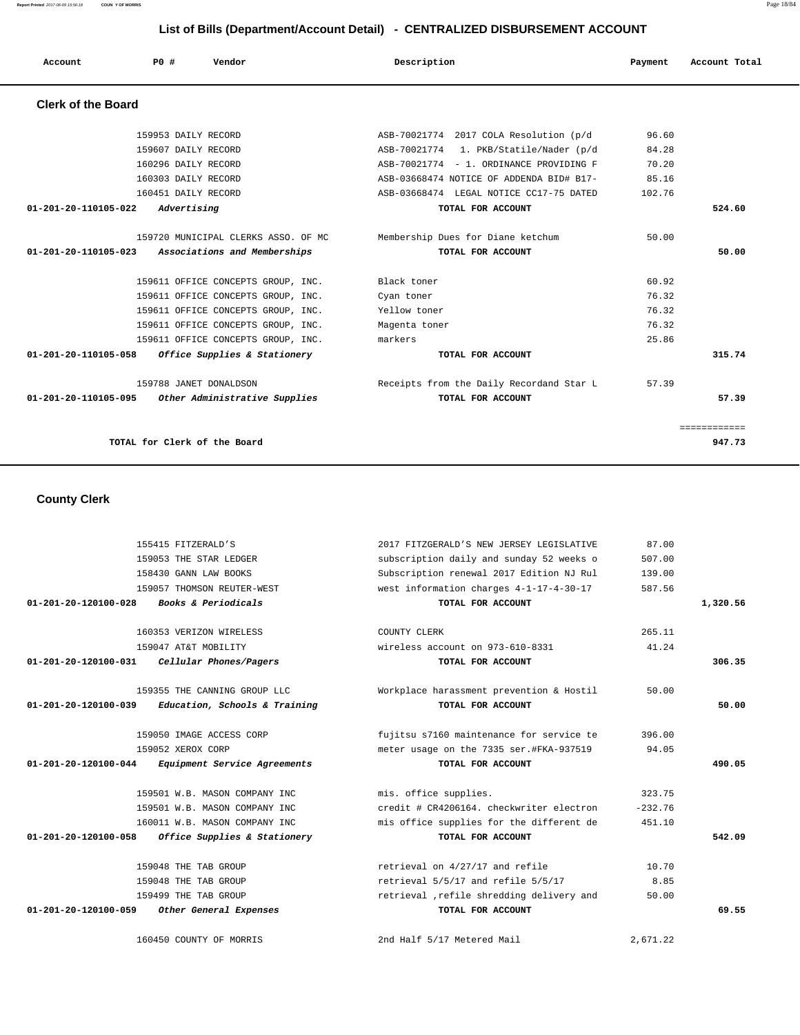# List of Bills (Department/Account Detail) - CENTRALIZED DISBURSEMENT ACCOUNT

## Clerk of the Board

| Account | PO # | Vendor | Description | Payment | Account Total |
|---|---|---|---|---|---|
| | 159953 | DAILY RECORD | ASB-70021774 2017 COLA Resolution (p/d | 96.60 | |
| | 159607 | DAILY RECORD | ASB-70021774 1. PKB/Statile/Nader (p/d | 84.28 | |
| | 160296 | DAILY RECORD | ASB-70021774 - 1. ORDINANCE PROVIDING F | 70.20 | |
| | 160303 | DAILY RECORD | ASB-03668474 NOTICE OF ADDENDA BID# B17- | 85.16 | |
| | 160451 | DAILY RECORD | ASB-03668474 LEGAL NOTICE CC17-75 DATED | 102.76 | |
| **01-201-20-110105-022** | | *Advertising* | **TOTAL FOR ACCOUNT** | | **524.60** |
| | 159720 | MUNICIPAL CLERKS ASSO. OF MC | Membership Dues for Diane ketchum | 50.00 | |
| **01-201-20-110105-023** | | *Associations and Memberships* | **TOTAL FOR ACCOUNT** | | **50.00** |
| | 159611 | OFFICE CONCEPTS GROUP, INC. | Black toner | 60.92 | |
| | 159611 | OFFICE CONCEPTS GROUP, INC. | Cyan toner | 76.32 | |
| | 159611 | OFFICE CONCEPTS GROUP, INC. | Yellow toner | 76.32 | |
| | 159611 | OFFICE CONCEPTS GROUP, INC. | Magenta toner | 76.32 | |
| | 159611 | OFFICE CONCEPTS GROUP, INC. | markers | 25.86 | |
| **01-201-20-110105-058** | | *Office Supplies & Stationery* | **TOTAL FOR ACCOUNT** | | **315.74** |
| | 159788 | JANET DONALDSON | Receipts from the Daily Recordand Star L | 57.39 | |
| **01-201-20-110105-095** | | *Other Administrative Supplies* | **TOTAL FOR ACCOUNT** | | **57.39** |
| | | | | | ============ |
| | | **TOTAL for Clerk of the Board** | | | **947.73** |

## County Clerk

| Account | PO # | Vendor | Description | Payment | Account Total |
|---|---|---|---|---|---|
| | 155415 | FITZERALD'S | 2017 FITZGERALD'S NEW JERSEY LEGISLATIVE | 87.00 | |
| | 159053 | THE STAR LEDGER | subscription daily and sunday 52 weeks o | 507.00 | |
| | 158430 | GANN LAW BOOKS | Subscription renewal 2017 Edition NJ Rul | 139.00 | |
| | 159057 | THOMSON REUTER-WEST | west information charges 4-1-17-4-30-17 | 587.56 | |
| **01-201-20-120100-028** | | *Books & Periodicals* | **TOTAL FOR ACCOUNT** | | **1,320.56** |
| | 160353 | VERIZON WIRELESS | COUNTY CLERK | 265.11 | |
| | 159047 | AT&T MOBILITY | wireless account on 973-610-8331 | 41.24 | |
| **01-201-20-120100-031** | | *Cellular Phones/Pagers* | **TOTAL FOR ACCOUNT** | | **306.35** |
| | 159355 | THE CANNING GROUP LLC | Workplace harassment prevention & Hostil | 50.00 | |
| **01-201-20-120100-039** | | *Education, Schools & Training* | **TOTAL FOR ACCOUNT** | | **50.00** |
| | 159050 | IMAGE ACCESS CORP | fujitsu s7160 maintenance for service te | 396.00 | |
| | 159052 | XEROX CORP | meter usage on the 7335 ser.#FKA-937519 | 94.05 | |
| **01-201-20-120100-044** | | *Equipment Service Agreements* | **TOTAL FOR ACCOUNT** | | **490.05** |
| | 159501 | W.B. MASON COMPANY INC | mis. office supplies. | 323.75 | |
| | 159501 | W.B. MASON COMPANY INC | credit # CR4206164. checkwriter electron | -232.76 | |
| | 160011 | W.B. MASON COMPANY INC | mis office supplies for the different de | 451.10 | |
| **01-201-20-120100-058** | | *Office Supplies & Stationery* | **TOTAL FOR ACCOUNT** | | **542.09** |
| | 159048 | THE TAB GROUP | retrieval on 4/27/17 and refile | 10.70 | |
| | 159048 | THE TAB GROUP | retrieval 5/5/17 and refile 5/5/17 | 8.85 | |
| | 159499 | THE TAB GROUP | retrieval ,refile shredding delivery and | 50.00 | |
| **01-201-20-120100-059** | | *Other General Expenses* | **TOTAL FOR ACCOUNT** | | **69.55** |
| | 160450 | COUNTY OF MORRIS | 2nd Half 5/17 Metered Mail | 2,671.22 | |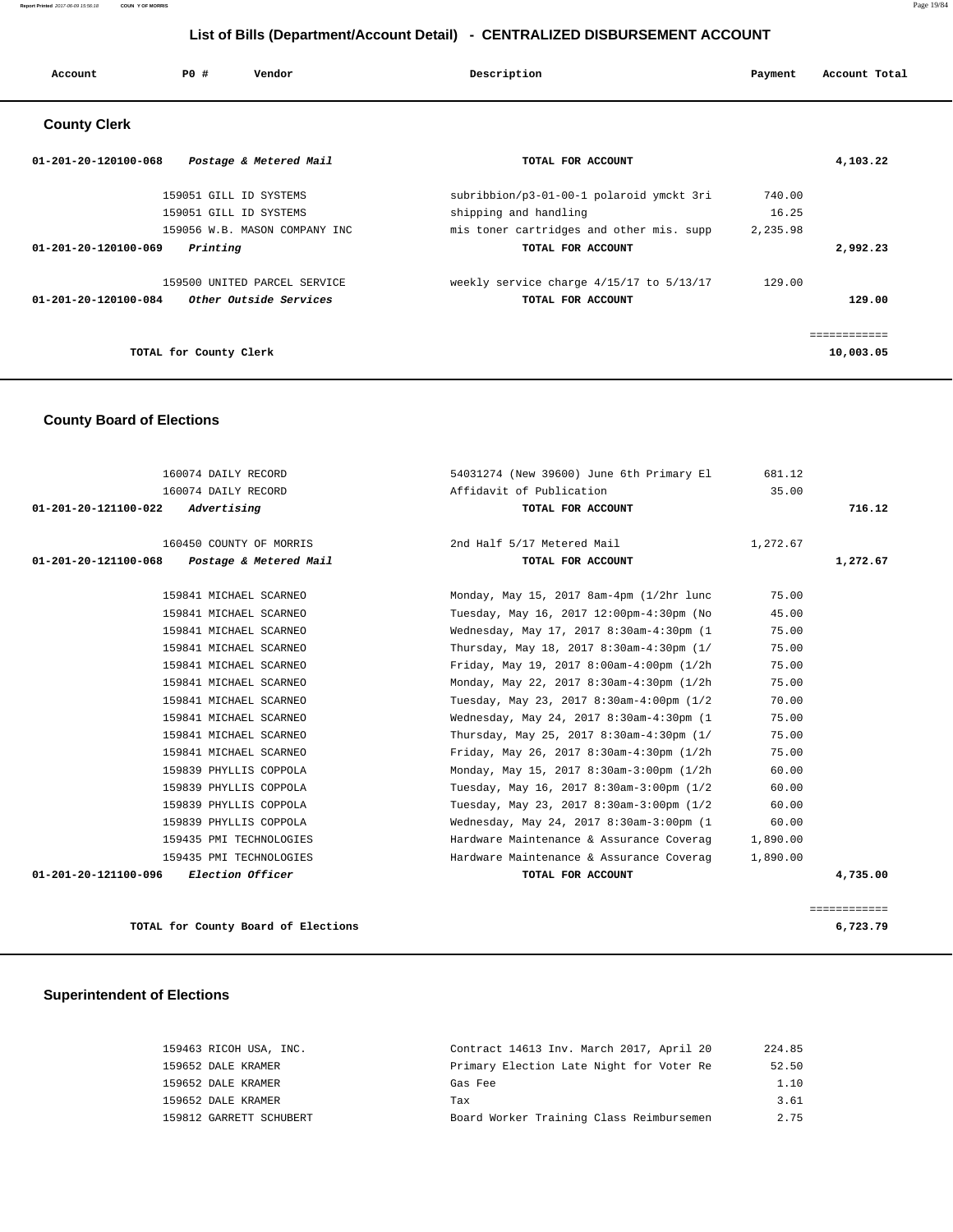# List of Bills (Department/Account Detail) - CENTRALIZED DISBURSEMENT ACCOUNT

| Account | PO # | Vendor | Description | Payment | Account Total |
|---|---|---|---|---|---|

## County Clerk

| Account | PO # | Vendor | Description | Payment | Account Total |
|---|---|---|---|---|---|
| 01-201-20-120100-068 | | *Postage & Metered Mail* | **TOTAL FOR ACCOUNT** | | 4,103.22 |
| | 159051 | GILL ID SYSTEMS | subribbion/p3-01-00-1 polaroid ymckt 3ri | 740.00 | |
| | 159051 | GILL ID SYSTEMS | shipping and handling | 16.25 | |
| | 159056 | W.B. MASON COMPANY INC | mis toner cartridges and other mis. supp | 2,235.98 | |
| 01-201-20-120100-069 | | *Printing* | **TOTAL FOR ACCOUNT** | | 2,992.23 |
| | 159500 | UNITED PARCEL SERVICE | weekly service charge 4/15/17 to 5/13/17 | 129.00 | |
| 01-201-20-120100-084 | | *Other Outside Services* | **TOTAL FOR ACCOUNT** | | 129.00 |
| | | | | | ============ |
| | | **TOTAL for County Clerk** | | | 10,003.05 |

## County Board of Elections

| Account | PO # | Vendor | Description | Payment | Account Total |
|---|---|---|---|---|---|
| | 160074 | DAILY RECORD | 54031274 (New 39600) June 6th Primary El | 681.12 | |
| | 160074 | DAILY RECORD | Affidavit of Publication | 35.00 | |
| 01-201-20-121100-022 | | *Advertising* | **TOTAL FOR ACCOUNT** | | 716.12 |
| | 160450 | COUNTY OF MORRIS | 2nd Half 5/17 Metered Mail | 1,272.67 | |
| 01-201-20-121100-068 | | *Postage & Metered Mail* | **TOTAL FOR ACCOUNT** | | 1,272.67 |
| | 159841 | MICHAEL SCARNEO | Monday, May 15, 2017 8am-4pm (1/2hr lunc | 75.00 | |
| | 159841 | MICHAEL SCARNEO | Tuesday, May 16, 2017 12:00pm-4:30pm (No | 45.00 | |
| | 159841 | MICHAEL SCARNEO | Wednesday, May 17, 2017 8:30am-4:30pm (1 | 75.00 | |
| | 159841 | MICHAEL SCARNEO | Thursday, May 18, 2017 8:30am-4:30pm (1/ | 75.00 | |
| | 159841 | MICHAEL SCARNEO | Friday, May 19, 2017 8:00am-4:00pm (1/2h | 75.00 | |
| | 159841 | MICHAEL SCARNEO | Monday, May 22, 2017 8:30am-4:30pm (1/2h | 75.00 | |
| | 159841 | MICHAEL SCARNEO | Tuesday, May 23, 2017 8:30am-4:00pm (1/2 | 70.00 | |
| | 159841 | MICHAEL SCARNEO | Wednesday, May 24, 2017 8:30am-4:30pm (1 | 75.00 | |
| | 159841 | MICHAEL SCARNEO | Thursday, May 25, 2017 8:30am-4:30pm (1/ | 75.00 | |
| | 159841 | MICHAEL SCARNEO | Friday, May 26, 2017 8:30am-4:30pm (1/2h | 75.00 | |
| | 159839 | PHYLLIS COPPOLA | Monday, May 15, 2017 8:30am-3:00pm (1/2h | 60.00 | |
| | 159839 | PHYLLIS COPPOLA | Tuesday, May 16, 2017 8:30am-3:00pm (1/2 | 60.00 | |
| | 159839 | PHYLLIS COPPOLA | Tuesday, May 23, 2017 8:30am-3:00pm (1/2 | 60.00 | |
| | 159839 | PHYLLIS COPPOLA | Wednesday, May 24, 2017 8:30am-3:00pm (1 | 60.00 | |
| | 159435 | PMI TECHNOLOGIES | Hardware Maintenance & Assurance Coverag | 1,890.00 | |
| | 159435 | PMI TECHNOLOGIES | Hardware Maintenance & Assurance Coverag | 1,890.00 | |
| 01-201-20-121100-096 | | *Election Officer* | **TOTAL FOR ACCOUNT** | | 4,735.00 |
| | | | | | ============ |
| | | **TOTAL for County Board of Elections** | | | 6,723.79 |

## Superintendent of Elections

| Account | PO # | Vendor | Description | Payment | Account Total |
|---|---|---|---|---|---|
| | 159463 | RICOH USA, INC. | Contract 14613 Inv. March 2017, April 20 | 224.85 | |
| | 159652 | DALE KRAMER | Primary Election Late Night for Voter Re | 52.50 | |
| | 159652 | DALE KRAMER | Gas Fee | 1.10 | |
| | 159652 | DALE KRAMER | Tax | 3.61 | |
| | 159812 | GARRETT SCHUBERT | Board Worker Training Class Reimbursemen | 2.75 | |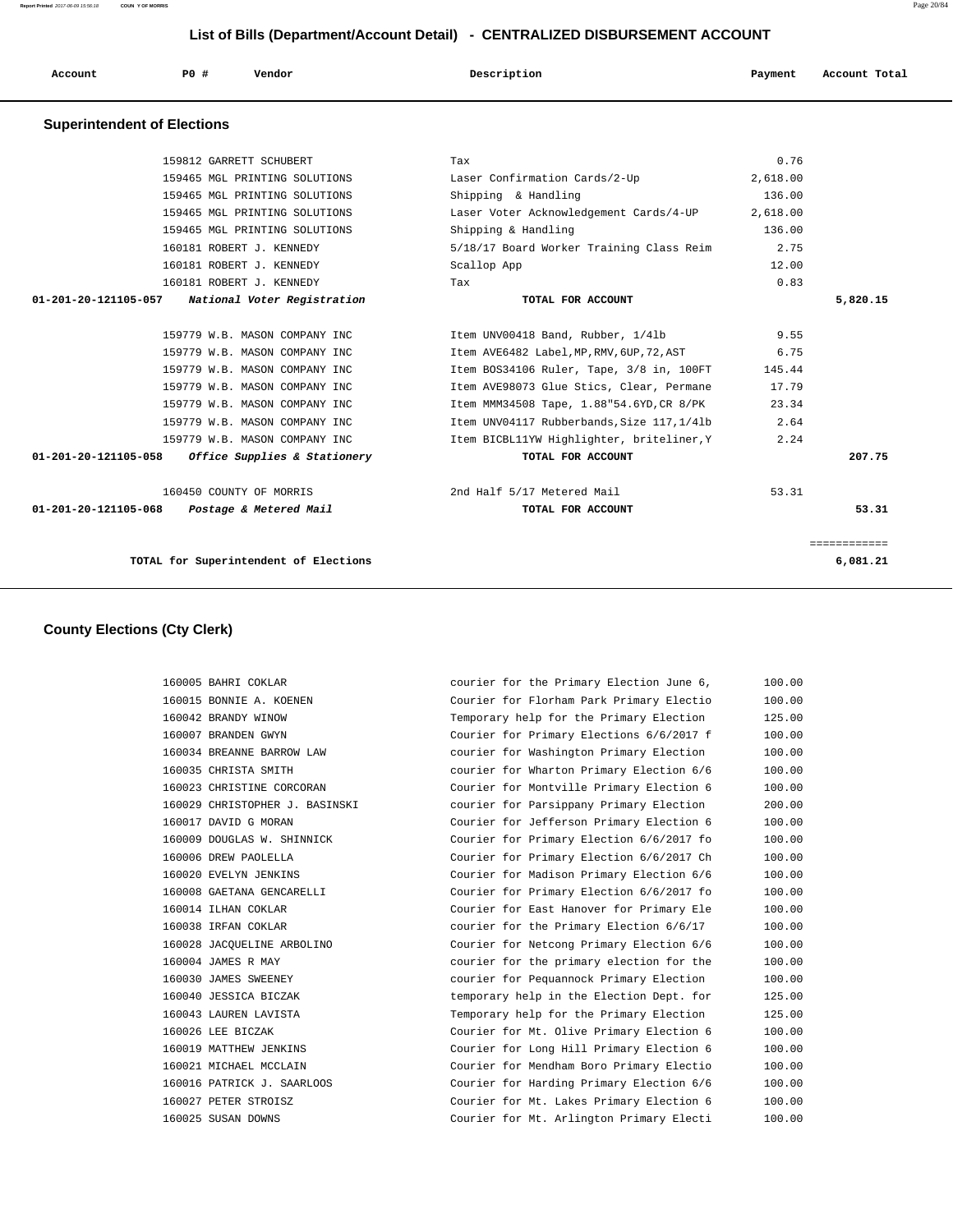# List of Bills (Department/Account Detail) - CENTRALIZED DISBURSEMENT ACCOUNT

| Account | PO # | Vendor | Description | Payment | Account Total |
|---|---|---|---|---|---|

## Superintendent of Elections

| Account | PO # | Vendor | Description | Payment | Account Total |
|---|---|---|---|---|---|
| | 159812 | GARRETT SCHUBERT | Tax | 0.76 | |
| | 159465 | MGL PRINTING SOLUTIONS | Laser Confirmation Cards/2-Up | 2,618.00 | |
| | 159465 | MGL PRINTING SOLUTIONS | Shipping & Handling | 136.00 | |
| | 159465 | MGL PRINTING SOLUTIONS | Laser Voter Acknowledgement Cards/4-UP | 2,618.00 | |
| | 159465 | MGL PRINTING SOLUTIONS | Shipping & Handling | 136.00 | |
| | 160181 | ROBERT J. KENNEDY | 5/18/17 Board Worker Training Class Reim | 2.75 | |
| | 160181 | ROBERT J. KENNEDY | Scallop App | 12.00 | |
| | 160181 | ROBERT J. KENNEDY | Tax | 0.83 | |
| 01-201-20-121105-057 | | *National Voter Registration* | TOTAL FOR ACCOUNT | | 5,820.15 |
| | 159779 | W.B. MASON COMPANY INC | Item UNV00418 Band, Rubber, 1/4lb | 9.55 | |
| | 159779 | W.B. MASON COMPANY INC | Item AVE6482 Label,MP,RMV,6UP,72,AST | 6.75 | |
| | 159779 | W.B. MASON COMPANY INC | Item BOS34106 Ruler, Tape, 3/8 in, 100FT | 145.44 | |
| | 159779 | W.B. MASON COMPANY INC | Item AVE98073 Glue Stics, Clear, Permane | 17.79 | |
| | 159779 | W.B. MASON COMPANY INC | Item MMM34508 Tape, 1.88"54.6YD,CR 8/PK | 23.34 | |
| | 159779 | W.B. MASON COMPANY INC | Item UNV04117 Rubberbands,Size 117,1/4lb | 2.64 | |
| | 159779 | W.B. MASON COMPANY INC | Item BICBL11YW Highlighter, briteliner,Y | 2.24 | |
| 01-201-20-121105-058 | | *Office Supplies & Stationery* | TOTAL FOR ACCOUNT | | 207.75 |
| | 160450 | COUNTY OF MORRIS | 2nd Half 5/17 Metered Mail | 53.31 | |
| 01-201-20-121105-068 | | *Postage & Metered Mail* | TOTAL FOR ACCOUNT | | 53.31 |
| | | TOTAL for Superintendent of Elections | | | 6,081.21 |

## County Elections (Cty Clerk)

| Account | PO # | Vendor | Description | Payment | Account Total |
|---|---|---|---|---|---|
| | 160005 | BAHRI COKLAR | courier for the Primary Election June 6, | 100.00 | |
| | 160015 | BONNIE A. KOENEN | Courier for Florham Park Primary Electio | 100.00 | |
| | 160042 | BRANDY WINOW | Temporary help for the Primary Election | 125.00 | |
| | 160007 | BRANDEN GWYN | Courier for Primary Elections 6/6/2017 f | 100.00 | |
| | 160034 | BREANNE BARROW LAW | courier for Washington Primary Election | 100.00 | |
| | 160035 | CHRISTA SMITH | courier for Wharton Primary Election 6/6 | 100.00 | |
| | 160023 | CHRISTINE CORCORAN | Courier for Montville Primary Election 6 | 100.00 | |
| | 160029 | CHRISTOPHER J. BASINSKI | courier for Parsippany Primary Election | 200.00 | |
| | 160017 | DAVID G MORAN | Courier for Jefferson Primary Election 6 | 100.00 | |
| | 160009 | DOUGLAS W. SHINNICK | Courier for Primary Election 6/6/2017 fo | 100.00 | |
| | 160006 | DREW PAOLELLA | Courier for Primary Election 6/6/2017 Ch | 100.00 | |
| | 160020 | EVELYN JENKINS | Courier for Madison Primary Election 6/6 | 100.00 | |
| | 160008 | GAETANA GENCARELLI | Courier for Primary Election 6/6/2017 fo | 100.00 | |
| | 160014 | ILHAN COKLAR | Courier for East Hanover for Primary Ele | 100.00 | |
| | 160038 | IRFAN COKLAR | courier for the Primary Election 6/6/17 | 100.00 | |
| | 160028 | JACQUELINE ARBOLINO | Courier for Netcong Primary Election 6/6 | 100.00 | |
| | 160004 | JAMES R MAY | courier for the primary election for the | 100.00 | |
| | 160030 | JAMES SWEENEY | courier for Pequannock Primary Election | 100.00 | |
| | 160040 | JESSICA BICZAK | temporary help in the Election Dept. for | 125.00 | |
| | 160043 | LAUREN LAVISTA | Temporary help for the Primary Election | 125.00 | |
| | 160026 | LEE BICZAK | Courier for Mt. Olive Primary Election 6 | 100.00 | |
| | 160019 | MATTHEW JENKINS | Courier for Long Hill Primary Election 6 | 100.00 | |
| | 160021 | MICHAEL MCCLAIN | Courier for Mendham Boro Primary Electio | 100.00 | |
| | 160016 | PATRICK J. SAARLOOS | Courier for Harding Primary Election 6/6 | 100.00 | |
| | 160027 | PETER STROISZ | Courier for Mt. Lakes Primary Election 6 | 100.00 | |
| | 160025 | SUSAN DOWNS | Courier for Mt. Arlington Primary Electi | 100.00 | |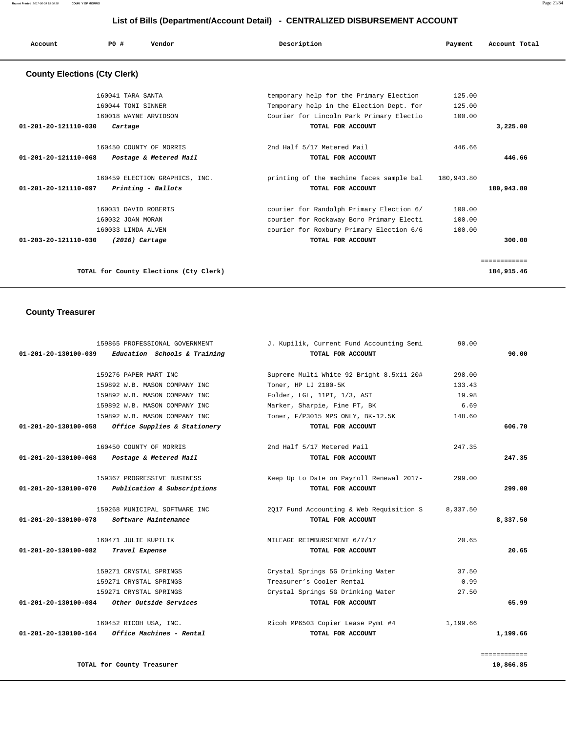## List of Bills (Department/Account Detail) - CENTRALIZED DISBURSEMENT ACCOUNT

### County Elections (Cty Clerk)

| Account | PO # | Vendor | Description | Payment | Account Total |
|---|---|---|---|---|---|
| | 160041 | TARA SANTA | temporary help for the Primary Election | 125.00 | |
| | 160044 | TONI SINNER | Temporary help in the Election Dept. for | 125.00 | |
| | 160018 | WAYNE ARVIDSON | Courier for Lincoln Park Primary Electio | 100.00 | |
| 01-201-20-121110-030 | | *Cartage* | TOTAL FOR ACCOUNT | | 3,225.00 |
| | 160450 | COUNTY OF MORRIS | 2nd Half 5/17 Metered Mail | 446.66 | |
| 01-201-20-121110-068 | | *Postage & Metered Mail* | TOTAL FOR ACCOUNT | | 446.66 |
| | 160459 | ELECTION GRAPHICS, INC. | printing of the machine faces sample bal | 180,943.80 | |
| 01-201-20-121110-097 | | *Printing - Ballots* | TOTAL FOR ACCOUNT | | 180,943.80 |
| | 160031 | DAVID ROBERTS | courier for Randolph Primary Election 6/ | 100.00 | |
| | 160032 | JOAN MORAN | courier for Rockaway Boro Primary Electi | 100.00 | |
| | 160033 | LINDA ALVEN | courier for Roxbury Primary Election 6/6 | 100.00 | |
| 01-203-20-121110-030 | | *(2016) Cartage* | TOTAL FOR ACCOUNT | | 300.00 |

**TOTAL for County Elections (Cty Clerk)** 184,915.46

### County Treasurer

| Account | PO # | Vendor | Description | Payment | Account Total |
|---|---|---|---|---|---|
| | 159865 | PROFESSIONAL GOVERNMENT | J. Kupilik, Current Fund Accounting Semi | 90.00 | |
| 01-201-20-130100-039 | | *Education Schools & Training* | TOTAL FOR ACCOUNT | | 90.00 |
| | 159276 | PAPER MART INC | Supreme Multi White 92 Bright 8.5x11 20# | 298.00 | |
| | 159892 | W.B. MASON COMPANY INC | Toner, HP LJ 2100-5K | 133.43 | |
| | 159892 | W.B. MASON COMPANY INC | Folder, LGL, 11PT, 1/3, AST | 19.98 | |
| | 159892 | W.B. MASON COMPANY INC | Marker, Sharpie, Fine PT, BK | 6.69 | |
| | 159892 | W.B. MASON COMPANY INC | Toner, F/P3015 MPS ONLY, BK-12.5K | 148.60 | |
| 01-201-20-130100-058 | | *Office Supplies & Stationery* | TOTAL FOR ACCOUNT | | 606.70 |
| | 160450 | COUNTY OF MORRIS | 2nd Half 5/17 Metered Mail | 247.35 | |
| 01-201-20-130100-068 | | *Postage & Metered Mail* | TOTAL FOR ACCOUNT | | 247.35 |
| | 159367 | PROGRESSIVE BUSINESS | Keep Up to Date on Payroll Renewal 2017- | 299.00 | |
| 01-201-20-130100-070 | | *Publication & Subscriptions* | TOTAL FOR ACCOUNT | | 299.00 |
| | 159268 | MUNICIPAL SOFTWARE INC | 2Q17 Fund Accounting & Web Requisition S | 8,337.50 | |
| 01-201-20-130100-078 | | *Software Maintenance* | TOTAL FOR ACCOUNT | | 8,337.50 |
| | 160471 | JULIE KUPILIK | MILEAGE REIMBURSEMENT 6/7/17 | 20.65 | |
| 01-201-20-130100-082 | | *Travel Expense* | TOTAL FOR ACCOUNT | | 20.65 |
| | 159271 | CRYSTAL SPRINGS | Crystal Springs 5G Drinking Water | 37.50 | |
| | 159271 | CRYSTAL SPRINGS | Treasurer's Cooler Rental | 0.99 | |
| | 159271 | CRYSTAL SPRINGS | Crystal Springs 5G Drinking Water | 27.50 | |
| 01-201-20-130100-084 | | *Other Outside Services* | TOTAL FOR ACCOUNT | | 65.99 |
| | 160452 | RICOH USA, INC. | Ricoh MP6503 Copier Lease Pymt #4 | 1,199.66 | |
| 01-201-20-130100-164 | | *Office Machines - Rental* | TOTAL FOR ACCOUNT | | 1,199.66 |

**TOTAL for County Treasurer** 10,866.85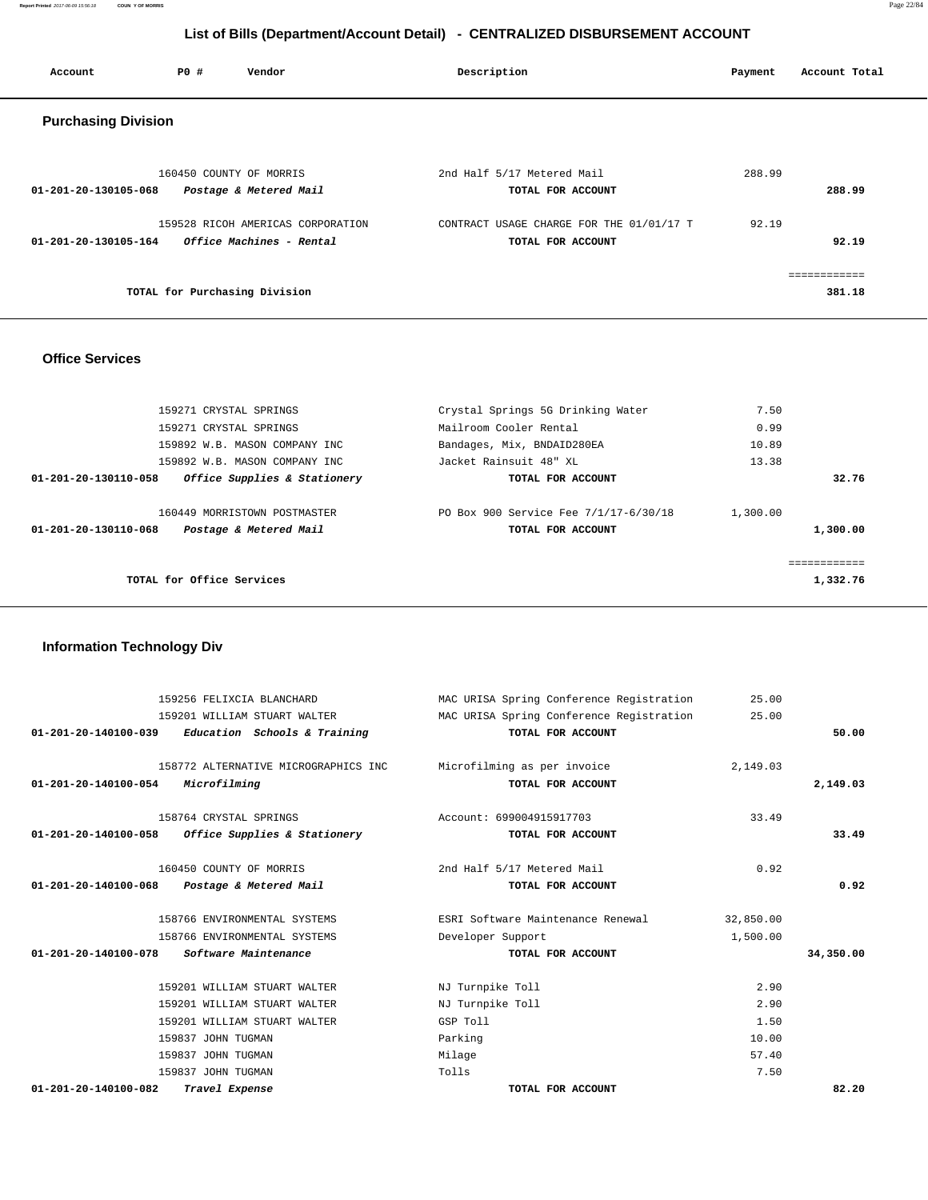# List of Bills (Department/Account Detail) - CENTRALIZED DISBURSEMENT ACCOUNT

| Account | PO # | Vendor | Description | Payment | Account Total |
|---|---|---|---|---|---|

## Purchasing Division

| Account | PO # | Vendor | Description | Payment | Account Total |
|---|---|---|---|---|---|
| | 160450 | COUNTY OF MORRIS | 2nd Half 5/17 Metered Mail | 288.99 | |
| 01-201-20-130105-068 | | *Postage & Metered Mail* | TOTAL FOR ACCOUNT | | 288.99 |
| | 159528 | RICOH AMERICAS CORPORATION | CONTRACT USAGE CHARGE FOR THE 01/01/17 T | 92.19 | |
| 01-201-20-130105-164 | | *Office Machines - Rental* | TOTAL FOR ACCOUNT | | 92.19 |
| | | | | | ============ |
| | | TOTAL for Purchasing Division | | | 381.18 |

## Office Services

| Account | PO # | Vendor | Description | Payment | Account Total |
|---|---|---|---|---|---|
| | 159271 | CRYSTAL SPRINGS | Crystal Springs 5G Drinking Water | 7.50 | |
| | 159271 | CRYSTAL SPRINGS | Mailroom Cooler Rental | 0.99 | |
| | 159892 | W.B. MASON COMPANY INC | Bandages, Mix, BNDAID280EA | 10.89 | |
| | 159892 | W.B. MASON COMPANY INC | Jacket Rainsuit 48" XL | 13.38 | |
| 01-201-20-130110-058 | | *Office Supplies & Stationery* | TOTAL FOR ACCOUNT | | 32.76 |
| | 160449 | MORRISTOWN POSTMASTER | PO Box 900 Service Fee 7/1/17-6/30/18 | 1,300.00 | |
| 01-201-20-130110-068 | | *Postage & Metered Mail* | TOTAL FOR ACCOUNT | | 1,300.00 |
| | | | | | ============ |
| | | TOTAL for Office Services | | | 1,332.76 |

## Information Technology Div

| Account | PO # | Vendor | Description | Payment | Account Total |
|---|---|---|---|---|---|
| | 159256 | FELIXCIA BLANCHARD | MAC URISA Spring Conference Registration | 25.00 | |
| | 159201 | WILLIAM STUART WALTER | MAC URISA Spring Conference Registration | 25.00 | |
| 01-201-20-140100-039 | | *Education Schools & Training* | TOTAL FOR ACCOUNT | | 50.00 |
| | 158772 | ALTERNATIVE MICROGRAPHICS INC | Microfilming as per invoice | 2,149.03 | |
| 01-201-20-140100-054 | | *Microfilming* | TOTAL FOR ACCOUNT | | 2,149.03 |
| | 158764 | CRYSTAL SPRINGS | Account: 699004915917703 | 33.49 | |
| 01-201-20-140100-058 | | *Office Supplies & Stationery* | TOTAL FOR ACCOUNT | | 33.49 |
| | 160450 | COUNTY OF MORRIS | 2nd Half 5/17 Metered Mail | 0.92 | |
| 01-201-20-140100-068 | | *Postage & Metered Mail* | TOTAL FOR ACCOUNT | | 0.92 |
| | 158766 | ENVIRONMENTAL SYSTEMS | ESRI Software Maintenance Renewal | 32,850.00 | |
| | 158766 | ENVIRONMENTAL SYSTEMS | Developer Support | 1,500.00 | |
| 01-201-20-140100-078 | | *Software Maintenance* | TOTAL FOR ACCOUNT | | 34,350.00 |
| | 159201 | WILLIAM STUART WALTER | NJ Turnpike Toll | 2.90 | |
| | 159201 | WILLIAM STUART WALTER | NJ Turnpike Toll | 2.90 | |
| | 159201 | WILLIAM STUART WALTER | GSP Toll | 1.50 | |
| | 159837 | JOHN TUGMAN | Parking | 10.00 | |
| | 159837 | JOHN TUGMAN | Milage | 57.40 | |
| | 159837 | JOHN TUGMAN | Tolls | 7.50 | |
| 01-201-20-140100-082 | | *Travel Expense* | TOTAL FOR ACCOUNT | | 82.20 |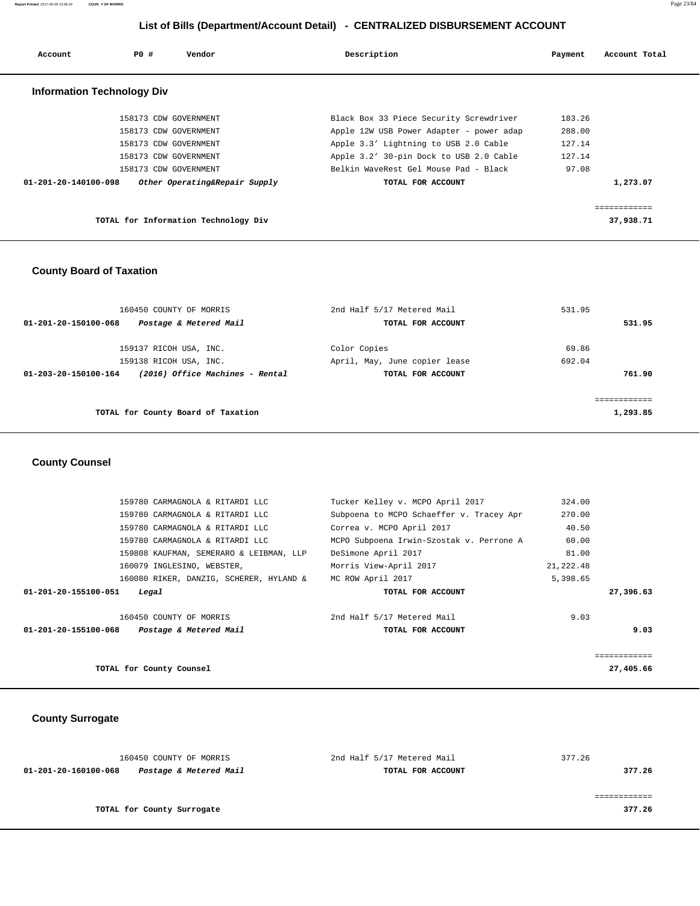# List of Bills (Department/Account Detail) - CENTRALIZED DISBURSEMENT ACCOUNT

| Account | PO # | Vendor | Description | Payment | Account Total |
|---|---|---|---|---|---|

## Information Technology Div

| Account | PO # | Vendor | Description | Payment | Account Total |
|---|---|---|---|---|---|
| | 158173 | CDW GOVERNMENT | Black Box 33 Piece Security Screwdriver | 183.26 | |
| | 158173 | CDW GOVERNMENT | Apple 12W USB Power Adapter - power adap | 288.00 | |
| | 158173 | CDW GOVERNMENT | Apple 3.3' Lightning to USB 2.0 Cable | 127.14 | |
| | 158173 | CDW GOVERNMENT | Apple 3.2' 30-pin Dock to USB 2.0 Cable | 127.14 | |
| | 158173 | CDW GOVERNMENT | Belkin WaveRest Gel Mouse Pad - Black | 97.08 | |
| **01-201-20-140100-098** | | ***Other Operating&Repair Supply*** | **TOTAL FOR ACCOUNT** | | **1,273.07** |
| | | **TOTAL for Information Technology Div** | | | **37,938.71** |

## County Board of Taxation

| Account | PO # | Vendor | Description | Payment | Account Total |
|---|---|---|---|---|---|
| | 160450 | COUNTY OF MORRIS | 2nd Half 5/17 Metered Mail | 531.95 | |
| **01-201-20-150100-068** | | ***Postage & Metered Mail*** | **TOTAL FOR ACCOUNT** | | **531.95** |
| | 159137 | RICOH USA, INC. | Color Copies | 69.86 | |
| | 159138 | RICOH USA, INC. | April, May, June copier lease | 692.04 | |
| **01-203-20-150100-164** | | ***(2016) Office Machines - Rental*** | **TOTAL FOR ACCOUNT** | | **761.90** |
| | | **TOTAL for County Board of Taxation** | | | **1,293.85** |

## County Counsel

| Account | PO # | Vendor | Description | Payment | Account Total |
|---|---|---|---|---|---|
| | 159780 | CARMAGNOLA & RITARDI LLC | Tucker Kelley v. MCPO April 2017 | 324.00 | |
| | 159780 | CARMAGNOLA & RITARDI LLC | Subpoena to MCPO Schaeffer v. Tracey Apr | 270.00 | |
| | 159780 | CARMAGNOLA & RITARDI LLC | Correa v. MCPO April 2017 | 40.50 | |
| | 159780 | CARMAGNOLA & RITARDI LLC | MCPO Subpoena Irwin-Szostak v. Perrone A | 60.00 | |
| | 159808 | KAUFMAN, SEMERARO & LEIBMAN, LLP | DeSimone April 2017 | 81.00 | |
| | 160079 | INGLESINO, WEBSTER, | Morris View-April 2017 | 21,222.48 | |
| | 160080 | RIKER, DANZIG, SCHERER, HYLAND & | MC ROW April 2017 | 5,398.65 | |
| **01-201-20-155100-051** | | ***Legal*** | **TOTAL FOR ACCOUNT** | | **27,396.63** |
| | 160450 | COUNTY OF MORRIS | 2nd Half 5/17 Metered Mail | 9.03 | |
| **01-201-20-155100-068** | | ***Postage & Metered Mail*** | **TOTAL FOR ACCOUNT** | | **9.03** |
| | | **TOTAL for County Counsel** | | | **27,405.66** |

## County Surrogate

| Account | PO # | Vendor | Description | Payment | Account Total |
|---|---|---|---|---|---|
| | 160450 | COUNTY OF MORRIS | 2nd Half 5/17 Metered Mail | 377.26 | |
| **01-201-20-160100-068** | | ***Postage & Metered Mail*** | **TOTAL FOR ACCOUNT** | | **377.26** |
| | | **TOTAL for County Surrogate** | | | **377.26** |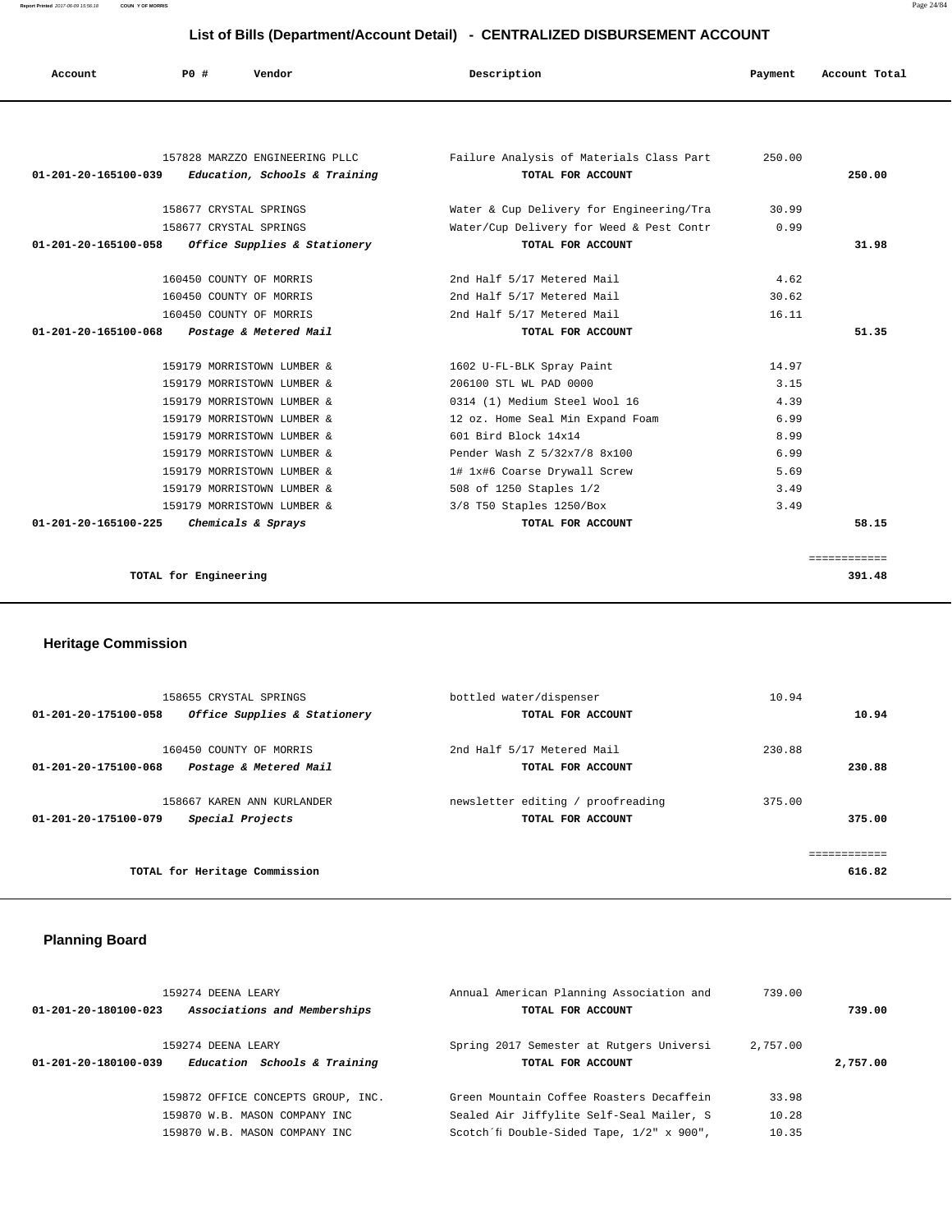# List of Bills (Department/Account Detail) - CENTRALIZED DISBURSEMENT ACCOUNT

| Account | PO # | Vendor | Description | Payment | Account Total |
|---|---|---|---|---|---|
| | 157828 | MARZZO ENGINEERING PLLC | Failure Analysis of Materials Class Part | 250.00 | |
| 01-201-20-165100-039 | | *Education, Schools & Training* | TOTAL FOR ACCOUNT | | 250.00 |
| | 158677 | CRYSTAL SPRINGS | Water & Cup Delivery for Engineering/Tra | 30.99 | |
| | 158677 | CRYSTAL SPRINGS | Water/Cup Delivery for Weed & Pest Contr | 0.99 | |
| 01-201-20-165100-058 | | *Office Supplies & Stationery* | TOTAL FOR ACCOUNT | | 31.98 |
| | 160450 | COUNTY OF MORRIS | 2nd Half 5/17 Metered Mail | 4.62 | |
| | 160450 | COUNTY OF MORRIS | 2nd Half 5/17 Metered Mail | 30.62 | |
| | 160450 | COUNTY OF MORRIS | 2nd Half 5/17 Metered Mail | 16.11 | |
| 01-201-20-165100-068 | | *Postage & Metered Mail* | TOTAL FOR ACCOUNT | | 51.35 |
| | 159179 | MORRISTOWN LUMBER & | 1602 U-FL-BLK Spray Paint | 14.97 | |
| | 159179 | MORRISTOWN LUMBER & | 206100 STL WL PAD 0000 | 3.15 | |
| | 159179 | MORRISTOWN LUMBER & | 0314 (1) Medium Steel Wool 16 | 4.39 | |
| | 159179 | MORRISTOWN LUMBER & | 12 oz. Home Seal Min Expand Foam | 6.99 | |
| | 159179 | MORRISTOWN LUMBER & | 601 Bird Block 14x14 | 8.99 | |
| | 159179 | MORRISTOWN LUMBER & | Pender Wash Z 5/32x7/8 8x100 | 6.99 | |
| | 159179 | MORRISTOWN LUMBER & | 1# 1x#6 Coarse Drywall Screw | 5.69 | |
| | 159179 | MORRISTOWN LUMBER & | 508 of 1250 Staples 1/2 | 3.49 | |
| | 159179 | MORRISTOWN LUMBER & | 3/8 T50 Staples 1250/Box | 3.49 | |
| 01-201-20-165100-225 | | *Chemicals & Sprays* | TOTAL FOR ACCOUNT | | 58.15 |
| | | | | | ============ |
| | | **TOTAL for Engineering** | | | 391.48 |

## Heritage Commission

| Account | PO # | Vendor | Description | Payment | Account Total |
|---|---|---|---|---|---|
| | 158655 | CRYSTAL SPRINGS | bottled water/dispenser | 10.94 | |
| 01-201-20-175100-058 | | *Office Supplies & Stationery* | TOTAL FOR ACCOUNT | | 10.94 |
| | 160450 | COUNTY OF MORRIS | 2nd Half 5/17 Metered Mail | 230.88 | |
| 01-201-20-175100-068 | | *Postage & Metered Mail* | TOTAL FOR ACCOUNT | | 230.88 |
| | 158667 | KAREN ANN KURLANDER | newsletter editing / proofreading | 375.00 | |
| 01-201-20-175100-079 | | *Special Projects* | TOTAL FOR ACCOUNT | | 375.00 |
| | | | | | ============ |
| | | **TOTAL for Heritage Commission** | | | 616.82 |

## Planning Board

| Account | PO # | Vendor | Description | Payment | Account Total |
|---|---|---|---|---|---|
| | 159274 | DEENA LEARY | Annual American Planning Association and | 739.00 | |
| 01-201-20-180100-023 | | *Associations and Memberships* | TOTAL FOR ACCOUNT | | 739.00 |
| | 159274 | DEENA LEARY | Spring 2017 Semester at Rutgers Universi | 2,757.00 | |
| 01-201-20-180100-039 | | *Education Schools & Training* | TOTAL FOR ACCOUNT | | 2,757.00 |
| | 159872 | OFFICE CONCEPTS GROUP, INC. | Green Mountain Coffee Roasters Decaffein | 33.98 | |
| | 159870 | W.B. MASON COMPANY INC | Sealed Air Jiffylite Self-Seal Mailer, S | 10.28 | |
| | 159870 | W.B. MASON COMPANY INC | Scotch´fi Double-Sided Tape, 1/2" x 900", | 10.35 | |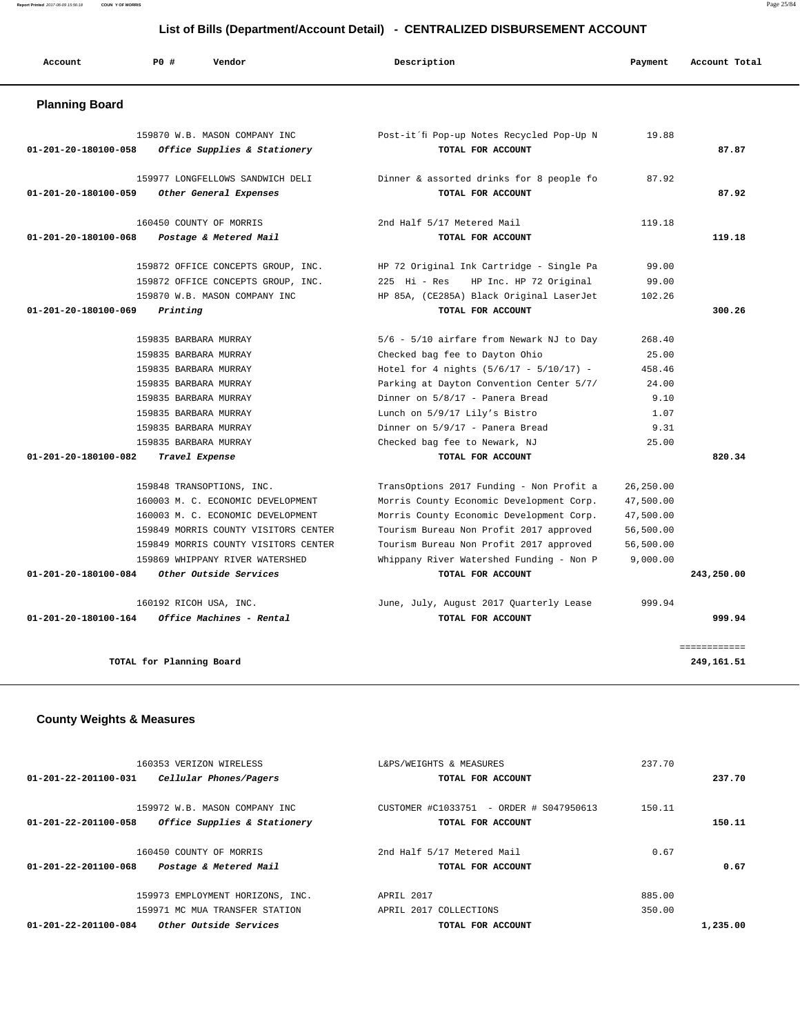## List of Bills (Department/Account Detail) - CENTRALIZED DISBURSEMENT ACCOUNT

| Account | PO # | Vendor | Description | Payment | Account Total |
|---|---|---|---|---|---|

### Planning Board

| Account | PO # | Vendor | Description | Payment | Account Total |
|---|---|---|---|---|---|
| | 159870 | W.B. MASON COMPANY INC | Post-it´fi Pop-up Notes Recycled Pop-Up N | 19.88 | |
| 01-201-20-180100-058 | | *Office Supplies & Stationery* | TOTAL FOR ACCOUNT | | 87.87 |
| | 159977 | LONGFELLOWS SANDWICH DELI | Dinner & assorted drinks for 8 people fo | 87.92 | |
| 01-201-20-180100-059 | | *Other General Expenses* | TOTAL FOR ACCOUNT | | 87.92 |
| | 160450 | COUNTY OF MORRIS | 2nd Half 5/17 Metered Mail | 119.18 | |
| 01-201-20-180100-068 | | *Postage & Metered Mail* | TOTAL FOR ACCOUNT | | 119.18 |
| | 159872 | OFFICE CONCEPTS GROUP, INC. | HP 72 Original Ink Cartridge - Single Pa | 99.00 | |
| | 159872 | OFFICE CONCEPTS GROUP, INC. | 225 Hi - Res HP Inc. HP 72 Original | 99.00 | |
| | 159870 | W.B. MASON COMPANY INC | HP 85A, (CE285A) Black Original LaserJet | 102.26 | |
| 01-201-20-180100-069 | | *Printing* | TOTAL FOR ACCOUNT | | 300.26 |
| | 159835 | BARBARA MURRAY | 5/6 - 5/10 airfare from Newark NJ to Day | 268.40 | |
| | 159835 | BARBARA MURRAY | Checked bag fee to Dayton Ohio | 25.00 | |
| | 159835 | BARBARA MURRAY | Hotel for 4 nights (5/6/17 - 5/10/17) - | 458.46 | |
| | 159835 | BARBARA MURRAY | Parking at Dayton Convention Center 5/7/ | 24.00 | |
| | 159835 | BARBARA MURRAY | Dinner on 5/8/17 - Panera Bread | 9.10 | |
| | 159835 | BARBARA MURRAY | Lunch on 5/9/17 Lily's Bistro | 1.07 | |
| | 159835 | BARBARA MURRAY | Dinner on 5/9/17 - Panera Bread | 9.31 | |
| | 159835 | BARBARA MURRAY | Checked bag fee to Newark, NJ | 25.00 | |
| 01-201-20-180100-082 | | *Travel Expense* | TOTAL FOR ACCOUNT | | 820.34 |
| | 159848 | TRANSOPTIONS, INC. | TransOptions 2017 Funding - Non Profit a | 26,250.00 | |
| | 160003 | M. C. ECONOMIC DEVELOPMENT | Morris County Economic Development Corp. | 47,500.00 | |
| | 160003 | M. C. ECONOMIC DEVELOPMENT | Morris County Economic Development Corp. | 47,500.00 | |
| | 159849 | MORRIS COUNTY VISITORS CENTER | Tourism Bureau Non Profit 2017 approved | 56,500.00 | |
| | 159849 | MORRIS COUNTY VISITORS CENTER | Tourism Bureau Non Profit 2017 approved | 56,500.00 | |
| | 159869 | WHIPPANY RIVER WATERSHED | Whippany River Watershed Funding - Non P | 9,000.00 | |
| 01-201-20-180100-084 | | *Other Outside Services* | TOTAL FOR ACCOUNT | | 243,250.00 |
| | 160192 | RICOH USA, INC. | June, July, August 2017 Quarterly Lease | 999.94 | |
| 01-201-20-180100-164 | | *Office Machines - Rental* | TOTAL FOR ACCOUNT | | 999.94 |
| | | | | | ============ |
| | | **TOTAL for Planning Board** | | | 249,161.51 |

### County Weights & Measures

| Account | PO # | Vendor | Description | Payment | Account Total |
|---|---|---|---|---|---|
| | 160353 | VERIZON WIRELESS | L&PS/WEIGHTS & MEASURES | 237.70 | |
| 01-201-22-201100-031 | | *Cellular Phones/Pagers* | TOTAL FOR ACCOUNT | | 237.70 |
| | 159972 | W.B. MASON COMPANY INC | CUSTOMER #C1033751 - ORDER # S047950613 | 150.11 | |
| 01-201-22-201100-058 | | *Office Supplies & Stationery* | TOTAL FOR ACCOUNT | | 150.11 |
| | 160450 | COUNTY OF MORRIS | 2nd Half 5/17 Metered Mail | 0.67 | |
| 01-201-22-201100-068 | | *Postage & Metered Mail* | TOTAL FOR ACCOUNT | | 0.67 |
| | 159973 | EMPLOYMENT HORIZONS, INC. | APRIL 2017 | 885.00 | |
| | 159971 | MC MUA TRANSFER STATION | APRIL 2017 COLLECTIONS | 350.00 | |
| 01-201-22-201100-084 | | *Other Outside Services* | TOTAL FOR ACCOUNT | | 1,235.00 |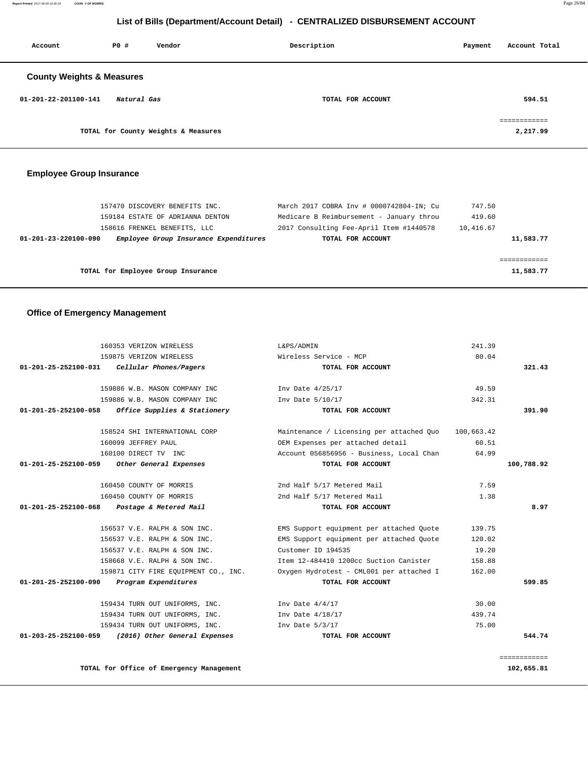## List of Bills (Department/Account Detail) - CENTRALIZED DISBURSEMENT ACCOUNT

| Account | PO # | Vendor | Description | Payment | Account Total |
|---|---|---|---|---|---|

### County Weights & Measures

| Account | PO # | Vendor | Description | Payment | Account Total |
|---|---|---|---|---|---|
| 01-201-22-201100-141 | | *Natural Gas* | TOTAL FOR ACCOUNT | | 594.51 |
| | | | | | ============ |
| | | TOTAL for County Weights & Measures | | | 2,217.99 |

### Employee Group Insurance

| Account | PO # | Vendor | Description | Payment | Account Total |
|---|---|---|---|---|---|
| | 157470 | DISCOVERY BENEFITS INC. | March 2017 COBRA Inv # 0000742804-IN; Cu | 747.50 | |
| | 159184 | ESTATE OF ADRIANNA DENTON | Medicare B Reimbursement - January throu | 419.60 | |
| | 158616 | FRENKEL BENEFITS, LLC | 2017 Consulting Fee-April Item #1440578 | 10,416.67 | |
| 01-201-23-220100-090 | | *Employee Group Insurance Expenditures* | TOTAL FOR ACCOUNT | | 11,583.77 |
| | | | | | ============ |
| | | TOTAL for Employee Group Insurance | | | 11,583.77 |

### Office of Emergency Management

| Account | PO # | Vendor | Description | Payment | Account Total |
|---|---|---|---|---|---|
| | 160353 | VERIZON WIRELESS | L&PS/ADMIN | 241.39 | |
| | 159875 | VERIZON WIRELESS | Wireless Service - MCP | 80.04 | |
| 01-201-25-252100-031 | | *Cellular Phones/Pagers* | TOTAL FOR ACCOUNT | | 321.43 |
| | 159886 | W.B. MASON COMPANY INC | Inv Date 4/25/17 | 49.59 | |
| | 159886 | W.B. MASON COMPANY INC | Inv Date 5/10/17 | 342.31 | |
| 01-201-25-252100-058 | | *Office Supplies & Stationery* | TOTAL FOR ACCOUNT | | 391.90 |
| | 158524 | SHI INTERNATIONAL CORP | Maintenance / Licensing per attached Quo | 100,663.42 | |
| | 160099 | JEFFREY PAUL | OEM Expenses per attached detail | 60.51 | |
| | 160100 | DIRECT TV INC | Account 056856956 - Business, Local Chan | 64.99 | |
| 01-201-25-252100-059 | | *Other General Expenses* | TOTAL FOR ACCOUNT | | 100,788.92 |
| | 160450 | COUNTY OF MORRIS | 2nd Half 5/17 Metered Mail | 7.59 | |
| | 160450 | COUNTY OF MORRIS | 2nd Half 5/17 Metered Mail | 1.38 | |
| 01-201-25-252100-068 | | *Postage & Metered Mail* | TOTAL FOR ACCOUNT | | 8.97 |
| | 156537 | V.E. RALPH & SON INC. | EMS Support equipment per attached Quote | 139.75 | |
| | 156537 | V.E. RALPH & SON INC. | EMS Support equipment per attached Quote | 120.02 | |
| | 156537 | V.E. RALPH & SON INC. | Customer ID 194535 | 19.20 | |
| | 158668 | V.E. RALPH & SON INC. | Item 12-484410 1200cc Suction Canister | 158.88 | |
| | 159871 | CITY FIRE EQUIPMENT CO., INC. | Oxygen Hydrotest - CML001 per attached I | 162.00 | |
| 01-201-25-252100-090 | | *Program Expenditures* | TOTAL FOR ACCOUNT | | 599.85 |
| | 159434 | TURN OUT UNIFORMS, INC. | Inv Date 4/4/17 | 30.00 | |
| | 159434 | TURN OUT UNIFORMS, INC. | Inv Date 4/18/17 | 439.74 | |
| | 159434 | TURN OUT UNIFORMS, INC. | Inv Date 5/3/17 | 75.00 | |
| 01-203-25-252100-059 | | *(2016) Other General Expenses* | TOTAL FOR ACCOUNT | | 544.74 |
| | | | | | ============ |
| | | TOTAL for Office of Emergency Management | | | 102,655.81 |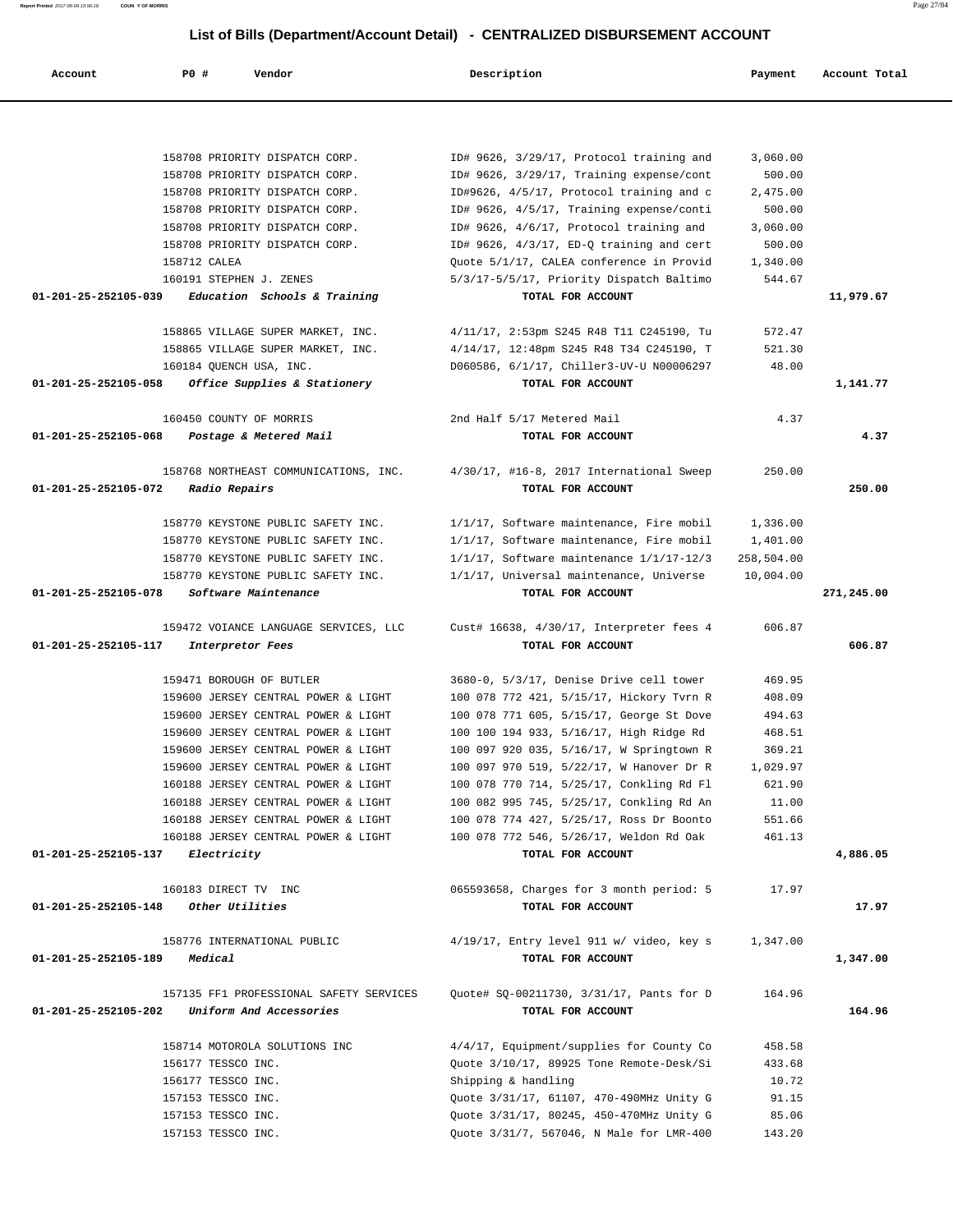## List of Bills (Department/Account Detail) - CENTRALIZED DISBURSEMENT ACCOUNT

| Account | PO # | Vendor | Description | Payment | Account Total |
|---|---|---|---|---|---|
| | 158708 | PRIORITY DISPATCH CORP. | ID# 9626, 3/29/17, Protocol training and | 3,060.00 | |
| | 158708 | PRIORITY DISPATCH CORP. | ID# 9626, 3/29/17, Training expense/cont | 500.00 | |
| | 158708 | PRIORITY DISPATCH CORP. | ID#9626, 4/5/17, Protocol training and c | 2,475.00 | |
| | 158708 | PRIORITY DISPATCH CORP. | ID# 9626, 4/5/17, Training expense/conti | 500.00 | |
| | 158708 | PRIORITY DISPATCH CORP. | ID# 9626, 4/6/17, Protocol training and | 3,060.00 | |
| | 158708 | PRIORITY DISPATCH CORP. | ID# 9626, 4/3/17, ED-Q training and cert | 500.00 | |
| | 158712 | CALEA | Quote 5/1/17, CALEA conference in Provid | 1,340.00 | |
| | 160191 | STEPHEN J. ZENES | 5/3/17-5/5/17, Priority Dispatch Baltimo | 544.67 | |
| **01-201-25-252105-039** | | ***Education Schools & Training*** | **TOTAL FOR ACCOUNT** | | **11,979.67** |
| | 158865 | VILLAGE SUPER MARKET, INC. | 4/11/17, 2:53pm S245 R48 T11 C245190, Tu | 572.47 | |
| | 158865 | VILLAGE SUPER MARKET, INC. | 4/14/17, 12:48pm S245 R48 T34 C245190, T | 521.30 | |
| | 160184 | QUENCH USA, INC. | D060586, 6/1/17, Chiller3-UV-U N00006297 | 48.00 | |
| **01-201-25-252105-058** | | ***Office Supplies & Stationery*** | **TOTAL FOR ACCOUNT** | | **1,141.77** |
| | 160450 | COUNTY OF MORRIS | 2nd Half 5/17 Metered Mail | 4.37 | |
| **01-201-25-252105-068** | | ***Postage & Metered Mail*** | **TOTAL FOR ACCOUNT** | | **4.37** |
| | 158768 | NORTHEAST COMMUNICATIONS, INC. | 4/30/17, #16-8, 2017 International Sweep | 250.00 | |
| **01-201-25-252105-072** | | ***Radio Repairs*** | **TOTAL FOR ACCOUNT** | | **250.00** |
| | 158770 | KEYSTONE PUBLIC SAFETY INC. | 1/1/17, Software maintenance, Fire mobil | 1,336.00 | |
| | 158770 | KEYSTONE PUBLIC SAFETY INC. | 1/1/17, Software maintenance, Fire mobil | 1,401.00 | |
| | 158770 | KEYSTONE PUBLIC SAFETY INC. | 1/1/17, Software maintenance 1/1/17-12/3 | 258,504.00 | |
| | 158770 | KEYSTONE PUBLIC SAFETY INC. | 1/1/17, Universal maintenance, Universe | 10,004.00 | |
| **01-201-25-252105-078** | | ***Software Maintenance*** | **TOTAL FOR ACCOUNT** | | **271,245.00** |
| | 159472 | VOIANCE LANGUAGE SERVICES, LLC | Cust# 16638, 4/30/17, Interpreter fees 4 | 606.87 | |
| **01-201-25-252105-117** | | ***Interpretor Fees*** | **TOTAL FOR ACCOUNT** | | **606.87** |
| | 159471 | BOROUGH OF BUTLER | 3680-0, 5/3/17, Denise Drive cell tower | 469.95 | |
| | 159600 | JERSEY CENTRAL POWER & LIGHT | 100 078 772 421, 5/15/17, Hickory Tvrn R | 408.09 | |
| | 159600 | JERSEY CENTRAL POWER & LIGHT | 100 078 771 605, 5/15/17, George St Dove | 494.63 | |
| | 159600 | JERSEY CENTRAL POWER & LIGHT | 100 100 194 933, 5/16/17, High Ridge Rd | 468.51 | |
| | 159600 | JERSEY CENTRAL POWER & LIGHT | 100 097 920 035, 5/16/17, W Springtown R | 369.21 | |
| | 159600 | JERSEY CENTRAL POWER & LIGHT | 100 097 970 519, 5/22/17, W Hanover Dr R | 1,029.97 | |
| | 160188 | JERSEY CENTRAL POWER & LIGHT | 100 078 770 714, 5/25/17, Conkling Rd Fl | 621.90 | |
| | 160188 | JERSEY CENTRAL POWER & LIGHT | 100 082 995 745, 5/25/17, Conkling Rd An | 11.00 | |
| | 160188 | JERSEY CENTRAL POWER & LIGHT | 100 078 774 427, 5/25/17, Ross Dr Boonto | 551.66 | |
| | 160188 | JERSEY CENTRAL POWER & LIGHT | 100 078 772 546, 5/26/17, Weldon Rd Oak | 461.13 | |
| **01-201-25-252105-137** | | ***Electricity*** | **TOTAL FOR ACCOUNT** | | **4,886.05** |
| | 160183 | DIRECT TV INC | 065593658, Charges for 3 month period: 5 | 17.97 | |
| **01-201-25-252105-148** | | ***Other Utilities*** | **TOTAL FOR ACCOUNT** | | **17.97** |
| | 158776 | INTERNATIONAL PUBLIC | 4/19/17, Entry level 911 w/ video, key s | 1,347.00 | |
| **01-201-25-252105-189** | | ***Medical*** | **TOTAL FOR ACCOUNT** | | **1,347.00** |
| | 157135 | FF1 PROFESSIONAL SAFETY SERVICES | Quote# SQ-00211730, 3/31/17, Pants for D | 164.96 | |
| **01-201-25-252105-202** | | ***Uniform And Accessories*** | **TOTAL FOR ACCOUNT** | | **164.96** |
| | 158714 | MOTOROLA SOLUTIONS INC | 4/4/17, Equipment/supplies for County Co | 458.58 | |
| | 156177 | TESSCO INC. | Quote 3/10/17, 89925 Tone Remote-Desk/Si | 433.68 | |
| | 156177 | TESSCO INC. | Shipping & handling | 10.72 | |
| | 157153 | TESSCO INC. | Quote 3/31/17, 61107, 470-490MHz Unity G | 91.15 | |
| | 157153 | TESSCO INC. | Quote 3/31/17, 80245, 450-470MHz Unity G | 85.06 | |
| | 157153 | TESSCO INC. | Quote 3/31/7, 567046, N Male for LMR-400 | 143.20 | |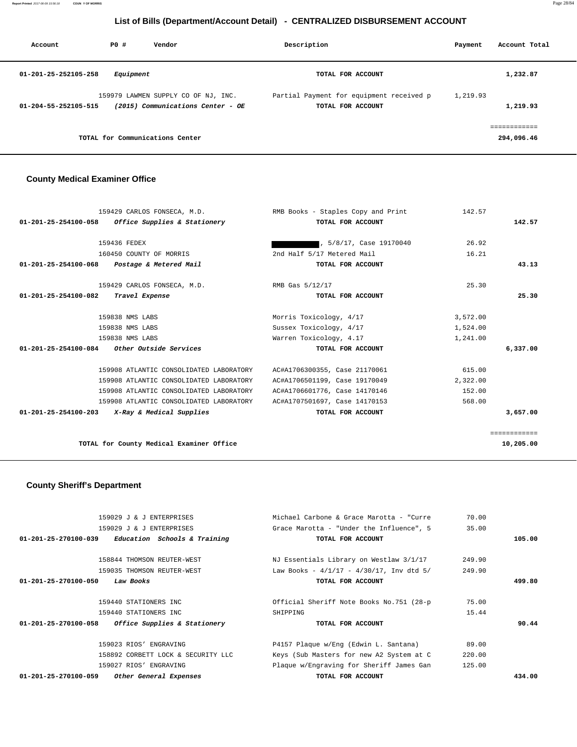## List of Bills (Department/Account Detail) - CENTRALIZED DISBURSEMENT ACCOUNT

| Account | PO # | Vendor | Description | Payment | Account Total |
|---|---|---|---|---|---|
| 01-201-25-252105-258 | | *Equipment* | TOTAL FOR ACCOUNT | | 1,232.87 |
| | 159979 | LAWMEN SUPPLY CO OF NJ, INC. | Partial Payment for equipment received p | 1,219.93 | |
| 01-204-55-252105-515 | | *(2015) Communications Center - OE* | TOTAL FOR ACCOUNT | | 1,219.93 |
| | | | | | ============ |
| | | TOTAL for Communications Center | | | 294,096.46 |

### County Medical Examiner Office

| Account | PO # | Vendor | Description | Payment | Account Total |
|---|---|---|---|---|---|
| | 159429 | CARLOS FONSECA, M.D. | RMB Books - Staples Copy and Print | 142.57 | |
| 01-201-25-254100-058 | | *Office Supplies & Stationery* | TOTAL FOR ACCOUNT | | 142.57 |
| | 159436 | FEDEX | [REDACTED], 5/8/17, Case 19170040 | 26.92 | |
| | 160450 | COUNTY OF MORRIS | 2nd Half 5/17 Metered Mail | 16.21 | |
| 01-201-25-254100-068 | | *Postage & Metered Mail* | TOTAL FOR ACCOUNT | | 43.13 |
| | 159429 | CARLOS FONSECA, M.D. | RMB Gas 5/12/17 | 25.30 | |
| 01-201-25-254100-082 | | *Travel Expense* | TOTAL FOR ACCOUNT | | 25.30 |
| | 159838 | NMS LABS | Morris Toxicology, 4/17 | 3,572.00 | |
| | 159838 | NMS LABS | Sussex Toxicology, 4/17 | 1,524.00 | |
| | 159838 | NMS LABS | Warren Toxicology, 4.17 | 1,241.00 | |
| 01-201-25-254100-084 | | *Other Outside Services* | TOTAL FOR ACCOUNT | | 6,337.00 |
| | 159908 | ATLANTIC CONSOLIDATED LABORATORY | AC#A1706300355, Case 21170061 | 615.00 | |
| | 159908 | ATLANTIC CONSOLIDATED LABORATORY | AC#A1706501199, Case 19170049 | 2,322.00 | |
| | 159908 | ATLANTIC CONSOLIDATED LABORATORY | AC#A1706601776, Case 14170146 | 152.00 | |
| | 159908 | ATLANTIC CONSOLIDATED LABORATORY | AC#A1707501697, Case 14170153 | 568.00 | |
| 01-201-25-254100-203 | | *X-Ray & Medical Supplies* | TOTAL FOR ACCOUNT | | 3,657.00 |
| | | | | | ============ |
| | | TOTAL for County Medical Examiner Office | | | 10,205.00 |

### County Sheriff's Department

| Account | PO # | Vendor | Description | Payment | Account Total |
|---|---|---|---|---|---|
| | 159029 | J & J ENTERPRISES | Michael Carbone & Grace Marotta - "Curre | 70.00 | |
| | 159029 | J & J ENTERPRISES | Grace Marotta - "Under the Influence", 5 | 35.00 | |
| 01-201-25-270100-039 | | *Education Schools & Training* | TOTAL FOR ACCOUNT | | 105.00 |
| | 158844 | THOMSON REUTER-WEST | NJ Essentials Library on Westlaw 3/1/17 | 249.90 | |
| | 159035 | THOMSON REUTER-WEST | Law Books - 4/1/17 - 4/30/17, Inv dtd 5/ | 249.90 | |
| 01-201-25-270100-050 | | *Law Books* | TOTAL FOR ACCOUNT | | 499.80 |
| | 159440 | STATIONERS INC | Official Sheriff Note Books No.751 (28-p | 75.00 | |
| | 159440 | STATIONERS INC | SHIPPING | 15.44 | |
| 01-201-25-270100-058 | | *Office Supplies & Stationery* | TOTAL FOR ACCOUNT | | 90.44 |
| | 159023 | RIOS' ENGRAVING | P4157 Plaque w/Eng (Edwin L. Santana) | 89.00 | |
| | 158892 | CORBETT LOCK & SECURITY LLC | Keys (Sub Masters for new A2 System at C | 220.00 | |
| | 159027 | RIOS' ENGRAVING | Plaque w/Engraving for Sheriff James Gan | 125.00 | |
| 01-201-25-270100-059 | | *Other General Expenses* | TOTAL FOR ACCOUNT | | 434.00 |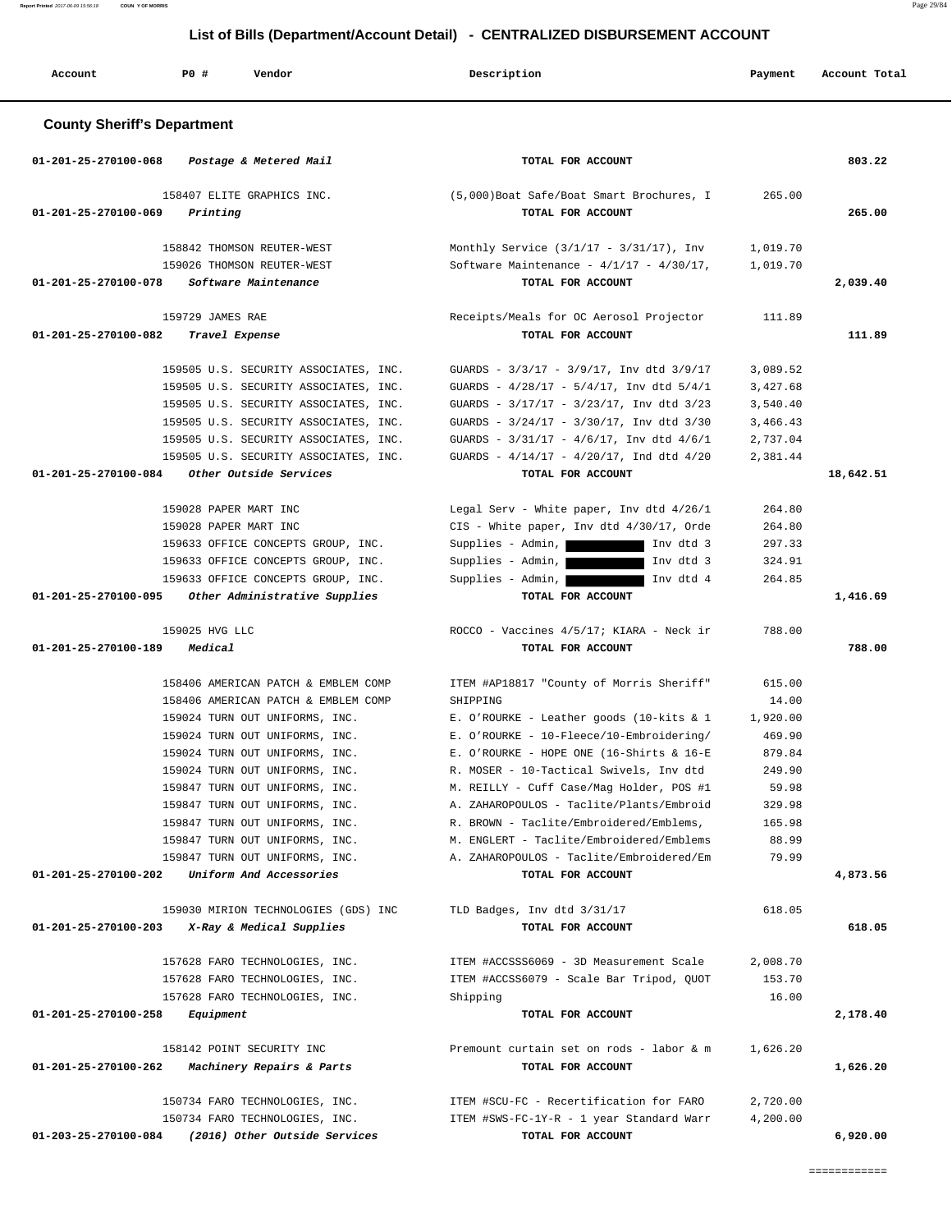# List of Bills (Department/Account Detail) - CENTRALIZED DISBURSEMENT ACCOUNT

| Account | PO # | Vendor | Description | Payment | Account Total |
|---|---|---|---|---|---|

## County Sheriff's Department

| Account | PO # | Vendor | Description | Payment | Account Total |
|---|---|---|---|---|---|
| 01-201-25-270100-068 | | *Postage & Metered Mail* | TOTAL FOR ACCOUNT | | 803.22 |
| | 158407 | ELITE GRAPHICS INC. | (5,000)Boat Safe/Boat Smart Brochures, I | 265.00 | |
| 01-201-25-270100-069 | | *Printing* | TOTAL FOR ACCOUNT | | 265.00 |
| | 158842 | THOMSON REUTER-WEST | Monthly Service (3/1/17 - 3/31/17), Inv | 1,019.70 | |
| | 159026 | THOMSON REUTER-WEST | Software Maintenance - 4/1/17 - 4/30/17, | 1,019.70 | |
| 01-201-25-270100-078 | | *Software Maintenance* | TOTAL FOR ACCOUNT | | 2,039.40 |
| | 159729 | JAMES RAE | Receipts/Meals for OC Aerosol Projector | 111.89 | |
| 01-201-25-270100-082 | | *Travel Expense* | TOTAL FOR ACCOUNT | | 111.89 |
| | 159505 | U.S. SECURITY ASSOCIATES, INC. | GUARDS - 3/3/17 - 3/9/17, Inv dtd 3/9/17 | 3,089.52 | |
| | 159505 | U.S. SECURITY ASSOCIATES, INC. | GUARDS - 4/28/17 - 5/4/17, Inv dtd 5/4/1 | 3,427.68 | |
| | 159505 | U.S. SECURITY ASSOCIATES, INC. | GUARDS - 3/17/17 - 3/23/17, Inv dtd 3/23 | 3,540.40 | |
| | 159505 | U.S. SECURITY ASSOCIATES, INC. | GUARDS - 3/24/17 - 3/30/17, Inv dtd 3/30 | 3,466.43 | |
| | 159505 | U.S. SECURITY ASSOCIATES, INC. | GUARDS - 3/31/17 - 4/6/17, Inv dtd 4/6/1 | 2,737.04 | |
| | 159505 | U.S. SECURITY ASSOCIATES, INC. | GUARDS - 4/14/17 - 4/20/17, Ind dtd 4/20 | 2,381.44 | |
| 01-201-25-270100-084 | | *Other Outside Services* | TOTAL FOR ACCOUNT | | 18,642.51 |
| | 159028 | PAPER MART INC | Legal Serv - White paper, Inv dtd 4/26/1 | 264.80 | |
| | 159028 | PAPER MART INC | CIS - White paper, Inv dtd 4/30/17, Orde | 264.80 | |
| | 159633 | OFFICE CONCEPTS GROUP, INC. | Supplies - Admin, [REDACTED] Inv dtd 3 | 297.33 | |
| | 159633 | OFFICE CONCEPTS GROUP, INC. | Supplies - Admin, [REDACTED] Inv dtd 3 | 324.91 | |
| | 159633 | OFFICE CONCEPTS GROUP, INC. | Supplies - Admin, [REDACTED] Inv dtd 4 | 264.85 | |
| 01-201-25-270100-095 | | *Other Administrative Supplies* | TOTAL FOR ACCOUNT | | 1,416.69 |
| | 159025 | HVG LLC | ROCCO - Vaccines 4/5/17; KIARA - Neck ir | 788.00 | |
| 01-201-25-270100-189 | | *Medical* | TOTAL FOR ACCOUNT | | 788.00 |
| | 158406 | AMERICAN PATCH & EMBLEM COMP | ITEM #AP18817 "County of Morris Sheriff" | 615.00 | |
| | 158406 | AMERICAN PATCH & EMBLEM COMP | SHIPPING | 14.00 | |
| | 159024 | TURN OUT UNIFORMS, INC. | E. O'ROURKE - Leather goods (10-kits & 1 | 1,920.00 | |
| | 159024 | TURN OUT UNIFORMS, INC. | E. O'ROURKE - 10-Fleece/10-Embroidering/ | 469.90 | |
| | 159024 | TURN OUT UNIFORMS, INC. | E. O'ROURKE - HOPE ONE (16-Shirts & 16-E | 879.84 | |
| | 159024 | TURN OUT UNIFORMS, INC. | R. MOSER - 10-Tactical Swivels, Inv dtd | 249.90 | |
| | 159847 | TURN OUT UNIFORMS, INC. | M. REILLY - Cuff Case/Mag Holder, POS #1 | 59.98 | |
| | 159847 | TURN OUT UNIFORMS, INC. | A. ZAHAROPOULOS - Taclite/Plants/Embroid | 329.98 | |
| | 159847 | TURN OUT UNIFORMS, INC. | R. BROWN - Taclite/Embroidered/Emblems, | 165.98 | |
| | 159847 | TURN OUT UNIFORMS, INC. | M. ENGLERT - Taclite/Embroidered/Emblems | 88.99 | |
| | 159847 | TURN OUT UNIFORMS, INC. | A. ZAHAROPOULOS - Taclite/Embroidered/Em | 79.99 | |
| 01-201-25-270100-202 | | *Uniform And Accessories* | TOTAL FOR ACCOUNT | | 4,873.56 |
| | 159030 | MIRION TECHNOLOGIES (GDS) INC | TLD Badges, Inv dtd 3/31/17 | 618.05 | |
| 01-201-25-270100-203 | | *X-Ray & Medical Supplies* | TOTAL FOR ACCOUNT | | 618.05 |
| | 157628 | FARO TECHNOLOGIES, INC. | ITEM #ACCSSS6069 - 3D Measurement Scale | 2,008.70 | |
| | 157628 | FARO TECHNOLOGIES, INC. | ITEM #ACCSS6079 - Scale Bar Tripod, QUOT | 153.70 | |
| | 157628 | FARO TECHNOLOGIES, INC. | Shipping | 16.00 | |
| 01-201-25-270100-258 | | *Equipment* | TOTAL FOR ACCOUNT | | 2,178.40 |
| | 158142 | POINT SECURITY INC | Premount curtain set on rods - labor & m | 1,626.20 | |
| 01-201-25-270100-262 | | *Machinery Repairs & Parts* | TOTAL FOR ACCOUNT | | 1,626.20 |
| | 150734 | FARO TECHNOLOGIES, INC. | ITEM #SCU-FC - Recertification for FARO | 2,720.00 | |
| | 150734 | FARO TECHNOLOGIES, INC. | ITEM #SWS-FC-1Y-R - 1 year Standard Warr | 4,200.00 | |
| 01-203-25-270100-084 | | *(2016) Other Outside Services* | TOTAL FOR ACCOUNT | | 6,920.00 |

============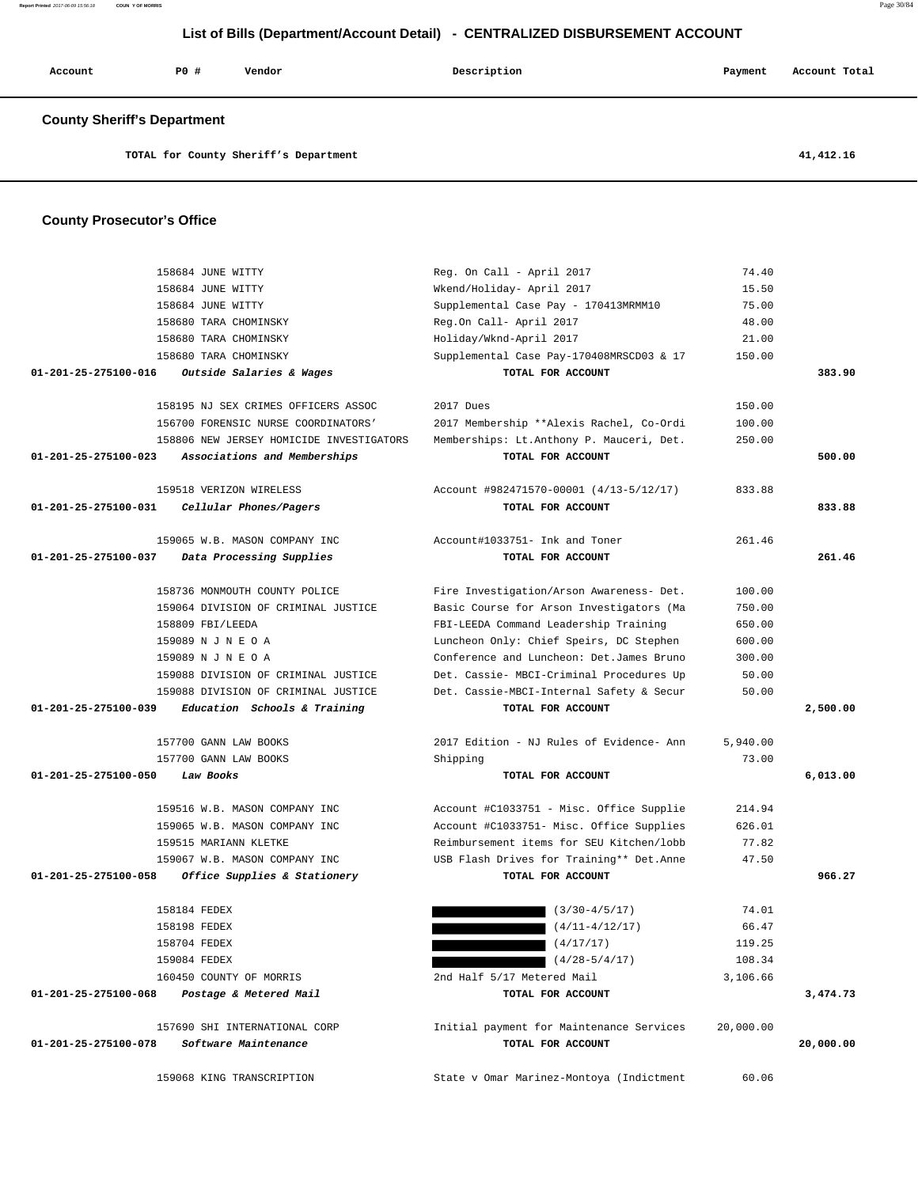# List of Bills (Department/Account Detail) - CENTRALIZED DISBURSEMENT ACCOUNT

| Account | PO # | Vendor | Description | Payment | Account Total |
|---|---|---|---|---|---|

## County Sheriff's Department

| | | | | | |
|---|---|---|---|---|---|
| | | TOTAL for County Sheriff's Department | | | 41,412.16 |

## County Prosecutor's Office

| Account | PO # | Vendor | Description | Payment | Account Total |
|---|---|---|---|---|---|
| | 158684 | JUNE WITTY | Reg. On Call - April 2017 | 74.40 | |
| | 158684 | JUNE WITTY | Wkend/Holiday- April 2017 | 15.50 | |
| | 158684 | JUNE WITTY | Supplemental Case Pay - 170413MRMM10 | 75.00 | |
| | 158680 | TARA CHOMINSKY | Reg.On Call- April 2017 | 48.00 | |
| | 158680 | TARA CHOMINSKY | Holiday/Wknd-April 2017 | 21.00 | |
| | 158680 | TARA CHOMINSKY | Supplemental Case Pay-170408MRSCD03 & 17 | 150.00 | |
| 01-201-25-275100-016 | | *Outside Salaries & Wages* | TOTAL FOR ACCOUNT | | 383.90 |
| | 158195 | NJ SEX CRIMES OFFICERS ASSOC | 2017 Dues | 150.00 | |
| | 156700 | FORENSIC NURSE COORDINATORS' | 2017 Membership **Alexis Rachel, Co-Ordi | 100.00 | |
| | 158806 | NEW JERSEY HOMICIDE INVESTIGATORS | Memberships: Lt.Anthony P. Mauceri, Det. | 250.00 | |
| 01-201-25-275100-023 | | *Associations and Memberships* | TOTAL FOR ACCOUNT | | 500.00 |
| | 159518 | VERIZON WIRELESS | Account #982471570-00001 (4/13-5/12/17) | 833.88 | |
| 01-201-25-275100-031 | | *Cellular Phones/Pagers* | TOTAL FOR ACCOUNT | | 833.88 |
| | 159065 | W.B. MASON COMPANY INC | Account#1033751- Ink and Toner | 261.46 | |
| 01-201-25-275100-037 | | *Data Processing Supplies* | TOTAL FOR ACCOUNT | | 261.46 |
| | 158736 | MONMOUTH COUNTY POLICE | Fire Investigation/Arson Awareness- Det. | 100.00 | |
| | 159064 | DIVISION OF CRIMINAL JUSTICE | Basic Course for Arson Investigators (Ma | 750.00 | |
| | 158809 | FBI/LEEDA | FBI-LEEDA Command Leadership Training | 650.00 | |
| | 159089 | N J N E O A | Luncheon Only: Chief Speirs, DC Stephen | 600.00 | |
| | 159089 | N J N E O A | Conference and Luncheon: Det.James Bruno | 300.00 | |
| | 159088 | DIVISION OF CRIMINAL JUSTICE | Det. Cassie- MBCI-Criminal Procedures Up | 50.00 | |
| | 159088 | DIVISION OF CRIMINAL JUSTICE | Det. Cassie-MBCI-Internal Safety & Secur | 50.00 | |
| 01-201-25-275100-039 | | *Education Schools & Training* | TOTAL FOR ACCOUNT | | 2,500.00 |
| | 157700 | GANN LAW BOOKS | 2017 Edition - NJ Rules of Evidence- Ann | 5,940.00 | |
| | 157700 | GANN LAW BOOKS | Shipping | 73.00 | |
| 01-201-25-275100-050 | | *Law Books* | TOTAL FOR ACCOUNT | | 6,013.00 |
| | 159516 | W.B. MASON COMPANY INC | Account #C1033751 - Misc. Office Supplie | 214.94 | |
| | 159065 | W.B. MASON COMPANY INC | Account #C1033751- Misc. Office Supplies | 626.01 | |
| | 159515 | MARIANN KLETKE | Reimbursement items for SEU Kitchen/lobb | 77.82 | |
| | 159067 | W.B. MASON COMPANY INC | USB Flash Drives for Training** Det.Anne | 47.50 | |
| 01-201-25-275100-058 | | *Office Supplies & Stationery* | TOTAL FOR ACCOUNT | | 966.27 |
| | 158184 | FEDEX | (3/30-4/5/17) | 74.01 | |
| | 158198 | FEDEX | (4/11-4/12/17) | 66.47 | |
| | 158704 | FEDEX | (4/17/17) | 119.25 | |
| | 159084 | FEDEX | (4/28-5/4/17) | 108.34 | |
| | 160450 | COUNTY OF MORRIS | 2nd Half 5/17 Metered Mail | 3,106.66 | |
| 01-201-25-275100-068 | | *Postage & Metered Mail* | TOTAL FOR ACCOUNT | | 3,474.73 |
| | 157690 | SHI INTERNATIONAL CORP | Initial payment for Maintenance Services | 20,000.00 | |
| 01-201-25-275100-078 | | *Software Maintenance* | TOTAL FOR ACCOUNT | | 20,000.00 |
| | 159068 | KING TRANSCRIPTION | State v Omar Marinez-Montoya (Indictment | 60.06 | |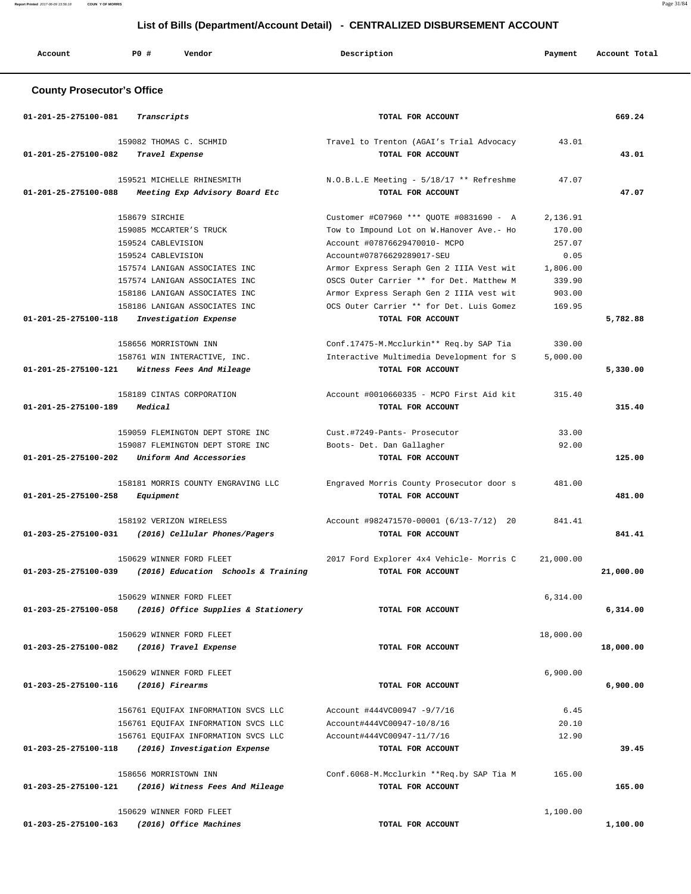## List of Bills (Department/Account Detail) - CENTRALIZED DISBURSEMENT ACCOUNT

| Account | PO # | Vendor | Description | Payment | Account Total |
|---|---|---|---|---|---|

### County Prosecutor's Office

| Account | PO # | Vendor | Description | Payment | Account Total |
|---|---|---|---|---|---|
| 01-201-25-275100-081 | | *Transcripts* | TOTAL FOR ACCOUNT | | 669.24 |
| | 159082 | THOMAS C. SCHMID | Travel to Trenton (AGAI's Trial Advocacy | 43.01 | |
| 01-201-25-275100-082 | | *Travel Expense* | TOTAL FOR ACCOUNT | | 43.01 |
| | 159521 | MICHELLE RHINESMITH | N.O.B.L.E Meeting - 5/18/17 ** Refreshme | 47.07 | |
| 01-201-25-275100-088 | | *Meeting Exp Advisory Board Etc* | TOTAL FOR ACCOUNT | | 47.07 |
| | 158679 | SIRCHIE | Customer #C07960 *** QUOTE #0831690 - A | 2,136.91 | |
| | 159085 | MCCARTER'S TRUCK | Tow to Impound Lot on W.Hanover Ave.- Ho | 170.00 | |
| | 159524 | CABLEVISION | Account #07876629470010- MCPO | 257.07 | |
| | 159524 | CABLEVISION | Account#07876629289017-SEU | 0.05 | |
| | 157574 | LANIGAN ASSOCIATES INC | Armor Express Seraph Gen 2 IIIA Vest wit | 1,806.00 | |
| | 157574 | LANIGAN ASSOCIATES INC | OSCS Outer Carrier ** for Det. Matthew M | 339.90 | |
| | 158186 | LANIGAN ASSOCIATES INC | Armor Express Seraph Gen 2 IIIA vest wit | 903.00 | |
| | 158186 | LANIGAN ASSOCIATES INC | OCS Outer Carrier ** for Det. Luis Gomez | 169.95 | |
| 01-201-25-275100-118 | | *Investigation Expense* | TOTAL FOR ACCOUNT | | 5,782.88 |
| | 158656 | MORRISTOWN INN | Conf.17475-M.Mcclurkin** Req.by SAP Tia | 330.00 | |
| | 158761 | WIN INTERACTIVE, INC. | Interactive Multimedia Development for S | 5,000.00 | |
| 01-201-25-275100-121 | | *Witness Fees And Mileage* | TOTAL FOR ACCOUNT | | 5,330.00 |
| | 158189 | CINTAS CORPORATION | Account #0010660335 - MCPO First Aid kit | 315.40 | |
| 01-201-25-275100-189 | | *Medical* | TOTAL FOR ACCOUNT | | 315.40 |
| | 159059 | FLEMINGTON DEPT STORE INC | Cust.#7249-Pants- Prosecutor | 33.00 | |
| | 159087 | FLEMINGTON DEPT STORE INC | Boots- Det. Dan Gallagher | 92.00 | |
| 01-201-25-275100-202 | | *Uniform And Accessories* | TOTAL FOR ACCOUNT | | 125.00 |
| | 158181 | MORRIS COUNTY ENGRAVING LLC | Engraved Morris County Prosecutor door s | 481.00 | |
| 01-201-25-275100-258 | | *Equipment* | TOTAL FOR ACCOUNT | | 481.00 |
| | 158192 | VERIZON WIRELESS | Account #982471570-00001 (6/13-7/12) 20 | 841.41 | |
| 01-203-25-275100-031 | | *(2016) Cellular Phones/Pagers* | TOTAL FOR ACCOUNT | | 841.41 |
| | 150629 | WINNER FORD FLEET | 2017 Ford Explorer 4x4 Vehicle- Morris C | 21,000.00 | |
| 01-203-25-275100-039 | | *(2016) Education Schools & Training* | TOTAL FOR ACCOUNT | | 21,000.00 |
| | 150629 | WINNER FORD FLEET | | 6,314.00 | |
| 01-203-25-275100-058 | | *(2016) Office Supplies & Stationery* | TOTAL FOR ACCOUNT | | 6,314.00 |
| | 150629 | WINNER FORD FLEET | | 18,000.00 | |
| 01-203-25-275100-082 | | *(2016) Travel Expense* | TOTAL FOR ACCOUNT | | 18,000.00 |
| | 150629 | WINNER FORD FLEET | | 6,900.00 | |
| 01-203-25-275100-116 | | *(2016) Firearms* | TOTAL FOR ACCOUNT | | 6,900.00 |
| | 156761 | EQUIFAX INFORMATION SVCS LLC | Account #444VC00947 -9/7/16 | 6.45 | |
| | 156761 | EQUIFAX INFORMATION SVCS LLC | Account#444VC00947-10/8/16 | 20.10 | |
| | 156761 | EQUIFAX INFORMATION SVCS LLC | Account#444VC00947-11/7/16 | 12.90 | |
| 01-203-25-275100-118 | | *(2016) Investigation Expense* | TOTAL FOR ACCOUNT | | 39.45 |
| | 158656 | MORRISTOWN INN | Conf.6068-M.Mcclurkin **Req.by SAP Tia M | 165.00 | |
| 01-203-25-275100-121 | | *(2016) Witness Fees And Mileage* | TOTAL FOR ACCOUNT | | 165.00 |
| | 150629 | WINNER FORD FLEET | | 1,100.00 | |
| 01-203-25-275100-163 | | *(2016) Office Machines* | TOTAL FOR ACCOUNT | | 1,100.00 |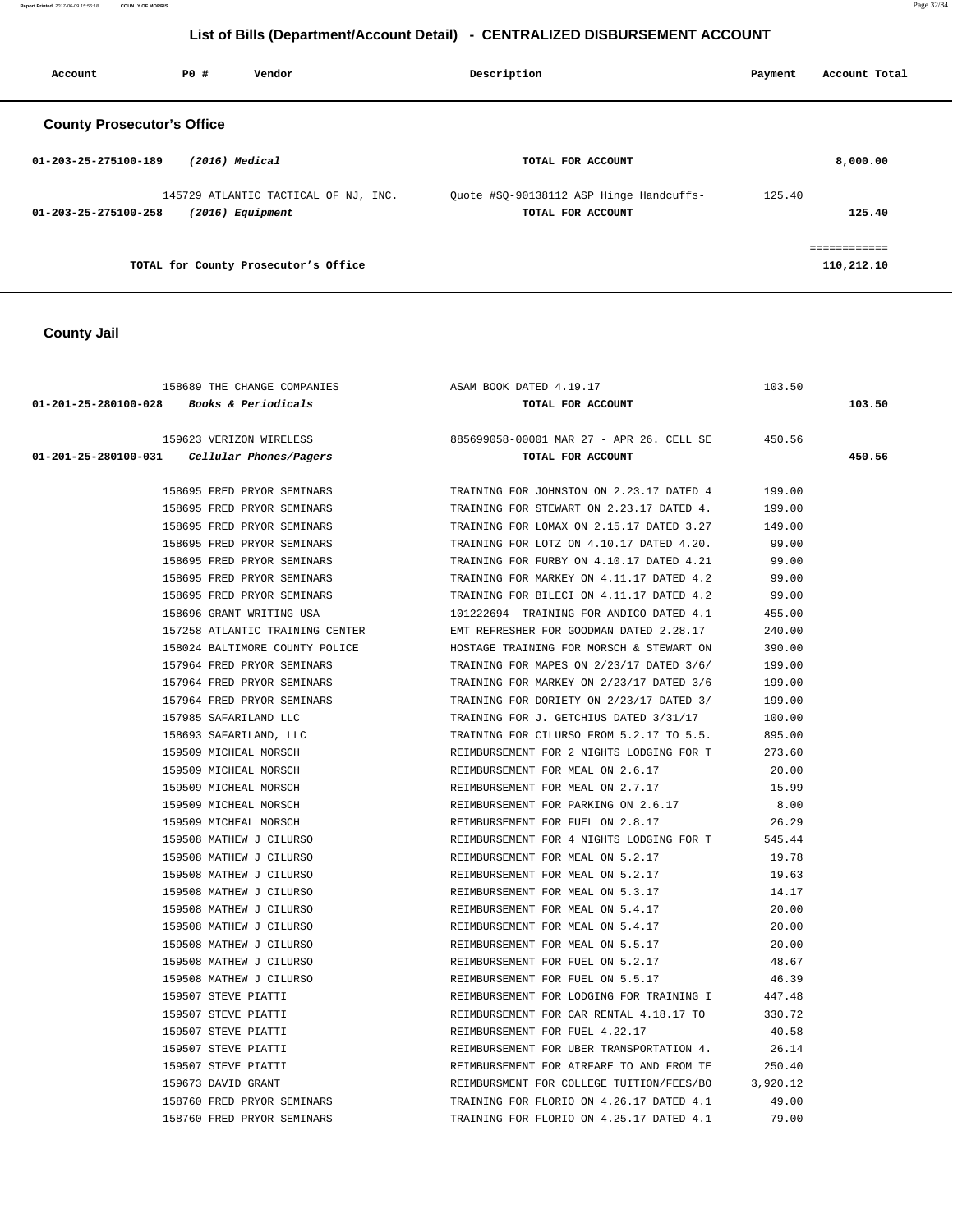## List of Bills (Department/Account Detail) - CENTRALIZED DISBURSEMENT ACCOUNT

| Account | PO # | Vendor | Description | Payment | Account Total |
|---|---|---|---|---|---|

### County Prosecutor's Office

| Account | PO # | Vendor | Description | Payment | Account Total |
|---|---|---|---|---|---|
| 01-203-25-275100-189 | | *(2016) Medical* | TOTAL FOR ACCOUNT | | 8,000.00 |
| | 145729 | ATLANTIC TACTICAL OF NJ, INC. | Quote #SQ-90138112 ASP Hinge Handcuffs- | 125.40 | |
| 01-203-25-275100-258 | | *(2016) Equipment* | TOTAL FOR ACCOUNT | | 125.40 |
| | | | | | ============ |
| | | TOTAL for County Prosecutor's Office | | | 110,212.10 |

### County Jail

| Account | PO # | Vendor | Description | Payment | Account Total |
|---|---|---|---|---|---|
| | 158689 | THE CHANGE COMPANIES | ASAM BOOK DATED 4.19.17 | 103.50 | |
| 01-201-25-280100-028 | | *Books & Periodicals* | TOTAL FOR ACCOUNT | | 103.50 |
| | 159623 | VERIZON WIRELESS | 885699058-00001 MAR 27 - APR 26. CELL SE | 450.56 | |
| 01-201-25-280100-031 | | *Cellular Phones/Pagers* | TOTAL FOR ACCOUNT | | 450.56 |
| | 158695 | FRED PRYOR SEMINARS | TRAINING FOR JOHNSTON ON 2.23.17 DATED 4 | 199.00 | |
| | 158695 | FRED PRYOR SEMINARS | TRAINING FOR STEWART ON 2.23.17 DATED 4. | 199.00 | |
| | 158695 | FRED PRYOR SEMINARS | TRAINING FOR LOMAX ON 2.15.17 DATED 3.27 | 149.00 | |
| | 158695 | FRED PRYOR SEMINARS | TRAINING FOR LOTZ ON 4.10.17 DATED 4.20. | 99.00 | |
| | 158695 | FRED PRYOR SEMINARS | TRAINING FOR FURBY ON 4.10.17 DATED 4.21 | 99.00 | |
| | 158695 | FRED PRYOR SEMINARS | TRAINING FOR MARKEY ON 4.11.17 DATED 4.2 | 99.00 | |
| | 158695 | FRED PRYOR SEMINARS | TRAINING FOR BILECI ON 4.11.17 DATED 4.2 | 99.00 | |
| | 158696 | GRANT WRITING USA | 101222694 TRAINING FOR ANDICO DATED 4.1 | 455.00 | |
| | 157258 | ATLANTIC TRAINING CENTER | EMT REFRESHER FOR GOODMAN DATED 2.28.17 | 240.00 | |
| | 158024 | BALTIMORE COUNTY POLICE | HOSTAGE TRAINING FOR MORSCH & STEWART ON | 390.00 | |
| | 157964 | FRED PRYOR SEMINARS | TRAINING FOR MAPES ON 2/23/17 DATED 3/6/ | 199.00 | |
| | 157964 | FRED PRYOR SEMINARS | TRAINING FOR MARKEY ON 2/23/17 DATED 3/6 | 199.00 | |
| | 157964 | FRED PRYOR SEMINARS | TRAINING FOR DORIETY ON 2/23/17 DATED 3/ | 199.00 | |
| | 157985 | SAFARILAND LLC | TRAINING FOR J. GETCHIUS DATED 3/31/17 | 100.00 | |
| | 158693 | SAFARILAND, LLC | TRAINING FOR CILURSO FROM 5.2.17 TO 5.5. | 895.00 | |
| | 159509 | MICHEAL MORSCH | REIMBURSEMENT FOR 2 NIGHTS LODGING FOR T | 273.60 | |
| | 159509 | MICHEAL MORSCH | REIMBURSEMENT FOR MEAL ON 2.6.17 | 20.00 | |
| | 159509 | MICHEAL MORSCH | REIMBURSEMENT FOR MEAL ON 2.7.17 | 15.99 | |
| | 159509 | MICHEAL MORSCH | REIMBURSEMENT FOR PARKING ON 2.6.17 | 8.00 | |
| | 159509 | MICHEAL MORSCH | REIMBURSEMENT FOR FUEL ON 2.8.17 | 26.29 | |
| | 159508 | MATHEW J CILURSO | REIMBURSEMENT FOR 4 NIGHTS LODGING FOR T | 545.44 | |
| | 159508 | MATHEW J CILURSO | REIMBURSEMENT FOR MEAL ON 5.2.17 | 19.78 | |
| | 159508 | MATHEW J CILURSO | REIMBURSEMENT FOR MEAL ON 5.2.17 | 19.63 | |
| | 159508 | MATHEW J CILURSO | REIMBURSEMENT FOR MEAL ON 5.3.17 | 14.17 | |
| | 159508 | MATHEW J CILURSO | REIMBURSEMENT FOR MEAL ON 5.4.17 | 20.00 | |
| | 159508 | MATHEW J CILURSO | REIMBURSEMENT FOR MEAL ON 5.4.17 | 20.00 | |
| | 159508 | MATHEW J CILURSO | REIMBURSEMENT FOR MEAL ON 5.5.17 | 20.00 | |
| | 159508 | MATHEW J CILURSO | REIMBURSEMENT FOR FUEL ON 5.2.17 | 48.67 | |
| | 159508 | MATHEW J CILURSO | REIMBURSEMENT FOR FUEL ON 5.5.17 | 46.39 | |
| | 159507 | STEVE PIATTI | REIMBURSEMENT FOR LODGING FOR TRAINING I | 447.48 | |
| | 159507 | STEVE PIATTI | REIMBURSEMENT FOR CAR RENTAL 4.18.17 TO | 330.72 | |
| | 159507 | STEVE PIATTI | REIMBURSEMENT FOR FUEL 4.22.17 | 40.58 | |
| | 159507 | STEVE PIATTI | REIMBURSEMENT FOR UBER TRANSPORTATION 4. | 26.14 | |
| | 159507 | STEVE PIATTI | REIMBURSEMENT FOR AIRFARE TO AND FROM TE | 250.40 | |
| | 159673 | DAVID GRANT | REIMBURSMENT FOR COLLEGE TUITION/FEES/BO | 3,920.12 | |
| | 158760 | FRED PRYOR SEMINARS | TRAINING FOR FLORIO ON 4.26.17 DATED 4.1 | 49.00 | |
| | 158760 | FRED PRYOR SEMINARS | TRAINING FOR FLORIO ON 4.25.17 DATED 4.1 | 79.00 | |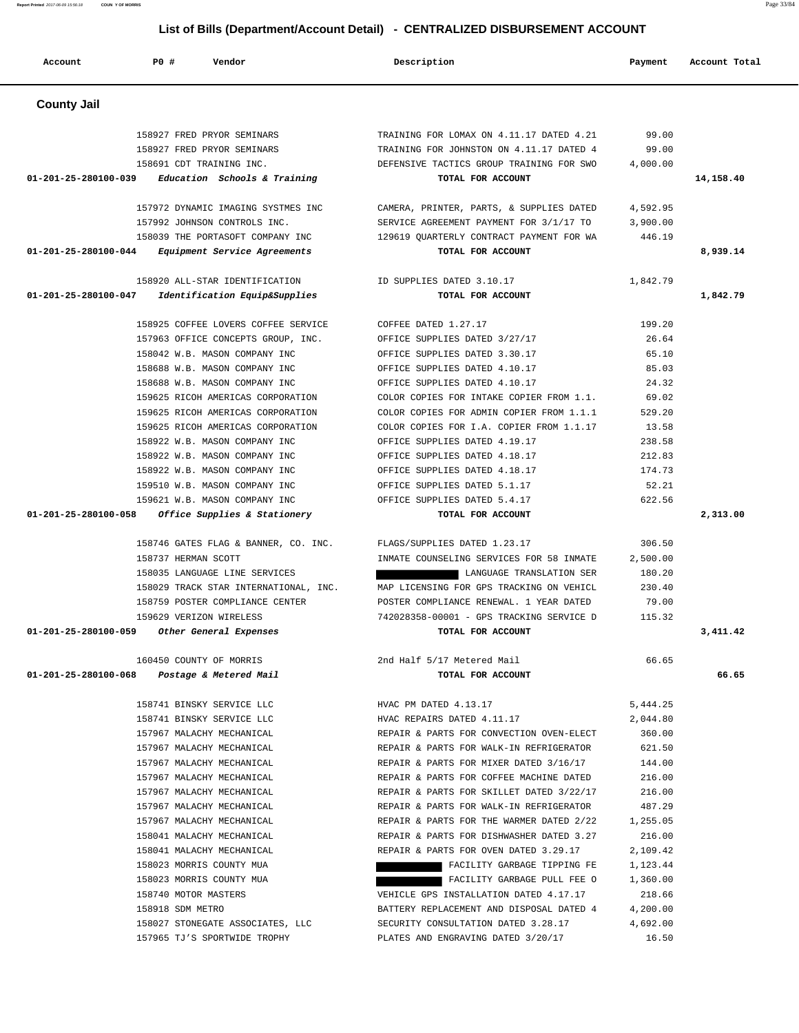# List of Bills (Department/Account Detail) - CENTRALIZED DISBURSEMENT ACCOUNT

| Account | PO # | Vendor | Description | Payment | Account Total |
|---|---|---|---|---|---|
| **County Jail** | | | | | |
| | 158927 | FRED PRYOR SEMINARS | TRAINING FOR LOMAX ON 4.11.17 DATED 4.21 | 99.00 | |
| | 158927 | FRED PRYOR SEMINARS | TRAINING FOR JOHNSTON ON 4.11.17 DATED 4 | 99.00 | |
| | 158691 | CDT TRAINING INC. | DEFENSIVE TACTICS GROUP TRAINING FOR SWO | 4,000.00 | |
| **01-201-25-280100-039** | | *Education Schools & Training* | **TOTAL FOR ACCOUNT** | | **14,158.40** |
| | 157972 | DYNAMIC IMAGING SYSTMES INC | CAMERA, PRINTER, PARTS, & SUPPLIES DATED | 4,592.95 | |
| | 157992 | JOHNSON CONTROLS INC. | SERVICE AGREEMENT PAYMENT FOR 3/1/17 TO | 3,900.00 | |
| | 158039 | THE PORTASOFT COMPANY INC | 129619 QUARTERLY CONTRACT PAYMENT FOR WA | 446.19 | |
| **01-201-25-280100-044** | | *Equipment Service Agreements* | **TOTAL FOR ACCOUNT** | | **8,939.14** |
| | 158920 | ALL-STAR IDENTIFICATION | ID SUPPLIES DATED 3.10.17 | 1,842.79 | |
| **01-201-25-280100-047** | | *Identification Equip&Supplies* | **TOTAL FOR ACCOUNT** | | **1,842.79** |
| | 158925 | COFFEE LOVERS COFFEE SERVICE | COFFEE DATED 1.27.17 | 199.20 | |
| | 157963 | OFFICE CONCEPTS GROUP, INC. | OFFICE SUPPLIES DATED 3/27/17 | 26.64 | |
| | 158042 | W.B. MASON COMPANY INC | OFFICE SUPPLIES DATED 3.30.17 | 65.10 | |
| | 158688 | W.B. MASON COMPANY INC | OFFICE SUPPLIES DATED 4.10.17 | 85.03 | |
| | 158688 | W.B. MASON COMPANY INC | OFFICE SUPPLIES DATED 4.10.17 | 24.32 | |
| | 159625 | RICOH AMERICAS CORPORATION | COLOR COPIES FOR INTAKE COPIER FROM 1.1. | 69.02 | |
| | 159625 | RICOH AMERICAS CORPORATION | COLOR COPIES FOR ADMIN COPIER FROM 1.1.1 | 529.20 | |
| | 159625 | RICOH AMERICAS CORPORATION | COLOR COPIES FOR I.A. COPIER FROM 1.1.17 | 13.58 | |
| | 158922 | W.B. MASON COMPANY INC | OFFICE SUPPLIES DATED 4.19.17 | 238.58 | |
| | 158922 | W.B. MASON COMPANY INC | OFFICE SUPPLIES DATED 4.18.17 | 212.83 | |
| | 158922 | W.B. MASON COMPANY INC | OFFICE SUPPLIES DATED 4.18.17 | 174.73 | |
| | 159510 | W.B. MASON COMPANY INC | OFFICE SUPPLIES DATED 5.1.17 | 52.21 | |
| | 159621 | W.B. MASON COMPANY INC | OFFICE SUPPLIES DATED 5.4.17 | 622.56 | |
| **01-201-25-280100-058** | | *Office Supplies & Stationery* | **TOTAL FOR ACCOUNT** | | **2,313.00** |
| | 158746 | GATES FLAG & BANNER, CO. INC. | FLAGS/SUPPLIES DATED 1.23.17 | 306.50 | |
| | 158737 | HERMAN SCOTT | INMATE COUNSELING SERVICES FOR 58 INMATE | 2,500.00 | |
| | 158035 | LANGUAGE LINE SERVICES | LANGUAGE TRANSLATION SER | 180.20 | |
| | 158029 | TRACK STAR INTERNATIONAL, INC. | MAP LICENSING FOR GPS TRACKING ON VEHICL | 230.40 | |
| | 158759 | POSTER COMPLIANCE CENTER | POSTER COMPLIANCE RENEWAL. 1 YEAR DATED | 79.00 | |
| | 159629 | VERIZON WIRELESS | 742028358-00001 - GPS TRACKING SERVICE D | 115.32 | |
| **01-201-25-280100-059** | | *Other General Expenses* | **TOTAL FOR ACCOUNT** | | **3,411.42** |
| | 160450 | COUNTY OF MORRIS | 2nd Half 5/17 Metered Mail | 66.65 | |
| **01-201-25-280100-068** | | *Postage & Metered Mail* | **TOTAL FOR ACCOUNT** | | **66.65** |
| | 158741 | BINSKY SERVICE LLC | HVAC PM DATED 4.13.17 | 5,444.25 | |
| | 158741 | BINSKY SERVICE LLC | HVAC REPAIRS DATED 4.11.17 | 2,044.80 | |
| | 157967 | MALACHY MECHANICAL | REPAIR & PARTS FOR CONVECTION OVEN-ELECT | 360.00 | |
| | 157967 | MALACHY MECHANICAL | REPAIR & PARTS FOR WALK-IN REFRIGERATOR | 621.50 | |
| | 157967 | MALACHY MECHANICAL | REPAIR & PARTS FOR MIXER DATED 3/16/17 | 144.00 | |
| | 157967 | MALACHY MECHANICAL | REPAIR & PARTS FOR COFFEE MACHINE DATED | 216.00 | |
| | 157967 | MALACHY MECHANICAL | REPAIR & PARTS FOR SKILLET DATED 3/22/17 | 216.00 | |
| | 157967 | MALACHY MECHANICAL | REPAIR & PARTS FOR WALK-IN REFRIGERATOR | 487.29 | |
| | 157967 | MALACHY MECHANICAL | REPAIR & PARTS FOR THE WARMER DATED 2/22 | 1,255.05 | |
| | 158041 | MALACHY MECHANICAL | REPAIR & PARTS FOR DISHWASHER DATED 3.27 | 216.00 | |
| | 158041 | MALACHY MECHANICAL | REPAIR & PARTS FOR OVEN DATED 3.29.17 | 2,109.42 | |
| | 158023 | MORRIS COUNTY MUA | FACILITY GARBAGE TIPPING FE | 1,123.44 | |
| | 158023 | MORRIS COUNTY MUA | FACILITY GARBAGE PULL FEE O | 1,360.00 | |
| | 158740 | MOTOR MASTERS | VEHICLE GPS INSTALLATION DATED 4.17.17 | 218.66 | |
| | 158918 | SDM METRO | BATTERY REPLACEMENT AND DISPOSAL DATED 4 | 4,200.00 | |
| | 158027 | STONEGATE ASSOCIATES, LLC | SECURITY CONSULTATION DATED 3.28.17 | 4,692.00 | |
| | 157965 | TJ'S SPORTWIDE TROPHY | PLATES AND ENGRAVING DATED 3/20/17 | 16.50 | |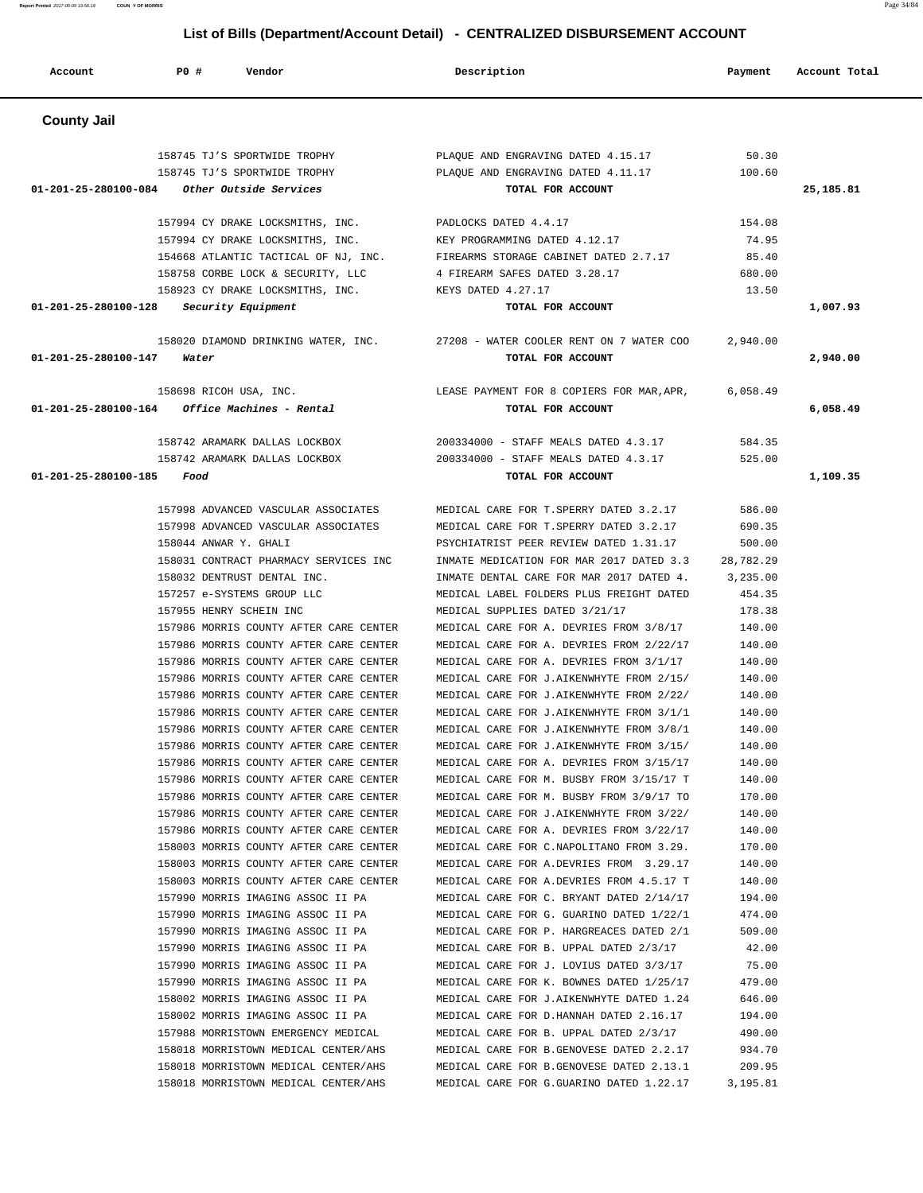## List of Bills (Department/Account Detail) - CENTRALIZED DISBURSEMENT ACCOUNT

| Account | PO # | Vendor | Description | Payment | Account Total |
|---|---|---|---|---|---|

### County Jail

| Account | PO # | Vendor | Description | Payment | Account Total |
|---|---|---|---|---|---|
| | 158745 | TJ'S SPORTWIDE TROPHY | PLAQUE AND ENGRAVING DATED 4.15.17 | 50.30 | |
| | 158745 | TJ'S SPORTWIDE TROPHY | PLAQUE AND ENGRAVING DATED 4.11.17 | 100.60 | |
| 01-201-25-280100-084 | | *Other Outside Services* | **TOTAL FOR ACCOUNT** | | **25,185.81** |
| | 157994 | CY DRAKE LOCKSMITHS, INC. | PADLOCKS DATED 4.4.17 | 154.08 | |
| | 157994 | CY DRAKE LOCKSMITHS, INC. | KEY PROGRAMMING DATED 4.12.17 | 74.95 | |
| | 154668 | ATLANTIC TACTICAL OF NJ, INC. | FIREARMS STORAGE CABINET DATED 2.7.17 | 85.40 | |
| | 158758 | CORBE LOCK & SECURITY, LLC | 4 FIREARM SAFES DATED 3.28.17 | 680.00 | |
| | 158923 | CY DRAKE LOCKSMITHS, INC. | KEYS DATED 4.27.17 | 13.50 | |
| 01-201-25-280100-128 | | *Security Equipment* | **TOTAL FOR ACCOUNT** | | **1,007.93** |
| | 158020 | DIAMOND DRINKING WATER, INC. | 27208 - WATER COOLER RENT ON 7 WATER COO | 2,940.00 | |
| 01-201-25-280100-147 | | *Water* | **TOTAL FOR ACCOUNT** | | **2,940.00** |
| | 158698 | RICOH USA, INC. | LEASE PAYMENT FOR 8 COPIERS FOR MAR,APR, | 6,058.49 | |
| 01-201-25-280100-164 | | *Office Machines - Rental* | **TOTAL FOR ACCOUNT** | | **6,058.49** |
| | 158742 | ARAMARK DALLAS LOCKBOX | 200334000 - STAFF MEALS DATED 4.3.17 | 584.35 | |
| | 158742 | ARAMARK DALLAS LOCKBOX | 200334000 - STAFF MEALS DATED 4.3.17 | 525.00 | |
| 01-201-25-280100-185 | | *Food* | **TOTAL FOR ACCOUNT** | | **1,109.35** |
| | 157998 | ADVANCED VASCULAR ASSOCIATES | MEDICAL CARE FOR T.SPERRY DATED 3.2.17 | 586.00 | |
| | 157998 | ADVANCED VASCULAR ASSOCIATES | MEDICAL CARE FOR T.SPERRY DATED 3.2.17 | 690.35 | |
| | 158044 | ANWAR Y. GHALI | PSYCHIATRIST PEER REVIEW DATED 1.31.17 | 500.00 | |
| | 158031 | CONTRACT PHARMACY SERVICES INC | INMATE MEDICATION FOR MAR 2017 DATED 3.3 | 28,782.29 | |
| | 158032 | DENTRUST DENTAL INC. | INMATE DENTAL CARE FOR MAR 2017 DATED 4. | 3,235.00 | |
| | 157257 | e-SYSTEMS GROUP LLC | MEDICAL LABEL FOLDERS PLUS FREIGHT DATED | 454.35 | |
| | 157955 | HENRY SCHEIN INC | MEDICAL SUPPLIES DATED 3/21/17 | 178.38 | |
| | 157986 | MORRIS COUNTY AFTER CARE CENTER | MEDICAL CARE FOR A. DEVRIES FROM 3/8/17 | 140.00 | |
| | 157986 | MORRIS COUNTY AFTER CARE CENTER | MEDICAL CARE FOR A. DEVRIES FROM 2/22/17 | 140.00 | |
| | 157986 | MORRIS COUNTY AFTER CARE CENTER | MEDICAL CARE FOR A. DEVRIES FROM 3/1/17 | 140.00 | |
| | 157986 | MORRIS COUNTY AFTER CARE CENTER | MEDICAL CARE FOR J.AIKENWHYTE FROM 2/15/ | 140.00 | |
| | 157986 | MORRIS COUNTY AFTER CARE CENTER | MEDICAL CARE FOR J.AIKENWHYTE FROM 2/22/ | 140.00 | |
| | 157986 | MORRIS COUNTY AFTER CARE CENTER | MEDICAL CARE FOR J.AIKENWHYTE FROM 3/1/1 | 140.00 | |
| | 157986 | MORRIS COUNTY AFTER CARE CENTER | MEDICAL CARE FOR J.AIKENWHYTE FROM 3/8/1 | 140.00 | |
| | 157986 | MORRIS COUNTY AFTER CARE CENTER | MEDICAL CARE FOR J.AIKENWHYTE FROM 3/15/ | 140.00 | |
| | 157986 | MORRIS COUNTY AFTER CARE CENTER | MEDICAL CARE FOR A. DEVRIES FROM 3/15/17 | 140.00 | |
| | 157986 | MORRIS COUNTY AFTER CARE CENTER | MEDICAL CARE FOR M. BUSBY FROM 3/15/17 T | 140.00 | |
| | 157986 | MORRIS COUNTY AFTER CARE CENTER | MEDICAL CARE FOR M. BUSBY FROM 3/9/17 TO | 170.00 | |
| | 157986 | MORRIS COUNTY AFTER CARE CENTER | MEDICAL CARE FOR J.AIKENWHYTE FROM 3/22/ | 140.00 | |
| | 157986 | MORRIS COUNTY AFTER CARE CENTER | MEDICAL CARE FOR A. DEVRIES FROM 3/22/17 | 140.00 | |
| | 158003 | MORRIS COUNTY AFTER CARE CENTER | MEDICAL CARE FOR C.NAPOLITANO FROM 3.29. | 170.00 | |
| | 158003 | MORRIS COUNTY AFTER CARE CENTER | MEDICAL CARE FOR A.DEVRIES FROM 3.29.17 | 140.00 | |
| | 158003 | MORRIS COUNTY AFTER CARE CENTER | MEDICAL CARE FOR A.DEVRIES FROM 4.5.17 T | 140.00 | |
| | 157990 | MORRIS IMAGING ASSOC II PA | MEDICAL CARE FOR C. BRYANT DATED 2/14/17 | 194.00 | |
| | 157990 | MORRIS IMAGING ASSOC II PA | MEDICAL CARE FOR G. GUARINO DATED 1/22/1 | 474.00 | |
| | 157990 | MORRIS IMAGING ASSOC II PA | MEDICAL CARE FOR P. HARGREACES DATED 2/1 | 509.00 | |
| | 157990 | MORRIS IMAGING ASSOC II PA | MEDICAL CARE FOR B. UPPAL DATED 2/3/17 | 42.00 | |
| | 157990 | MORRIS IMAGING ASSOC II PA | MEDICAL CARE FOR J. LOVIUS DATED 3/3/17 | 75.00 | |
| | 157990 | MORRIS IMAGING ASSOC II PA | MEDICAL CARE FOR K. BOWNES DATED 1/25/17 | 479.00 | |
| | 158002 | MORRIS IMAGING ASSOC II PA | MEDICAL CARE FOR J.AIKENWHYTE DATED 1.24 | 646.00 | |
| | 158002 | MORRIS IMAGING ASSOC II PA | MEDICAL CARE FOR D.HANNAH DATED 2.16.17 | 194.00 | |
| | 157988 | MORRISTOWN EMERGENCY MEDICAL | MEDICAL CARE FOR B. UPPAL DATED 2/3/17 | 490.00 | |
| | 158018 | MORRISTOWN MEDICAL CENTER/AHS | MEDICAL CARE FOR B.GENOVESE DATED 2.2.17 | 934.70 | |
| | 158018 | MORRISTOWN MEDICAL CENTER/AHS | MEDICAL CARE FOR B.GENOVESE DATED 2.13.1 | 209.95 | |
| | 158018 | MORRISTOWN MEDICAL CENTER/AHS | MEDICAL CARE FOR G.GUARINO DATED 1.22.17 | 3,195.81 | |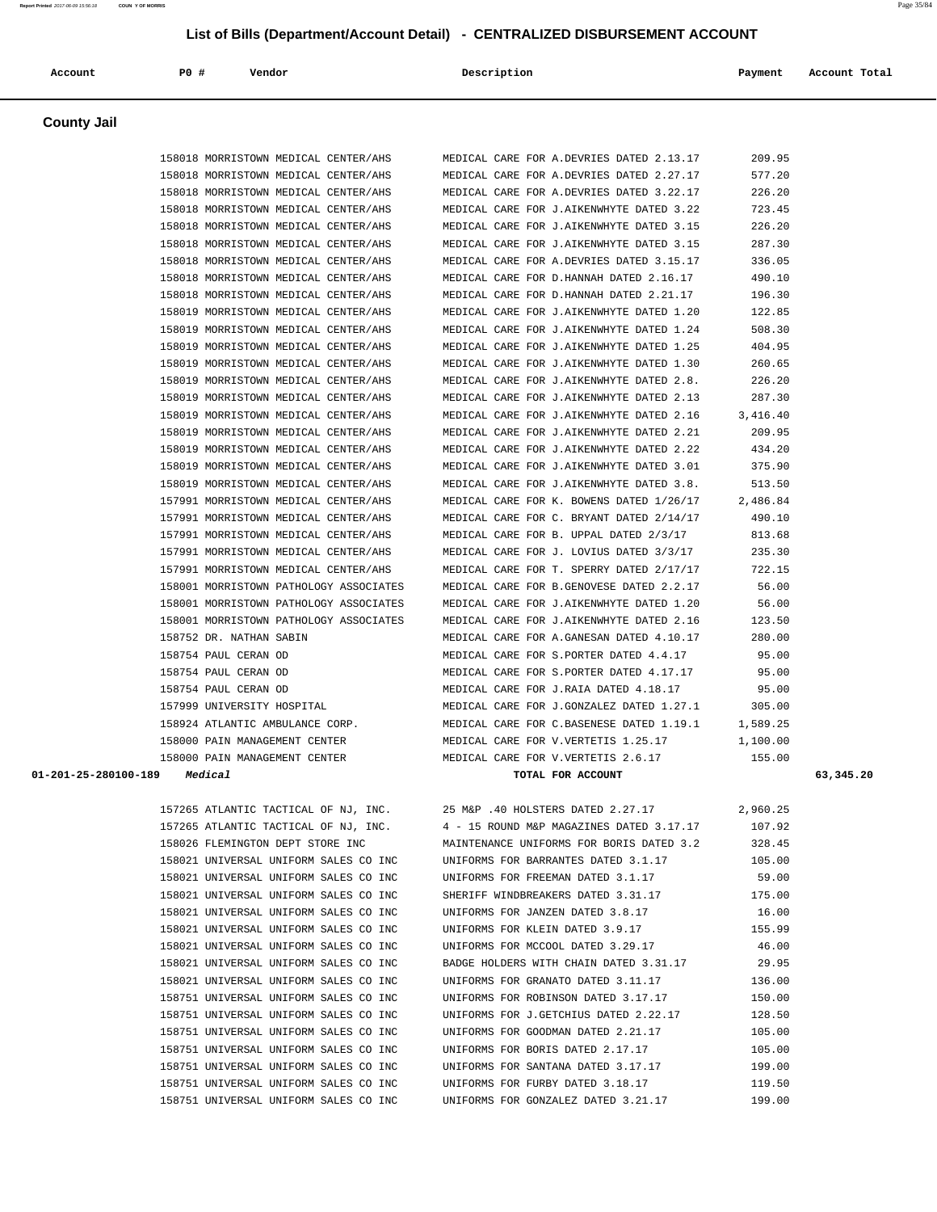## List of Bills (Department/Account Detail) - CENTRALIZED DISBURSEMENT ACCOUNT

| Account | PO # | Vendor | Description | Payment | Account Total |
|---|---|---|---|---|---|

### County Jail

| Account | PO # | Vendor | Description | Payment | Account Total |
|---|---|---|---|---|---|
| | 158018 | MORRISTOWN MEDICAL CENTER/AHS | MEDICAL CARE FOR A.DEVRIES DATED 2.13.17 | 209.95 | |
| | 158018 | MORRISTOWN MEDICAL CENTER/AHS | MEDICAL CARE FOR A.DEVRIES DATED 2.27.17 | 577.20 | |
| | 158018 | MORRISTOWN MEDICAL CENTER/AHS | MEDICAL CARE FOR A.DEVRIES DATED 3.22.17 | 226.20 | |
| | 158018 | MORRISTOWN MEDICAL CENTER/AHS | MEDICAL CARE FOR J.AIKENWHYTE DATED 3.22 | 723.45 | |
| | 158018 | MORRISTOWN MEDICAL CENTER/AHS | MEDICAL CARE FOR J.AIKENWHYTE DATED 3.15 | 226.20 | |
| | 158018 | MORRISTOWN MEDICAL CENTER/AHS | MEDICAL CARE FOR J.AIKENWHYTE DATED 3.15 | 287.30 | |
| | 158018 | MORRISTOWN MEDICAL CENTER/AHS | MEDICAL CARE FOR A.DEVRIES DATED 3.15.17 | 336.05 | |
| | 158018 | MORRISTOWN MEDICAL CENTER/AHS | MEDICAL CARE FOR D.HANNAH DATED 2.16.17 | 490.10 | |
| | 158018 | MORRISTOWN MEDICAL CENTER/AHS | MEDICAL CARE FOR D.HANNAH DATED 2.21.17 | 196.30 | |
| | 158019 | MORRISTOWN MEDICAL CENTER/AHS | MEDICAL CARE FOR J.AIKENWHYTE DATED 1.20 | 122.85 | |
| | 158019 | MORRISTOWN MEDICAL CENTER/AHS | MEDICAL CARE FOR J.AIKENWHYTE DATED 1.24 | 508.30 | |
| | 158019 | MORRISTOWN MEDICAL CENTER/AHS | MEDICAL CARE FOR J.AIKENWHYTE DATED 1.25 | 404.95 | |
| | 158019 | MORRISTOWN MEDICAL CENTER/AHS | MEDICAL CARE FOR J.AIKENWHYTE DATED 1.30 | 260.65 | |
| | 158019 | MORRISTOWN MEDICAL CENTER/AHS | MEDICAL CARE FOR J.AIKENWHYTE DATED 2.8. | 226.20 | |
| | 158019 | MORRISTOWN MEDICAL CENTER/AHS | MEDICAL CARE FOR J.AIKENWHYTE DATED 2.13 | 287.30 | |
| | 158019 | MORRISTOWN MEDICAL CENTER/AHS | MEDICAL CARE FOR J.AIKENWHYTE DATED 2.16 | 3,416.40 | |
| | 158019 | MORRISTOWN MEDICAL CENTER/AHS | MEDICAL CARE FOR J.AIKENWHYTE DATED 2.21 | 209.95 | |
| | 158019 | MORRISTOWN MEDICAL CENTER/AHS | MEDICAL CARE FOR J.AIKENWHYTE DATED 2.22 | 434.20 | |
| | 158019 | MORRISTOWN MEDICAL CENTER/AHS | MEDICAL CARE FOR J.AIKENWHYTE DATED 3.01 | 375.90 | |
| | 158019 | MORRISTOWN MEDICAL CENTER/AHS | MEDICAL CARE FOR J.AIKENWHYTE DATED 3.8. | 513.50 | |
| | 157991 | MORRISTOWN MEDICAL CENTER/AHS | MEDICAL CARE FOR K. BOWENS DATED 1/26/17 | 2,486.84 | |
| | 157991 | MORRISTOWN MEDICAL CENTER/AHS | MEDICAL CARE FOR C. BRYANT DATED 2/14/17 | 490.10 | |
| | 157991 | MORRISTOWN MEDICAL CENTER/AHS | MEDICAL CARE FOR B. UPPAL DATED 2/3/17 | 813.68 | |
| | 157991 | MORRISTOWN MEDICAL CENTER/AHS | MEDICAL CARE FOR J. LOVIUS DATED 3/3/17 | 235.30 | |
| | 157991 | MORRISTOWN MEDICAL CENTER/AHS | MEDICAL CARE FOR T. SPERRY DATED 2/17/17 | 722.15 | |
| | 158001 | MORRISTOWN PATHOLOGY ASSOCIATES | MEDICAL CARE FOR B.GENOVESE DATED 2.2.17 | 56.00 | |
| | 158001 | MORRISTOWN PATHOLOGY ASSOCIATES | MEDICAL CARE FOR J.AIKENWHYTE DATED 1.20 | 56.00 | |
| | 158001 | MORRISTOWN PATHOLOGY ASSOCIATES | MEDICAL CARE FOR J.AIKENWHYTE DATED 2.16 | 123.50 | |
| | 158752 | DR. NATHAN SABIN | MEDICAL CARE FOR A.GANESAN DATED 4.10.17 | 280.00 | |
| | 158754 | PAUL CERAN OD | MEDICAL CARE FOR S.PORTER DATED 4.4.17 | 95.00 | |
| | 158754 | PAUL CERAN OD | MEDICAL CARE FOR S.PORTER DATED 4.17.17 | 95.00 | |
| | 158754 | PAUL CERAN OD | MEDICAL CARE FOR J.RAIA DATED 4.18.17 | 95.00 | |
| | 157999 | UNIVERSITY HOSPITAL | MEDICAL CARE FOR J.GONZALEZ DATED 1.27.1 | 305.00 | |
| | 158924 | ATLANTIC AMBULANCE CORP. | MEDICAL CARE FOR C.BASENESE DATED 1.19.1 | 1,589.25 | |
| | 158000 | PAIN MANAGEMENT CENTER | MEDICAL CARE FOR V.VERTETIS 1.25.17 | 1,100.00 | |
| | 158000 | PAIN MANAGEMENT CENTER | MEDICAL CARE FOR V.VERTETIS 2.6.17 | 155.00 | |
| **01-201-25-280100-189** | | ***Medical*** | **TOTAL FOR ACCOUNT** | | **63,345.20** |
| | 157265 | ATLANTIC TACTICAL OF NJ, INC. | 25 M&P .40 HOLSTERS DATED 2.27.17 | 2,960.25 | |
| | 157265 | ATLANTIC TACTICAL OF NJ, INC. | 4 - 15 ROUND M&P MAGAZINES DATED 3.17.17 | 107.92 | |
| | 158026 | FLEMINGTON DEPT STORE INC | MAINTENANCE UNIFORMS FOR BORIS DATED 3.2 | 328.45 | |
| | 158021 | UNIVERSAL UNIFORM SALES CO INC | UNIFORMS FOR BARRANTES DATED 3.1.17 | 105.00 | |
| | 158021 | UNIVERSAL UNIFORM SALES CO INC | UNIFORMS FOR FREEMAN DATED 3.1.17 | 59.00 | |
| | 158021 | UNIVERSAL UNIFORM SALES CO INC | SHERIFF WINDBREAKERS DATED 3.31.17 | 175.00 | |
| | 158021 | UNIVERSAL UNIFORM SALES CO INC | UNIFORMS FOR JANZEN DATED 3.8.17 | 16.00 | |
| | 158021 | UNIVERSAL UNIFORM SALES CO INC | UNIFORMS FOR KLEIN DATED 3.9.17 | 155.99 | |
| | 158021 | UNIVERSAL UNIFORM SALES CO INC | UNIFORMS FOR MCCOOL DATED 3.29.17 | 46.00 | |
| | 158021 | UNIVERSAL UNIFORM SALES CO INC | BADGE HOLDERS WITH CHAIN DATED 3.31.17 | 29.95 | |
| | 158021 | UNIVERSAL UNIFORM SALES CO INC | UNIFORMS FOR GRANATO DATED 3.11.17 | 136.00 | |
| | 158751 | UNIVERSAL UNIFORM SALES CO INC | UNIFORMS FOR ROBINSON DATED 3.17.17 | 150.00 | |
| | 158751 | UNIVERSAL UNIFORM SALES CO INC | UNIFORMS FOR J.GETCHIUS DATED 2.22.17 | 128.50 | |
| | 158751 | UNIVERSAL UNIFORM SALES CO INC | UNIFORMS FOR GOODMAN DATED 2.21.17 | 105.00 | |
| | 158751 | UNIVERSAL UNIFORM SALES CO INC | UNIFORMS FOR BORIS DATED 2.17.17 | 105.00 | |
| | 158751 | UNIVERSAL UNIFORM SALES CO INC | UNIFORMS FOR SANTANA DATED 3.17.17 | 199.00 | |
| | 158751 | UNIVERSAL UNIFORM SALES CO INC | UNIFORMS FOR FURBY DATED 3.18.17 | 119.50 | |
| | 158751 | UNIVERSAL UNIFORM SALES CO INC | UNIFORMS FOR GONZALEZ DATED 3.21.17 | 199.00 | |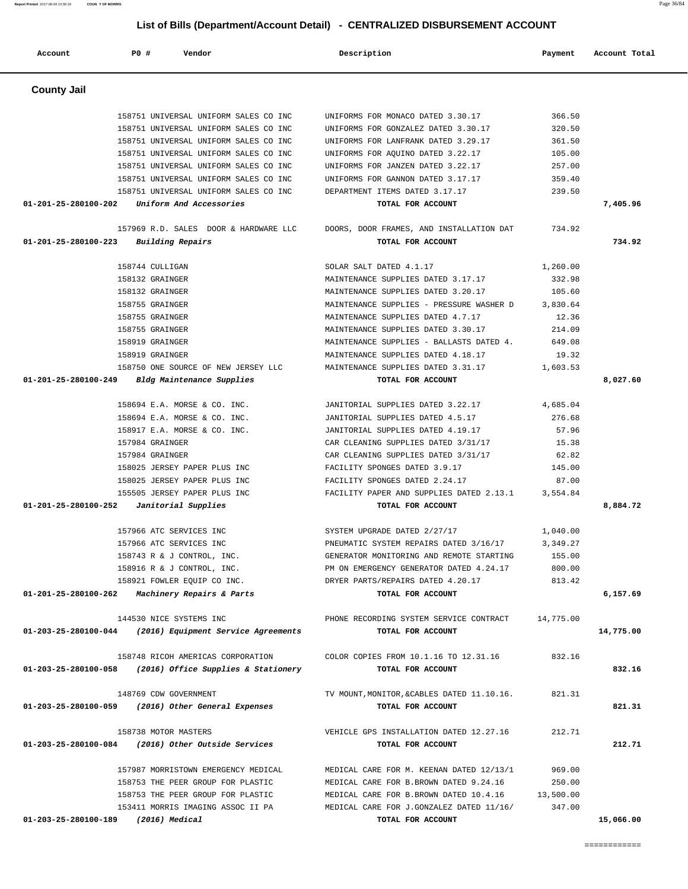# List of Bills (Department/Account Detail) - CENTRALIZED DISBURSEMENT ACCOUNT

| Account | PO # | Vendor | Description | Payment | Account Total |
|---|---|---|---|---|---|

## County Jail

| Account | PO # | Vendor | Description | Payment | Account Total |
|---|---|---|---|---|---|
| | 158751 | UNIVERSAL UNIFORM SALES CO INC | UNIFORMS FOR MONACO DATED 3.30.17 | 366.50 | |
| | 158751 | UNIVERSAL UNIFORM SALES CO INC | UNIFORMS FOR GONZALEZ DATED 3.30.17 | 320.50 | |
| | 158751 | UNIVERSAL UNIFORM SALES CO INC | UNIFORMS FOR LANFRANK DATED 3.29.17 | 361.50 | |
| | 158751 | UNIVERSAL UNIFORM SALES CO INC | UNIFORMS FOR AQUINO DATED 3.22.17 | 105.00 | |
| | 158751 | UNIVERSAL UNIFORM SALES CO INC | UNIFORMS FOR JANZEN DATED 3.22.17 | 257.00 | |
| | 158751 | UNIVERSAL UNIFORM SALES CO INC | UNIFORMS FOR GANNON DATED 3.17.17 | 359.40 | |
| | 158751 | UNIVERSAL UNIFORM SALES CO INC | DEPARTMENT ITEMS DATED 3.17.17 | 239.50 | |
| 01-201-25-280100-202 | | *Uniform And Accessories* | TOTAL FOR ACCOUNT | | 7,405.96 |
| | 157969 | R.D. SALES DOOR & HARDWARE LLC | DOORS, DOOR FRAMES, AND INSTALLATION DAT | 734.92 | |
| 01-201-25-280100-223 | | *Building Repairs* | TOTAL FOR ACCOUNT | | 734.92 |
| | 158744 | CULLIGAN | SOLAR SALT DATED 4.1.17 | 1,260.00 | |
| | 158132 | GRAINGER | MAINTENANCE SUPPLIES DATED 3.17.17 | 332.98 | |
| | 158132 | GRAINGER | MAINTENANCE SUPPLIES DATED 3.20.17 | 105.60 | |
| | 158755 | GRAINGER | MAINTENANCE SUPPLIES - PRESSURE WASHER D | 3,830.64 | |
| | 158755 | GRAINGER | MAINTENANCE SUPPLIES DATED 4.7.17 | 12.36 | |
| | 158755 | GRAINGER | MAINTENANCE SUPPLIES DATED 3.30.17 | 214.09 | |
| | 158919 | GRAINGER | MAINTENANCE SUPPLIES - BALLASTS DATED 4. | 649.08 | |
| | 158919 | GRAINGER | MAINTENANCE SUPPLIES DATED 4.18.17 | 19.32 | |
| | 158750 | ONE SOURCE OF NEW JERSEY LLC | MAINTENANCE SUPPLIES DATED 3.31.17 | 1,603.53 | |
| 01-201-25-280100-249 | | *Bldg Maintenance Supplies* | TOTAL FOR ACCOUNT | | 8,027.60 |
| | 158694 | E.A. MORSE & CO. INC. | JANITORIAL SUPPLIES DATED 3.22.17 | 4,685.04 | |
| | 158694 | E.A. MORSE & CO. INC. | JANITORIAL SUPPLIES DATED 4.5.17 | 276.68 | |
| | 158917 | E.A. MORSE & CO. INC. | JANITORIAL SUPPLIES DATED 4.19.17 | 57.96 | |
| | 157984 | GRAINGER | CAR CLEANING SUPPLIES DATED 3/31/17 | 15.38 | |
| | 157984 | GRAINGER | CAR CLEANING SUPPLIES DATED 3/31/17 | 62.82 | |
| | 158025 | JERSEY PAPER PLUS INC | FACILITY SPONGES DATED 3.9.17 | 145.00 | |
| | 158025 | JERSEY PAPER PLUS INC | FACILITY SPONGES DATED 2.24.17 | 87.00 | |
| | 155505 | JERSEY PAPER PLUS INC | FACILITY PAPER AND SUPPLIES DATED 2.13.1 | 3,554.84 | |
| 01-201-25-280100-252 | | *Janitorial Supplies* | TOTAL FOR ACCOUNT | | 8,884.72 |
| | 157966 | ATC SERVICES INC | SYSTEM UPGRADE DATED 2/27/17 | 1,040.00 | |
| | 157966 | ATC SERVICES INC | PNEUMATIC SYSTEM REPAIRS DATED 3/16/17 | 3,349.27 | |
| | 158743 | R & J CONTROL, INC. | GENERATOR MONITORING AND REMOTE STARTING | 155.00 | |
| | 158916 | R & J CONTROL, INC. | PM ON EMERGENCY GENERATOR DATED 4.24.17 | 800.00 | |
| | 158921 | FOWLER EQUIP CO INC. | DRYER PARTS/REPAIRS DATED 4.20.17 | 813.42 | |
| 01-201-25-280100-262 | | *Machinery Repairs & Parts* | TOTAL FOR ACCOUNT | | 6,157.69 |
| | 144530 | NICE SYSTEMS INC | PHONE RECORDING SYSTEM SERVICE CONTRACT | 14,775.00 | |
| 01-203-25-280100-044 | | *(2016) Equipment Service Agreements* | TOTAL FOR ACCOUNT | | 14,775.00 |
| | 158748 | RICOH AMERICAS CORPORATION | COLOR COPIES FROM 10.1.16 TO 12.31.16 | 832.16 | |
| 01-203-25-280100-058 | | *(2016) Office Supplies & Stationery* | TOTAL FOR ACCOUNT | | 832.16 |
| | 148769 | CDW GOVERNMENT | TV MOUNT,MONITOR,&CABLES DATED 11.10.16. | 821.31 | |
| 01-203-25-280100-059 | | *(2016) Other General Expenses* | TOTAL FOR ACCOUNT | | 821.31 |
| | 158738 | MOTOR MASTERS | VEHICLE GPS INSTALLATION DATED 12.27.16 | 212.71 | |
| 01-203-25-280100-084 | | *(2016) Other Outside Services* | TOTAL FOR ACCOUNT | | 212.71 |
| | 157987 | MORRISTOWN EMERGENCY MEDICAL | MEDICAL CARE FOR M. KEENAN DATED 12/13/1 | 969.00 | |
| | 158753 | THE PEER GROUP FOR PLASTIC | MEDICAL CARE FOR B.BROWN DATED 9.24.16 | 250.00 | |
| | 158753 | THE PEER GROUP FOR PLASTIC | MEDICAL CARE FOR B.BROWN DATED 10.4.16 | 13,500.00 | |
| | 153411 | MORRIS IMAGING ASSOC II PA | MEDICAL CARE FOR J.GONZALEZ DATED 11/16/ | 347.00 | |
| 01-203-25-280100-189 | | *(2016) Medical* | TOTAL FOR ACCOUNT | | 15,066.00 |

============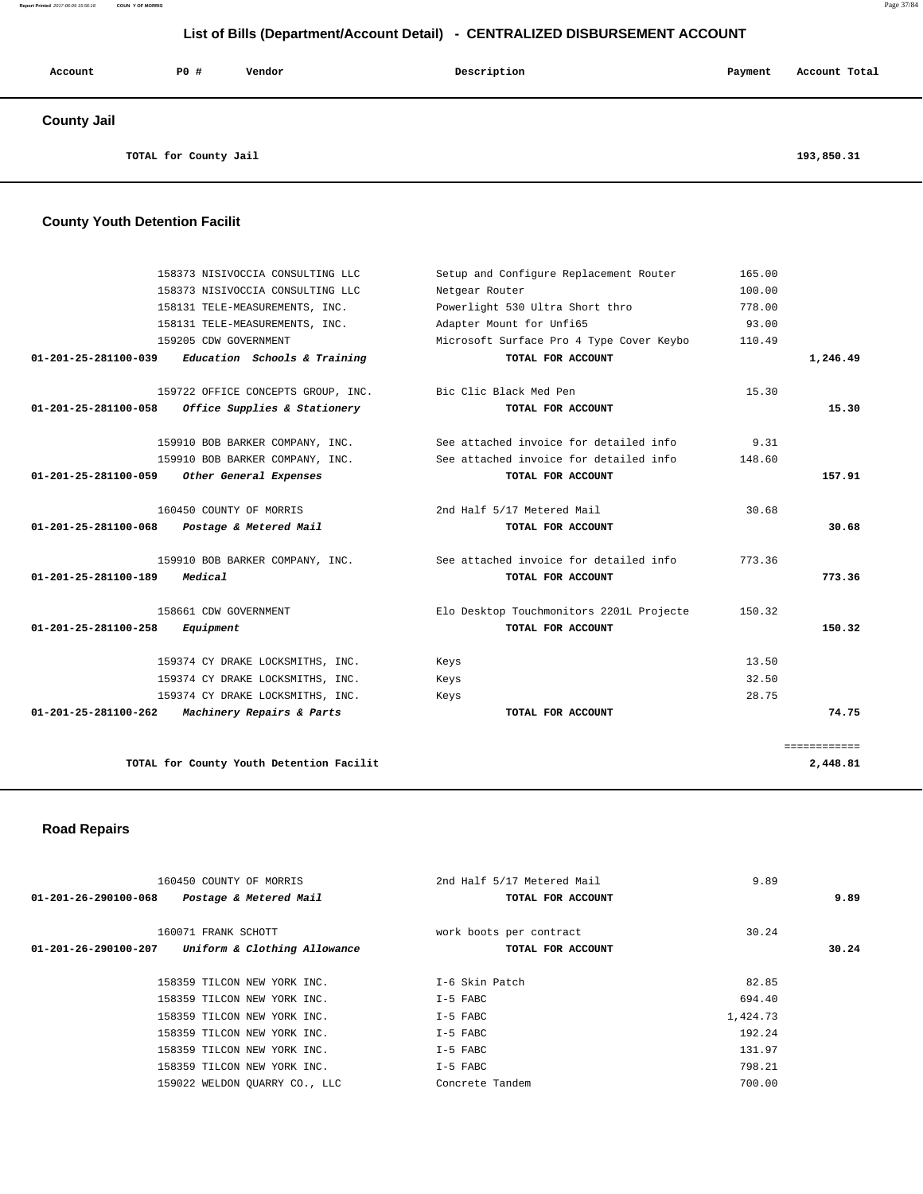# List of Bills (Department/Account Detail) - CENTRALIZED DISBURSEMENT ACCOUNT

| Account | PO # | Vendor | Description | Payment | Account Total |
|---|---|---|---|---|---|

## County Jail

| | | | | | |
|---|---|---|---|---|---|
| TOTAL for County Jail | | | | | 193,850.31 |

## County Youth Detention Facilit

| Account | PO # | Vendor | Description | Payment | Account Total |
|---|---|---|---|---|---|
| | 158373 | NISIVOCCIA CONSULTING LLC | Setup and Configure Replacement Router | 165.00 | |
| | 158373 | NISIVOCCIA CONSULTING LLC | Netgear Router | 100.00 | |
| | 158131 | TELE-MEASUREMENTS, INC. | Powerlight 530 Ultra Short thro | 778.00 | |
| | 158131 | TELE-MEASUREMENTS, INC. | Adapter Mount for Unfi65 | 93.00 | |
| | 159205 | CDW GOVERNMENT | Microsoft Surface Pro 4 Type Cover Keybo | 110.49 | |
| 01-201-25-281100-039 | | *Education Schools & Training* | TOTAL FOR ACCOUNT | | 1,246.49 |
| | 159722 | OFFICE CONCEPTS GROUP, INC. | Bic Clic Black Med Pen | 15.30 | |
| 01-201-25-281100-058 | | *Office Supplies & Stationery* | TOTAL FOR ACCOUNT | | 15.30 |
| | 159910 | BOB BARKER COMPANY, INC. | See attached invoice for detailed info | 9.31 | |
| | 159910 | BOB BARKER COMPANY, INC. | See attached invoice for detailed info | 148.60 | |
| 01-201-25-281100-059 | | *Other General Expenses* | TOTAL FOR ACCOUNT | | 157.91 |
| | 160450 | COUNTY OF MORRIS | 2nd Half 5/17 Metered Mail | 30.68 | |
| 01-201-25-281100-068 | | *Postage & Metered Mail* | TOTAL FOR ACCOUNT | | 30.68 |
| | 159910 | BOB BARKER COMPANY, INC. | See attached invoice for detailed info | 773.36 | |
| 01-201-25-281100-189 | | *Medical* | TOTAL FOR ACCOUNT | | 773.36 |
| | 158661 | CDW GOVERNMENT | Elo Desktop Touchmonitors 2201L Projecte | 150.32 | |
| 01-201-25-281100-258 | | *Equipment* | TOTAL FOR ACCOUNT | | 150.32 |
| | 159374 | CY DRAKE LOCKSMITHS, INC. | Keys | 13.50 | |
| | 159374 | CY DRAKE LOCKSMITHS, INC. | Keys | 32.50 | |
| | 159374 | CY DRAKE LOCKSMITHS, INC. | Keys | 28.75 | |
| 01-201-25-281100-262 | | *Machinery Repairs & Parts* | TOTAL FOR ACCOUNT | | 74.75 |
| | | | | | ============ |
| TOTAL for County Youth Detention Facilit | | | | | 2,448.81 |

## Road Repairs

| Account | PO # | Vendor | Description | Payment | Account Total |
|---|---|---|---|---|---|
| | 160450 | COUNTY OF MORRIS | 2nd Half 5/17 Metered Mail | 9.89 | |
| 01-201-26-290100-068 | | *Postage & Metered Mail* | TOTAL FOR ACCOUNT | | 9.89 |
| | 160071 | FRANK SCHOTT | work boots per contract | 30.24 | |
| 01-201-26-290100-207 | | *Uniform & Clothing Allowance* | TOTAL FOR ACCOUNT | | 30.24 |
| | 158359 | TILCON NEW YORK INC. | I-6 Skin Patch | 82.85 | |
| | 158359 | TILCON NEW YORK INC. | I-5 FABC | 694.40 | |
| | 158359 | TILCON NEW YORK INC. | I-5 FABC | 1,424.73 | |
| | 158359 | TILCON NEW YORK INC. | I-5 FABC | 192.24 | |
| | 158359 | TILCON NEW YORK INC. | I-5 FABC | 131.97 | |
| | 158359 | TILCON NEW YORK INC. | I-5 FABC | 798.21 | |
| | 159022 | WELDON QUARRY CO., LLC | Concrete Tandem | 700.00 | |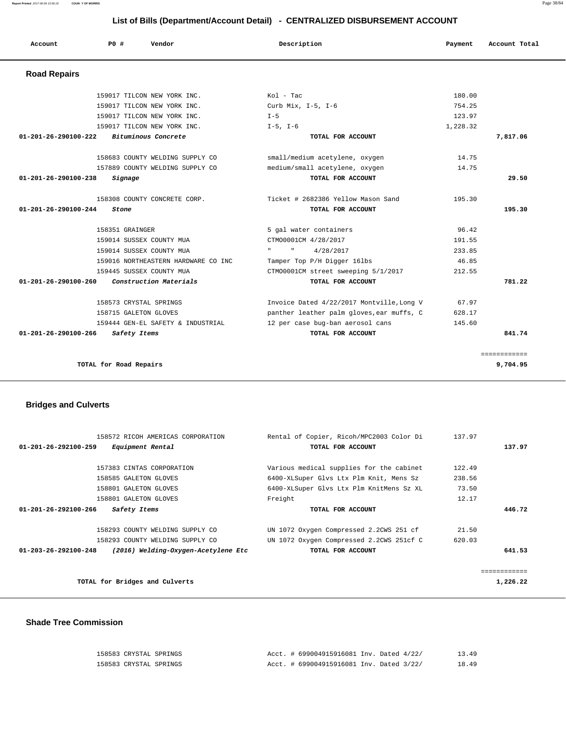# List of Bills (Department/Account Detail) - CENTRALIZED DISBURSEMENT ACCOUNT

| Account | PO # | Vendor | Description | Payment | Account Total |
|---|---|---|---|---|---|

## Road Repairs

| Account | PO # | Vendor | Description | Payment | Account Total |
|---|---|---|---|---|---|
| | 159017 | TILCON NEW YORK INC. | Kol - Tac | 180.00 | |
| | 159017 | TILCON NEW YORK INC. | Curb Mix, I-5, I-6 | 754.25 | |
| | 159017 | TILCON NEW YORK INC. | I-5 | 123.97 | |
| | 159017 | TILCON NEW YORK INC. | I-5, I-6 | 1,228.32 | |
| **01-201-26-290100-222** | | ***Bituminous Concrete*** | **TOTAL FOR ACCOUNT** | | **7,817.06** |
| | 158683 | COUNTY WELDING SUPPLY CO | small/medium acetylene, oxygen | 14.75 | |
| | 157889 | COUNTY WELDING SUPPLY CO | medium/small acetylene, oxygen | 14.75 | |
| **01-201-26-290100-238** | | ***Signage*** | **TOTAL FOR ACCOUNT** | | **29.50** |
| | 158308 | COUNTY CONCRETE CORP. | Ticket # 2682386 Yellow Mason Sand | 195.30 | |
| **01-201-26-290100-244** | | ***Stone*** | **TOTAL FOR ACCOUNT** | | **195.30** |
| | 158351 | GRAINGER | 5 gal water containers | 96.42 | |
| | 159014 | SUSSEX COUNTY MUA | CTMO0001CM 4/28/2017 | 191.55 | |
| | 159014 | SUSSEX COUNTY MUA | " " 4/28/2017 | 233.85 | |
| | 159016 | NORTHEASTERN HARDWARE CO INC | Tamper Top P/H Digger 16lbs | 46.85 | |
| | 159445 | SUSSEX COUNTY MUA | CTMO0001CM street sweeping 5/1/2017 | 212.55 | |
| **01-201-26-290100-260** | | ***Construction Materials*** | **TOTAL FOR ACCOUNT** | | **781.22** |
| | 158573 | CRYSTAL SPRINGS | Invoice Dated 4/22/2017 Montville,Long V | 67.97 | |
| | 158715 | GALETON GLOVES | panther leather palm gloves,ear muffs, C | 628.17 | |
| | 159444 | GEN-EL SAFETY & INDUSTRIAL | 12 per case bug-ban aerosol cans | 145.60 | |
| **01-201-26-290100-266** | | ***Safety Items*** | **TOTAL FOR ACCOUNT** | | **841.74** |
| | | | | | ============ |
| | | **TOTAL for Road Repairs** | | | **9,704.95** |

## Bridges and Culverts

| Account | PO # | Vendor | Description | Payment | Account Total |
|---|---|---|---|---|---|
| | 158572 | RICOH AMERICAS CORPORATION | Rental of Copier, Ricoh/MPC2003 Color Di | 137.97 | |
| **01-201-26-292100-259** | | ***Equipment Rental*** | **TOTAL FOR ACCOUNT** | | **137.97** |
| | 157383 | CINTAS CORPORATION | Various medical supplies for the cabinet | 122.49 | |
| | 158585 | GALETON GLOVES | 6400-XLSuper Glvs Ltx Plm Knit, Mens Sz | 238.56 | |
| | 158801 | GALETON GLOVES | 6400-XLSuper Glvs Ltx Plm KnitMens Sz XL | 73.50 | |
| | 158801 | GALETON GLOVES | Freight | 12.17 | |
| **01-201-26-292100-266** | | ***Safety Items*** | **TOTAL FOR ACCOUNT** | | **446.72** |
| | 158293 | COUNTY WELDING SUPPLY CO | UN 1072 Oxygen Compressed 2.2CWS 251 cf | 21.50 | |
| | 158293 | COUNTY WELDING SUPPLY CO | UN 1072 Oxygen Compressed 2.2CWS 251cf C | 620.03 | |
| **01-203-26-292100-248** | | ***(2016) Welding-Oxygen-Acetylene Etc*** | **TOTAL FOR ACCOUNT** | | **641.53** |
| | | | | | ============ |
| | | **TOTAL for Bridges and Culverts** | | | **1,226.22** |

## Shade Tree Commission

| Account | PO # | Vendor | Description | Payment | Account Total |
|---|---|---|---|---|---|
| | 158583 | CRYSTAL SPRINGS | Acct. # 699004915916081 Inv. Dated 4/22/ | 13.49 | |
| | 158583 | CRYSTAL SPRINGS | Acct. # 699004915916081 Inv. Dated 3/22/ | 18.49 | |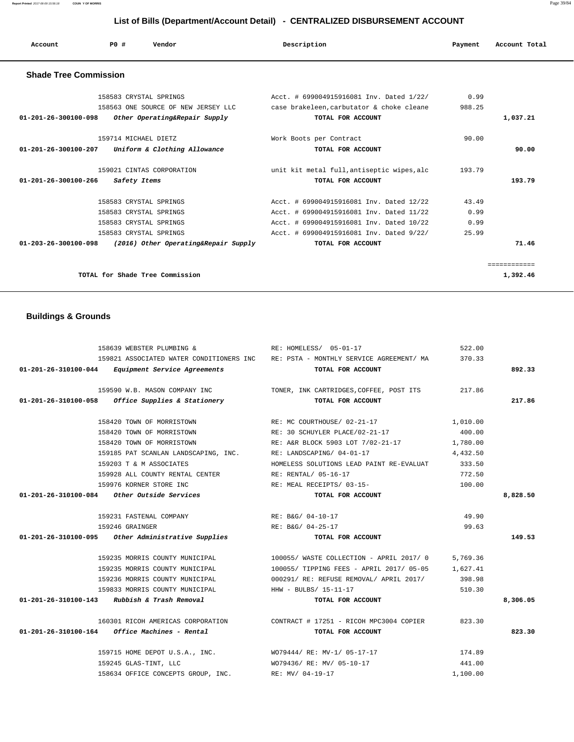# List of Bills (Department/Account Detail) - CENTRALIZED DISBURSEMENT ACCOUNT

| Account | PO # | Vendor | Description | Payment | Account Total |
|---|---|---|---|---|---|

## Shade Tree Commission

| Account | PO # | Vendor | Description | Payment | Account Total |
|---|---|---|---|---|---|
| | 158583 | CRYSTAL SPRINGS | Acct. # 699004915916081 Inv. Dated 1/22/ | 0.99 | |
| | 158563 | ONE SOURCE OF NEW JERSEY LLC | case brakeleen,carbutator & choke cleane | 988.25 | |
| **01-201-26-300100-098** | | ***Other Operating&Repair Supply*** | **TOTAL FOR ACCOUNT** | | **1,037.21** |
| | 159714 | MICHAEL DIETZ | Work Boots per Contract | 90.00 | |
| **01-201-26-300100-207** | | ***Uniform & Clothing Allowance*** | **TOTAL FOR ACCOUNT** | | **90.00** |
| | 159021 | CINTAS CORPORATION | unit kit metal full,antiseptic wipes,alc | 193.79 | |
| **01-201-26-300100-266** | | ***Safety Items*** | **TOTAL FOR ACCOUNT** | | **193.79** |
| | 158583 | CRYSTAL SPRINGS | Acct. # 699004915916081 Inv. Dated 12/22 | 43.49 | |
| | 158583 | CRYSTAL SPRINGS | Acct. # 699004915916081 Inv. Dated 11/22 | 0.99 | |
| | 158583 | CRYSTAL SPRINGS | Acct. # 699004915916081 Inv. Dated 10/22 | 0.99 | |
| | 158583 | CRYSTAL SPRINGS | Acct. # 699004915916081 Inv. Dated 9/22/ | 25.99 | |
| **01-203-26-300100-098** | | ***(2016) Other Operating&Repair Supply*** | **TOTAL FOR ACCOUNT** | | **71.46** |
| | | | | | ============ |
| | | **TOTAL for Shade Tree Commission** | | | **1,392.46** |

## Buildings & Grounds

| Account | PO # | Vendor | Description | Payment | Account Total |
|---|---|---|---|---|---|
| | 158639 | WEBSTER PLUMBING & | RE: HOMELESS/ 05-01-17 | 522.00 | |
| | 159821 | ASSOCIATED WATER CONDITIONERS INC | RE: PSTA - MONTHLY SERVICE AGREEMENT/ MA | 370.33 | |
| **01-201-26-310100-044** | | ***Equipment Service Agreements*** | **TOTAL FOR ACCOUNT** | | **892.33** |
| | 159590 | W.B. MASON COMPANY INC | TONER, INK CARTRIDGES,COFFEE, POST ITS | 217.86 | |
| **01-201-26-310100-058** | | ***Office Supplies & Stationery*** | **TOTAL FOR ACCOUNT** | | **217.86** |
| | 158420 | TOWN OF MORRISTOWN | RE: MC COURTHOUSE/ 02-21-17 | 1,010.00 | |
| | 158420 | TOWN OF MORRISTOWN | RE: 30 SCHUYLER PLACE/02-21-17 | 400.00 | |
| | 158420 | TOWN OF MORRISTOWN | RE: A&R BLOCK 5903 LOT 7/02-21-17 | 1,780.00 | |
| | 159185 | PAT SCANLAN LANDSCAPING, INC. | RE: LANDSCAPING/ 04-01-17 | 4,432.50 | |
| | 159203 | T & M ASSOCIATES | HOMELESS SOLUTIONS LEAD PAINT RE-EVALUAT | 333.50 | |
| | 159928 | ALL COUNTY RENTAL CENTER | RE: RENTAL/ 05-16-17 | 772.50 | |
| | 159976 | KORNER STORE INC | RE: MEAL RECEIPTS/ 03-15- | 100.00 | |
| **01-201-26-310100-084** | | ***Other Outside Services*** | **TOTAL FOR ACCOUNT** | | **8,828.50** |
| | 159231 | FASTENAL COMPANY | RE: B&G/ 04-10-17 | 49.90 | |
| | 159246 | GRAINGER | RE: B&G/ 04-25-17 | 99.63 | |
| **01-201-26-310100-095** | | ***Other Administrative Supplies*** | **TOTAL FOR ACCOUNT** | | **149.53** |
| | 159235 | MORRIS COUNTY MUNICIPAL | 100055/ WASTE COLLECTION - APRIL 2017/ 0 | 5,769.36 | |
| | 159235 | MORRIS COUNTY MUNICIPAL | 100055/ TIPPING FEES - APRIL 2017/ 05-05 | 1,627.41 | |
| | 159236 | MORRIS COUNTY MUNICIPAL | 000291/ RE: REFUSE REMOVAL/ APRIL 2017/ | 398.98 | |
| | 159833 | MORRIS COUNTY MUNICIPAL | HHW - BULBS/ 15-11-17 | 510.30 | |
| **01-201-26-310100-143** | | ***Rubbish & Trash Removal*** | **TOTAL FOR ACCOUNT** | | **8,306.05** |
| | 160301 | RICOH AMERICAS CORPORATION | CONTRACT # 17251 - RICOH MPC3004 COPIER | 823.30 | |
| **01-201-26-310100-164** | | ***Office Machines - Rental*** | **TOTAL FOR ACCOUNT** | | **823.30** |
| | 159715 | HOME DEPOT U.S.A., INC. | WO79444/ RE: MV-1/ 05-17-17 | 174.89 | |
| | 159245 | GLAS-TINT, LLC | WO79436/ RE: MV/ 05-10-17 | 441.00 | |
| | 158634 | OFFICE CONCEPTS GROUP, INC. | RE: MV/ 04-19-17 | 1,100.00 | |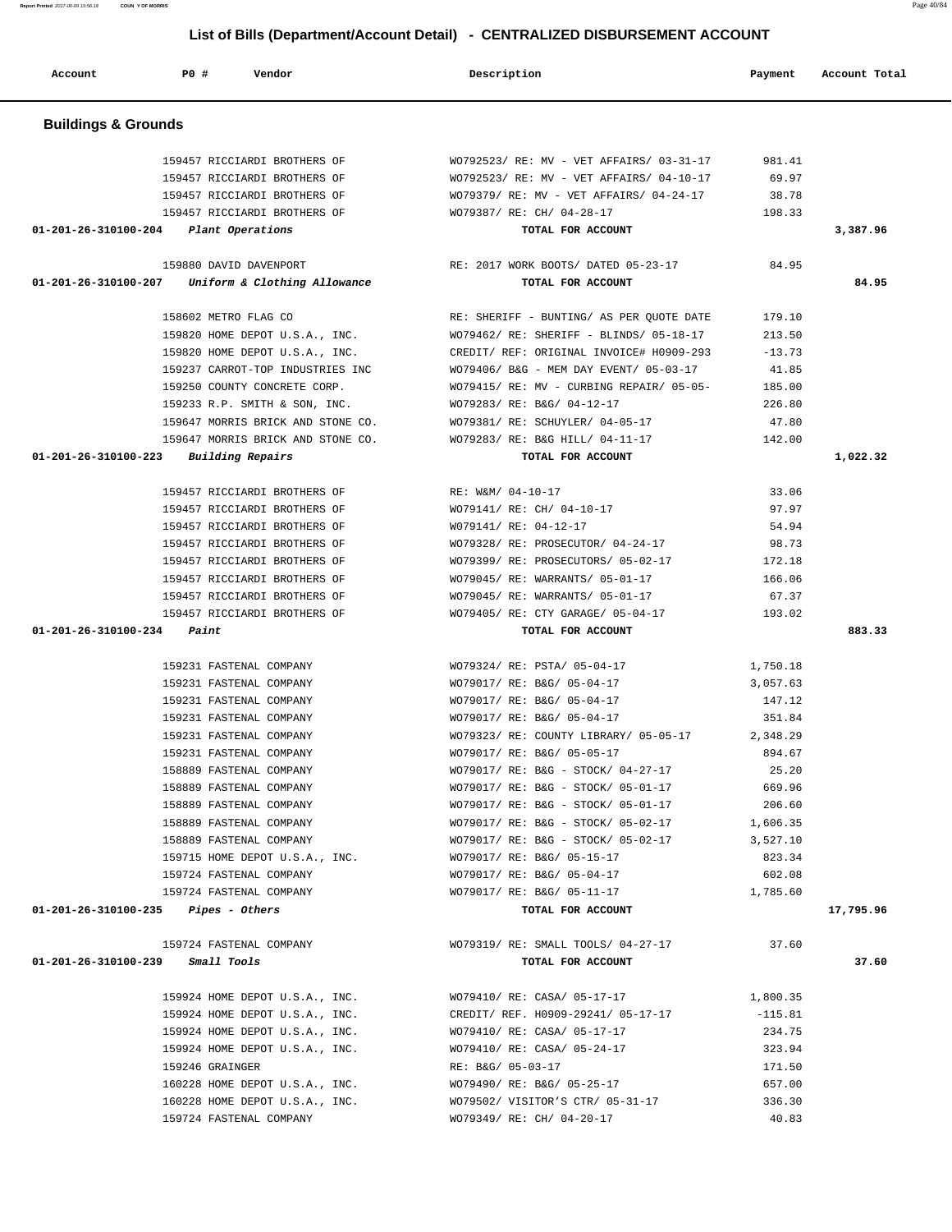## List of Bills (Department/Account Detail) - CENTRALIZED DISBURSEMENT ACCOUNT

| Account | PO # | Vendor | Description | Payment | Account Total |
|---|---|---|---|---|---|

### Buildings & Grounds

| Account | PO # | Vendor | Description | Payment | Account Total |
|---|---|---|---|---|---|
| | 159457 | RICCIARDI BROTHERS OF | WO792523/ RE: MV - VET AFFAIRS/ 03-31-17 | 981.41 | |
| | 159457 | RICCIARDI BROTHERS OF | WO792523/ RE: MV - VET AFFAIRS/ 04-10-17 | 69.97 | |
| | 159457 | RICCIARDI BROTHERS OF | WO79379/ RE: MV - VET AFFAIRS/ 04-24-17 | 38.78 | |
| | 159457 | RICCIARDI BROTHERS OF | WO79387/ RE: CH/ 04-28-17 | 198.33 | |
| **01-201-26-310100-204** *Plant Operations* | | | TOTAL FOR ACCOUNT | | **3,387.96** |
| | 159880 | DAVID DAVENPORT | RE: 2017 WORK BOOTS/ DATED 05-23-17 | 84.95 | |
| **01-201-26-310100-207** *Uniform & Clothing Allowance* | | | TOTAL FOR ACCOUNT | | **84.95** |
| | 158602 | METRO FLAG CO | RE: SHERIFF - BUNTING/ AS PER QUOTE DATE | 179.10 | |
| | 159820 | HOME DEPOT U.S.A., INC. | WO79462/ RE: SHERIFF - BLINDS/ 05-18-17 | 213.50 | |
| | 159820 | HOME DEPOT U.S.A., INC. | CREDIT/ REF: ORIGINAL INVOICE# H0909-293 | -13.73 | |
| | 159237 | CARROT-TOP INDUSTRIES INC | WO79406/ B&G - MEM DAY EVENT/ 05-03-17 | 41.85 | |
| | 159250 | COUNTY CONCRETE CORP. | WO79415/ RE: MV - CURBING REPAIR/ 05-05- | 185.00 | |
| | 159233 | R.P. SMITH & SON, INC. | WO79283/ RE: B&G/ 04-12-17 | 226.80 | |
| | 159647 | MORRIS BRICK AND STONE CO. | WO79381/ RE: SCHUYLER/ 04-05-17 | 47.80 | |
| | 159647 | MORRIS BRICK AND STONE CO. | WO79283/ RE: B&G HILL/ 04-11-17 | 142.00 | |
| **01-201-26-310100-223** *Building Repairs* | | | TOTAL FOR ACCOUNT | | **1,022.32** |
| | 159457 | RICCIARDI BROTHERS OF | RE: W&M/ 04-10-17 | 33.06 | |
| | 159457 | RICCIARDI BROTHERS OF | WO79141/ RE: CH/ 04-10-17 | 97.97 | |
| | 159457 | RICCIARDI BROTHERS OF | WO79141/ RE: 04-12-17 | 54.94 | |
| | 159457 | RICCIARDI BROTHERS OF | WO79328/ RE: PROSECUTOR/ 04-24-17 | 98.73 | |
| | 159457 | RICCIARDI BROTHERS OF | WO79399/ RE: PROSECUTORS/ 05-02-17 | 172.18 | |
| | 159457 | RICCIARDI BROTHERS OF | WO79045/ RE: WARRANTS/ 05-01-17 | 166.06 | |
| | 159457 | RICCIARDI BROTHERS OF | WO79045/ RE: WARRANTS/ 05-01-17 | 67.37 | |
| | 159457 | RICCIARDI BROTHERS OF | WO79405/ RE: CTY GARAGE/ 05-04-17 | 193.02 | |
| **01-201-26-310100-234** *Paint* | | | TOTAL FOR ACCOUNT | | **883.33** |
| | 159231 | FASTENAL COMPANY | WO79324/ RE: PSTA/ 05-04-17 | 1,750.18 | |
| | 159231 | FASTENAL COMPANY | WO79017/ RE: B&G/ 05-04-17 | 3,057.63 | |
| | 159231 | FASTENAL COMPANY | WO79017/ RE: B&G/ 05-04-17 | 147.12 | |
| | 159231 | FASTENAL COMPANY | WO79017/ RE: B&G/ 05-04-17 | 351.84 | |
| | 159231 | FASTENAL COMPANY | WO79323/ RE: COUNTY LIBRARY/ 05-05-17 | 2,348.29 | |
| | 159231 | FASTENAL COMPANY | WO79017/ RE: B&G/ 05-05-17 | 894.67 | |
| | 158889 | FASTENAL COMPANY | WO79017/ RE: B&G - STOCK/ 04-27-17 | 25.20 | |
| | 158889 | FASTENAL COMPANY | WO79017/ RE: B&G - STOCK/ 05-01-17 | 669.96 | |
| | 158889 | FASTENAL COMPANY | WO79017/ RE: B&G - STOCK/ 05-01-17 | 206.60 | |
| | 158889 | FASTENAL COMPANY | WO79017/ RE: B&G - STOCK/ 05-02-17 | 1,606.35 | |
| | 158889 | FASTENAL COMPANY | WO79017/ RE: B&G - STOCK/ 05-02-17 | 3,527.10 | |
| | 159715 | HOME DEPOT U.S.A., INC. | WO79017/ RE: B&G/ 05-15-17 | 823.34 | |
| | 159724 | FASTENAL COMPANY | WO79017/ RE: B&G/ 05-04-17 | 602.08 | |
| | 159724 | FASTENAL COMPANY | WO79017/ RE: B&G/ 05-11-17 | 1,785.60 | |
| **01-201-26-310100-235** *Pipes - Others* | | | TOTAL FOR ACCOUNT | | **17,795.96** |
| | 159724 | FASTENAL COMPANY | WO79319/ RE: SMALL TOOLS/ 04-27-17 | 37.60 | |
| **01-201-26-310100-239** *Small Tools* | | | TOTAL FOR ACCOUNT | | **37.60** |
| | 159924 | HOME DEPOT U.S.A., INC. | WO79410/ RE: CASA/ 05-17-17 | 1,800.35 | |
| | 159924 | HOME DEPOT U.S.A., INC. | CREDIT/ REF. H0909-29241/ 05-17-17 | -115.81 | |
| | 159924 | HOME DEPOT U.S.A., INC. | WO79410/ RE: CASA/ 05-17-17 | 234.75 | |
| | 159924 | HOME DEPOT U.S.A., INC. | WO79410/ RE: CASA/ 05-24-17 | 323.94 | |
| | 159246 | GRAINGER | RE: B&G/ 05-03-17 | 171.50 | |
| | 160228 | HOME DEPOT U.S.A., INC. | WO79490/ RE: B&G/ 05-25-17 | 657.00 | |
| | 160228 | HOME DEPOT U.S.A., INC. | WO79502/ VISITOR'S CTR/ 05-31-17 | 336.30 | |
| | 159724 | FASTENAL COMPANY | WO79349/ RE: CH/ 04-20-17 | 40.83 | |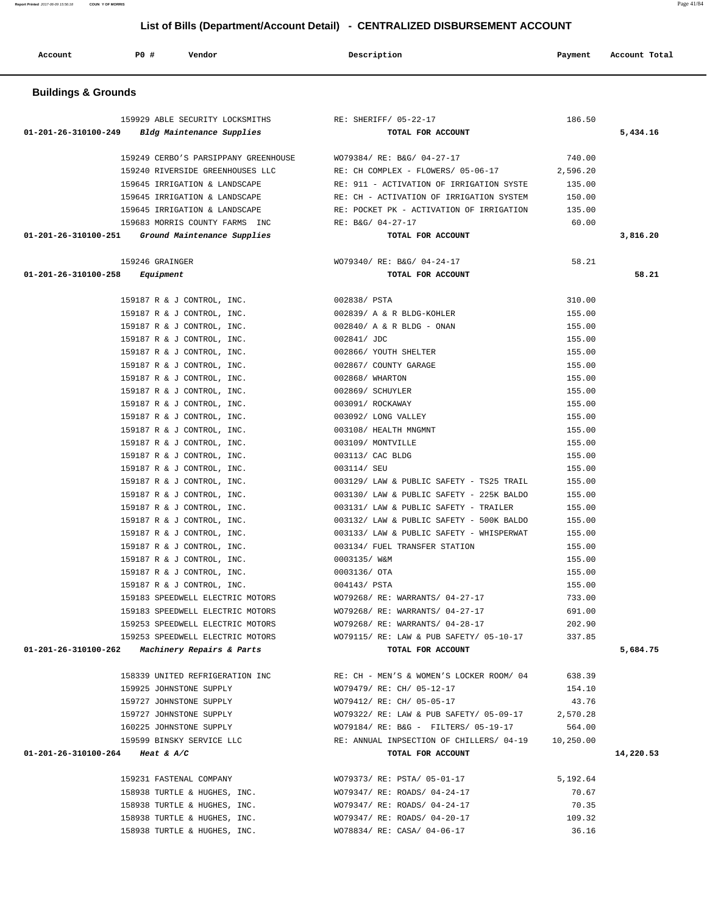## List of Bills (Department/Account Detail) - CENTRALIZED DISBURSEMENT ACCOUNT

| Account | P0 # | Vendor | Description | Payment | Account Total |
|---|---|---|---|---|---|

### Buildings & Grounds

| Account | P0 # | Vendor | Description | Payment | Account Total |
|---|---|---|---|---|---|
| | 159929 | ABLE SECURITY LOCKSMITHS | RE: SHERIFF/ 05-22-17 | 186.50 | |
| 01-201-26-310100-249 | | *Bldg Maintenance Supplies* | TOTAL FOR ACCOUNT | | 5,434.16 |
| | 159249 | CERBO'S PARSIPPANY GREENHOUSE | WO79384/ RE: B&G/ 04-27-17 | 740.00 | |
| | 159240 | RIVERSIDE GREENHOUSES LLC | RE: CH COMPLEX - FLOWERS/ 05-06-17 | 2,596.20 | |
| | 159645 | IRRIGATION & LANDSCAPE | RE: 911 - ACTIVATION OF IRRIGATION SYSTE | 135.00 | |
| | 159645 | IRRIGATION & LANDSCAPE | RE: CH - ACTIVATION OF IRRIGATION SYSTEM | 150.00 | |
| | 159645 | IRRIGATION & LANDSCAPE | RE: POCKET PK - ACTIVATION OF IRRIGATION | 135.00 | |
| | 159683 | MORRIS COUNTY FARMS INC | RE: B&G/ 04-27-17 | 60.00 | |
| 01-201-26-310100-251 | | *Ground Maintenance Supplies* | TOTAL FOR ACCOUNT | | 3,816.20 |
| | 159246 | GRAINGER | WO79340/ RE: B&G/ 04-24-17 | 58.21 | |
| 01-201-26-310100-258 | | *Equipment* | TOTAL FOR ACCOUNT | | 58.21 |
| | 159187 | R & J CONTROL, INC. | 002838/ PSTA | 310.00 | |
| | 159187 | R & J CONTROL, INC. | 002839/ A & R BLDG-KOHLER | 155.00 | |
| | 159187 | R & J CONTROL, INC. | 002840/ A & R BLDG - ONAN | 155.00 | |
| | 159187 | R & J CONTROL, INC. | 002841/ JDC | 155.00 | |
| | 159187 | R & J CONTROL, INC. | 002866/ YOUTH SHELTER | 155.00 | |
| | 159187 | R & J CONTROL, INC. | 002867/ COUNTY GARAGE | 155.00 | |
| | 159187 | R & J CONTROL, INC. | 002868/ WHARTON | 155.00 | |
| | 159187 | R & J CONTROL, INC. | 002869/ SCHUYLER | 155.00 | |
| | 159187 | R & J CONTROL, INC. | 003091/ ROCKAWAY | 155.00 | |
| | 159187 | R & J CONTROL, INC. | 003092/ LONG VALLEY | 155.00 | |
| | 159187 | R & J CONTROL, INC. | 003108/ HEALTH MNGMNT | 155.00 | |
| | 159187 | R & J CONTROL, INC. | 003109/ MONTVILLE | 155.00 | |
| | 159187 | R & J CONTROL, INC. | 003113/ CAC BLDG | 155.00 | |
| | 159187 | R & J CONTROL, INC. | 003114/ SEU | 155.00 | |
| | 159187 | R & J CONTROL, INC. | 003129/ LAW & PUBLIC SAFETY - TS25 TRAIL | 155.00 | |
| | 159187 | R & J CONTROL, INC. | 003130/ LAW & PUBLIC SAFETY - 225K BALDO | 155.00 | |
| | 159187 | R & J CONTROL, INC. | 003131/ LAW & PUBLIC SAFETY - TRAILER | 155.00 | |
| | 159187 | R & J CONTROL, INC. | 003132/ LAW & PUBLIC SAFETY - 500K BALDO | 155.00 | |
| | 159187 | R & J CONTROL, INC. | 003133/ LAW & PUBLIC SAFETY - WHISPERWAT | 155.00 | |
| | 159187 | R & J CONTROL, INC. | 003134/ FUEL TRANSFER STATION | 155.00 | |
| | 159187 | R & J CONTROL, INC. | 0003135/ W&M | 155.00 | |
| | 159187 | R & J CONTROL, INC. | 0003136/ OTA | 155.00 | |
| | 159187 | R & J CONTROL, INC. | 004143/ PSTA | 155.00 | |
| | 159183 | SPEEDWELL ELECTRIC MOTORS | WO79268/ RE: WARRANTS/ 04-27-17 | 733.00 | |
| | 159183 | SPEEDWELL ELECTRIC MOTORS | WO79268/ RE: WARRANTS/ 04-27-17 | 691.00 | |
| | 159253 | SPEEDWELL ELECTRIC MOTORS | WO79268/ RE: WARRANTS/ 04-28-17 | 202.90 | |
| | 159253 | SPEEDWELL ELECTRIC MOTORS | WO79115/ RE: LAW & PUB SAFETY/ 05-10-17 | 337.85 | |
| 01-201-26-310100-262 | | *Machinery Repairs & Parts* | TOTAL FOR ACCOUNT | | 5,684.75 |
| | 158339 | UNITED REFRIGERATION INC | RE: CH - MEN'S & WOMEN'S LOCKER ROOM/ 04 | 638.39 | |
| | 159925 | JOHNSTONE SUPPLY | WO79479/ RE: CH/ 05-12-17 | 154.10 | |
| | 159727 | JOHNSTONE SUPPLY | WO79412/ RE: CH/ 05-05-17 | 43.76 | |
| | 159727 | JOHNSTONE SUPPLY | WO79322/ RE: LAW & PUB SAFETY/ 05-09-17 | 2,570.28 | |
| | 160225 | JOHNSTONE SUPPLY | WO79184/ RE: B&G - FILTERS/ 05-19-17 | 564.00 | |
| | 159599 | BINSKY SERVICE LLC | RE: ANNUAL INPSECTION OF CHILLERS/ 04-19 | 10,250.00 | |
| 01-201-26-310100-264 | | *Heat & A/C* | TOTAL FOR ACCOUNT | | 14,220.53 |
| | 159231 | FASTENAL COMPANY | WO79373/ RE: PSTA/ 05-01-17 | 5,192.64 | |
| | 158938 | TURTLE & HUGHES, INC. | WO79347/ RE: ROADS/ 04-24-17 | 70.67 | |
| | 158938 | TURTLE & HUGHES, INC. | WO79347/ RE: ROADS/ 04-24-17 | 70.35 | |
| | 158938 | TURTLE & HUGHES, INC. | WO79347/ RE: ROADS/ 04-20-17 | 109.32 | |
| | 158938 | TURTLE & HUGHES, INC. | WO78834/ RE: CASA/ 04-06-17 | 36.16 | |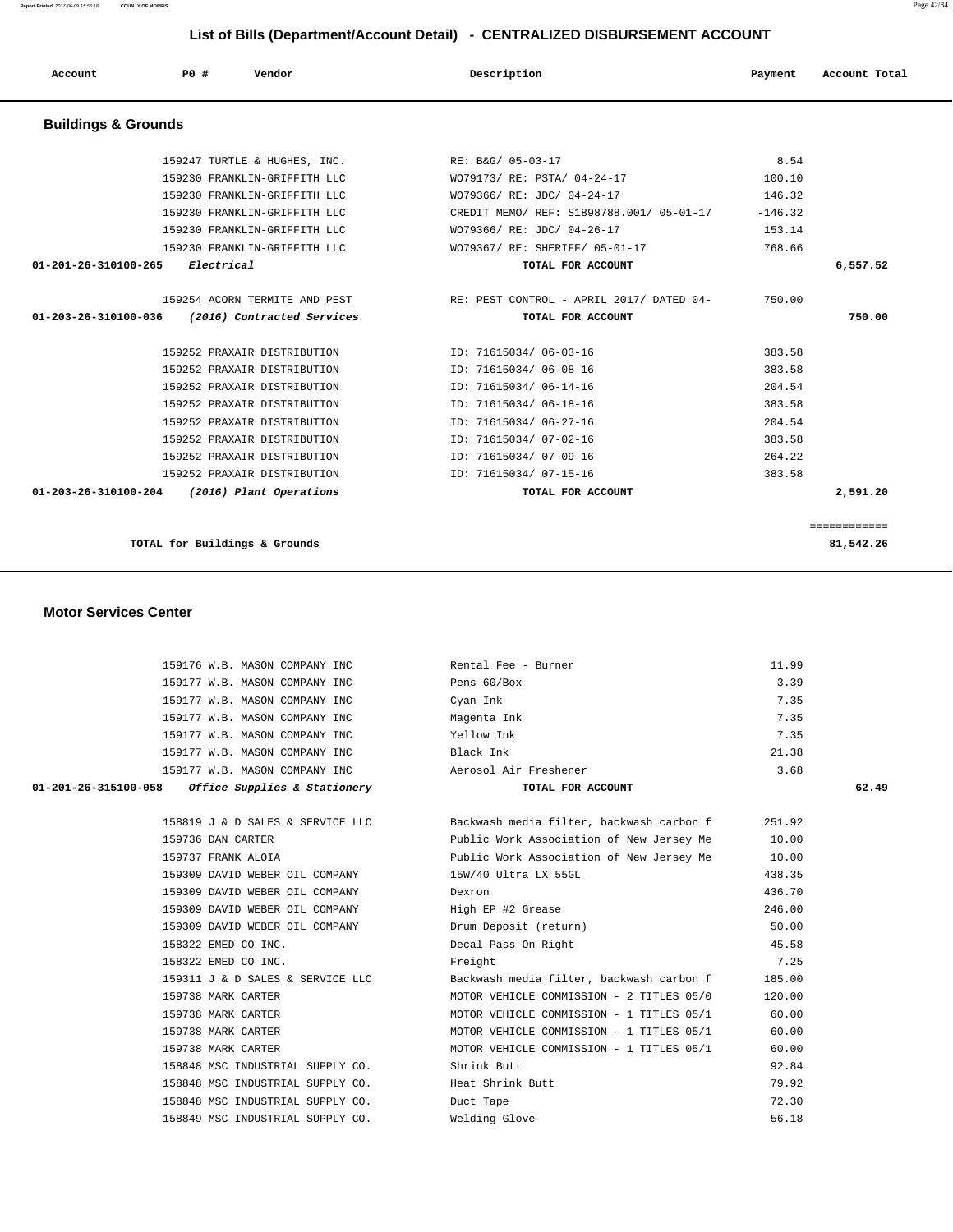# List of Bills (Department/Account Detail) - CENTRALIZED DISBURSEMENT ACCOUNT

| Account | PO # | Vendor | Description | Payment | Account Total |
|---|---|---|---|---|---|

## Buildings & Grounds

| Account | PO # | Vendor | Description | Payment | Account Total |
|---|---|---|---|---|---|
| | 159247 | TURTLE & HUGHES, INC. | RE: B&G/ 05-03-17 | 8.54 | |
| | 159230 | FRANKLIN-GRIFFITH LLC | WO79173/ RE: PSTA/ 04-24-17 | 100.10 | |
| | 159230 | FRANKLIN-GRIFFITH LLC | WO79366/ RE: JDC/ 04-24-17 | 146.32 | |
| | 159230 | FRANKLIN-GRIFFITH LLC | CREDIT MEMO/ REF: S1898788.001/ 05-01-17 | -146.32 | |
| | 159230 | FRANKLIN-GRIFFITH LLC | WO79366/ RE: JDC/ 04-26-17 | 153.14 | |
| | 159230 | FRANKLIN-GRIFFITH LLC | WO79367/ RE: SHERIFF/ 05-01-17 | 768.66 | |
| 01-201-26-310100-265 | *Electrical* | | TOTAL FOR ACCOUNT | | 6,557.52 |
| | 159254 | ACORN TERMITE AND PEST | RE: PEST CONTROL - APRIL 2017/ DATED 04- | 750.00 | |
| 01-203-26-310100-036 | *(2016) Contracted Services* | | TOTAL FOR ACCOUNT | | 750.00 |
| | 159252 | PRAXAIR DISTRIBUTION | ID: 71615034/ 06-03-16 | 383.58 | |
| | 159252 | PRAXAIR DISTRIBUTION | ID: 71615034/ 06-08-16 | 383.58 | |
| | 159252 | PRAXAIR DISTRIBUTION | ID: 71615034/ 06-14-16 | 204.54 | |
| | 159252 | PRAXAIR DISTRIBUTION | ID: 71615034/ 06-18-16 | 383.58 | |
| | 159252 | PRAXAIR DISTRIBUTION | ID: 71615034/ 06-27-16 | 204.54 | |
| | 159252 | PRAXAIR DISTRIBUTION | ID: 71615034/ 07-02-16 | 383.58 | |
| | 159252 | PRAXAIR DISTRIBUTION | ID: 71615034/ 07-09-16 | 264.22 | |
| | 159252 | PRAXAIR DISTRIBUTION | ID: 71615034/ 07-15-16 | 383.58 | |
| 01-203-26-310100-204 | *(2016) Plant Operations* | | TOTAL FOR ACCOUNT | | 2,591.20 |
| | | | | | ============ |
| | TOTAL for Buildings & Grounds | | | | 81,542.26 |

## Motor Services Center

| Account | PO # | Vendor | Description | Payment | Account Total |
|---|---|---|---|---|---|
| | 159176 | W.B. MASON COMPANY INC | Rental Fee - Burner | 11.99 | |
| | 159177 | W.B. MASON COMPANY INC | Pens 60/Box | 3.39 | |
| | 159177 | W.B. MASON COMPANY INC | Cyan Ink | 7.35 | |
| | 159177 | W.B. MASON COMPANY INC | Magenta Ink | 7.35 | |
| | 159177 | W.B. MASON COMPANY INC | Yellow Ink | 7.35 | |
| | 159177 | W.B. MASON COMPANY INC | Black Ink | 21.38 | |
| | 159177 | W.B. MASON COMPANY INC | Aerosol Air Freshener | 3.68 | |
| 01-201-26-315100-058 | *Office Supplies & Stationery* | | TOTAL FOR ACCOUNT | | 62.49 |
| | 158819 | J & D SALES & SERVICE LLC | Backwash media filter, backwash carbon f | 251.92 | |
| | 159736 | DAN CARTER | Public Work Association of New Jersey Me | 10.00 | |
| | 159737 | FRANK ALOIA | Public Work Association of New Jersey Me | 10.00 | |
| | 159309 | DAVID WEBER OIL COMPANY | 15W/40 Ultra LX 55GL | 438.35 | |
| | 159309 | DAVID WEBER OIL COMPANY | Dexron | 436.70 | |
| | 159309 | DAVID WEBER OIL COMPANY | High EP #2 Grease | 246.00 | |
| | 159309 | DAVID WEBER OIL COMPANY | Drum Deposit (return) | 50.00 | |
| | 158322 | EMED CO INC. | Decal Pass On Right | 45.58 | |
| | 158322 | EMED CO INC. | Freight | 7.25 | |
| | 159311 | J & D SALES & SERVICE LLC | Backwash media filter, backwash carbon f | 185.00 | |
| | 159738 | MARK CARTER | MOTOR VEHICLE COMMISSION - 2 TITLES 05/0 | 120.00 | |
| | 159738 | MARK CARTER | MOTOR VEHICLE COMMISSION - 1 TITLES 05/1 | 60.00 | |
| | 159738 | MARK CARTER | MOTOR VEHICLE COMMISSION - 1 TITLES 05/1 | 60.00 | |
| | 159738 | MARK CARTER | MOTOR VEHICLE COMMISSION - 1 TITLES 05/1 | 60.00 | |
| | 158848 | MSC INDUSTRIAL SUPPLY CO. | Shrink Butt | 92.84 | |
| | 158848 | MSC INDUSTRIAL SUPPLY CO. | Heat Shrink Butt | 79.92 | |
| | 158848 | MSC INDUSTRIAL SUPPLY CO. | Duct Tape | 72.30 | |
| | 158849 | MSC INDUSTRIAL SUPPLY CO. | Welding Glove | 56.18 | |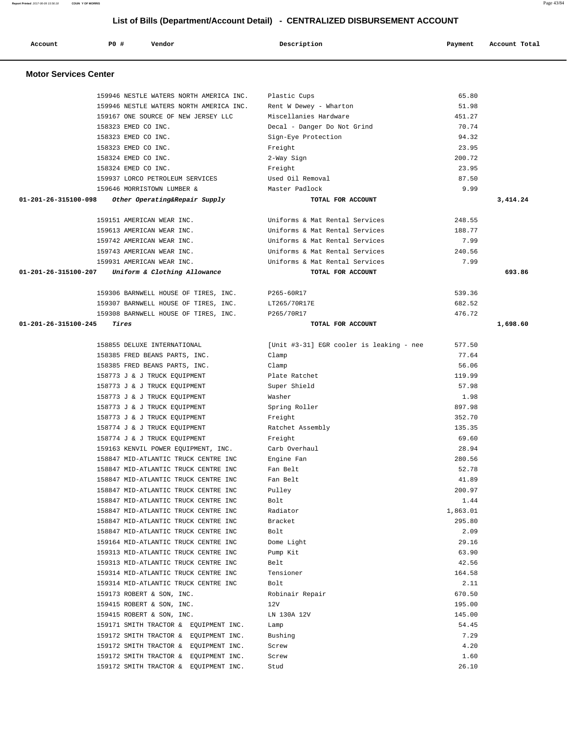# List of Bills (Department/Account Detail) - CENTRALIZED DISBURSEMENT ACCOUNT

| Account | PO # | Vendor | Description | Payment | Account Total |
|---|---|---|---|---|---|

## Motor Services Center

| Account | PO # | Vendor | Description | Payment | Account Total |
|---|---|---|---|---|---|
| | 159946 | NESTLE WATERS NORTH AMERICA INC. | Plastic Cups | 65.80 | |
| | 159946 | NESTLE WATERS NORTH AMERICA INC. | Rent W Dewey - Wharton | 51.98 | |
| | 159167 | ONE SOURCE OF NEW JERSEY LLC | Miscellanies Hardware | 451.27 | |
| | 158323 | EMED CO INC. | Decal - Danger Do Not Grind | 70.74 | |
| | 158323 | EMED CO INC. | Sign-Eye Protection | 94.32 | |
| | 158323 | EMED CO INC. | Freight | 23.95 | |
| | 158324 | EMED CO INC. | 2-Way Sign | 200.72 | |
| | 158324 | EMED CO INC. | Freight | 23.95 | |
| | 159937 | LORCO PETROLEUM SERVICES | Used Oil Removal | 87.50 | |
| | 159646 | MORRISTOWN LUMBER & | Master Padlock | 9.99 | |
| **01-201-26-315100-098** | | *Other Operating&Repair Supply* | **TOTAL FOR ACCOUNT** | | **3,414.24** |
| | 159151 | AMERICAN WEAR INC. | Uniforms & Mat Rental Services | 248.55 | |
| | 159613 | AMERICAN WEAR INC. | Uniforms & Mat Rental Services | 188.77 | |
| | 159742 | AMERICAN WEAR INC. | Uniforms & Mat Rental Services | 7.99 | |
| | 159743 | AMERICAN WEAR INC. | Uniforms & Mat Rental Services | 240.56 | |
| | 159931 | AMERICAN WEAR INC. | Uniforms & Mat Rental Services | 7.99 | |
| **01-201-26-315100-207** | | *Uniform & Clothing Allowance* | **TOTAL FOR ACCOUNT** | | **693.86** |
| | 159306 | BARNWELL HOUSE OF TIRES, INC. | P265-60R17 | 539.36 | |
| | 159307 | BARNWELL HOUSE OF TIRES, INC. | LT265/70R17E | 682.52 | |
| | 159308 | BARNWELL HOUSE OF TIRES, INC. | P265/70R17 | 476.72 | |
| **01-201-26-315100-245** | | *Tires* | **TOTAL FOR ACCOUNT** | | **1,698.60** |
| | 158855 | DELUXE INTERNATIONAL | [Unit #3-31] EGR cooler is leaking - nee | 577.50 | |
| | 158385 | FRED BEANS PARTS, INC. | Clamp | 77.64 | |
| | 158385 | FRED BEANS PARTS, INC. | Clamp | 56.06 | |
| | 158773 | J & J TRUCK EQUIPMENT | Plate Ratchet | 119.99 | |
| | 158773 | J & J TRUCK EQUIPMENT | Super Shield | 57.98 | |
| | 158773 | J & J TRUCK EQUIPMENT | Washer | 1.98 | |
| | 158773 | J & J TRUCK EQUIPMENT | Spring Roller | 897.98 | |
| | 158773 | J & J TRUCK EQUIPMENT | Freight | 352.70 | |
| | 158774 | J & J TRUCK EQUIPMENT | Ratchet Assembly | 135.35 | |
| | 158774 | J & J TRUCK EQUIPMENT | Freight | 69.60 | |
| | 159163 | KENVIL POWER EQUIPMENT, INC. | Carb Overhaul | 28.94 | |
| | 158847 | MID-ATLANTIC TRUCK CENTRE INC | Engine Fan | 280.56 | |
| | 158847 | MID-ATLANTIC TRUCK CENTRE INC | Fan Belt | 52.78 | |
| | 158847 | MID-ATLANTIC TRUCK CENTRE INC | Fan Belt | 41.89 | |
| | 158847 | MID-ATLANTIC TRUCK CENTRE INC | Pulley | 200.97 | |
| | 158847 | MID-ATLANTIC TRUCK CENTRE INC | Bolt | 1.44 | |
| | 158847 | MID-ATLANTIC TRUCK CENTRE INC | Radiator | 1,863.01 | |
| | 158847 | MID-ATLANTIC TRUCK CENTRE INC | Bracket | 295.80 | |
| | 158847 | MID-ATLANTIC TRUCK CENTRE INC | Bolt | 2.09 | |
| | 159164 | MID-ATLANTIC TRUCK CENTRE INC | Dome Light | 29.16 | |
| | 159313 | MID-ATLANTIC TRUCK CENTRE INC | Pump Kit | 63.90 | |
| | 159313 | MID-ATLANTIC TRUCK CENTRE INC | Belt | 42.56 | |
| | 159314 | MID-ATLANTIC TRUCK CENTRE INC | Tensioner | 164.58 | |
| | 159314 | MID-ATLANTIC TRUCK CENTRE INC | Bolt | 2.11 | |
| | 159173 | ROBERT & SON, INC. | Robinair Repair | 670.50 | |
| | 159415 | ROBERT & SON, INC. | 12V | 195.00 | |
| | 159415 | ROBERT & SON, INC. | LN 130A 12V | 145.00 | |
| | 159171 | SMITH TRACTOR & EQUIPMENT INC. | Lamp | 54.45 | |
| | 159172 | SMITH TRACTOR & EQUIPMENT INC. | Bushing | 7.29 | |
| | 159172 | SMITH TRACTOR & EQUIPMENT INC. | Screw | 4.20 | |
| | 159172 | SMITH TRACTOR & EQUIPMENT INC. | Screw | 1.60 | |
| | 159172 | SMITH TRACTOR & EQUIPMENT INC. | Stud | 26.10 | |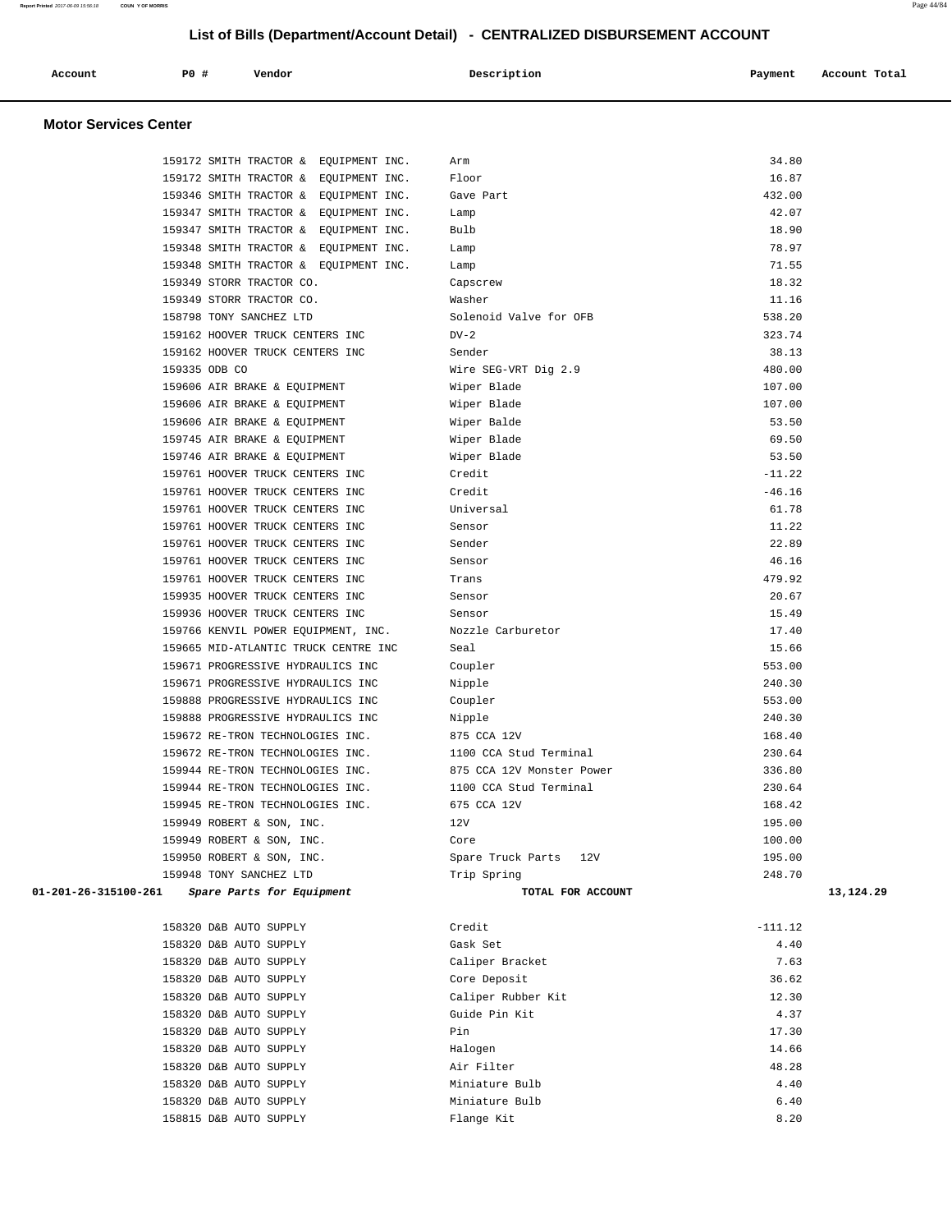# List of Bills (Department/Account Detail) - CENTRALIZED DISBURSEMENT ACCOUNT

| Account | PO # | Vendor | Description | Payment | Account Total |
|---|---|---|---|---|---|

## Motor Services Center

| Account | PO # | Vendor | Description | Payment | Account Total |
|---|---|---|---|---|---|
| | 159172 | SMITH TRACTOR & EQUIPMENT INC. | Arm | 34.80 | |
| | 159172 | SMITH TRACTOR & EQUIPMENT INC. | Floor | 16.87 | |
| | 159346 | SMITH TRACTOR & EQUIPMENT INC. | Gave Part | 432.00 | |
| | 159347 | SMITH TRACTOR & EQUIPMENT INC. | Lamp | 42.07 | |
| | 159347 | SMITH TRACTOR & EQUIPMENT INC. | Bulb | 18.90 | |
| | 159348 | SMITH TRACTOR & EQUIPMENT INC. | Lamp | 78.97 | |
| | 159348 | SMITH TRACTOR & EQUIPMENT INC. | Lamp | 71.55 | |
| | 159349 | STORR TRACTOR CO. | Capscrew | 18.32 | |
| | 159349 | STORR TRACTOR CO. | Washer | 11.16 | |
| | 158798 | TONY SANCHEZ LTD | Solenoid Valve for OFB | 538.20 | |
| | 159162 | HOOVER TRUCK CENTERS INC | DV-2 | 323.74 | |
| | 159162 | HOOVER TRUCK CENTERS INC | Sender | 38.13 | |
| | 159335 | ODB CO | Wire SEG-VRT Dig 2.9 | 480.00 | |
| | 159606 | AIR BRAKE & EQUIPMENT | Wiper Blade | 107.00 | |
| | 159606 | AIR BRAKE & EQUIPMENT | Wiper Blade | 107.00 | |
| | 159606 | AIR BRAKE & EQUIPMENT | Wiper Balde | 53.50 | |
| | 159745 | AIR BRAKE & EQUIPMENT | Wiper Blade | 69.50 | |
| | 159746 | AIR BRAKE & EQUIPMENT | Wiper Blade | 53.50 | |
| | 159761 | HOOVER TRUCK CENTERS INC | Credit | -11.22 | |
| | 159761 | HOOVER TRUCK CENTERS INC | Credit | -46.16 | |
| | 159761 | HOOVER TRUCK CENTERS INC | Universal | 61.78 | |
| | 159761 | HOOVER TRUCK CENTERS INC | Sensor | 11.22 | |
| | 159761 | HOOVER TRUCK CENTERS INC | Sender | 22.89 | |
| | 159761 | HOOVER TRUCK CENTERS INC | Sensor | 46.16 | |
| | 159761 | HOOVER TRUCK CENTERS INC | Trans | 479.92 | |
| | 159935 | HOOVER TRUCK CENTERS INC | Sensor | 20.67 | |
| | 159936 | HOOVER TRUCK CENTERS INC | Sensor | 15.49 | |
| | 159766 | KENVIL POWER EQUIPMENT, INC. | Nozzle Carburetor | 17.40 | |
| | 159665 | MID-ATLANTIC TRUCK CENTRE INC | Seal | 15.66 | |
| | 159671 | PROGRESSIVE HYDRAULICS INC | Coupler | 553.00 | |
| | 159671 | PROGRESSIVE HYDRAULICS INC | Nipple | 240.30 | |
| | 159888 | PROGRESSIVE HYDRAULICS INC | Coupler | 553.00 | |
| | 159888 | PROGRESSIVE HYDRAULICS INC | Nipple | 240.30 | |
| | 159672 | RE-TRON TECHNOLOGIES INC. | 875 CCA 12V | 168.40 | |
| | 159672 | RE-TRON TECHNOLOGIES INC. | 1100 CCA Stud Terminal | 230.64 | |
| | 159944 | RE-TRON TECHNOLOGIES INC. | 875 CCA 12V Monster Power | 336.80 | |
| | 159944 | RE-TRON TECHNOLOGIES INC. | 1100 CCA Stud Terminal | 230.64 | |
| | 159945 | RE-TRON TECHNOLOGIES INC. | 675 CCA 12V | 168.42 | |
| | 159949 | ROBERT & SON, INC. | 12V | 195.00 | |
| | 159949 | ROBERT & SON, INC. | Core | 100.00 | |
| | 159950 | ROBERT & SON, INC. | Spare Truck Parts 12V | 195.00 | |
| | 159948 | TONY SANCHEZ LTD | Trip Spring | 248.70 | |
| **01-201-26-315100-261** | | ***Spare Parts for Equipment*** | **TOTAL FOR ACCOUNT** | | **13,124.29** |
| | 158320 | D&B AUTO SUPPLY | Credit | -111.12 | |
| | 158320 | D&B AUTO SUPPLY | Gask Set | 4.40 | |
| | 158320 | D&B AUTO SUPPLY | Caliper Bracket | 7.63 | |
| | 158320 | D&B AUTO SUPPLY | Core Deposit | 36.62 | |
| | 158320 | D&B AUTO SUPPLY | Caliper Rubber Kit | 12.30 | |
| | 158320 | D&B AUTO SUPPLY | Guide Pin Kit | 4.37 | |
| | 158320 | D&B AUTO SUPPLY | Pin | 17.30 | |
| | 158320 | D&B AUTO SUPPLY | Halogen | 14.66 | |
| | 158320 | D&B AUTO SUPPLY | Air Filter | 48.28 | |
| | 158320 | D&B AUTO SUPPLY | Miniature Bulb | 4.40 | |
| | 158320 | D&B AUTO SUPPLY | Miniature Bulb | 6.40 | |
| | 158815 | D&B AUTO SUPPLY | Flange Kit | 8.20 | |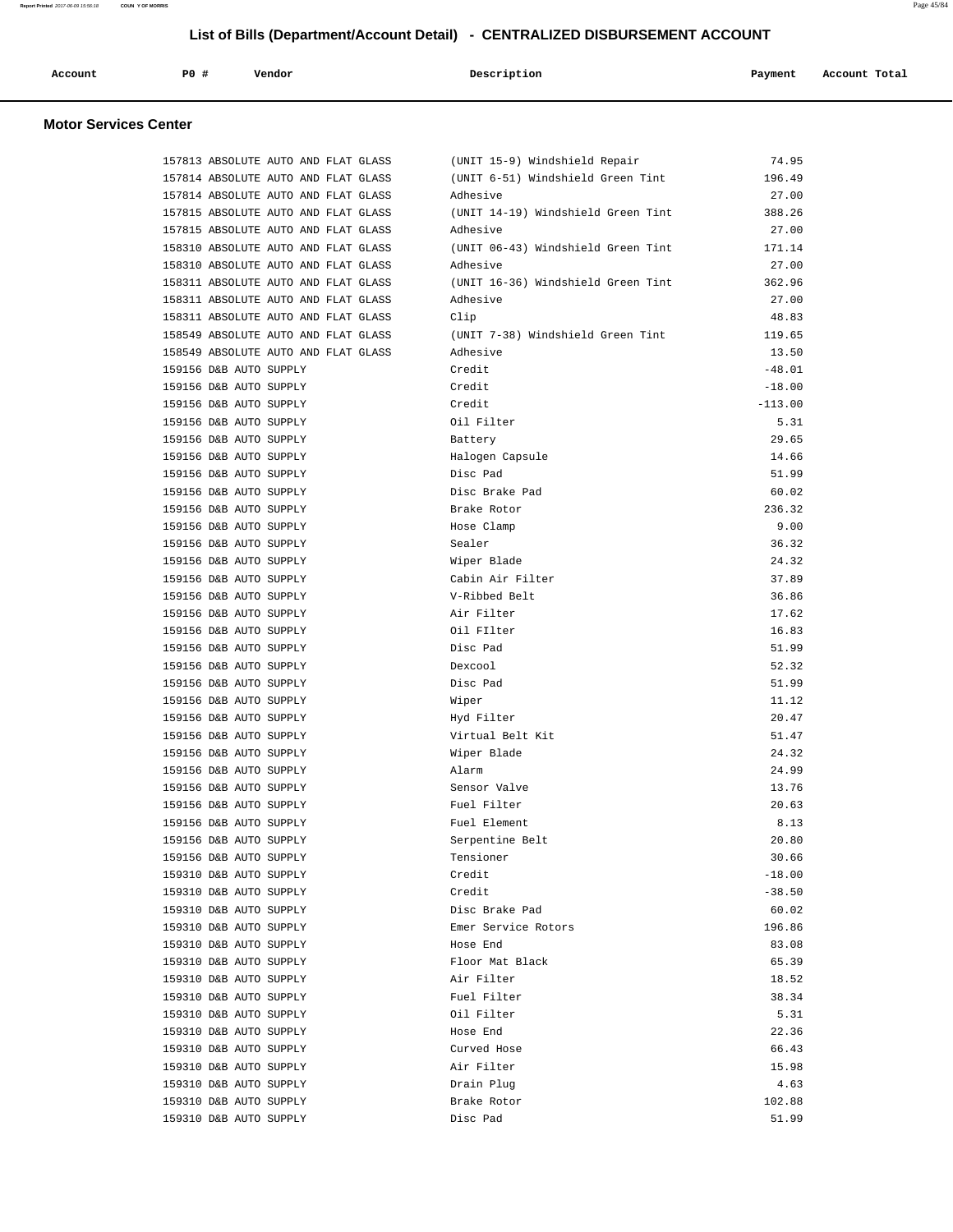# List of Bills (Department/Account Detail) - CENTRALIZED DISBURSEMENT ACCOUNT

## Motor Services Center

| Account | PO # | Vendor | Description | Payment | Account Total |
|---|---|---|---|---|---|
| | 157813 | ABSOLUTE AUTO AND FLAT GLASS | (UNIT 15-9) Windshield Repair | 74.95 | |
| | 157814 | ABSOLUTE AUTO AND FLAT GLASS | (UNIT 6-51) Windshield Green Tint | 196.49 | |
| | 157814 | ABSOLUTE AUTO AND FLAT GLASS | Adhesive | 27.00 | |
| | 157815 | ABSOLUTE AUTO AND FLAT GLASS | (UNIT 14-19) Windshield Green Tint | 388.26 | |
| | 157815 | ABSOLUTE AUTO AND FLAT GLASS | Adhesive | 27.00 | |
| | 158310 | ABSOLUTE AUTO AND FLAT GLASS | (UNIT 06-43) Windshield Green Tint | 171.14 | |
| | 158310 | ABSOLUTE AUTO AND FLAT GLASS | Adhesive | 27.00 | |
| | 158311 | ABSOLUTE AUTO AND FLAT GLASS | (UNIT 16-36) Windshield Green Tint | 362.96 | |
| | 158311 | ABSOLUTE AUTO AND FLAT GLASS | Adhesive | 27.00 | |
| | 158311 | ABSOLUTE AUTO AND FLAT GLASS | Clip | 48.83 | |
| | 158549 | ABSOLUTE AUTO AND FLAT GLASS | (UNIT 7-38) Windshield Green Tint | 119.65 | |
| | 158549 | ABSOLUTE AUTO AND FLAT GLASS | Adhesive | 13.50 | |
| | 159156 | D&B AUTO SUPPLY | Credit | -48.01 | |
| | 159156 | D&B AUTO SUPPLY | Credit | -18.00 | |
| | 159156 | D&B AUTO SUPPLY | Credit | -113.00 | |
| | 159156 | D&B AUTO SUPPLY | Oil Filter | 5.31 | |
| | 159156 | D&B AUTO SUPPLY | Battery | 29.65 | |
| | 159156 | D&B AUTO SUPPLY | Halogen Capsule | 14.66 | |
| | 159156 | D&B AUTO SUPPLY | Disc Pad | 51.99 | |
| | 159156 | D&B AUTO SUPPLY | Disc Brake Pad | 60.02 | |
| | 159156 | D&B AUTO SUPPLY | Brake Rotor | 236.32 | |
| | 159156 | D&B AUTO SUPPLY | Hose Clamp | 9.00 | |
| | 159156 | D&B AUTO SUPPLY | Sealer | 36.32 | |
| | 159156 | D&B AUTO SUPPLY | Wiper Blade | 24.32 | |
| | 159156 | D&B AUTO SUPPLY | Cabin Air Filter | 37.89 | |
| | 159156 | D&B AUTO SUPPLY | V-Ribbed Belt | 36.86 | |
| | 159156 | D&B AUTO SUPPLY | Air Filter | 17.62 | |
| | 159156 | D&B AUTO SUPPLY | Oil FIlter | 16.83 | |
| | 159156 | D&B AUTO SUPPLY | Disc Pad | 51.99 | |
| | 159156 | D&B AUTO SUPPLY | Dexcool | 52.32 | |
| | 159156 | D&B AUTO SUPPLY | Disc Pad | 51.99 | |
| | 159156 | D&B AUTO SUPPLY | Wiper | 11.12 | |
| | 159156 | D&B AUTO SUPPLY | Hyd Filter | 20.47 | |
| | 159156 | D&B AUTO SUPPLY | Virtual Belt Kit | 51.47 | |
| | 159156 | D&B AUTO SUPPLY | Wiper Blade | 24.32 | |
| | 159156 | D&B AUTO SUPPLY | Alarm | 24.99 | |
| | 159156 | D&B AUTO SUPPLY | Sensor Valve | 13.76 | |
| | 159156 | D&B AUTO SUPPLY | Fuel Filter | 20.63 | |
| | 159156 | D&B AUTO SUPPLY | Fuel Element | 8.13 | |
| | 159156 | D&B AUTO SUPPLY | Serpentine Belt | 20.80 | |
| | 159156 | D&B AUTO SUPPLY | Tensioner | 30.66 | |
| | 159310 | D&B AUTO SUPPLY | Credit | -18.00 | |
| | 159310 | D&B AUTO SUPPLY | Credit | -38.50 | |
| | 159310 | D&B AUTO SUPPLY | Disc Brake Pad | 60.02 | |
| | 159310 | D&B AUTO SUPPLY | Emer Service Rotors | 196.86 | |
| | 159310 | D&B AUTO SUPPLY | Hose End | 83.08 | |
| | 159310 | D&B AUTO SUPPLY | Floor Mat Black | 65.39 | |
| | 159310 | D&B AUTO SUPPLY | Air Filter | 18.52 | |
| | 159310 | D&B AUTO SUPPLY | Fuel Filter | 38.34 | |
| | 159310 | D&B AUTO SUPPLY | Oil Filter | 5.31 | |
| | 159310 | D&B AUTO SUPPLY | Hose End | 22.36 | |
| | 159310 | D&B AUTO SUPPLY | Curved Hose | 66.43 | |
| | 159310 | D&B AUTO SUPPLY | Air Filter | 15.98 | |
| | 159310 | D&B AUTO SUPPLY | Drain Plug | 4.63 | |
| | 159310 | D&B AUTO SUPPLY | Brake Rotor | 102.88 | |
| | 159310 | D&B AUTO SUPPLY | Disc Pad | 51.99 | |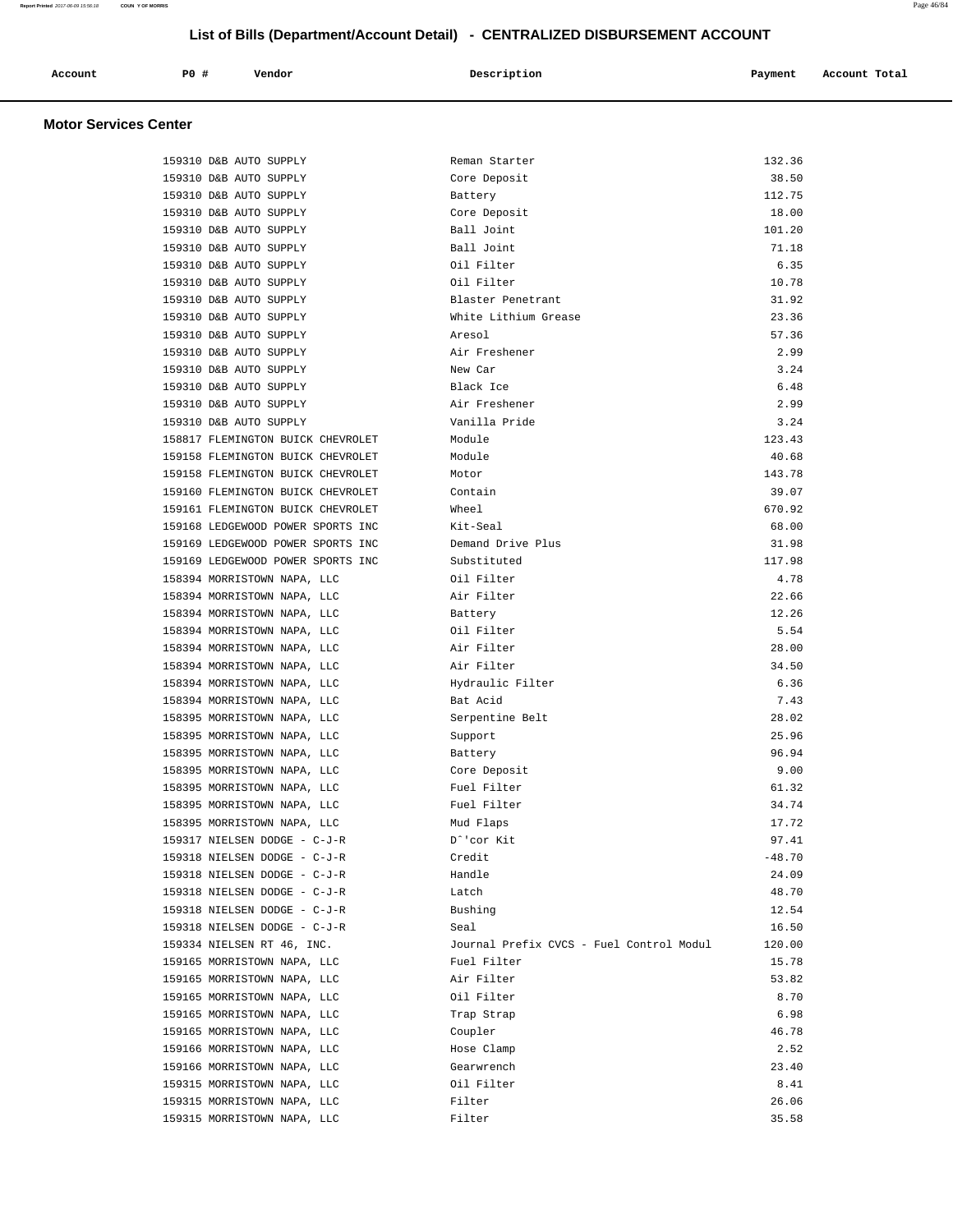## List of Bills (Department/Account Detail) - CENTRALIZED DISBURSEMENT ACCOUNT

| Account | PO # | Vendor | Description | Payment | Account Total |
|---|---|---|---|---|---|

### Motor Services Center

| Account | PO # | Vendor | Description | Payment | Account Total |
|---|---|---|---|---|---|
| | 159310 | D&B AUTO SUPPLY | Reman Starter | 132.36 | |
| | 159310 | D&B AUTO SUPPLY | Core Deposit | 38.50 | |
| | 159310 | D&B AUTO SUPPLY | Battery | 112.75 | |
| | 159310 | D&B AUTO SUPPLY | Core Deposit | 18.00 | |
| | 159310 | D&B AUTO SUPPLY | Ball Joint | 101.20 | |
| | 159310 | D&B AUTO SUPPLY | Ball Joint | 71.18 | |
| | 159310 | D&B AUTO SUPPLY | Oil Filter | 6.35 | |
| | 159310 | D&B AUTO SUPPLY | Oil Filter | 10.78 | |
| | 159310 | D&B AUTO SUPPLY | Blaster Penetrant | 31.92 | |
| | 159310 | D&B AUTO SUPPLY | White Lithium Grease | 23.36 | |
| | 159310 | D&B AUTO SUPPLY | Aresol | 57.36 | |
| | 159310 | D&B AUTO SUPPLY | Air Freshener | 2.99 | |
| | 159310 | D&B AUTO SUPPLY | New Car | 3.24 | |
| | 159310 | D&B AUTO SUPPLY | Black Ice | 6.48 | |
| | 159310 | D&B AUTO SUPPLY | Air Freshener | 2.99 | |
| | 159310 | D&B AUTO SUPPLY | Vanilla Pride | 3.24 | |
| | 158817 | FLEMINGTON BUICK CHEVROLET | Module | 123.43 | |
| | 159158 | FLEMINGTON BUICK CHEVROLET | Module | 40.68 | |
| | 159158 | FLEMINGTON BUICK CHEVROLET | Motor | 143.78 | |
| | 159160 | FLEMINGTON BUICK CHEVROLET | Contain | 39.07 | |
| | 159161 | FLEMINGTON BUICK CHEVROLET | Wheel | 670.92 | |
| | 159168 | LEDGEWOOD POWER SPORTS INC | Kit-Seal | 68.00 | |
| | 159169 | LEDGEWOOD POWER SPORTS INC | Demand Drive Plus | 31.98 | |
| | 159169 | LEDGEWOOD POWER SPORTS INC | Substituted | 117.98 | |
| | 158394 | MORRISTOWN NAPA, LLC | Oil Filter | 4.78 | |
| | 158394 | MORRISTOWN NAPA, LLC | Air Filter | 22.66 | |
| | 158394 | MORRISTOWN NAPA, LLC | Battery | 12.26 | |
| | 158394 | MORRISTOWN NAPA, LLC | Oil Filter | 5.54 | |
| | 158394 | MORRISTOWN NAPA, LLC | Air Filter | 28.00 | |
| | 158394 | MORRISTOWN NAPA, LLC | Air Filter | 34.50 | |
| | 158394 | MORRISTOWN NAPA, LLC | Hydraulic Filter | 6.36 | |
| | 158394 | MORRISTOWN NAPA, LLC | Bat Acid | 7.43 | |
| | 158395 | MORRISTOWN NAPA, LLC | Serpentine Belt | 28.02 | |
| | 158395 | MORRISTOWN NAPA, LLC | Support | 25.96 | |
| | 158395 | MORRISTOWN NAPA, LLC | Battery | 96.94 | |
| | 158395 | MORRISTOWN NAPA, LLC | Core Deposit | 9.00 | |
| | 158395 | MORRISTOWN NAPA, LLC | Fuel Filter | 61.32 | |
| | 158395 | MORRISTOWN NAPA, LLC | Fuel Filter | 34.74 | |
| | 158395 | MORRISTOWN NAPA, LLC | Mud Flaps | 17.72 | |
| | 159317 | NIELSEN DODGE - C-J-R | Dˆ'cor Kit | 97.41 | |
| | 159318 | NIELSEN DODGE - C-J-R | Credit | -48.70 | |
| | 159318 | NIELSEN DODGE - C-J-R | Handle | 24.09 | |
| | 159318 | NIELSEN DODGE - C-J-R | Latch | 48.70 | |
| | 159318 | NIELSEN DODGE - C-J-R | Bushing | 12.54 | |
| | 159318 | NIELSEN DODGE - C-J-R | Seal | 16.50 | |
| | 159334 | NIELSEN RT 46, INC. | Journal Prefix CVCS - Fuel Control Modul | 120.00 | |
| | 159165 | MORRISTOWN NAPA, LLC | Fuel Filter | 15.78 | |
| | 159165 | MORRISTOWN NAPA, LLC | Air Filter | 53.82 | |
| | 159165 | MORRISTOWN NAPA, LLC | Oil Filter | 8.70 | |
| | 159165 | MORRISTOWN NAPA, LLC | Trap Strap | 6.98 | |
| | 159165 | MORRISTOWN NAPA, LLC | Coupler | 46.78 | |
| | 159166 | MORRISTOWN NAPA, LLC | Hose Clamp | 2.52 | |
| | 159166 | MORRISTOWN NAPA, LLC | Gearwrench | 23.40 | |
| | 159315 | MORRISTOWN NAPA, LLC | Oil Filter | 8.41 | |
| | 159315 | MORRISTOWN NAPA, LLC | Filter | 26.06 | |
| | 159315 | MORRISTOWN NAPA, LLC | Filter | 35.58 | |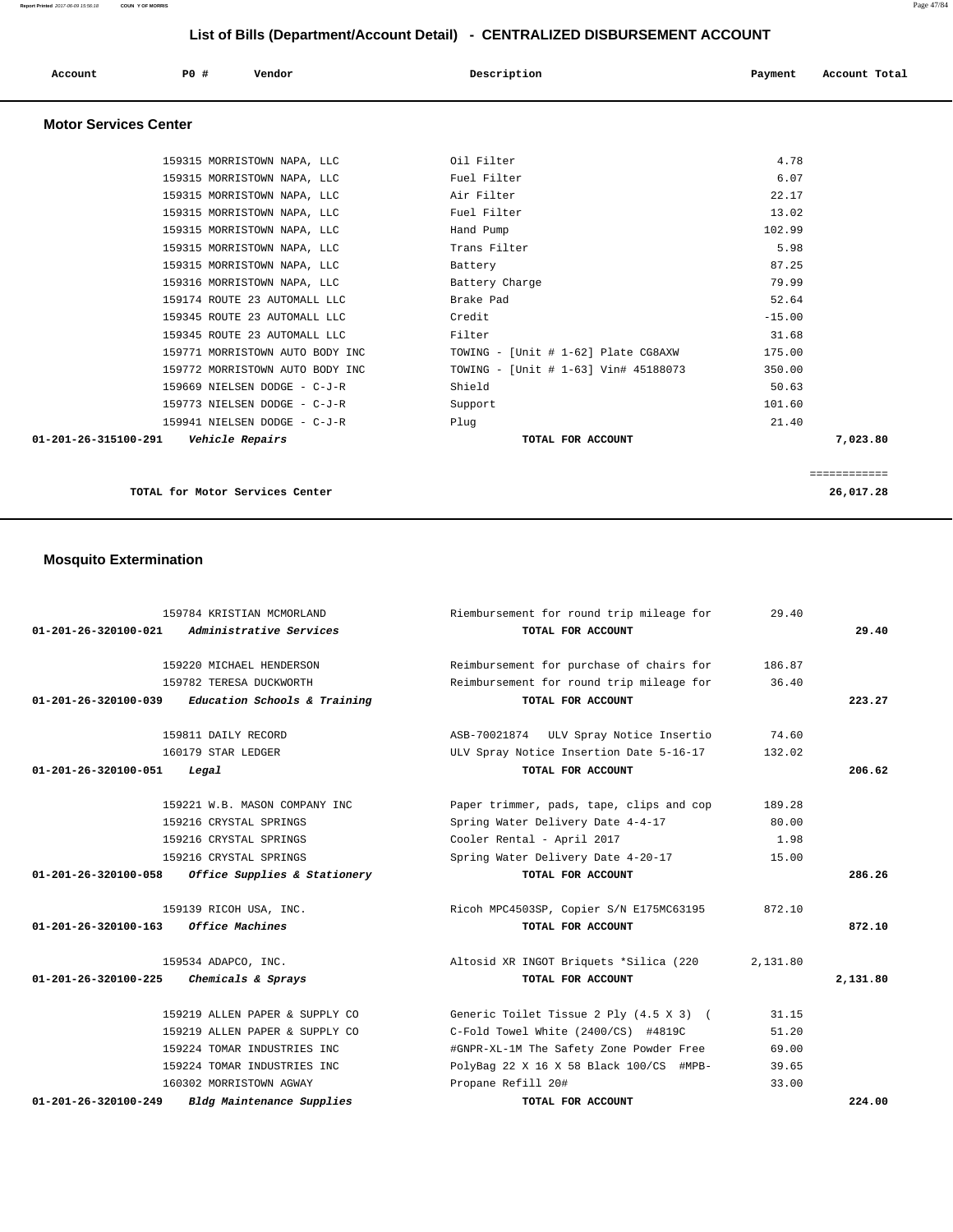## List of Bills (Department/Account Detail) - CENTRALIZED DISBURSEMENT ACCOUNT

| Account | PO # | Vendor | Description | Payment | Account Total |
|---|---|---|---|---|---|

### Motor Services Center

| Account | PO # | Vendor | Description | Payment | Account Total |
|---|---|---|---|---|---|
| | 159315 | MORRISTOWN NAPA, LLC | Oil Filter | 4.78 | |
| | 159315 | MORRISTOWN NAPA, LLC | Fuel Filter | 6.07 | |
| | 159315 | MORRISTOWN NAPA, LLC | Air Filter | 22.17 | |
| | 159315 | MORRISTOWN NAPA, LLC | Fuel Filter | 13.02 | |
| | 159315 | MORRISTOWN NAPA, LLC | Hand Pump | 102.99 | |
| | 159315 | MORRISTOWN NAPA, LLC | Trans Filter | 5.98 | |
| | 159315 | MORRISTOWN NAPA, LLC | Battery | 87.25 | |
| | 159316 | MORRISTOWN NAPA, LLC | Battery Charge | 79.99 | |
| | 159174 | ROUTE 23 AUTOMALL LLC | Brake Pad | 52.64 | |
| | 159345 | ROUTE 23 AUTOMALL LLC | Credit | -15.00 | |
| | 159345 | ROUTE 23 AUTOMALL LLC | Filter | 31.68 | |
| | 159771 | MORRISTOWN AUTO BODY INC | TOWING - [Unit # 1-62] Plate CG8AXW | 175.00 | |
| | 159772 | MORRISTOWN AUTO BODY INC | TOWING - [Unit # 1-63] Vin# 45188073 | 350.00 | |
| | 159669 | NIELSEN DODGE - C-J-R | Shield | 50.63 | |
| | 159773 | NIELSEN DODGE - C-J-R | Support | 101.60 | |
| | 159941 | NIELSEN DODGE - C-J-R | Plug | 21.40 | |
| **01-201-26-315100-291** | *Vehicle Repairs* | | **TOTAL FOR ACCOUNT** | | **7,023.80** |

**TOTAL for Motor Services Center** ............ **26,017.28**

### Mosquito Extermination

| Account | PO # | Vendor | Description | Payment | Account Total |
|---|---|---|---|---|---|
| | 159784 | KRISTIAN MCMORLAND | Riembursement for round trip mileage for | 29.40 | |
| **01-201-26-320100-021** | *Administrative Services* | | **TOTAL FOR ACCOUNT** | | **29.40** |
| | 159220 | MICHAEL HENDERSON | Reimbursement for purchase of chairs for | 186.87 | |
| | 159782 | TERESA DUCKWORTH | Reimbursement for round trip mileage for | 36.40 | |
| **01-201-26-320100-039** | *Education Schools & Training* | | **TOTAL FOR ACCOUNT** | | **223.27** |
| | 159811 | DAILY RECORD | ASB-70021874 ULV Spray Notice Insertio | 74.60 | |
| | 160179 | STAR LEDGER | ULV Spray Notice Insertion Date 5-16-17 | 132.02 | |
| **01-201-26-320100-051** | *Legal* | | **TOTAL FOR ACCOUNT** | | **206.62** |
| | 159221 | W.B. MASON COMPANY INC | Paper trimmer, pads, tape, clips and cop | 189.28 | |
| | 159216 | CRYSTAL SPRINGS | Spring Water Delivery Date 4-4-17 | 80.00 | |
| | 159216 | CRYSTAL SPRINGS | Cooler Rental - April 2017 | 1.98 | |
| | 159216 | CRYSTAL SPRINGS | Spring Water Delivery Date 4-20-17 | 15.00 | |
| **01-201-26-320100-058** | *Office Supplies & Stationery* | | **TOTAL FOR ACCOUNT** | | **286.26** |
| | 159139 | RICOH USA, INC. | Ricoh MPC4503SP, Copier S/N E175MC63195 | 872.10 | |
| **01-201-26-320100-163** | *Office Machines* | | **TOTAL FOR ACCOUNT** | | **872.10** |
| | 159534 | ADAPCO, INC. | Altosid XR INGOT Briquets *Silica (220 | 2,131.80 | |
| **01-201-26-320100-225** | *Chemicals & Sprays* | | **TOTAL FOR ACCOUNT** | | **2,131.80** |
| | 159219 | ALLEN PAPER & SUPPLY CO | Generic Toilet Tissue 2 Ply (4.5 X 3) ( | 31.15 | |
| | 159219 | ALLEN PAPER & SUPPLY CO | C-Fold Towel White (2400/CS) #4819C | 51.20 | |
| | 159224 | TOMAR INDUSTRIES INC | #GNPR-XL-1M The Safety Zone Powder Free | 69.00 | |
| | 159224 | TOMAR INDUSTRIES INC | PolyBag 22 X 16 X 58 Black 100/CS #MPB- | 39.65 | |
| | 160302 | MORRISTOWN AGWAY | Propane Refill 20# | 33.00 | |
| **01-201-26-320100-249** | *Bldg Maintenance Supplies* | | **TOTAL FOR ACCOUNT** | | **224.00** |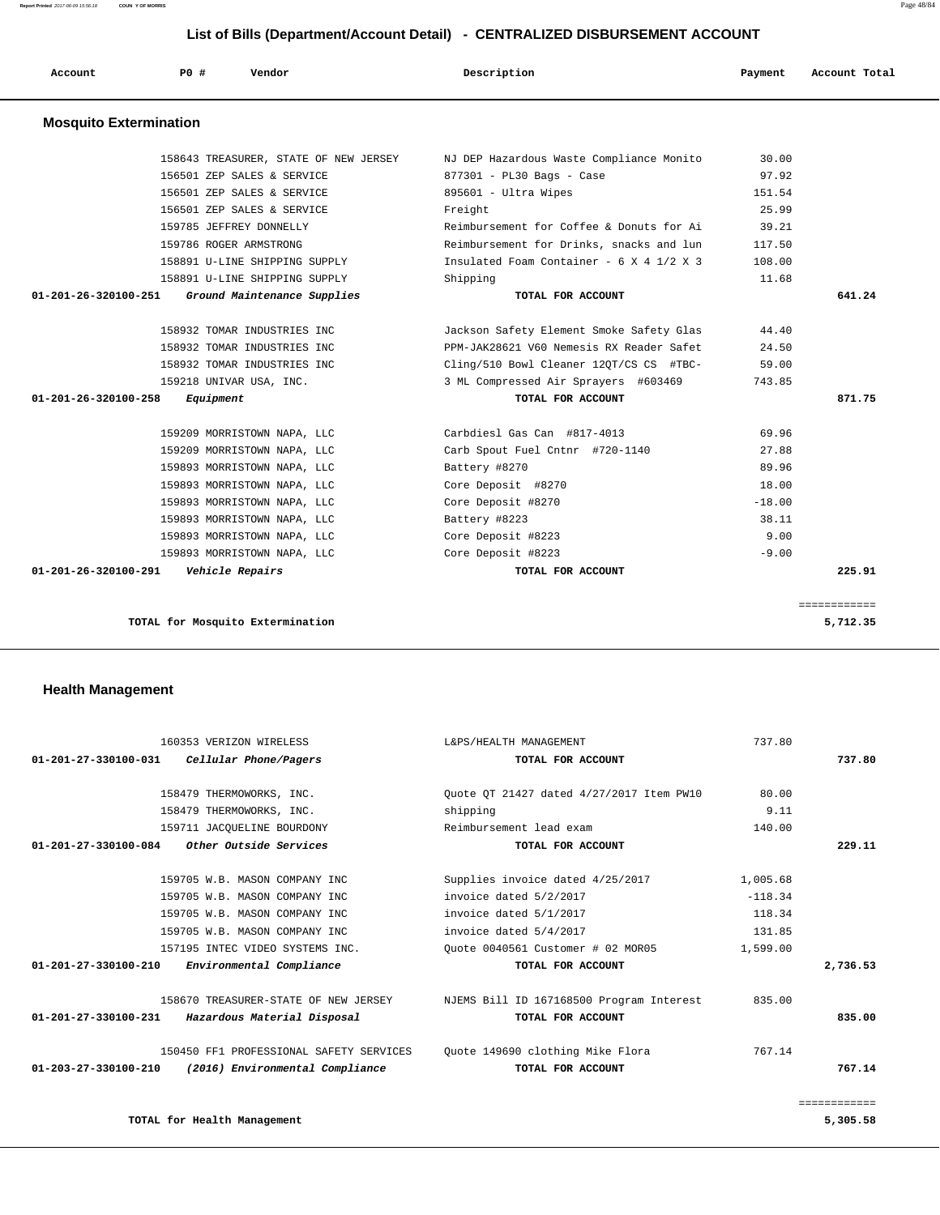## List of Bills (Department/Account Detail) - CENTRALIZED DISBURSEMENT ACCOUNT

| Account | PO # | Vendor | Description | Payment | Account Total |
|---|---|---|---|---|---|

### Mosquito Extermination

| Account | PO # | Vendor | Description | Payment | Account Total |
|---|---|---|---|---|---|
| | 158643 | TREASURER, STATE OF NEW JERSEY | NJ DEP Hazardous Waste Compliance Monito | 30.00 | |
| | 156501 | ZEP SALES & SERVICE | 877301 - PL30 Bags - Case | 97.92 | |
| | 156501 | ZEP SALES & SERVICE | 895601 - Ultra Wipes | 151.54 | |
| | 156501 | ZEP SALES & SERVICE | Freight | 25.99 | |
| | 159785 | JEFFREY DONNELLY | Reimbursement for Coffee & Donuts for Ai | 39.21 | |
| | 159786 | ROGER ARMSTRONG | Reimbursement for Drinks, snacks and lun | 117.50 | |
| | 158891 | U-LINE SHIPPING SUPPLY | Insulated Foam Container - 6 X 4 1/2 X 3 | 108.00 | |
| | 158891 | U-LINE SHIPPING SUPPLY | Shipping | 11.68 | |
| **01-201-26-320100-251** | | ***Ground Maintenance Supplies*** | **TOTAL FOR ACCOUNT** | | **641.24** |
| | 158932 | TOMAR INDUSTRIES INC | Jackson Safety Element Smoke Safety Glas | 44.40 | |
| | 158932 | TOMAR INDUSTRIES INC | PPM-JAK28621 V60 Nemesis RX Reader Safet | 24.50 | |
| | 158932 | TOMAR INDUSTRIES INC | Cling/510 Bowl Cleaner 12QT/CS CS #TBC- | 59.00 | |
| | 159218 | UNIVAR USA, INC. | 3 ML Compressed Air Sprayers #603469 | 743.85 | |
| **01-201-26-320100-258** | | ***Equipment*** | **TOTAL FOR ACCOUNT** | | **871.75** |
| | 159209 | MORRISTOWN NAPA, LLC | Carbdiesl Gas Can #817-4013 | 69.96 | |
| | 159209 | MORRISTOWN NAPA, LLC | Carb Spout Fuel Cntnr #720-1140 | 27.88 | |
| | 159893 | MORRISTOWN NAPA, LLC | Battery #8270 | 89.96 | |
| | 159893 | MORRISTOWN NAPA, LLC | Core Deposit #8270 | 18.00 | |
| | 159893 | MORRISTOWN NAPA, LLC | Core Deposit #8270 | -18.00 | |
| | 159893 | MORRISTOWN NAPA, LLC | Battery #8223 | 38.11 | |
| | 159893 | MORRISTOWN NAPA, LLC | Core Deposit #8223 | 9.00 | |
| | 159893 | MORRISTOWN NAPA, LLC | Core Deposit #8223 | -9.00 | |
| **01-201-26-320100-291** | | ***Vehicle Repairs*** | **TOTAL FOR ACCOUNT** | | **225.91** |
| | | **TOTAL for Mosquito Extermination** | | | **5,712.35** |

### Health Management

| Account | PO # | Vendor | Description | Payment | Account Total |
|---|---|---|---|---|---|
| | 160353 | VERIZON WIRELESS | L&PS/HEALTH MANAGEMENT | 737.80 | |
| **01-201-27-330100-031** | | ***Cellular Phone/Pagers*** | **TOTAL FOR ACCOUNT** | | **737.80** |
| | 158479 | THERMOWORKS, INC. | Quote QT 21427 dated 4/27/2017 Item PW10 | 80.00 | |
| | 158479 | THERMOWORKS, INC. | shipping | 9.11 | |
| | 159711 | JACQUELINE BOURDONY | Reimbursement lead exam | 140.00 | |
| **01-201-27-330100-084** | | ***Other Outside Services*** | **TOTAL FOR ACCOUNT** | | **229.11** |
| | 159705 | W.B. MASON COMPANY INC | Supplies invoice dated 4/25/2017 | 1,005.68 | |
| | 159705 | W.B. MASON COMPANY INC | invoice dated 5/2/2017 | -118.34 | |
| | 159705 | W.B. MASON COMPANY INC | invoice dated 5/1/2017 | 118.34 | |
| | 159705 | W.B. MASON COMPANY INC | invoice dated 5/4/2017 | 131.85 | |
| | 157195 | INTEC VIDEO SYSTEMS INC. | Quote 0040561 Customer # 02 MOR05 | 1,599.00 | |
| **01-201-27-330100-210** | | ***Environmental Compliance*** | **TOTAL FOR ACCOUNT** | | **2,736.53** |
| | 158670 | TREASURER-STATE OF NEW JERSEY | NJEMS Bill ID 167168500 Program Interest | 835.00 | |
| **01-201-27-330100-231** | | ***Hazardous Material Disposal*** | **TOTAL FOR ACCOUNT** | | **835.00** |
| | 150450 | FF1 PROFESSIONAL SAFETY SERVICES | Quote 149690 clothing Mike Flora | 767.14 | |
| **01-203-27-330100-210** | | ***(2016) Environmental Compliance*** | **TOTAL FOR ACCOUNT** | | **767.14** |
| | | **TOTAL for Health Management** | | | **5,305.58** |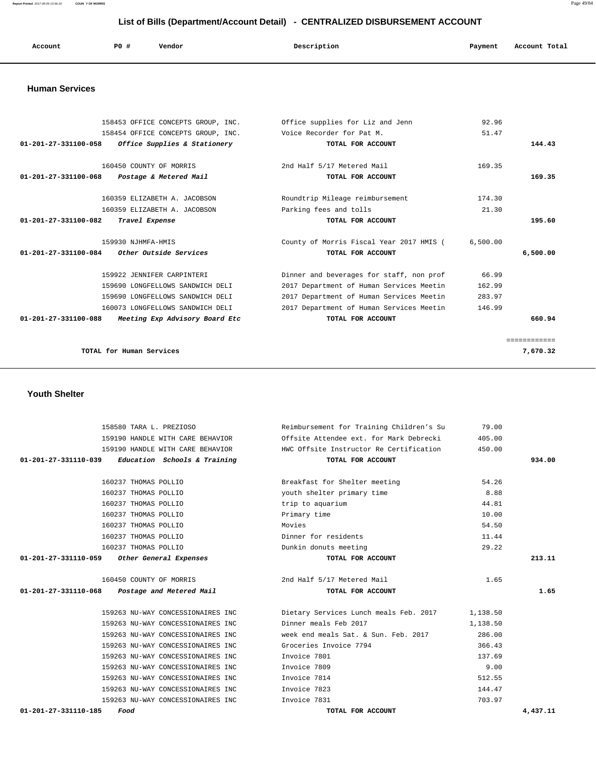# List of Bills (Department/Account Detail) - CENTRALIZED DISBURSEMENT ACCOUNT

| Account | PO # | Vendor | Description | Payment | Account Total |
|---|---|---|---|---|---|

## Human Services

| Account | PO # | Vendor | Description | Payment | Account Total |
|---|---|---|---|---|---|
| | 158453 | OFFICE CONCEPTS GROUP, INC. | Office supplies for Liz and Jenn | 92.96 | |
| | 158454 | OFFICE CONCEPTS GROUP, INC. | Voice Recorder for Pat M. | 51.47 | |
| **01-201-27-331100-058** | | ***Office Supplies & Stationery*** | **TOTAL FOR ACCOUNT** | | **144.43** |
| | 160450 | COUNTY OF MORRIS | 2nd Half 5/17 Metered Mail | 169.35 | |
| **01-201-27-331100-068** | | ***Postage & Metered Mail*** | **TOTAL FOR ACCOUNT** | | **169.35** |
| | 160359 | ELIZABETH A. JACOBSON | Roundtrip Mileage reimbursement | 174.30 | |
| | 160359 | ELIZABETH A. JACOBSON | Parking fees and tolls | 21.30 | |
| **01-201-27-331100-082** | | ***Travel Expense*** | **TOTAL FOR ACCOUNT** | | **195.60** |
| | 159930 | NJHMFA-HMIS | County of Morris Fiscal Year 2017 HMIS ( | 6,500.00 | |
| **01-201-27-331100-084** | | ***Other Outside Services*** | **TOTAL FOR ACCOUNT** | | **6,500.00** |
| | 159922 | JENNIFER CARPINTERI | Dinner and beverages for staff, non prof | 66.99 | |
| | 159690 | LONGFELLOWS SANDWICH DELI | 2017 Department of Human Services Meetin | 162.99 | |
| | 159690 | LONGFELLOWS SANDWICH DELI | 2017 Department of Human Services Meetin | 283.97 | |
| | 160073 | LONGFELLOWS SANDWICH DELI | 2017 Department of Human Services Meetin | 146.99 | |
| **01-201-27-331100-088** | | ***Meeting Exp Advisory Board Etc*** | **TOTAL FOR ACCOUNT** | | **660.94** |
| | | | | | ============ |
| | **TOTAL for Human Services** | | | | **7,670.32** |

## Youth Shelter

| Account | PO # | Vendor | Description | Payment | Account Total |
|---|---|---|---|---|---|
| | 158580 | TARA L. PREZIOSO | Reimbursement for Training Children's Su | 79.00 | |
| | 159190 | HANDLE WITH CARE BEHAVIOR | Offsite Attendee ext. for Mark Debrecki | 405.00 | |
| | 159190 | HANDLE WITH CARE BEHAVIOR | HWC Offsite Instructor Re Certification | 450.00 | |
| **01-201-27-331110-039** | | ***Education Schools & Training*** | **TOTAL FOR ACCOUNT** | | **934.00** |
| | 160237 | THOMAS POLLIO | Breakfast for Shelter meeting | 54.26 | |
| | 160237 | THOMAS POLLIO | youth shelter primary time | 8.88 | |
| | 160237 | THOMAS POLLIO | trip to aquarium | 44.81 | |
| | 160237 | THOMAS POLLIO | Primary time | 10.00 | |
| | 160237 | THOMAS POLLIO | Movies | 54.50 | |
| | 160237 | THOMAS POLLIO | Dinner for residents | 11.44 | |
| | 160237 | THOMAS POLLIO | Dunkin donuts meeting | 29.22 | |
| **01-201-27-331110-059** | | ***Other General Expenses*** | **TOTAL FOR ACCOUNT** | | **213.11** |
| | 160450 | COUNTY OF MORRIS | 2nd Half 5/17 Metered Mail | 1.65 | |
| **01-201-27-331110-068** | | ***Postage and Metered Mail*** | **TOTAL FOR ACCOUNT** | | **1.65** |
| | 159263 | NU-WAY CONCESSIONAIRES INC | Dietary Services Lunch meals Feb. 2017 | 1,138.50 | |
| | 159263 | NU-WAY CONCESSIONAIRES INC | Dinner meals Feb 2017 | 1,138.50 | |
| | 159263 | NU-WAY CONCESSIONAIRES INC | week end meals Sat. & Sun. Feb. 2017 | 286.00 | |
| | 159263 | NU-WAY CONCESSIONAIRES INC | Groceries Invoice 7794 | 366.43 | |
| | 159263 | NU-WAY CONCESSIONAIRES INC | Invoice 7801 | 137.69 | |
| | 159263 | NU-WAY CONCESSIONAIRES INC | Invoice 7809 | 9.00 | |
| | 159263 | NU-WAY CONCESSIONAIRES INC | Invoice 7814 | 512.55 | |
| | 159263 | NU-WAY CONCESSIONAIRES INC | Invoice 7823 | 144.47 | |
| | 159263 | NU-WAY CONCESSIONAIRES INC | Invoice 7831 | 703.97 | |
| **01-201-27-331110-185** | | ***Food*** | **TOTAL FOR ACCOUNT** | | **4,437.11** |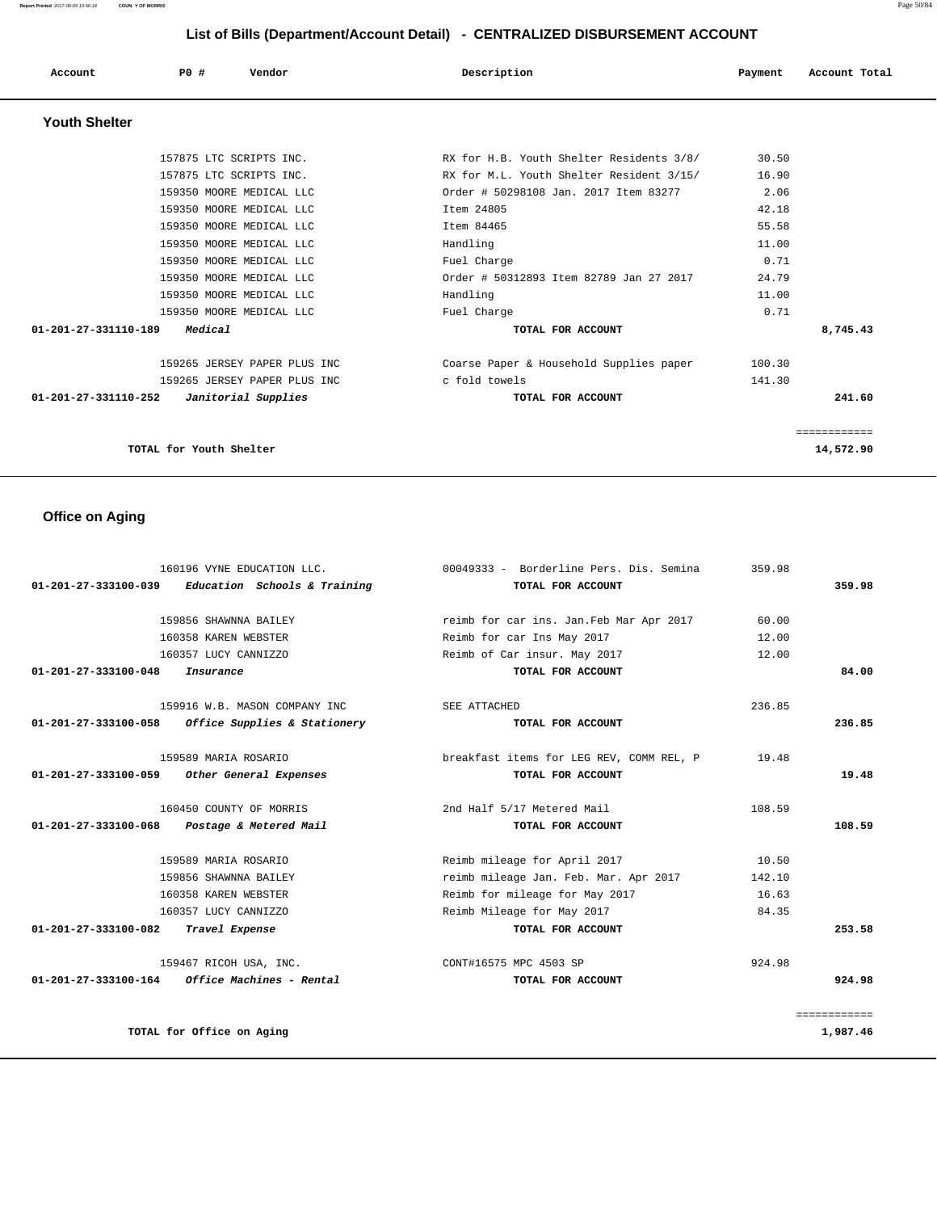# List of Bills (Department/Account Detail) - CENTRALIZED DISBURSEMENT ACCOUNT

| Account | PO # | Vendor | Description | Payment | Account Total |
|---|---|---|---|---|---|

## Youth Shelter

| Account | PO # | Vendor | Description | Payment | Account Total |
|---|---|---|---|---|---|
| | 157875 | LTC SCRIPTS INC. | RX for H.B. Youth Shelter Residents 3/8/ | 30.50 | |
| | 157875 | LTC SCRIPTS INC. | RX for M.L. Youth Shelter Resident 3/15/ | 16.90 | |
| | 159350 | MOORE MEDICAL LLC | Order # 50298108 Jan. 2017 Item 83277 | 2.06 | |
| | 159350 | MOORE MEDICAL LLC | Item 24805 | 42.18 | |
| | 159350 | MOORE MEDICAL LLC | Item 84465 | 55.58 | |
| | 159350 | MOORE MEDICAL LLC | Handling | 11.00 | |
| | 159350 | MOORE MEDICAL LLC | Fuel Charge | 0.71 | |
| | 159350 | MOORE MEDICAL LLC | Order # 50312893 Item 82789 Jan 27 2017 | 24.79 | |
| | 159350 | MOORE MEDICAL LLC | Handling | 11.00 | |
| | 159350 | MOORE MEDICAL LLC | Fuel Charge | 0.71 | |
| **01-201-27-331110-189** | | ***Medical*** | **TOTAL FOR ACCOUNT** | | **8,745.43** |
| | 159265 | JERSEY PAPER PLUS INC | Coarse Paper & Household Supplies paper | 100.30 | |
| | 159265 | JERSEY PAPER PLUS INC | c fold towels | 141.30 | |
| **01-201-27-331110-252** | | ***Janitorial Supplies*** | **TOTAL FOR ACCOUNT** | | **241.60** |
| | | | | | ============ |
| | **TOTAL for Youth Shelter** | | | | **14,572.90** |

## Office on Aging

| Account | PO # | Vendor | Description | Payment | Account Total |
|---|---|---|---|---|---|
| | 160196 | VYNE EDUCATION LLC. | 00049333 - Borderline Pers. Dis. Semina | 359.98 | |
| **01-201-27-333100-039** | | ***Education Schools & Training*** | **TOTAL FOR ACCOUNT** | | **359.98** |
| | 159856 | SHAWNNA BAILEY | reimb for car ins. Jan.Feb Mar Apr 2017 | 60.00 | |
| | 160358 | KAREN WEBSTER | Reimb for car Ins May 2017 | 12.00 | |
| | 160357 | LUCY CANNIZZO | Reimb of Car insur. May 2017 | 12.00 | |
| **01-201-27-333100-048** | | ***Insurance*** | **TOTAL FOR ACCOUNT** | | **84.00** |
| | 159916 | W.B. MASON COMPANY INC | SEE ATTACHED | 236.85 | |
| **01-201-27-333100-058** | | ***Office Supplies & Stationery*** | **TOTAL FOR ACCOUNT** | | **236.85** |
| | 159589 | MARIA ROSARIO | breakfast items for LEG REV, COMM REL, P | 19.48 | |
| **01-201-27-333100-059** | | ***Other General Expenses*** | **TOTAL FOR ACCOUNT** | | **19.48** |
| | 160450 | COUNTY OF MORRIS | 2nd Half 5/17 Metered Mail | 108.59 | |
| **01-201-27-333100-068** | | ***Postage & Metered Mail*** | **TOTAL FOR ACCOUNT** | | **108.59** |
| | 159589 | MARIA ROSARIO | Reimb mileage for April 2017 | 10.50 | |
| | 159856 | SHAWNNA BAILEY | reimb mileage Jan. Feb. Mar. Apr 2017 | 142.10 | |
| | 160358 | KAREN WEBSTER | Reimb for mileage for May 2017 | 16.63 | |
| | 160357 | LUCY CANNIZZO | Reimb Mileage for May 2017 | 84.35 | |
| **01-201-27-333100-082** | | ***Travel Expense*** | **TOTAL FOR ACCOUNT** | | **253.58** |
| | 159467 | RICOH USA, INC. | CONT#16575 MPC 4503 SP | 924.98 | |
| **01-201-27-333100-164** | | ***Office Machines - Rental*** | **TOTAL FOR ACCOUNT** | | **924.98** |
| | | | | | ============ |
| | **TOTAL for Office on Aging** | | | | **1,987.46** |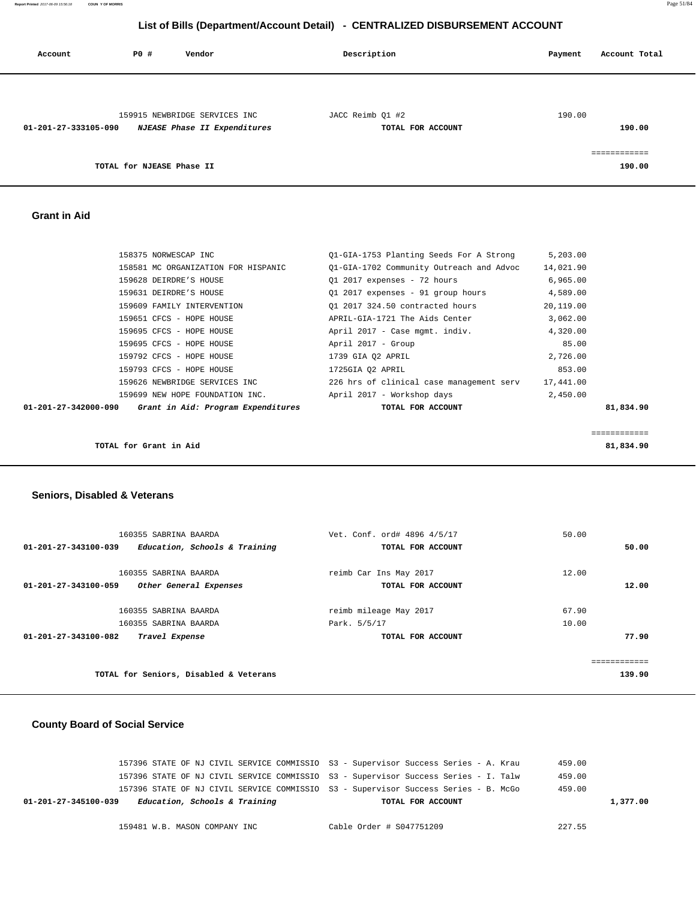## List of Bills (Department/Account Detail) - CENTRALIZED DISBURSEMENT ACCOUNT

| Account | PO # | Vendor | Description | Payment | Account Total |
|---|---|---|---|---|---|
| | 159915 | NEWBRIDGE SERVICES INC | JACC Reimb Q1 #2 | 190.00 | |
| **01-201-27-333105-090** | | ***NJEASE Phase II Expenditures*** | **TOTAL FOR ACCOUNT** | | **190.00** |
| | | | | | ============ |
| | **TOTAL for NJEASE Phase II** | | | | **190.00** |

### Grant in Aid

| Account | PO # | Vendor | Description | Payment | Account Total |
|---|---|---|---|---|---|
| | 158375 | NORWESCAP INC | Q1-GIA-1753 Planting Seeds For A Strong | 5,203.00 | |
| | 158581 | MC ORGANIZATION FOR HISPANIC | Q1-GIA-1702 Community Outreach and Advoc | 14,021.90 | |
| | 159628 | DEIRDRE'S HOUSE | Q1 2017 expenses - 72 hours | 6,965.00 | |
| | 159631 | DEIRDRE'S HOUSE | Q1 2017 expenses - 91 group hours | 4,589.00 | |
| | 159609 | FAMILY INTERVENTION | Q1 2017 324.50 contracted hours | 20,119.00 | |
| | 159651 | CFCS - HOPE HOUSE | APRIL-GIA-1721 The Aids Center | 3,062.00 | |
| | 159695 | CFCS - HOPE HOUSE | April 2017 - Case mgmt. indiv. | 4,320.00 | |
| | 159695 | CFCS - HOPE HOUSE | April 2017 - Group | 85.00 | |
| | 159792 | CFCS - HOPE HOUSE | 1739 GIA Q2 APRIL | 2,726.00 | |
| | 159793 | CFCS - HOPE HOUSE | 1725GIA Q2 APRIL | 853.00 | |
| | 159626 | NEWBRIDGE SERVICES INC | 226 hrs of clinical case management serv | 17,441.00 | |
| | 159699 | NEW HOPE FOUNDATION INC. | April 2017 - Workshop days | 2,450.00 | |
| **01-201-27-342000-090** | | ***Grant in Aid: Program Expenditures*** | **TOTAL FOR ACCOUNT** | | **81,834.90** |
| | | | | | ============ |
| | **TOTAL for Grant in Aid** | | | | **81,834.90** |

### Seniors, Disabled & Veterans

| Account | PO # | Vendor | Description | Payment | Account Total |
|---|---|---|---|---|---|
| | 160355 | SABRINA BAARDA | Vet. Conf. ord# 4896 4/5/17 | 50.00 | |
| **01-201-27-343100-039** | | ***Education, Schools & Training*** | **TOTAL FOR ACCOUNT** | | **50.00** |
| | 160355 | SABRINA BAARDA | reimb Car Ins May 2017 | 12.00 | |
| **01-201-27-343100-059** | | ***Other General Expenses*** | **TOTAL FOR ACCOUNT** | | **12.00** |
| | 160355 | SABRINA BAARDA | reimb mileage May 2017 | 67.90 | |
| | 160355 | SABRINA BAARDA | Park. 5/5/17 | 10.00 | |
| **01-201-27-343100-082** | | ***Travel Expense*** | **TOTAL FOR ACCOUNT** | | **77.90** |
| | | | | | ============ |
| | **TOTAL for Seniors, Disabled & Veterans** | | | | **139.90** |

### County Board of Social Service

| Account | PO # | Vendor | Description | Payment | Account Total |
|---|---|---|---|---|---|
| | 157396 | STATE OF NJ CIVIL SERVICE COMMISSIO | S3 - Supervisor Success Series - A. Krau | 459.00 | |
| | 157396 | STATE OF NJ CIVIL SERVICE COMMISSIO | S3 - Supervisor Success Series - I. Talw | 459.00 | |
| | 157396 | STATE OF NJ CIVIL SERVICE COMMISSIO | S3 - Supervisor Success Series - B. McGo | 459.00 | |
| **01-201-27-345100-039** | | ***Education, Schools & Training*** | **TOTAL FOR ACCOUNT** | | **1,377.00** |
| | 159481 | W.B. MASON COMPANY INC | Cable Order # S047751209 | 227.55 | |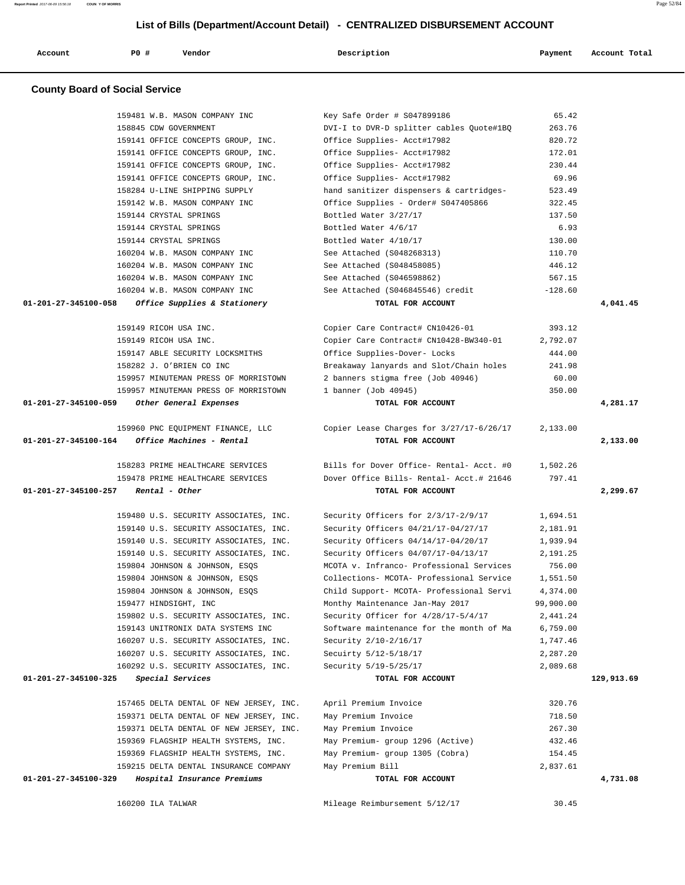## List of Bills (Department/Account Detail) - CENTRALIZED DISBURSEMENT ACCOUNT

| Account | PO # | Vendor | Description | Payment | Account Total |
|---|---|---|---|---|---|

### County Board of Social Service

| Account | PO # | Vendor | Description | Payment | Account Total |
|---|---|---|---|---|---|
| | 159481 | W.B. MASON COMPANY INC | Key Safe Order # S047899186 | 65.42 | |
| | 158845 | CDW GOVERNMENT | DVI-I to DVR-D splitter cables Quote#1BQ | 263.76 | |
| | 159141 | OFFICE CONCEPTS GROUP, INC. | Office Supplies- Acct#17982 | 820.72 | |
| | 159141 | OFFICE CONCEPTS GROUP, INC. | Office Supplies- Acct#17982 | 172.01 | |
| | 159141 | OFFICE CONCEPTS GROUP, INC. | Office Supplies- Acct#17982 | 230.44 | |
| | 159141 | OFFICE CONCEPTS GROUP, INC. | Office Supplies- Acct#17982 | 69.96 | |
| | 158284 | U-LINE SHIPPING SUPPLY | hand sanitizer dispensers & cartridges- | 523.49 | |
| | 159142 | W.B. MASON COMPANY INC | Office Supplies - Order# S047405866 | 322.45 | |
| | 159144 | CRYSTAL SPRINGS | Bottled Water 3/27/17 | 137.50 | |
| | 159144 | CRYSTAL SPRINGS | Bottled Water 4/6/17 | 6.93 | |
| | 159144 | CRYSTAL SPRINGS | Bottled Water 4/10/17 | 130.00 | |
| | 160204 | W.B. MASON COMPANY INC | See Attached (S048268313) | 110.70 | |
| | 160204 | W.B. MASON COMPANY INC | See Attached (S048458085) | 446.12 | |
| | 160204 | W.B. MASON COMPANY INC | See Attached (S046598862) | 567.15 | |
| | 160204 | W.B. MASON COMPANY INC | See Attached (S046845546) credit | -128.60 | |
| **01-201-27-345100-058** | | *Office Supplies & Stationery* | **TOTAL FOR ACCOUNT** | | **4,041.45** |
| | 159149 | RICOH USA INC. | Copier Care Contract# CN10426-01 | 393.12 | |
| | 159149 | RICOH USA INC. | Copier Care Contract# CN10428-BW340-01 | 2,792.07 | |
| | 159147 | ABLE SECURITY LOCKSMITHS | Office Supplies-Dover- Locks | 444.00 | |
| | 158282 | J. O'BRIEN CO INC | Breakaway lanyards and Slot/Chain holes | 241.98 | |
| | 159957 | MINUTEMAN PRESS OF MORRISTOWN | 2 banners stigma free (Job 40946) | 60.00 | |
| | 159957 | MINUTEMAN PRESS OF MORRISTOWN | 1 banner (Job 40945) | 350.00 | |
| **01-201-27-345100-059** | | *Other General Expenses* | **TOTAL FOR ACCOUNT** | | **4,281.17** |
| | 159960 | PNC EQUIPMENT FINANCE, LLC | Copier Lease Charges for 3/27/17-6/26/17 | 2,133.00 | |
| **01-201-27-345100-164** | | *Office Machines - Rental* | **TOTAL FOR ACCOUNT** | | **2,133.00** |
| | 158283 | PRIME HEALTHCARE SERVICES | Bills for Dover Office- Rental- Acct. #0 | 1,502.26 | |
| | 159478 | PRIME HEALTHCARE SERVICES | Dover Office Bills- Rental- Acct.# 21646 | 797.41 | |
| **01-201-27-345100-257** | | *Rental - Other* | **TOTAL FOR ACCOUNT** | | **2,299.67** |
| | 159480 | U.S. SECURITY ASSOCIATES, INC. | Security Officers for 2/3/17-2/9/17 | 1,694.51 | |
| | 159140 | U.S. SECURITY ASSOCIATES, INC. | Security Officers 04/21/17-04/27/17 | 2,181.91 | |
| | 159140 | U.S. SECURITY ASSOCIATES, INC. | Security Officers 04/14/17-04/20/17 | 1,939.94 | |
| | 159140 | U.S. SECURITY ASSOCIATES, INC. | Security Officers 04/07/17-04/13/17 | 2,191.25 | |
| | 159804 | JOHNSON & JOHNSON, ESQS | MCOTA v. Infranco- Professional Services | 756.00 | |
| | 159804 | JOHNSON & JOHNSON, ESQS | Collections- MCOTA- Professional Service | 1,551.50 | |
| | 159804 | JOHNSON & JOHNSON, ESQS | Child Support- MCOTA- Professional Servi | 4,374.00 | |
| | 159477 | HINDSIGHT, INC | Monthy Maintenance Jan-May 2017 | 99,900.00 | |
| | 159802 | U.S. SECURITY ASSOCIATES, INC. | Security Officer for 4/28/17-5/4/17 | 2,441.24 | |
| | 159143 | UNITRONIX DATA SYSTEMS INC | Software maintenance for the month of Ma | 6,759.00 | |
| | 160207 | U.S. SECURITY ASSOCIATES, INC. | Security 2/10-2/16/17 | 1,747.46 | |
| | 160207 | U.S. SECURITY ASSOCIATES, INC. | Secuirty 5/12-5/18/17 | 2,287.20 | |
| | 160292 | U.S. SECURITY ASSOCIATES, INC. | Security 5/19-5/25/17 | 2,089.68 | |
| **01-201-27-345100-325** | | *Special Services* | **TOTAL FOR ACCOUNT** | | **129,913.69** |
| | 157465 | DELTA DENTAL OF NEW JERSEY, INC. | April Premium Invoice | 320.76 | |
| | 159371 | DELTA DENTAL OF NEW JERSEY, INC. | May Premium Invoice | 718.50 | |
| | 159371 | DELTA DENTAL OF NEW JERSEY, INC. | May Premium Invoice | 267.30 | |
| | 159369 | FLAGSHIP HEALTH SYSTEMS, INC. | May Premium- group 1296 (Active) | 432.46 | |
| | 159369 | FLAGSHIP HEALTH SYSTEMS, INC. | May Premium- group 1305 (Cobra) | 154.45 | |
| | 159215 | DELTA DENTAL INSURANCE COMPANY | May Premium Bill | 2,837.61 | |
| **01-201-27-345100-329** | | *Hospital Insurance Premiums* | **TOTAL FOR ACCOUNT** | | **4,731.08** |
| | 160200 | ILA TALWAR | Mileage Reimbursement 5/12/17 | 30.45 | |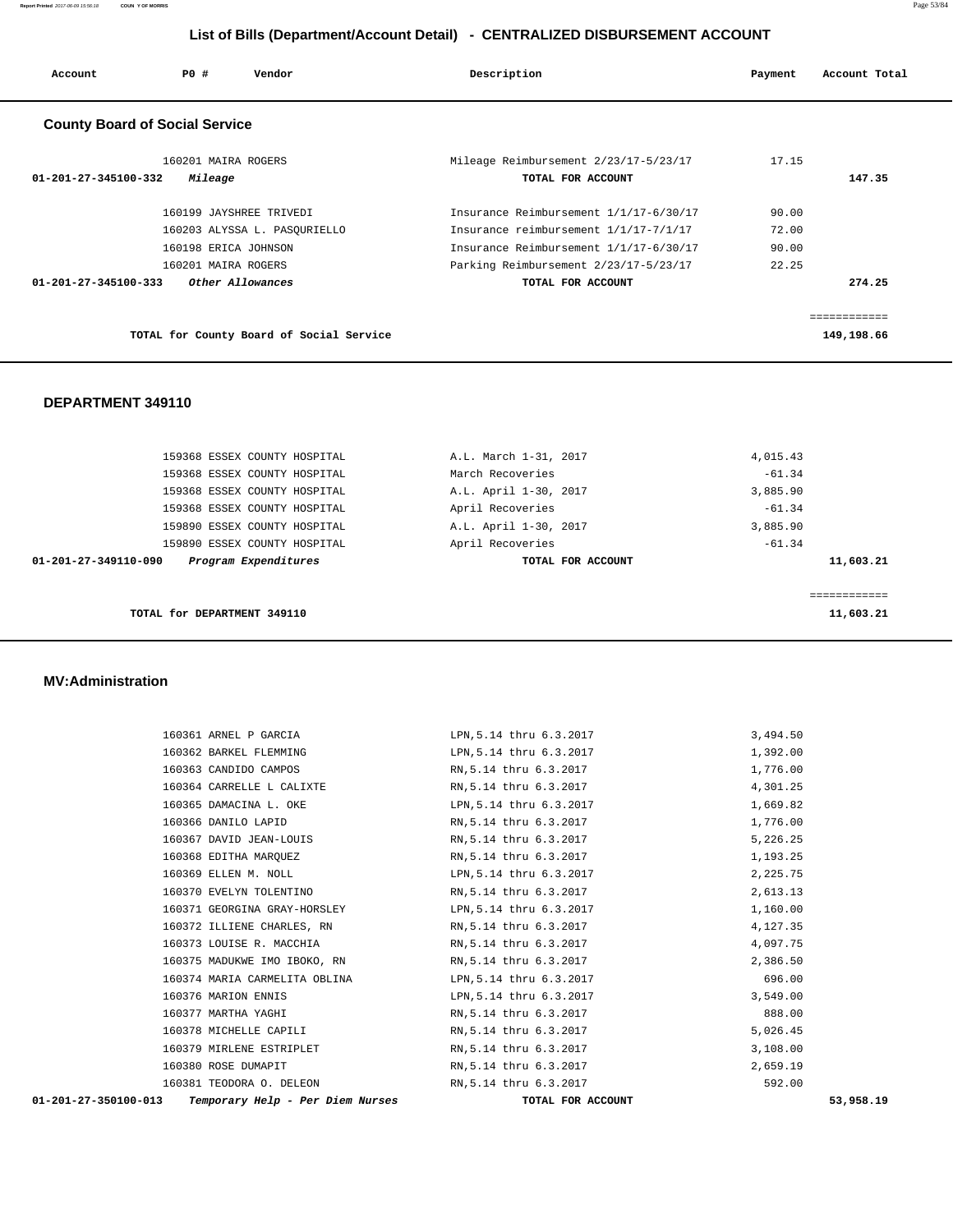## List of Bills (Department/Account Detail) - CENTRALIZED DISBURSEMENT ACCOUNT

| Account | PO # | Vendor | Description | Payment | Account Total |
|---|---|---|---|---|---|

### County Board of Social Service

| Account | PO # | Vendor | Description | Payment | Account Total |
|---|---|---|---|---|---|
| | 160201 | MAIRA ROGERS | Mileage Reimbursement 2/23/17-5/23/17 | 17.15 | |
| **01-201-27-345100-332** | | ***Mileage*** | **TOTAL FOR ACCOUNT** | | **147.35** |
| | 160199 | JAYSHREE TRIVEDI | Insurance Reimbursement 1/1/17-6/30/17 | 90.00 | |
| | 160203 | ALYSSA L. PASQURIELLO | Insurance reimbursement 1/1/17-7/1/17 | 72.00 | |
| | 160198 | ERICA JOHNSON | Insurance Reimbursement 1/1/17-6/30/17 | 90.00 | |
| | 160201 | MAIRA ROGERS | Parking Reimbursement 2/23/17-5/23/17 | 22.25 | |
| **01-201-27-345100-333** | | ***Other Allowances*** | **TOTAL FOR ACCOUNT** | | **274.25** |
| | | | | | ============ |
| | | **TOTAL for County Board of Social Service** | | | **149,198.66** |

### DEPARTMENT 349110

| Account | PO # | Vendor | Description | Payment | Account Total |
|---|---|---|---|---|---|
| | 159368 | ESSEX COUNTY HOSPITAL | A.L. March 1-31, 2017 | 4,015.43 | |
| | 159368 | ESSEX COUNTY HOSPITAL | March Recoveries | -61.34 | |
| | 159368 | ESSEX COUNTY HOSPITAL | A.L. April 1-30, 2017 | 3,885.90 | |
| | 159368 | ESSEX COUNTY HOSPITAL | April Recoveries | -61.34 | |
| | 159890 | ESSEX COUNTY HOSPITAL | A.L. April 1-30, 2017 | 3,885.90 | |
| | 159890 | ESSEX COUNTY HOSPITAL | April Recoveries | -61.34 | |
| **01-201-27-349110-090** | | ***Program Expenditures*** | **TOTAL FOR ACCOUNT** | | **11,603.21** |
| | | | | | ============ |
| | | **TOTAL for DEPARTMENT 349110** | | | **11,603.21** |

### MV:Administration

| Account | PO # | Vendor | Description | Payment | Account Total |
|---|---|---|---|---|---|
| | 160361 | ARNEL P GARCIA | LPN,5.14 thru 6.3.2017 | 3,494.50 | |
| | 160362 | BARKEL FLEMMING | LPN,5.14 thru 6.3.2017 | 1,392.00 | |
| | 160363 | CANDIDO CAMPOS | RN,5.14 thru 6.3.2017 | 1,776.00 | |
| | 160364 | CARRELLE L CALIXTE | RN,5.14 thru 6.3.2017 | 4,301.25 | |
| | 160365 | DAMACINA L. OKE | LPN,5.14 thru 6.3.2017 | 1,669.82 | |
| | 160366 | DANILO LAPID | RN,5.14 thru 6.3.2017 | 1,776.00 | |
| | 160367 | DAVID JEAN-LOUIS | RN,5.14 thru 6.3.2017 | 5,226.25 | |
| | 160368 | EDITHA MARQUEZ | RN,5.14 thru 6.3.2017 | 1,193.25 | |
| | 160369 | ELLEN M. NOLL | LPN,5.14 thru 6.3.2017 | 2,225.75 | |
| | 160370 | EVELYN TOLENTINO | RN,5.14 thru 6.3.2017 | 2,613.13 | |
| | 160371 | GEORGINA GRAY-HORSLEY | LPN,5.14 thru 6.3.2017 | 1,160.00 | |
| | 160372 | ILLIENE CHARLES, RN | RN,5.14 thru 6.3.2017 | 4,127.35 | |
| | 160373 | LOUISE R. MACCHIA | RN,5.14 thru 6.3.2017 | 4,097.75 | |
| | 160375 | MADUKWE IMO IBOKO, RN | RN,5.14 thru 6.3.2017 | 2,386.50 | |
| | 160374 | MARIA CARMELITA OBLINA | LPN,5.14 thru 6.3.2017 | 696.00 | |
| | 160376 | MARION ENNIS | LPN,5.14 thru 6.3.2017 | 3,549.00 | |
| | 160377 | MARTHA YAGHI | RN,5.14 thru 6.3.2017 | 888.00 | |
| | 160378 | MICHELLE CAPILI | RN,5.14 thru 6.3.2017 | 5,026.45 | |
| | 160379 | MIRLENE ESTRIPLET | RN,5.14 thru 6.3.2017 | 3,108.00 | |
| | 160380 | ROSE DUMAPIT | RN,5.14 thru 6.3.2017 | 2,659.19 | |
| | 160381 | TEODORA O. DELEON | RN,5.14 thru 6.3.2017 | 592.00 | |
| **01-201-27-350100-013** | | ***Temporary Help - Per Diem Nurses*** | **TOTAL FOR ACCOUNT** | | **53,958.19** |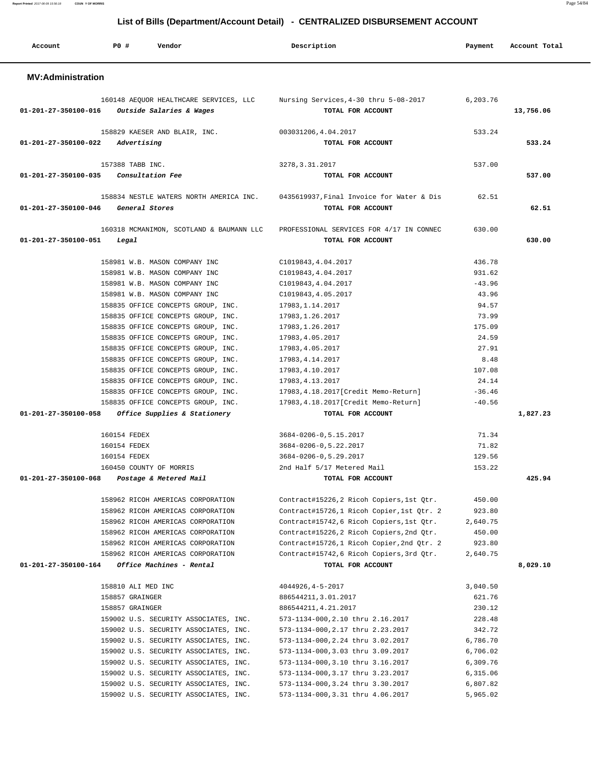## List of Bills (Department/Account Detail) - CENTRALIZED DISBURSEMENT ACCOUNT

| Account | PO # | Vendor | Description | Payment | Account Total |
|---|---|---|---|---|---|

### MV:Administration

| Account | PO # | Vendor | Description | Payment | Account Total |
|---|---|---|---|---|---|
| | 160148 | AEQUOR HEALTHCARE SERVICES, LLC | Nursing Services,4-30 thru 5-08-2017 | 6,203.76 | |
| 01-201-27-350100-016 | | *Outside Salaries & Wages* | TOTAL FOR ACCOUNT | | 13,756.06 |
| | 158829 | KAESER AND BLAIR, INC. | 003031206,4.04.2017 | 533.24 | |
| 01-201-27-350100-022 | | *Advertising* | TOTAL FOR ACCOUNT | | 533.24 |
| | 157388 | TABB INC. | 3278,3.31.2017 | 537.00 | |
| 01-201-27-350100-035 | | *Consultation Fee* | TOTAL FOR ACCOUNT | | 537.00 |
| | 158834 | NESTLE WATERS NORTH AMERICA INC. | 0435619937,Final Invoice for Water & Dis | 62.51 | |
| 01-201-27-350100-046 | | *General Stores* | TOTAL FOR ACCOUNT | | 62.51 |
| | 160318 | MCMANIMON, SCOTLAND & BAUMANN LLC | PROFESSIONAL SERVICES FOR 4/17 IN CONNEC | 630.00 | |
| 01-201-27-350100-051 | | *Legal* | TOTAL FOR ACCOUNT | | 630.00 |
| | 158981 | W.B. MASON COMPANY INC | C1019843,4.04.2017 | 436.78 | |
| | 158981 | W.B. MASON COMPANY INC | C1019843,4.04.2017 | 931.62 | |
| | 158981 | W.B. MASON COMPANY INC | C1019843,4.04.2017 | -43.96 | |
| | 158981 | W.B. MASON COMPANY INC | C1019843,4.05.2017 | 43.96 | |
| | 158835 | OFFICE CONCEPTS GROUP, INC. | 17983,1.14.2017 | 94.57 | |
| | 158835 | OFFICE CONCEPTS GROUP, INC. | 17983,1.26.2017 | 73.99 | |
| | 158835 | OFFICE CONCEPTS GROUP, INC. | 17983,1.26.2017 | 175.09 | |
| | 158835 | OFFICE CONCEPTS GROUP, INC. | 17983,4.05.2017 | 24.59 | |
| | 158835 | OFFICE CONCEPTS GROUP, INC. | 17983,4.05.2017 | 27.91 | |
| | 158835 | OFFICE CONCEPTS GROUP, INC. | 17983,4.14.2017 | 8.48 | |
| | 158835 | OFFICE CONCEPTS GROUP, INC. | 17983,4.10.2017 | 107.08 | |
| | 158835 | OFFICE CONCEPTS GROUP, INC. | 17983,4.13.2017 | 24.14 | |
| | 158835 | OFFICE CONCEPTS GROUP, INC. | 17983,4.18.2017[Credit Memo-Return] | -36.46 | |
| | 158835 | OFFICE CONCEPTS GROUP, INC. | 17983,4.18.2017[Credit Memo-Return] | -40.56 | |
| 01-201-27-350100-058 | | *Office Supplies & Stationery* | TOTAL FOR ACCOUNT | | 1,827.23 |
| | 160154 | FEDEX | 3684-0206-0,5.15.2017 | 71.34 | |
| | 160154 | FEDEX | 3684-0206-0,5.22.2017 | 71.82 | |
| | 160154 | FEDEX | 3684-0206-0,5.29.2017 | 129.56 | |
| | 160450 | COUNTY OF MORRIS | 2nd Half 5/17 Metered Mail | 153.22 | |
| 01-201-27-350100-068 | | *Postage & Metered Mail* | TOTAL FOR ACCOUNT | | 425.94 |
| | 158962 | RICOH AMERICAS CORPORATION | Contract#15226,2 Ricoh Copiers,1st Qtr. | 450.00 | |
| | 158962 | RICOH AMERICAS CORPORATION | Contract#15726,1 Ricoh Copier,1st Qtr. 2 | 923.80 | |
| | 158962 | RICOH AMERICAS CORPORATION | Contract#15742,6 Ricoh Copiers,1st Qtr. | 2,640.75 | |
| | 158962 | RICOH AMERICAS CORPORATION | Contract#15226,2 Ricoh Copiers,2nd Qtr. | 450.00 | |
| | 158962 | RICOH AMERICAS CORPORATION | Contract#15726,1 Ricoh Copier,2nd Qtr. 2 | 923.80 | |
| | 158962 | RICOH AMERICAS CORPORATION | Contract#15742,6 Ricoh Copiers,3rd Qtr. | 2,640.75 | |
| 01-201-27-350100-164 | | *Office Machines - Rental* | TOTAL FOR ACCOUNT | | 8,029.10 |
| | 158810 | ALI MED INC | 4044926,4-5-2017 | 3,040.50 | |
| | 158857 | GRAINGER | 886544211,3.01.2017 | 621.76 | |
| | 158857 | GRAINGER | 886544211,4.21.2017 | 230.12 | |
| | 159002 | U.S. SECURITY ASSOCIATES, INC. | 573-1134-000,2.10 thru 2.16.2017 | 228.48 | |
| | 159002 | U.S. SECURITY ASSOCIATES, INC. | 573-1134-000,2.17 thru 2.23.2017 | 342.72 | |
| | 159002 | U.S. SECURITY ASSOCIATES, INC. | 573-1134-000,2.24 thru 3.02.2017 | 6,786.70 | |
| | 159002 | U.S. SECURITY ASSOCIATES, INC. | 573-1134-000,3.03 thru 3.09.2017 | 6,706.02 | |
| | 159002 | U.S. SECURITY ASSOCIATES, INC. | 573-1134-000,3.10 thru 3.16.2017 | 6,309.76 | |
| | 159002 | U.S. SECURITY ASSOCIATES, INC. | 573-1134-000,3.17 thru 3.23.2017 | 6,315.06 | |
| | 159002 | U.S. SECURITY ASSOCIATES, INC. | 573-1134-000,3.24 thru 3.30.2017 | 6,807.82 | |
| | 159002 | U.S. SECURITY ASSOCIATES, INC. | 573-1134-000,3.31 thru 4.06.2017 | 5,965.02 | |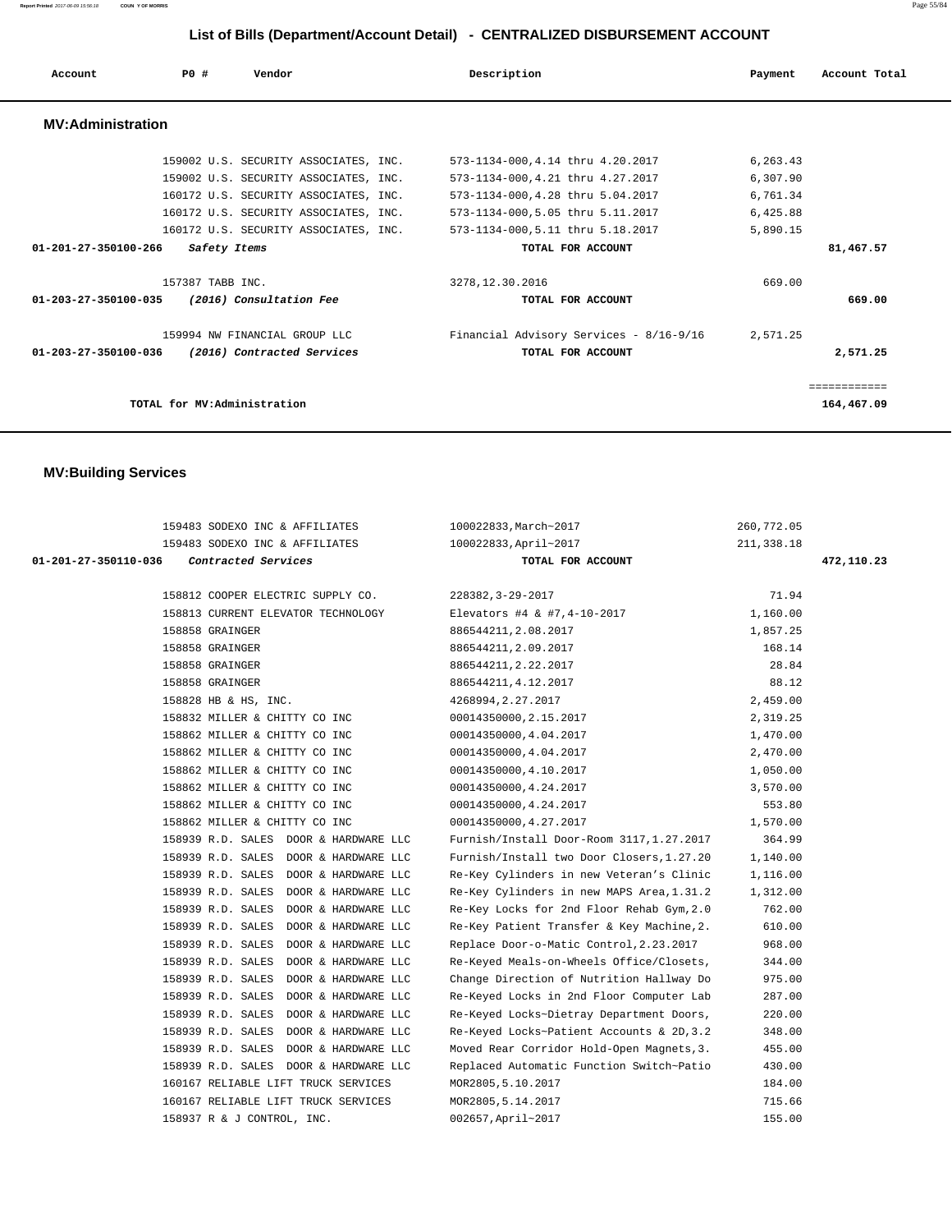# List of Bills (Department/Account Detail) - CENTRALIZED DISBURSEMENT ACCOUNT

| Account | PO # | Vendor | Description | Payment | Account Total |
|---|---|---|---|---|---|

## MV:Administration

| Account | PO # | Vendor | Description | Payment | Account Total |
|---|---|---|---|---|---|
| | 159002 | U.S. SECURITY ASSOCIATES, INC. | 573-1134-000,4.14 thru 4.20.2017 | 6,263.43 | |
| | 159002 | U.S. SECURITY ASSOCIATES, INC. | 573-1134-000,4.21 thru 4.27.2017 | 6,307.90 | |
| | 160172 | U.S. SECURITY ASSOCIATES, INC. | 573-1134-000,4.28 thru 5.04.2017 | 6,761.34 | |
| | 160172 | U.S. SECURITY ASSOCIATES, INC. | 573-1134-000,5.05 thru 5.11.2017 | 6,425.88 | |
| | 160172 | U.S. SECURITY ASSOCIATES, INC. | 573-1134-000,5.11 thru 5.18.2017 | 5,890.15 | |
| 01-201-27-350100-266 | | *Safety Items* | TOTAL FOR ACCOUNT | | 81,467.57 |
| | 157387 | TABB INC. | 3278,12.30.2016 | 669.00 | |
| 01-203-27-350100-035 | | *(2016) Consultation Fee* | TOTAL FOR ACCOUNT | | 669.00 |
| | 159994 | NW FINANCIAL GROUP LLC | Financial Advisory Services - 8/16-9/16 | 2,571.25 | |
| 01-203-27-350100-036 | | *(2016) Contracted Services* | TOTAL FOR ACCOUNT | | 2,571.25 |
| | | | | | ============ |
| TOTAL for MV:Administration | | | | | 164,467.09 |

## MV:Building Services

| Account | PO # | Vendor | Description | Payment | Account Total |
|---|---|---|---|---|---|
| | 159483 | SODEXO INC & AFFILIATES | 100022833,March~2017 | 260,772.05 | |
| | 159483 | SODEXO INC & AFFILIATES | 100022833,April~2017 | 211,338.18 | |
| 01-201-27-350110-036 | | *Contracted Services* | TOTAL FOR ACCOUNT | | 472,110.23 |
| | 158812 | COOPER ELECTRIC SUPPLY CO. | 228382,3-29-2017 | 71.94 | |
| | 158813 | CURRENT ELEVATOR TECHNOLOGY | Elevators #4 & #7,4-10-2017 | 1,160.00 | |
| | 158858 | GRAINGER | 886544211,2.08.2017 | 1,857.25 | |
| | 158858 | GRAINGER | 886544211,2.09.2017 | 168.14 | |
| | 158858 | GRAINGER | 886544211,2.22.2017 | 28.84 | |
| | 158858 | GRAINGER | 886544211,4.12.2017 | 88.12 | |
| | 158828 | HB & HS, INC. | 4268994,2.27.2017 | 2,459.00 | |
| | 158832 | MILLER & CHITTY CO INC | 00014350000,2.15.2017 | 2,319.25 | |
| | 158862 | MILLER & CHITTY CO INC | 00014350000,4.04.2017 | 1,470.00 | |
| | 158862 | MILLER & CHITTY CO INC | 00014350000,4.04.2017 | 2,470.00 | |
| | 158862 | MILLER & CHITTY CO INC | 00014350000,4.10.2017 | 1,050.00 | |
| | 158862 | MILLER & CHITTY CO INC | 00014350000,4.24.2017 | 3,570.00 | |
| | 158862 | MILLER & CHITTY CO INC | 00014350000,4.24.2017 | 553.80 | |
| | 158862 | MILLER & CHITTY CO INC | 00014350000,4.27.2017 | 1,570.00 | |
| | 158939 | R.D. SALES DOOR & HARDWARE LLC | Furnish/Install Door-Room 3117,1.27.2017 | 364.99 | |
| | 158939 | R.D. SALES DOOR & HARDWARE LLC | Furnish/Install two Door Closers,1.27.20 | 1,140.00 | |
| | 158939 | R.D. SALES DOOR & HARDWARE LLC | Re-Key Cylinders in new Veteran's Clinic | 1,116.00 | |
| | 158939 | R.D. SALES DOOR & HARDWARE LLC | Re-Key Cylinders in new MAPS Area,1.31.2 | 1,312.00 | |
| | 158939 | R.D. SALES DOOR & HARDWARE LLC | Re-Key Locks for 2nd Floor Rehab Gym,2.0 | 762.00 | |
| | 158939 | R.D. SALES DOOR & HARDWARE LLC | Re-Key Patient Transfer & Key Machine,2. | 610.00 | |
| | 158939 | R.D. SALES DOOR & HARDWARE LLC | Replace Door-o-Matic Control,2.23.2017 | 968.00 | |
| | 158939 | R.D. SALES DOOR & HARDWARE LLC | Re-Keyed Meals-on-Wheels Office/Closets, | 344.00 | |
| | 158939 | R.D. SALES DOOR & HARDWARE LLC | Change Direction of Nutrition Hallway Do | 975.00 | |
| | 158939 | R.D. SALES DOOR & HARDWARE LLC | Re-Keyed Locks in 2nd Floor Computer Lab | 287.00 | |
| | 158939 | R.D. SALES DOOR & HARDWARE LLC | Re-Keyed Locks~Dietray Department Doors, | 220.00 | |
| | 158939 | R.D. SALES DOOR & HARDWARE LLC | Re-Keyed Locks~Patient Accounts & 2D,3.2 | 348.00 | |
| | 158939 | R.D. SALES DOOR & HARDWARE LLC | Moved Rear Corridor Hold-Open Magnets,3. | 455.00 | |
| | 158939 | R.D. SALES DOOR & HARDWARE LLC | Replaced Automatic Function Switch~Patio | 430.00 | |
| | 160167 | RELIABLE LIFT TRUCK SERVICES | MOR2805,5.10.2017 | 184.00 | |
| | 160167 | RELIABLE LIFT TRUCK SERVICES | MOR2805,5.14.2017 | 715.66 | |
| | 158937 | R & J CONTROL, INC. | 002657,April~2017 | 155.00 | |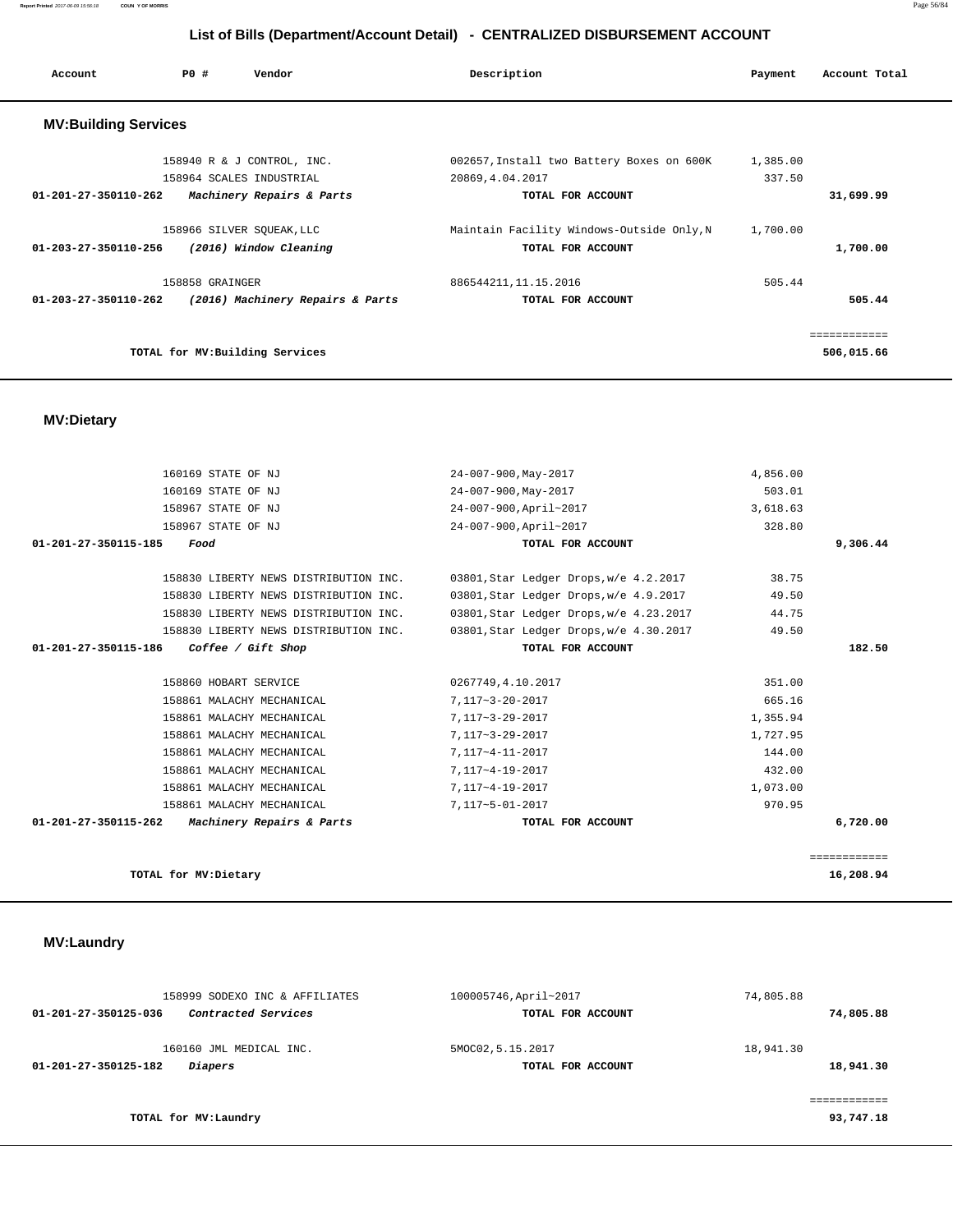## List of Bills (Department/Account Detail) - CENTRALIZED DISBURSEMENT ACCOUNT

| Account | PO # | Vendor | Description | Payment | Account Total |
|---|---|---|---|---|---|

### MV:Building Services

| Account | PO # | Vendor | Description | Payment | Account Total |
|---|---|---|---|---|---|
| | 158940 | R & J CONTROL, INC. | 002657,Install two Battery Boxes on 600K | 1,385.00 | |
| | 158964 | SCALES INDUSTRIAL | 20869,4.04.2017 | 337.50 | |
| 01-201-27-350110-262 | | *Machinery Repairs & Parts* | TOTAL FOR ACCOUNT | | 31,699.99 |
| | 158966 | SILVER SQUEAK,LLC | Maintain Facility Windows-Outside Only,N | 1,700.00 | |
| 01-203-27-350110-256 | | *(2016) Window Cleaning* | TOTAL FOR ACCOUNT | | 1,700.00 |
| | 158858 | GRAINGER | 886544211,11.15.2016 | 505.44 | |
| 01-203-27-350110-262 | | *(2016) Machinery Repairs & Parts* | TOTAL FOR ACCOUNT | | 505.44 |
| | | | | | ============ |
| | | TOTAL for MV:Building Services | | | 506,015.66 |

### MV:Dietary

| Account | PO # | Vendor | Description | Payment | Account Total |
|---|---|---|---|---|---|
| | 160169 | STATE OF NJ | 24-007-900,May-2017 | 4,856.00 | |
| | 160169 | STATE OF NJ | 24-007-900,May-2017 | 503.01 | |
| | 158967 | STATE OF NJ | 24-007-900,April~2017 | 3,618.63 | |
| | 158967 | STATE OF NJ | 24-007-900,April~2017 | 328.80 | |
| 01-201-27-350115-185 | | *Food* | TOTAL FOR ACCOUNT | | 9,306.44 |
| | 158830 | LIBERTY NEWS DISTRIBUTION INC. | 03801,Star Ledger Drops,w/e 4.2.2017 | 38.75 | |
| | 158830 | LIBERTY NEWS DISTRIBUTION INC. | 03801,Star Ledger Drops,w/e 4.9.2017 | 49.50 | |
| | 158830 | LIBERTY NEWS DISTRIBUTION INC. | 03801,Star Ledger Drops,w/e 4.23.2017 | 44.75 | |
| | 158830 | LIBERTY NEWS DISTRIBUTION INC. | 03801,Star Ledger Drops,w/e 4.30.2017 | 49.50 | |
| 01-201-27-350115-186 | | *Coffee / Gift Shop* | TOTAL FOR ACCOUNT | | 182.50 |
| | 158860 | HOBART SERVICE | 0267749,4.10.2017 | 351.00 | |
| | 158861 | MALACHY MECHANICAL | 7,117~3-20-2017 | 665.16 | |
| | 158861 | MALACHY MECHANICAL | 7,117~3-29-2017 | 1,355.94 | |
| | 158861 | MALACHY MECHANICAL | 7,117~3-29-2017 | 1,727.95 | |
| | 158861 | MALACHY MECHANICAL | 7,117~4-11-2017 | 144.00 | |
| | 158861 | MALACHY MECHANICAL | 7,117~4-19-2017 | 432.00 | |
| | 158861 | MALACHY MECHANICAL | 7,117~4-19-2017 | 1,073.00 | |
| | 158861 | MALACHY MECHANICAL | 7,117~5-01-2017 | 970.95 | |
| 01-201-27-350115-262 | | *Machinery Repairs & Parts* | TOTAL FOR ACCOUNT | | 6,720.00 |
| | | | | | ============ |
| | | TOTAL for MV:Dietary | | | 16,208.94 |

### MV:Laundry

| Account | PO # | Vendor | Description | Payment | Account Total |
|---|---|---|---|---|---|
| | 158999 | SODEXO INC & AFFILIATES | 100005746,April~2017 | 74,805.88 | |
| 01-201-27-350125-036 | | *Contracted Services* | TOTAL FOR ACCOUNT | | 74,805.88 |
| | 160160 | JML MEDICAL INC. | 5MOC02,5.15.2017 | 18,941.30 | |
| 01-201-27-350125-182 | | *Diapers* | TOTAL FOR ACCOUNT | | 18,941.30 |
| | | | | | ============ |
| | | TOTAL for MV:Laundry | | | 93,747.18 |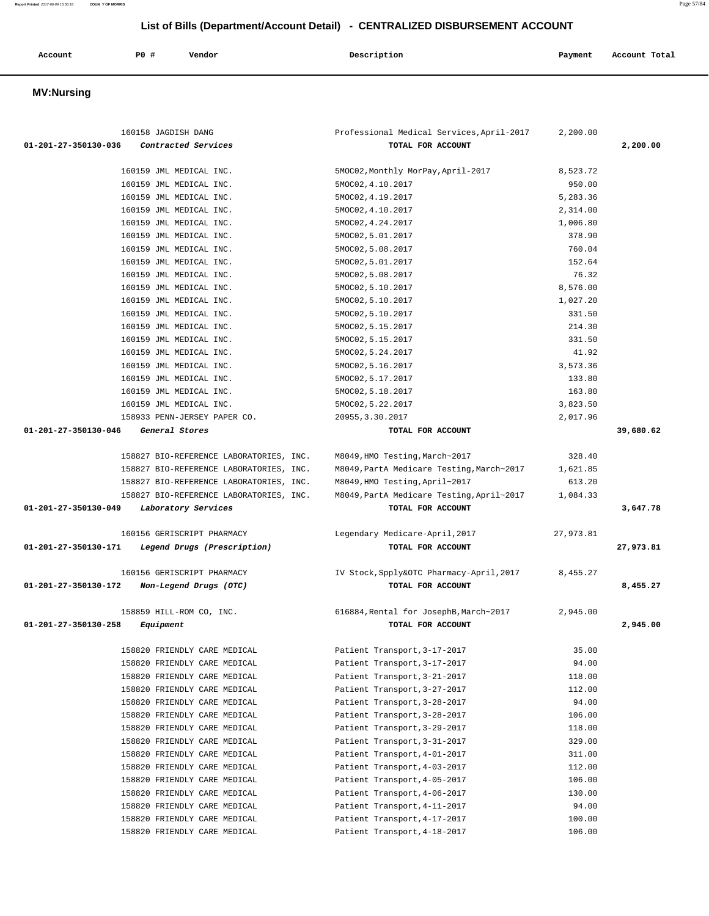## List of Bills (Department/Account Detail) - CENTRALIZED DISBURSEMENT ACCOUNT

### MV:Nursing

| Account | PO # | Vendor | Description | Payment | Account Total |
|---|---|---|---|---|---|
| | 160158 | JAGDISH DANG | Professional Medical Services,April-2017 | 2,200.00 | |
| 01-201-27-350130-036 | | *Contracted Services* | TOTAL FOR ACCOUNT | | 2,200.00 |
| | 160159 | JML MEDICAL INC. | 5MOC02,Monthly MorPay,April-2017 | 8,523.72 | |
| | 160159 | JML MEDICAL INC. | 5MOC02,4.10.2017 | 950.00 | |
| | 160159 | JML MEDICAL INC. | 5MOC02,4.19.2017 | 5,283.36 | |
| | 160159 | JML MEDICAL INC. | 5MOC02,4.10.2017 | 2,314.00 | |
| | 160159 | JML MEDICAL INC. | 5MOC02,4.24.2017 | 1,006.80 | |
| | 160159 | JML MEDICAL INC. | 5MOC02,5.01.2017 | 378.90 | |
| | 160159 | JML MEDICAL INC. | 5MOC02,5.08.2017 | 760.04 | |
| | 160159 | JML MEDICAL INC. | 5MOC02,5.01.2017 | 152.64 | |
| | 160159 | JML MEDICAL INC. | 5MOC02,5.08.2017 | 76.32 | |
| | 160159 | JML MEDICAL INC. | 5MOC02,5.10.2017 | 8,576.00 | |
| | 160159 | JML MEDICAL INC. | 5MOC02,5.10.2017 | 1,027.20 | |
| | 160159 | JML MEDICAL INC. | 5MOC02,5.10.2017 | 331.50 | |
| | 160159 | JML MEDICAL INC. | 5MOC02,5.15.2017 | 214.30 | |
| | 160159 | JML MEDICAL INC. | 5MOC02,5.15.2017 | 331.50 | |
| | 160159 | JML MEDICAL INC. | 5MOC02,5.24.2017 | 41.92 | |
| | 160159 | JML MEDICAL INC. | 5MOC02,5.16.2017 | 3,573.36 | |
| | 160159 | JML MEDICAL INC. | 5MOC02,5.17.2017 | 133.80 | |
| | 160159 | JML MEDICAL INC. | 5MOC02,5.18.2017 | 163.80 | |
| | 160159 | JML MEDICAL INC. | 5MOC02,5.22.2017 | 3,823.50 | |
| | 158933 | PENN-JERSEY PAPER CO. | 20955,3.30.2017 | 2,017.96 | |
| 01-201-27-350130-046 | | *General Stores* | TOTAL FOR ACCOUNT | | 39,680.62 |
| | 158827 | BIO-REFERENCE LABORATORIES, INC. | M8049,HMO Testing,March~2017 | 328.40 | |
| | 158827 | BIO-REFERENCE LABORATORIES, INC. | M8049,PartA Medicare Testing,March~2017 | 1,621.85 | |
| | 158827 | BIO-REFERENCE LABORATORIES, INC. | M8049,HMO Testing,April~2017 | 613.20 | |
| | 158827 | BIO-REFERENCE LABORATORIES, INC. | M8049,PartA Medicare Testing,April~2017 | 1,084.33 | |
| 01-201-27-350130-049 | | *Laboratory Services* | TOTAL FOR ACCOUNT | | 3,647.78 |
| | 160156 | GERISCRIPT PHARMACY | Legendary Medicare-April,2017 | 27,973.81 | |
| 01-201-27-350130-171 | | *Legend Drugs (Prescription)* | TOTAL FOR ACCOUNT | | 27,973.81 |
| | 160156 | GERISCRIPT PHARMACY | IV Stock,Spply&OTC Pharmacy-April,2017 | 8,455.27 | |
| 01-201-27-350130-172 | | *Non-Legend Drugs (OTC)* | TOTAL FOR ACCOUNT | | 8,455.27 |
| | 158859 | HILL-ROM CO, INC. | 616884,Rental for JosephB,March~2017 | 2,945.00 | |
| 01-201-27-350130-258 | | *Equipment* | TOTAL FOR ACCOUNT | | 2,945.00 |
| | 158820 | FRIENDLY CARE MEDICAL | Patient Transport,3-17-2017 | 35.00 | |
| | 158820 | FRIENDLY CARE MEDICAL | Patient Transport,3-17-2017 | 94.00 | |
| | 158820 | FRIENDLY CARE MEDICAL | Patient Transport,3-21-2017 | 118.00 | |
| | 158820 | FRIENDLY CARE MEDICAL | Patient Transport,3-27-2017 | 112.00 | |
| | 158820 | FRIENDLY CARE MEDICAL | Patient Transport,3-28-2017 | 94.00 | |
| | 158820 | FRIENDLY CARE MEDICAL | Patient Transport,3-28-2017 | 106.00 | |
| | 158820 | FRIENDLY CARE MEDICAL | Patient Transport,3-29-2017 | 118.00 | |
| | 158820 | FRIENDLY CARE MEDICAL | Patient Transport,3-31-2017 | 329.00 | |
| | 158820 | FRIENDLY CARE MEDICAL | Patient Transport,4-01-2017 | 311.00 | |
| | 158820 | FRIENDLY CARE MEDICAL | Patient Transport,4-03-2017 | 112.00 | |
| | 158820 | FRIENDLY CARE MEDICAL | Patient Transport,4-05-2017 | 106.00 | |
| | 158820 | FRIENDLY CARE MEDICAL | Patient Transport,4-06-2017 | 130.00 | |
| | 158820 | FRIENDLY CARE MEDICAL | Patient Transport,4-11-2017 | 94.00 | |
| | 158820 | FRIENDLY CARE MEDICAL | Patient Transport,4-17-2017 | 100.00 | |
| | 158820 | FRIENDLY CARE MEDICAL | Patient Transport,4-18-2017 | 106.00 | |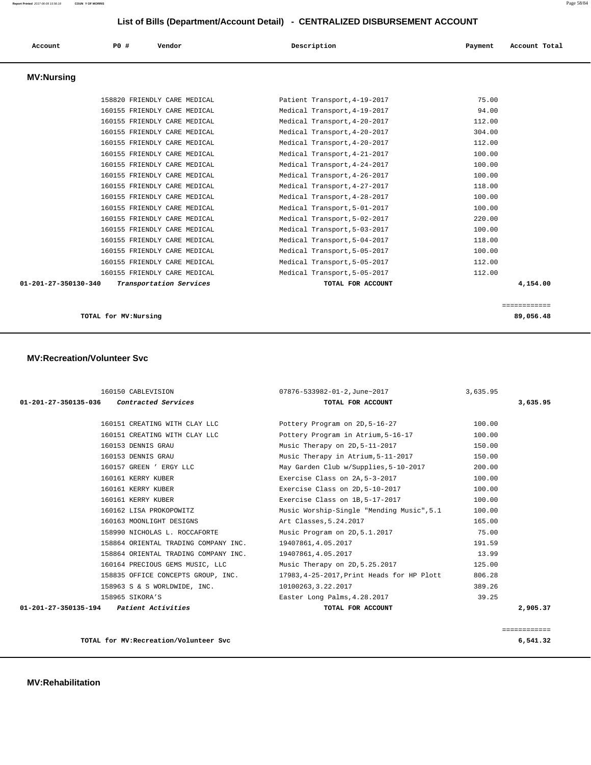## List of Bills (Department/Account Detail) - CENTRALIZED DISBURSEMENT ACCOUNT

| Account | PO # | Vendor | Description | Payment | Account Total |
|---|---|---|---|---|---|

### MV:Nursing

| Account | PO # | Vendor | Description | Payment | Account Total |
|---|---|---|---|---|---|
| | 158820 | FRIENDLY CARE MEDICAL | Patient Transport,4-19-2017 | 75.00 | |
| | 160155 | FRIENDLY CARE MEDICAL | Medical Transport,4-19-2017 | 94.00 | |
| | 160155 | FRIENDLY CARE MEDICAL | Medical Transport,4-20-2017 | 112.00 | |
| | 160155 | FRIENDLY CARE MEDICAL | Medical Transport,4-20-2017 | 304.00 | |
| | 160155 | FRIENDLY CARE MEDICAL | Medical Transport,4-20-2017 | 112.00 | |
| | 160155 | FRIENDLY CARE MEDICAL | Medical Transport,4-21-2017 | 100.00 | |
| | 160155 | FRIENDLY CARE MEDICAL | Medical Transport,4-24-2017 | 100.00 | |
| | 160155 | FRIENDLY CARE MEDICAL | Medical Transport,4-26-2017 | 100.00 | |
| | 160155 | FRIENDLY CARE MEDICAL | Medical Transport,4-27-2017 | 118.00 | |
| | 160155 | FRIENDLY CARE MEDICAL | Medical Transport,4-28-2017 | 100.00 | |
| | 160155 | FRIENDLY CARE MEDICAL | Medical Transport,5-01-2017 | 100.00 | |
| | 160155 | FRIENDLY CARE MEDICAL | Medical Transport,5-02-2017 | 220.00 | |
| | 160155 | FRIENDLY CARE MEDICAL | Medical Transport,5-03-2017 | 100.00 | |
| | 160155 | FRIENDLY CARE MEDICAL | Medical Transport,5-04-2017 | 118.00 | |
| | 160155 | FRIENDLY CARE MEDICAL | Medical Transport,5-05-2017 | 100.00 | |
| | 160155 | FRIENDLY CARE MEDICAL | Medical Transport,5-05-2017 | 112.00 | |
| | 160155 | FRIENDLY CARE MEDICAL | Medical Transport,5-05-2017 | 112.00 | |
| **01-201-27-350130-340** | | *Transportation Services* | **TOTAL FOR ACCOUNT** | | **4,154.00** |

**TOTAL for MV:Nursing** ============ **89,056.48**

### MV:Recreation/Volunteer Svc

| Account | PO # | Vendor | Description | Payment | Account Total |
|---|---|---|---|---|---|
| | 160150 | CABLEVISION | 07876-533982-01-2,June~2017 | 3,635.95 | |
| **01-201-27-350135-036** | | *Contracted Services* | **TOTAL FOR ACCOUNT** | | **3,635.95** |
| | 160151 | CREATING WITH CLAY LLC | Pottery Program on 2D,5-16-27 | 100.00 | |
| | 160151 | CREATING WITH CLAY LLC | Pottery Program in Atrium,5-16-17 | 100.00 | |
| | 160153 | DENNIS GRAU | Music Therapy on 2D,5-11-2017 | 150.00 | |
| | 160153 | DENNIS GRAU | Music Therapy in Atrium,5-11-2017 | 150.00 | |
| | 160157 | GREEN ' ERGY LLC | May Garden Club w/Supplies,5-10-2017 | 200.00 | |
| | 160161 | KERRY KUBER | Exercise Class on 2A,5-3-2017 | 100.00 | |
| | 160161 | KERRY KUBER | Exercise Class on 2D,5-10-2017 | 100.00 | |
| | 160161 | KERRY KUBER | Exercise Class on 1B,5-17-2017 | 100.00 | |
| | 160162 | LISA PROKOPOWITZ | Music Worship-Single "Mending Music",5.1 | 100.00 | |
| | 160163 | MOONLIGHT DESIGNS | Art Classes,5.24.2017 | 165.00 | |
| | 158990 | NICHOLAS L. ROCCAFORTE | Music Program on 2D,5.1.2017 | 75.00 | |
| | 158864 | ORIENTAL TRADING COMPANY INC. | 19407861,4.05.2017 | 191.59 | |
| | 158864 | ORIENTAL TRADING COMPANY INC. | 19407861,4.05.2017 | 13.99 | |
| | 160164 | PRECIOUS GEMS MUSIC, LLC | Music Therapy on 2D,5.25.2017 | 125.00 | |
| | 158835 | OFFICE CONCEPTS GROUP, INC. | 17983,4-25-2017,Print Heads for HP Plott | 806.28 | |
| | 158963 | S & S WORLDWIDE, INC. | 10100263,3.22.2017 | 389.26 | |
| | 158965 | SIKORA'S | Easter Long Palms,4.28.2017 | 39.25 | |
| **01-201-27-350135-194** | | *Patient Activities* | **TOTAL FOR ACCOUNT** | | **2,905.37** |

**TOTAL for MV:Recreation/Volunteer Svc** ============ **6,541.32**

### MV:Rehabilitation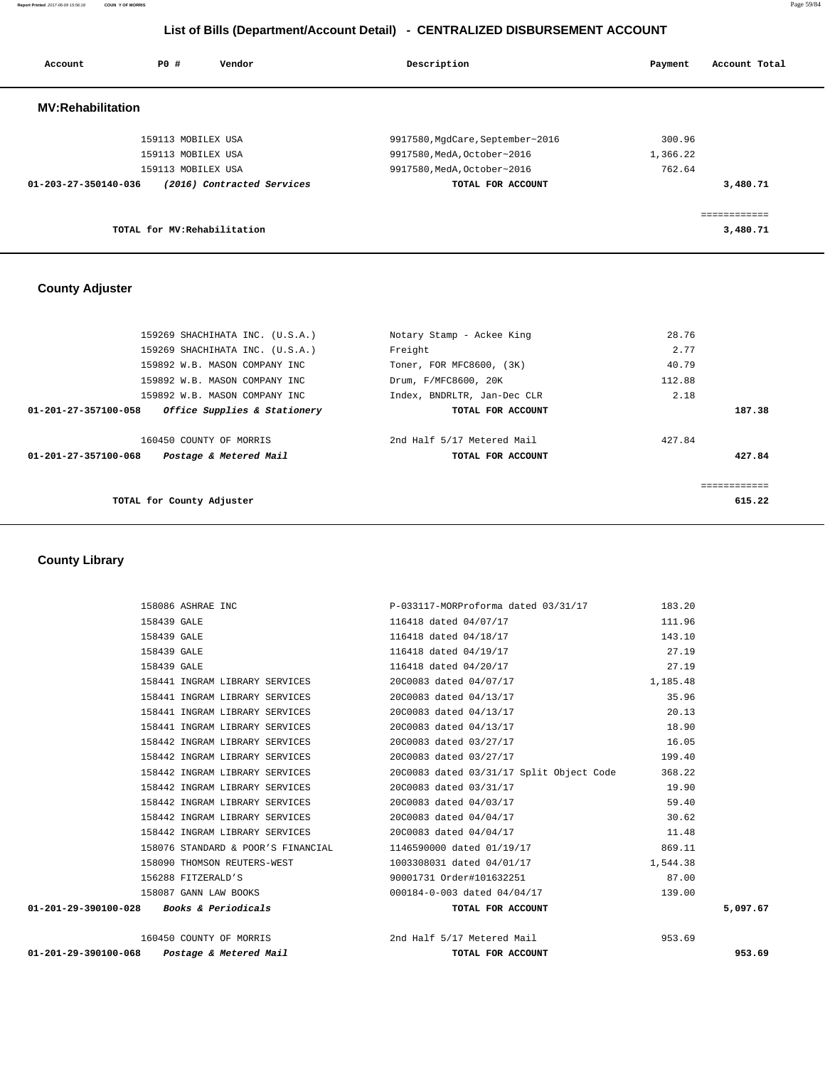## List of Bills (Department/Account Detail) - CENTRALIZED DISBURSEMENT ACCOUNT

| Account | PO # | Vendor | Description | Payment | Account Total |
|---|---|---|---|---|---|

### MV:Rehabilitation

| Account | PO # | Vendor | Description | Payment | Account Total |
|---|---|---|---|---|---|
| | 159113 | MOBILEX USA | 9917580,MgdCare,September~2016 | 300.96 | |
| | 159113 | MOBILEX USA | 9917580,MedA,October~2016 | 1,366.22 | |
| | 159113 | MOBILEX USA | 9917580,MedA,October~2016 | 762.64 | |
| 01-203-27-350140-036 | | *(2016) Contracted Services* | TOTAL FOR ACCOUNT | | 3,480.71 |
| | | | | | ============ |
| | | TOTAL for MV:Rehabilitation | | | 3,480.71 |

### County Adjuster

| Account | PO # | Vendor | Description | Payment | Account Total |
|---|---|---|---|---|---|
| | 159269 | SHACHIHATA INC. (U.S.A.) | Notary Stamp - Ackee King | 28.76 | |
| | 159269 | SHACHIHATA INC. (U.S.A.) | Freight | 2.77 | |
| | 159892 | W.B. MASON COMPANY INC | Toner, FOR MFC8600, (3K) | 40.79 | |
| | 159892 | W.B. MASON COMPANY INC | Drum, F/MFC8600, 20K | 112.88 | |
| | 159892 | W.B. MASON COMPANY INC | Index, BNDRLTR, Jan-Dec CLR | 2.18 | |
| 01-201-27-357100-058 | | *Office Supplies & Stationery* | TOTAL FOR ACCOUNT | | 187.38 |
| | 160450 | COUNTY OF MORRIS | 2nd Half 5/17 Metered Mail | 427.84 | |
| 01-201-27-357100-068 | | *Postage & Metered Mail* | TOTAL FOR ACCOUNT | | 427.84 |
| | | | | | ============ |
| | | TOTAL for County Adjuster | | | 615.22 |

### County Library

| Account | PO # | Vendor | Description | Payment | Account Total |
|---|---|---|---|---|---|
| | 158086 | ASHRAE INC | P-033117-MORProforma dated 03/31/17 | 183.20 | |
| | 158439 | GALE | 116418 dated 04/07/17 | 111.96 | |
| | 158439 | GALE | 116418 dated 04/18/17 | 143.10 | |
| | 158439 | GALE | 116418 dated 04/19/17 | 27.19 | |
| | 158439 | GALE | 116418 dated 04/20/17 | 27.19 | |
| | 158441 | INGRAM LIBRARY SERVICES | 20C0083 dated 04/07/17 | 1,185.48 | |
| | 158441 | INGRAM LIBRARY SERVICES | 20C0083 dated 04/13/17 | 35.96 | |
| | 158441 | INGRAM LIBRARY SERVICES | 20C0083 dated 04/13/17 | 20.13 | |
| | 158441 | INGRAM LIBRARY SERVICES | 20C0083 dated 04/13/17 | 18.90 | |
| | 158442 | INGRAM LIBRARY SERVICES | 20C0083 dated 03/27/17 | 16.05 | |
| | 158442 | INGRAM LIBRARY SERVICES | 20C0083 dated 03/27/17 | 199.40 | |
| | 158442 | INGRAM LIBRARY SERVICES | 20C0083 dated 03/31/17 Split Object Code | 368.22 | |
| | 158442 | INGRAM LIBRARY SERVICES | 20C0083 dated 03/31/17 | 19.90 | |
| | 158442 | INGRAM LIBRARY SERVICES | 20C0083 dated 04/03/17 | 59.40 | |
| | 158442 | INGRAM LIBRARY SERVICES | 20C0083 dated 04/04/17 | 30.62 | |
| | 158442 | INGRAM LIBRARY SERVICES | 20C0083 dated 04/04/17 | 11.48 | |
| | 158076 | STANDARD & POOR'S FINANCIAL | 1146590000 dated 01/19/17 | 869.11 | |
| | 158090 | THOMSON REUTERS-WEST | 1003308031 dated 04/01/17 | 1,544.38 | |
| | 156288 | FITZERALD'S | 90001731 Order#101632251 | 87.00 | |
| | 158087 | GANN LAW BOOKS | 000184-0-003 dated 04/04/17 | 139.00 | |
| 01-201-29-390100-028 | | *Books & Periodicals* | TOTAL FOR ACCOUNT | | 5,097.67 |
| | 160450 | COUNTY OF MORRIS | 2nd Half 5/17 Metered Mail | 953.69 | |
| 01-201-29-390100-068 | | *Postage & Metered Mail* | TOTAL FOR ACCOUNT | | 953.69 |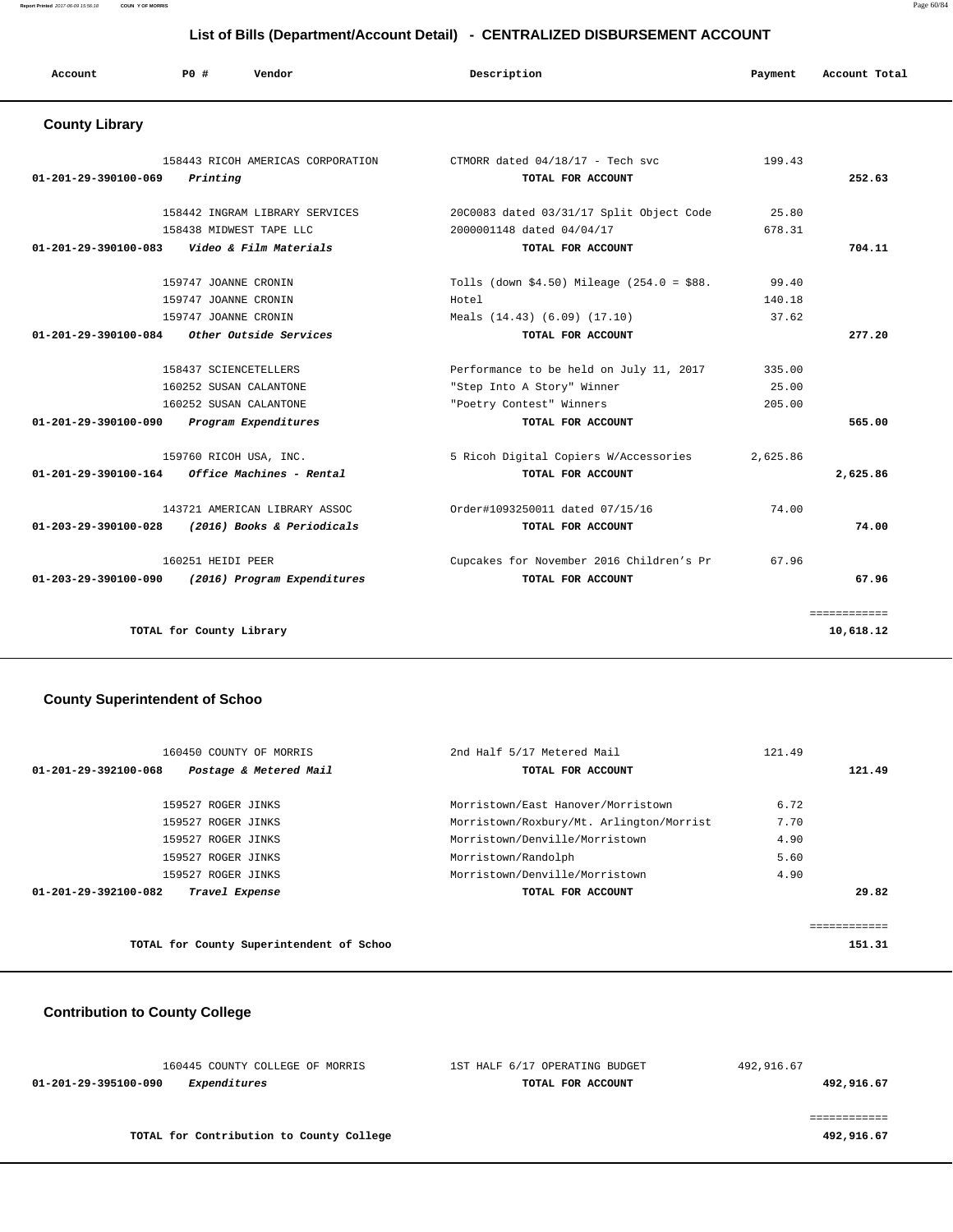## List of Bills (Department/Account Detail) - CENTRALIZED DISBURSEMENT ACCOUNT

| Account | PO # | Vendor | Description | Payment | Account Total |
|---|---|---|---|---|---|

### County Library

| Account | PO # | Vendor | Description | Payment | Account Total |
|---|---|---|---|---|---|
| | 158443 | RICOH AMERICAS CORPORATION | CTMORR dated 04/18/17 - Tech svc | 199.43 | |
| 01-201-29-390100-069 | | *Printing* | TOTAL FOR ACCOUNT | | 252.63 |
| | 158442 | INGRAM LIBRARY SERVICES | 20C0083 dated 03/31/17 Split Object Code | 25.80 | |
| | 158438 | MIDWEST TAPE LLC | 2000001148 dated 04/04/17 | 678.31 | |
| 01-201-29-390100-083 | | *Video & Film Materials* | TOTAL FOR ACCOUNT | | 704.11 |
| | 159747 | JOANNE CRONIN | Tolls (down $4.50) Mileage (254.0 = $88. | 99.40 | |
| | 159747 | JOANNE CRONIN | Hotel | 140.18 | |
| | 159747 | JOANNE CRONIN | Meals (14.43) (6.09) (17.10) | 37.62 | |
| 01-201-29-390100-084 | | *Other Outside Services* | TOTAL FOR ACCOUNT | | 277.20 |
| | 158437 | SCIENCETELLERS | Performance to be held on July 11, 2017 | 335.00 | |
| | 160252 | SUSAN CALANTONE | "Step Into A Story" Winner | 25.00 | |
| | 160252 | SUSAN CALANTONE | "Poetry Contest" Winners | 205.00 | |
| 01-201-29-390100-090 | | *Program Expenditures* | TOTAL FOR ACCOUNT | | 565.00 |
| | 159760 | RICOH USA, INC. | 5 Ricoh Digital Copiers W/Accessories | 2,625.86 | |
| 01-201-29-390100-164 | | *Office Machines - Rental* | TOTAL FOR ACCOUNT | | 2,625.86 |
| | 143721 | AMERICAN LIBRARY ASSOC | Order#1093250011 dated 07/15/16 | 74.00 | |
| 01-203-29-390100-028 | | *(2016) Books & Periodicals* | TOTAL FOR ACCOUNT | | 74.00 |
| | 160251 | HEIDI PEER | Cupcakes for November 2016 Children's Pr | 67.96 | |
| 01-203-29-390100-090 | | *(2016) Program Expenditures* | TOTAL FOR ACCOUNT | | 67.96 |
| | | | | | ============ |
| | | **TOTAL for County Library** | | | **10,618.12** |

### County Superintendent of Schoo

| Account | PO # | Vendor | Description | Payment | Account Total |
|---|---|---|---|---|---|
| | 160450 | COUNTY OF MORRIS | 2nd Half 5/17 Metered Mail | 121.49 | |
| 01-201-29-392100-068 | | *Postage & Metered Mail* | TOTAL FOR ACCOUNT | | 121.49 |
| | 159527 | ROGER JINKS | Morristown/East Hanover/Morristown | 6.72 | |
| | 159527 | ROGER JINKS | Morristown/Roxbury/Mt. Arlington/Morrist | 7.70 | |
| | 159527 | ROGER JINKS | Morristown/Denville/Morristown | 4.90 | |
| | 159527 | ROGER JINKS | Morristown/Randolph | 5.60 | |
| | 159527 | ROGER JINKS | Morristown/Denville/Morristown | 4.90 | |
| 01-201-29-392100-082 | | *Travel Expense* | TOTAL FOR ACCOUNT | | 29.82 |
| | | | | | ============ |
| | | **TOTAL for County Superintendent of Schoo** | | | **151.31** |

### Contribution to County College

| Account | PO # | Vendor | Description | Payment | Account Total |
|---|---|---|---|---|---|
| | 160445 | COUNTY COLLEGE OF MORRIS | 1ST HALF 6/17 OPERATING BUDGET | 492,916.67 | |
| 01-201-29-395100-090 | | *Expenditures* | TOTAL FOR ACCOUNT | | 492,916.67 |
| | | | | | ============ |
| | | **TOTAL for Contribution to County College** | | | **492,916.67** |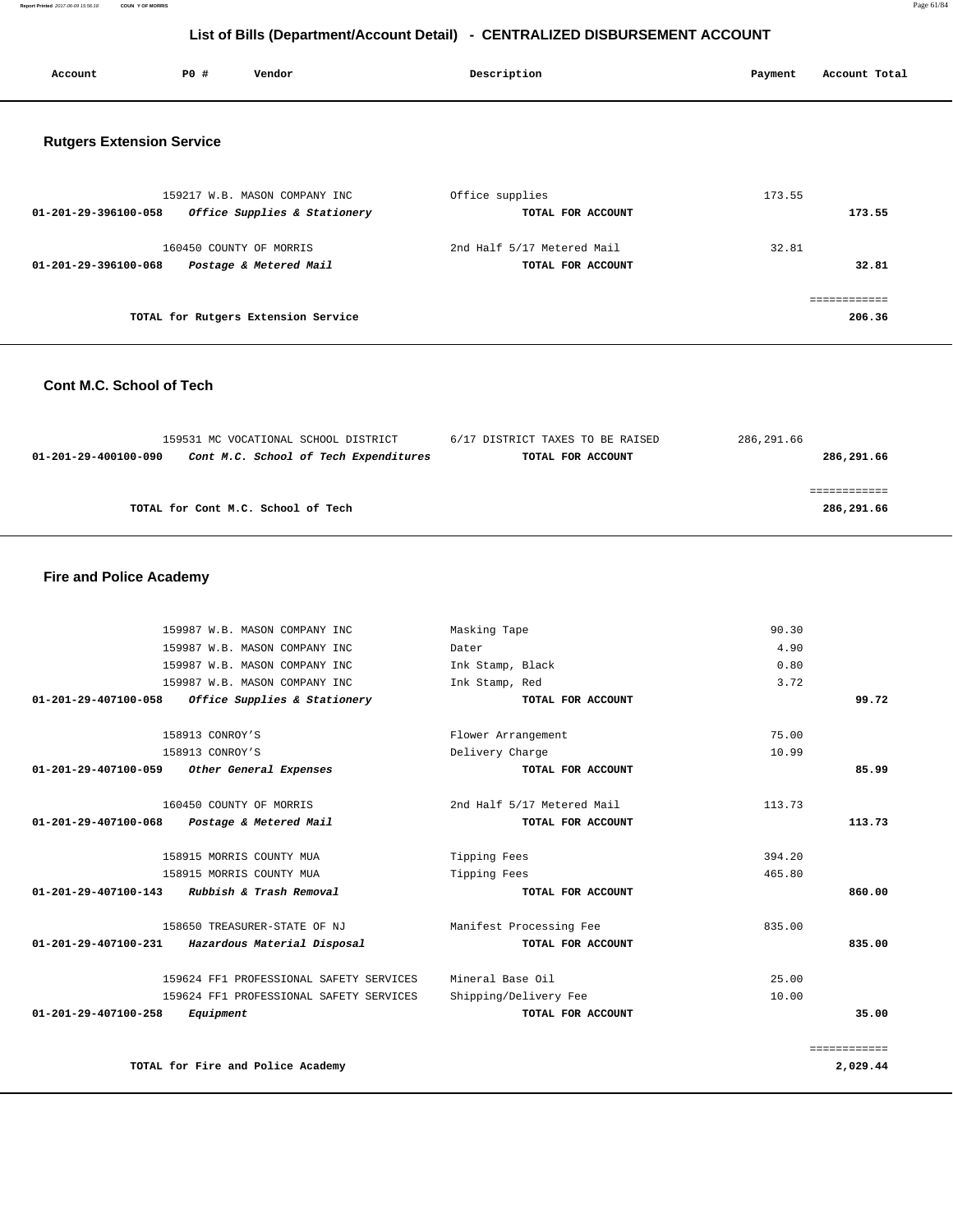# List of Bills (Department/Account Detail) - CENTRALIZED DISBURSEMENT ACCOUNT

| Account | PO # | Vendor | Description | Payment | Account Total |
|---|---|---|---|---|---|

## Rutgers Extension Service

| Account | PO # | Vendor | Description | Payment | Account Total |
|---|---|---|---|---|---|
| | 159217 | W.B. MASON COMPANY INC | Office supplies | 173.55 | |
| 01-201-29-396100-058 | | *Office Supplies & Stationery* | TOTAL FOR ACCOUNT | | 173.55 |
| | 160450 | COUNTY OF MORRIS | 2nd Half 5/17 Metered Mail | 32.81 | |
| 01-201-29-396100-068 | | *Postage & Metered Mail* | TOTAL FOR ACCOUNT | | 32.81 |
| | | TOTAL for Rutgers Extension Service | | | 206.36 |

## Cont M.C. School of Tech

| Account | PO # | Vendor | Description | Payment | Account Total |
|---|---|---|---|---|---|
| | 159531 | MC VOCATIONAL SCHOOL DISTRICT | 6/17 DISTRICT TAXES TO BE RAISED | 286,291.66 | |
| 01-201-29-400100-090 | | *Cont M.C. School of Tech Expenditures* | TOTAL FOR ACCOUNT | | 286,291.66 |
| | | TOTAL for Cont M.C. School of Tech | | | 286,291.66 |

## Fire and Police Academy

| Account | PO # | Vendor | Description | Payment | Account Total |
|---|---|---|---|---|---|
| | 159987 | W.B. MASON COMPANY INC | Masking Tape | 90.30 | |
| | 159987 | W.B. MASON COMPANY INC | Dater | 4.90 | |
| | 159987 | W.B. MASON COMPANY INC | Ink Stamp, Black | 0.80 | |
| | 159987 | W.B. MASON COMPANY INC | Ink Stamp, Red | 3.72 | |
| 01-201-29-407100-058 | | *Office Supplies & Stationery* | TOTAL FOR ACCOUNT | | 99.72 |
| | 158913 | CONROY'S | Flower Arrangement | 75.00 | |
| | 158913 | CONROY'S | Delivery Charge | 10.99 | |
| 01-201-29-407100-059 | | *Other General Expenses* | TOTAL FOR ACCOUNT | | 85.99 |
| | 160450 | COUNTY OF MORRIS | 2nd Half 5/17 Metered Mail | 113.73 | |
| 01-201-29-407100-068 | | *Postage & Metered Mail* | TOTAL FOR ACCOUNT | | 113.73 |
| | 158915 | MORRIS COUNTY MUA | Tipping Fees | 394.20 | |
| | 158915 | MORRIS COUNTY MUA | Tipping Fees | 465.80 | |
| 01-201-29-407100-143 | | *Rubbish & Trash Removal* | TOTAL FOR ACCOUNT | | 860.00 |
| | 158650 | TREASURER-STATE OF NJ | Manifest Processing Fee | 835.00 | |
| 01-201-29-407100-231 | | *Hazardous Material Disposal* | TOTAL FOR ACCOUNT | | 835.00 |
| | 159624 | FF1 PROFESSIONAL SAFETY SERVICES | Mineral Base Oil | 25.00 | |
| | 159624 | FF1 PROFESSIONAL SAFETY SERVICES | Shipping/Delivery Fee | 10.00 | |
| 01-201-29-407100-258 | | *Equipment* | TOTAL FOR ACCOUNT | | 35.00 |
| | | TOTAL for Fire and Police Academy | | | 2,029.44 |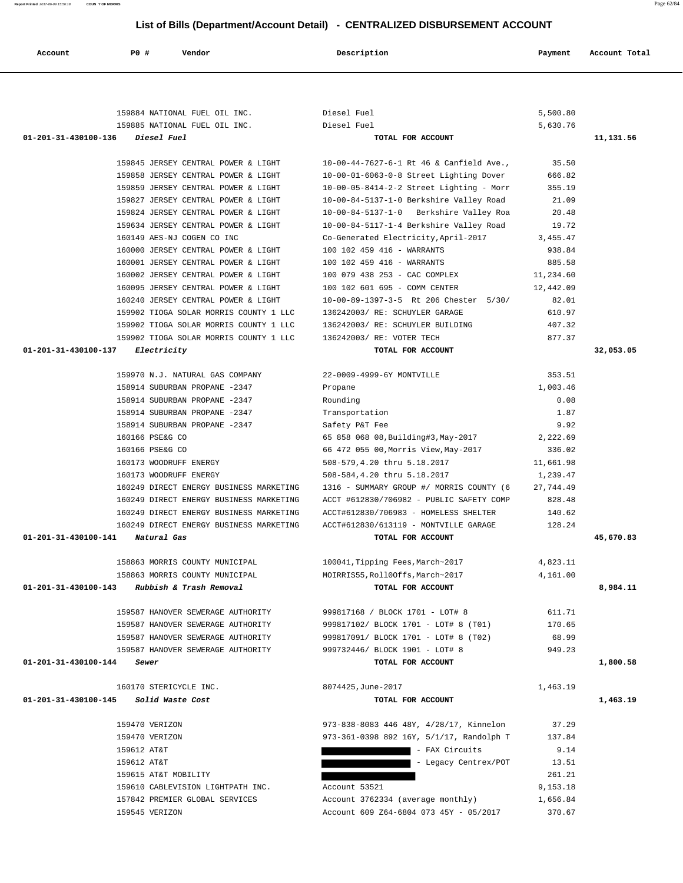# List of Bills (Department/Account Detail) - CENTRALIZED DISBURSEMENT ACCOUNT

| Account | PO # | Vendor | Description | Payment | Account Total |
|---|---|---|---|---|---|
| | 159884 | NATIONAL FUEL OIL INC. | Diesel Fuel | 5,500.80 | |
| | 159885 | NATIONAL FUEL OIL INC. | Diesel Fuel | 5,630.76 | |
| **01-201-31-430100-136** | | ***Diesel Fuel*** | **TOTAL FOR ACCOUNT** | | **11,131.56** |
| | 159845 | JERSEY CENTRAL POWER & LIGHT | 10-00-44-7627-6-1 Rt 46 & Canfield Ave., | 35.50 | |
| | 159858 | JERSEY CENTRAL POWER & LIGHT | 10-00-01-6063-0-8 Street Lighting Dover | 666.82 | |
| | 159859 | JERSEY CENTRAL POWER & LIGHT | 10-00-05-8414-2-2 Street Lighting - Morr | 355.19 | |
| | 159827 | JERSEY CENTRAL POWER & LIGHT | 10-00-84-5137-1-0 Berkshire Valley Road | 21.09 | |
| | 159824 | JERSEY CENTRAL POWER & LIGHT | 10-00-84-5137-1-0 Berkshire Valley Roa | 20.48 | |
| | 159634 | JERSEY CENTRAL POWER & LIGHT | 10-00-84-5117-1-4 Berkshire Valley Road | 19.72 | |
| | 160149 | AES-NJ COGEN CO INC | Co-Generated Electricity,April-2017 | 3,455.47 | |
| | 160000 | JERSEY CENTRAL POWER & LIGHT | 100 102 459 416 - WARRANTS | 938.84 | |
| | 160001 | JERSEY CENTRAL POWER & LIGHT | 100 102 459 416 - WARRANTS | 885.58 | |
| | 160002 | JERSEY CENTRAL POWER & LIGHT | 100 079 438 253 - CAC COMPLEX | 11,234.60 | |
| | 160095 | JERSEY CENTRAL POWER & LIGHT | 100 102 601 695 - COMM CENTER | 12,442.09 | |
| | 160240 | JERSEY CENTRAL POWER & LIGHT | 10-00-89-1397-3-5 Rt 206 Chester 5/30/ | 82.01 | |
| | 159902 | TIOGA SOLAR MORRIS COUNTY 1 LLC | 136242003/ RE: SCHUYLER GARAGE | 610.97 | |
| | 159902 | TIOGA SOLAR MORRIS COUNTY 1 LLC | 136242003/ RE: SCHUYLER BUILDING | 407.32 | |
| | 159902 | TIOGA SOLAR MORRIS COUNTY 1 LLC | 136242003/ RE: VOTER TECH | 877.37 | |
| **01-201-31-430100-137** | | ***Electricity*** | **TOTAL FOR ACCOUNT** | | **32,053.05** |
| | 159970 | N.J. NATURAL GAS COMPANY | 22-0009-4999-6Y MONTVILLE | 353.51 | |
| | 158914 | SUBURBAN PROPANE -2347 | Propane | 1,003.46 | |
| | 158914 | SUBURBAN PROPANE -2347 | Rounding | 0.08 | |
| | 158914 | SUBURBAN PROPANE -2347 | Transportation | 1.87 | |
| | 158914 | SUBURBAN PROPANE -2347 | Safety P&T Fee | 9.92 | |
| | 160166 | PSE&G CO | 65 858 068 08,Building#3,May-2017 | 2,222.69 | |
| | 160166 | PSE&G CO | 66 472 055 00,Morris View,May-2017 | 336.02 | |
| | 160173 | WOODRUFF ENERGY | 508-579,4.20 thru 5.18.2017 | 11,661.98 | |
| | 160173 | WOODRUFF ENERGY | 508-584,4.20 thru 5.18.2017 | 1,239.47 | |
| | 160249 | DIRECT ENERGY BUSINESS MARKETING | 1316 - SUMMARY GROUP #/ MORRIS COUNTY (6 | 27,744.49 | |
| | 160249 | DIRECT ENERGY BUSINESS MARKETING | ACCT #612830/706982 - PUBLIC SAFETY COMP | 828.48 | |
| | 160249 | DIRECT ENERGY BUSINESS MARKETING | ACCT#612830/706983 - HOMELESS SHELTER | 140.62 | |
| | 160249 | DIRECT ENERGY BUSINESS MARKETING | ACCT#612830/613119 - MONTVILLE GARAGE | 128.24 | |
| **01-201-31-430100-141** | | ***Natural Gas*** | **TOTAL FOR ACCOUNT** | | **45,670.83** |
| | 158863 | MORRIS COUNTY MUNICIPAL | 100041,Tipping Fees,March~2017 | 4,823.11 | |
| | 158863 | MORRIS COUNTY MUNICIPAL | MOIRRIS55,Roll0Offs,March~2017 | 4,161.00 | |
| **01-201-31-430100-143** | | ***Rubbish & Trash Removal*** | **TOTAL FOR ACCOUNT** | | **8,984.11** |
| | 159587 | HANOVER SEWERAGE AUTHORITY | 999817168 / BLOCK 1701 - LOT# 8 | 611.71 | |
| | 159587 | HANOVER SEWERAGE AUTHORITY | 999817102/ BLOCK 1701 - LOT# 8 (T01) | 170.65 | |
| | 159587 | HANOVER SEWERAGE AUTHORITY | 999817091/ BLOCK 1701 - LOT# 8 (T02) | 68.99 | |
| | 159587 | HANOVER SEWERAGE AUTHORITY | 999732446/ BLOCK 1901 - LOT# 8 | 949.23 | |
| **01-201-31-430100-144** | | ***Sewer*** | **TOTAL FOR ACCOUNT** | | **1,800.58** |
| | 160170 | STERICYCLE INC. | 8074425,June-2017 | 1,463.19 | |
| **01-201-31-430100-145** | | ***Solid Waste Cost*** | **TOTAL FOR ACCOUNT** | | **1,463.19** |
| | 159470 | VERIZON | 973-838-8083 446 48Y, 4/28/17, Kinnelon | 37.29 | |
| | 159470 | VERIZON | 973-361-0398 892 16Y, 5/1/17, Randolph T | 137.84 | |
| | 159612 | AT&T | - FAX Circuits | 9.14 | |
| | 159612 | AT&T | - Legacy Centrex/POT | 13.51 | |
| | 159615 | AT&T MOBILITY | | 261.21 | |
| | 159610 | CABLEVISION LIGHTPATH INC. | Account 53521 | 9,153.18 | |
| | 157842 | PREMIER GLOBAL SERVICES | Account 3762334 (average monthly) | 1,656.84 | |
| | 159545 | VERIZON | Account 609 Z64-6804 073 45Y - 05/2017 | 370.67 | |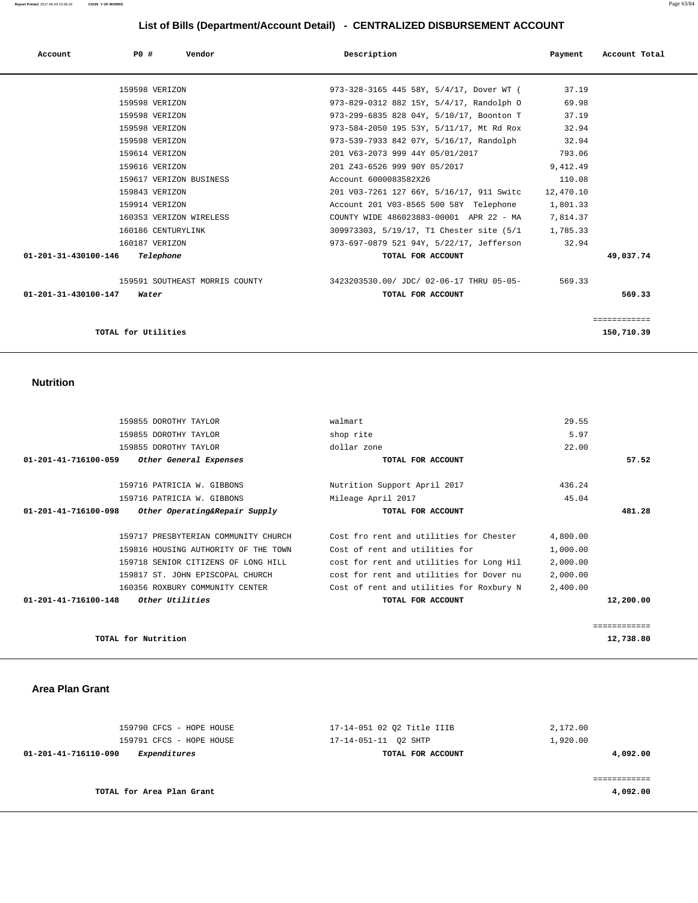## List of Bills (Department/Account Detail) - CENTRALIZED DISBURSEMENT ACCOUNT

| Account | PO # | Vendor | Description | Payment | Account Total |
|---|---|---|---|---|---|
| | 159598 | VERIZON | 973-328-3165 445 58Y, 5/4/17, Dover WT ( | 37.19 | |
| | 159598 | VERIZON | 973-829-0312 882 15Y, 5/4/17, Randolph O | 69.98 | |
| | 159598 | VERIZON | 973-299-6835 828 04Y, 5/10/17, Boonton T | 37.19 | |
| | 159598 | VERIZON | 973-584-2050 195 53Y, 5/11/17, Mt Rd Rox | 32.94 | |
| | 159598 | VERIZON | 973-539-7933 842 07Y, 5/16/17, Randolph | 32.94 | |
| | 159614 | VERIZON | 201 V63-2073 999 44Y 05/01/2017 | 793.06 | |
| | 159616 | VERIZON | 201 Z43-6526 999 90Y 05/2017 | 9,412.49 | |
| | 159617 | VERIZON BUSINESS | Account 6000083582X26 | 110.08 | |
| | 159843 | VERIZON | 201 V03-7261 127 66Y, 5/16/17, 911 Switc | 12,470.10 | |
| | 159914 | VERIZON | Account 201 V03-8565 500 58Y Telephone | 1,801.33 | |
| | 160353 | VERIZON WIRELESS | COUNTY WIDE 486023883-00001 APR 22 - MA | 7,814.37 | |
| | 160186 | CENTURYLINK | 309973303, 5/19/17, T1 Chester site (5/1 | 1,785.33 | |
| | 160187 | VERIZON | 973-697-0879 521 94Y, 5/22/17, Jefferson | 32.94 | |
| **01-201-31-430100-146** | ***Telephone*** | | **TOTAL FOR ACCOUNT** | | **49,037.74** |
| | 159591 | SOUTHEAST MORRIS COUNTY | 3423203530.00/ JDC/ 02-06-17 THRU 05-05- | 569.33 | |
| **01-201-31-430100-147** | ***Water*** | | **TOTAL FOR ACCOUNT** | | **569.33** |
| | | | | | ============ |
| | **TOTAL for Utilities** | | | | **150,710.39** |

## Nutrition

| Account | PO # | Vendor | Description | Payment | Account Total |
|---|---|---|---|---|---|
| | 159855 | DOROTHY TAYLOR | walmart | 29.55 | |
| | 159855 | DOROTHY TAYLOR | shop rite | 5.97 | |
| | 159855 | DOROTHY TAYLOR | dollar zone | 22.00 | |
| **01-201-41-716100-059** | ***Other General Expenses*** | | **TOTAL FOR ACCOUNT** | | **57.52** |
| | 159716 | PATRICIA W. GIBBONS | Nutrition Support April 2017 | 436.24 | |
| | 159716 | PATRICIA W. GIBBONS | Mileage April 2017 | 45.04 | |
| **01-201-41-716100-098** | ***Other Operating&Repair Supply*** | | **TOTAL FOR ACCOUNT** | | **481.28** |
| | 159717 | PRESBYTERIAN COMMUNITY CHURCH | Cost fro rent and utilities for Chester | 4,800.00 | |
| | 159816 | HOUSING AUTHORITY OF THE TOWN | Cost of rent and utilities for | 1,000.00 | |
| | 159718 | SENIOR CITIZENS OF LONG HILL | cost for rent and utilities for Long Hil | 2,000.00 | |
| | 159817 | ST. JOHN EPISCOPAL CHURCH | cost for rent and utilities for Dover nu | 2,000.00 | |
| | 160356 | ROXBURY COMMUNITY CENTER | Cost of rent and utilities for Roxbury N | 2,400.00 | |
| **01-201-41-716100-148** | ***Other Utilities*** | | **TOTAL FOR ACCOUNT** | | **12,200.00** |
| | | | | | ============ |
| | **TOTAL for Nutrition** | | | | **12,738.80** |

## Area Plan Grant

| Account | PO # | Vendor | Description | Payment | Account Total |
|---|---|---|---|---|---|
| | 159790 | CFCS - HOPE HOUSE | 17-14-051 02 Q2 Title IIIB | 2,172.00 | |
| | 159791 | CFCS - HOPE HOUSE | 17-14-051-11 Q2 SHTP | 1,920.00 | |
| **01-201-41-716110-090** | ***Expenditures*** | | **TOTAL FOR ACCOUNT** | | **4,092.00** |
| | | | | | ============ |
| | **TOTAL for Area Plan Grant** | | | | **4,092.00** |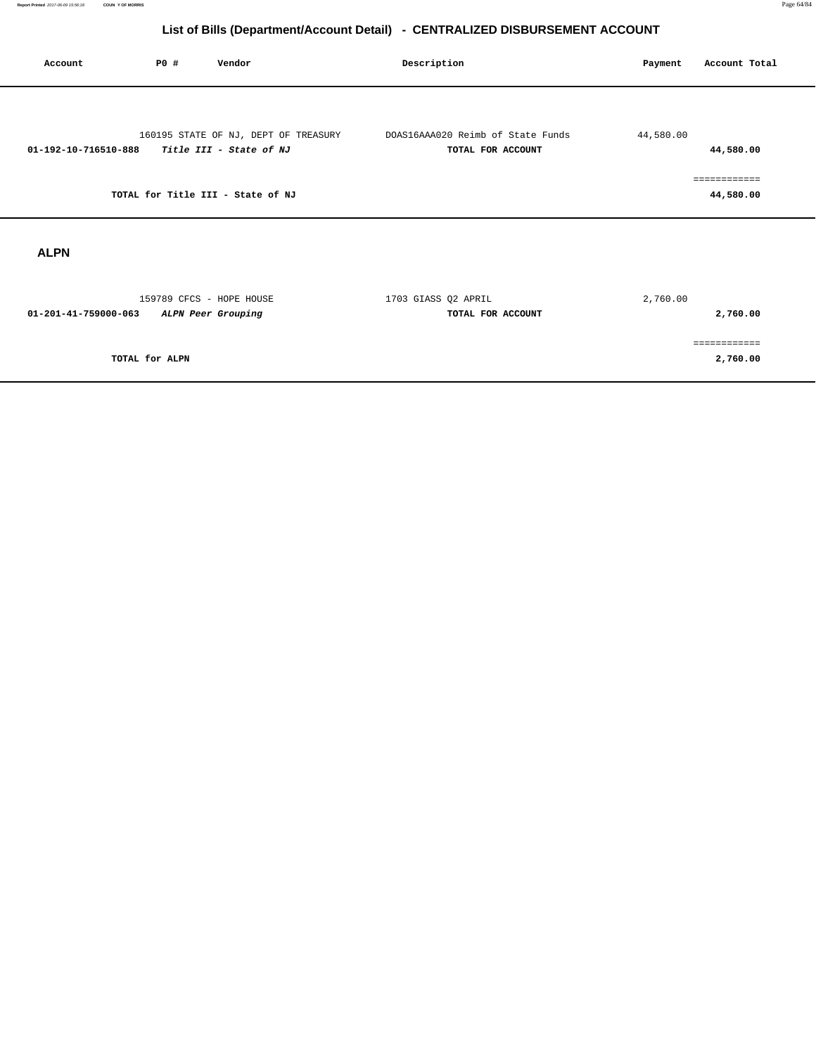# List of Bills (Department/Account Detail) - CENTRALIZED DISBURSEMENT ACCOUNT

| Account | PO # | Vendor | Description | Payment | Account Total |
|---|---|---|---|---|---|
| | 160195 | STATE OF NJ, DEPT OF TREASURY | DOAS16AAA020 Reimb of State Funds | 44,580.00 | |
| **01-192-10-716510-888** | | ***Title III - State of NJ*** | **TOTAL FOR ACCOUNT** | | **44,580.00** |
| | | | | | ============ |
| | **TOTAL for Title III - State of NJ** | | | | **44,580.00** |

## ALPN

| Account | PO # | Vendor | Description | Payment | Account Total |
|---|---|---|---|---|---|
| | 159789 | CFCS - HOPE HOUSE | 1703 GIASS Q2 APRIL | 2,760.00 | |
| **01-201-41-759000-063** | | ***ALPN Peer Grouping*** | **TOTAL FOR ACCOUNT** | | **2,760.00** |
| | | | | | ============ |
| | **TOTAL for ALPN** | | | | **2,760.00** |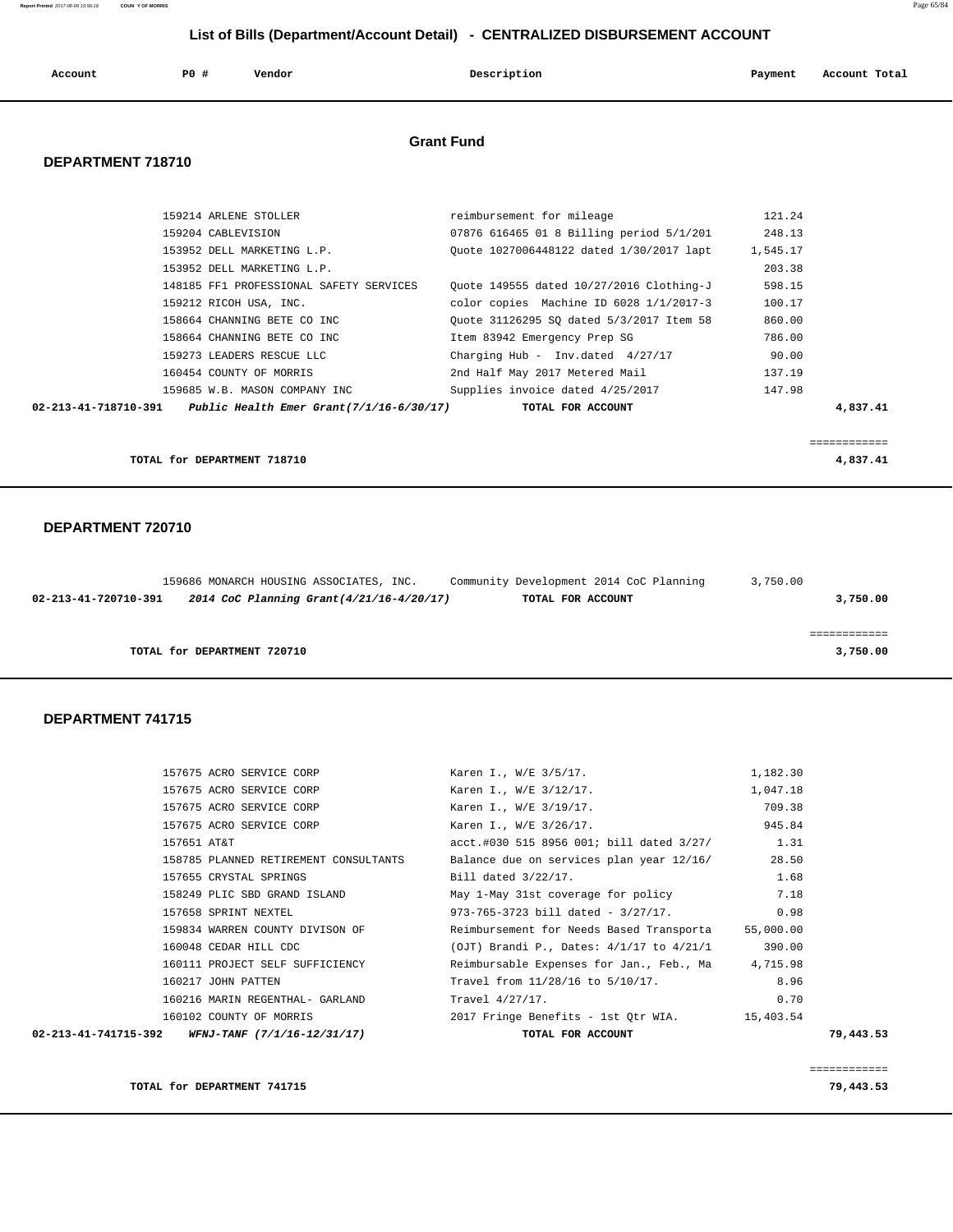## List of Bills (Department/Account Detail) - CENTRALIZED DISBURSEMENT ACCOUNT

| Account | PO # | Vendor | Description | Payment | Account Total |
|---|---|---|---|---|---|

### Grant Fund

**DEPARTMENT 718710**

| Account | PO # | Vendor | Description | Payment | Account Total |
|---|---|---|---|---|---|
| | 159214 | ARLENE STOLLER | reimbursement for mileage | 121.24 | |
| | 159204 | CABLEVISION | 07876 616465 01 8 Billing period 5/1/201 | 248.13 | |
| | 153952 | DELL MARKETING L.P. | Quote 1027006448122 dated 1/30/2017 lapt | 1,545.17 | |
| | 153952 | DELL MARKETING L.P. | | 203.38 | |
| | 148185 | FF1 PROFESSIONAL SAFETY SERVICES | Quote 149555 dated 10/27/2016 Clothing-J | 598.15 | |
| | 159212 | RICOH USA, INC. | color copies Machine ID 6028 1/1/2017-3 | 100.17 | |
| | 158664 | CHANNING BETE CO INC | Quote 31126295 SQ dated 5/3/2017 Item 58 | 860.00 | |
| | 158664 | CHANNING BETE CO INC | Item 83942 Emergency Prep SG | 786.00 | |
| | 159273 | LEADERS RESCUE LLC | Charging Hub - Inv.dated 4/27/17 | 90.00 | |
| | 160454 | COUNTY OF MORRIS | 2nd Half May 2017 Metered Mail | 137.19 | |
| | 159685 | W.B. MASON COMPANY INC | Supplies invoice dated 4/25/2017 | 147.98 | |
| 02-213-41-718710-391 | | *Public Health Emer Grant(7/1/16-6/30/17)* | TOTAL FOR ACCOUNT | | 4,837.41 |

**TOTAL for DEPARTMENT 718710** — 4,837.41

**DEPARTMENT 720710**

| Account | PO # | Vendor | Description | Payment | Account Total |
|---|---|---|---|---|---|
| | 159686 | MONARCH HOUSING ASSOCIATES, INC. | Community Development 2014 CoC Planning | 3,750.00 | |
| 02-213-41-720710-391 | | *2014 CoC Planning Grant(4/21/16-4/20/17)* | TOTAL FOR ACCOUNT | | 3,750.00 |

**TOTAL for DEPARTMENT 720710** — 3,750.00

**DEPARTMENT 741715**

| Account | PO # | Vendor | Description | Payment | Account Total |
|---|---|---|---|---|---|
| | 157675 | ACRO SERVICE CORP | Karen I., W/E 3/5/17. | 1,182.30 | |
| | 157675 | ACRO SERVICE CORP | Karen I., W/E 3/12/17. | 1,047.18 | |
| | 157675 | ACRO SERVICE CORP | Karen I., W/E 3/19/17. | 709.38 | |
| | 157675 | ACRO SERVICE CORP | Karen I., W/E 3/26/17. | 945.84 | |
| | 157651 | AT&T | acct.#030 515 8956 001; bill dated 3/27/ | 1.31 | |
| | 158785 | PLANNED RETIREMENT CONSULTANTS | Balance due on services plan year 12/16/ | 28.50 | |
| | 157655 | CRYSTAL SPRINGS | Bill dated 3/22/17. | 1.68 | |
| | 158249 | PLIC SBD GRAND ISLAND | May 1-May 31st coverage for policy | 7.18 | |
| | 157658 | SPRINT NEXTEL | 973-765-3723 bill dated - 3/27/17. | 0.98 | |
| | 159834 | WARREN COUNTY DIVISON OF | Reimbursement for Needs Based Transporta | 55,000.00 | |
| | 160048 | CEDAR HILL CDC | (OJT) Brandi P., Dates: 4/1/17 to 4/21/1 | 390.00 | |
| | 160111 | PROJECT SELF SUFFICIENCY | Reimbursable Expenses for Jan., Feb., Ma | 4,715.98 | |
| | 160217 | JOHN PATTEN | Travel from 11/28/16 to 5/10/17. | 8.96 | |
| | 160216 | MARIN REGENTHAL- GARLAND | Travel 4/27/17. | 0.70 | |
| | 160102 | COUNTY OF MORRIS | 2017 Fringe Benefits - 1st Qtr WIA. | 15,403.54 | |
| 02-213-41-741715-392 | | *WFNJ-TANF (7/1/16-12/31/17)* | TOTAL FOR ACCOUNT | | 79,443.53 |

**TOTAL for DEPARTMENT 741715** — 79,443.53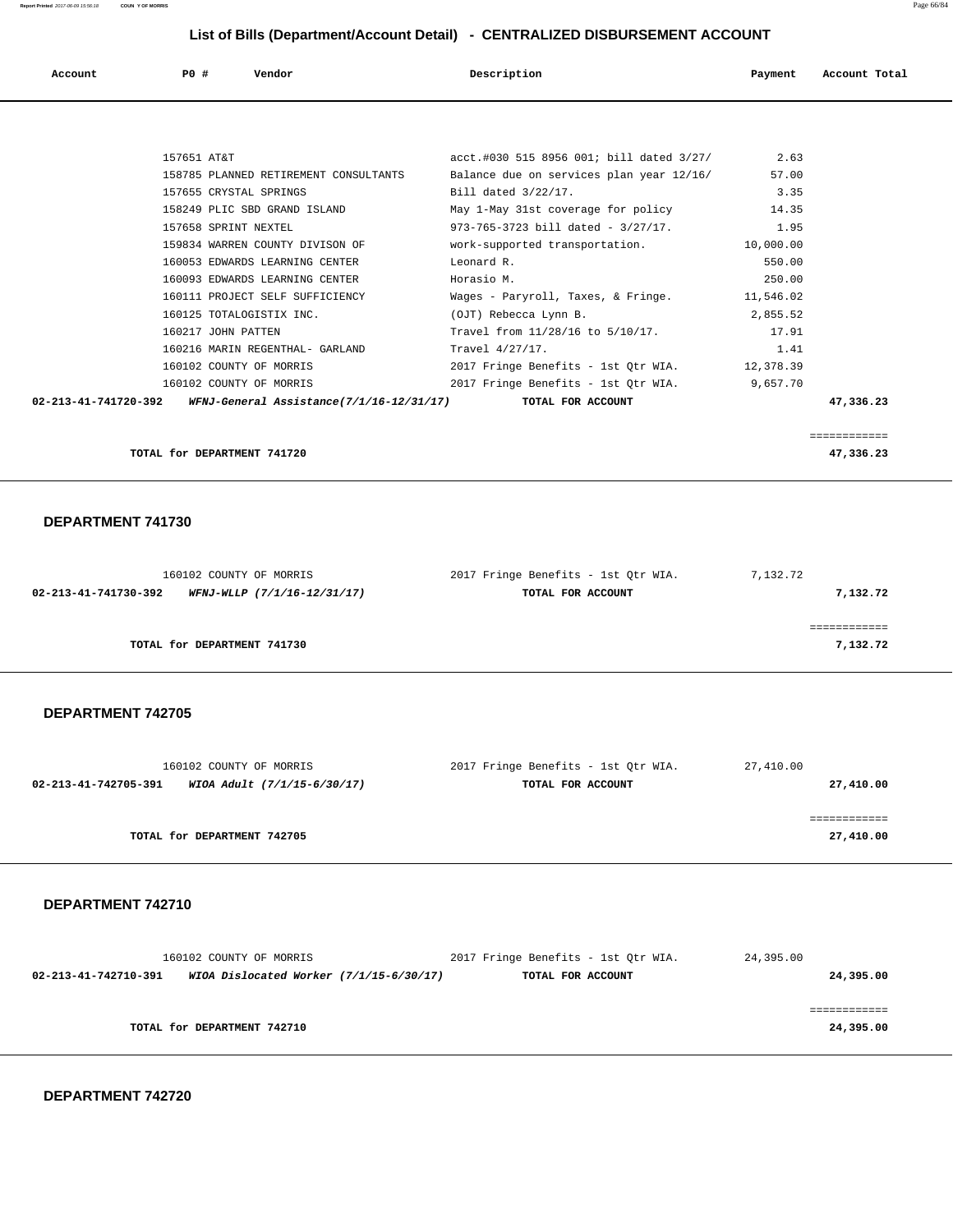## List of Bills (Department/Account Detail) - CENTRALIZED DISBURSEMENT ACCOUNT

| Account | PO # | Vendor | Description | Payment | Account Total |
|---|---|---|---|---|---|
| | 157651 | AT&T | acct.#030 515 8956 001; bill dated 3/27/ | 2.63 | |
| | 158785 | PLANNED RETIREMENT CONSULTANTS | Balance due on services plan year 12/16/ | 57.00 | |
| | 157655 | CRYSTAL SPRINGS | Bill dated 3/22/17. | 3.35 | |
| | 158249 | PLIC SBD GRAND ISLAND | May 1-May 31st coverage for policy | 14.35 | |
| | 157658 | SPRINT NEXTEL | 973-765-3723 bill dated - 3/27/17. | 1.95 | |
| | 159834 | WARREN COUNTY DIVISON OF | work-supported transportation. | 10,000.00 | |
| | 160053 | EDWARDS LEARNING CENTER | Leonard R. | 550.00 | |
| | 160093 | EDWARDS LEARNING CENTER | Horasio M. | 250.00 | |
| | 160111 | PROJECT SELF SUFFICIENCY | Wages - Paryroll, Taxes, & Fringe. | 11,546.02 | |
| | 160125 | TOTALOGISTIX INC. | (OJT) Rebecca Lynn B. | 2,855.52 | |
| | 160217 | JOHN PATTEN | Travel from 11/28/16 to 5/10/17. | 17.91 | |
| | 160216 | MARIN REGENTHAL- GARLAND | Travel 4/27/17. | 1.41 | |
| | 160102 | COUNTY OF MORRIS | 2017 Fringe Benefits - 1st Qtr WIA. | 12,378.39 | |
| | 160102 | COUNTY OF MORRIS | 2017 Fringe Benefits - 1st Qtr WIA. | 9,657.70 | |
| **02-213-41-741720-392** | | ***WFNJ-General Assistance(7/1/16-12/31/17)*** | **TOTAL FOR ACCOUNT** | | **47,336.23** |

**TOTAL for DEPARTMENT 741720** — **47,336.23**

### DEPARTMENT 741730

| Account | PO # | Vendor | Description | Payment | Account Total |
|---|---|---|---|---|---|
| | 160102 | COUNTY OF MORRIS | 2017 Fringe Benefits - 1st Qtr WIA. | 7,132.72 | |
| **02-213-41-741730-392** | | ***WFNJ-WLLP (7/1/16-12/31/17)*** | **TOTAL FOR ACCOUNT** | | **7,132.72** |

**TOTAL for DEPARTMENT 741730** — **7,132.72**

### DEPARTMENT 742705

| Account | PO # | Vendor | Description | Payment | Account Total |
|---|---|---|---|---|---|
| | 160102 | COUNTY OF MORRIS | 2017 Fringe Benefits - 1st Qtr WIA. | 27,410.00 | |
| **02-213-41-742705-391** | | ***WIOA Adult (7/1/15-6/30/17)*** | **TOTAL FOR ACCOUNT** | | **27,410.00** |

**TOTAL for DEPARTMENT 742705** — **27,410.00**

### DEPARTMENT 742710

| Account | PO # | Vendor | Description | Payment | Account Total |
|---|---|---|---|---|---|
| | 160102 | COUNTY OF MORRIS | 2017 Fringe Benefits - 1st Qtr WIA. | 24,395.00 | |
| **02-213-41-742710-391** | | ***WIOA Dislocated Worker (7/1/15-6/30/17)*** | **TOTAL FOR ACCOUNT** | | **24,395.00** |

**TOTAL for DEPARTMENT 742710** — **24,395.00**

### DEPARTMENT 742720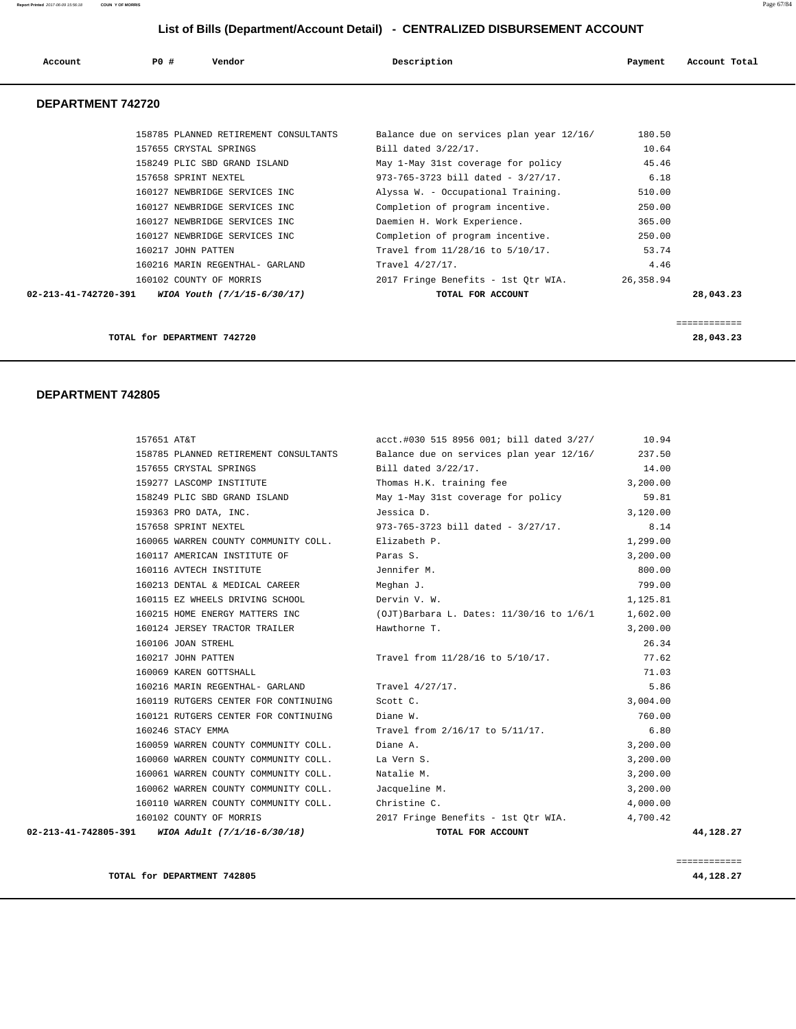# List of Bills (Department/Account Detail) - CENTRALIZED DISBURSEMENT ACCOUNT

| Account | PO # | Vendor | Description | Payment | Account Total |
|---|---|---|---|---|---|

## DEPARTMENT 742720

| Account | PO # | Vendor | Description | Payment | Account Total |
|---|---|---|---|---|---|
| | 158785 | PLANNED RETIREMENT CONSULTANTS | Balance due on services plan year 12/16/ | 180.50 | |
| | 157655 | CRYSTAL SPRINGS | Bill dated 3/22/17. | 10.64 | |
| | 158249 | PLIC SBD GRAND ISLAND | May 1-May 31st coverage for policy | 45.46 | |
| | 157658 | SPRINT NEXTEL | 973-765-3723 bill dated - 3/27/17. | 6.18 | |
| | 160127 | NEWBRIDGE SERVICES INC | Alyssa W. - Occupational Training. | 510.00 | |
| | 160127 | NEWBRIDGE SERVICES INC | Completion of program incentive. | 250.00 | |
| | 160127 | NEWBRIDGE SERVICES INC | Daemien H. Work Experience. | 365.00 | |
| | 160127 | NEWBRIDGE SERVICES INC | Completion of program incentive. | 250.00 | |
| | 160217 | JOHN PATTEN | Travel from 11/28/16 to 5/10/17. | 53.74 | |
| | 160216 | MARIN REGENTHAL- GARLAND | Travel 4/27/17. | 4.46 | |
| | 160102 | COUNTY OF MORRIS | 2017 Fringe Benefits - 1st Qtr WIA. | 26,358.94 | |
| **02-213-41-742720-391** | | ***WIOA Youth (7/1/15-6/30/17)*** | **TOTAL FOR ACCOUNT** | | **28,043.23** |

**TOTAL for DEPARTMENT 742720** **28,043.23**

## DEPARTMENT 742805

| Account | PO # | Vendor | Description | Payment | Account Total |
|---|---|---|---|---|---|
| | 157651 | AT&T | acct.#030 515 8956 001; bill dated 3/27/ | 10.94 | |
| | 158785 | PLANNED RETIREMENT CONSULTANTS | Balance due on services plan year 12/16/ | 237.50 | |
| | 157655 | CRYSTAL SPRINGS | Bill dated 3/22/17. | 14.00 | |
| | 159277 | LASCOMP INSTITUTE | Thomas H.K. training fee | 3,200.00 | |
| | 158249 | PLIC SBD GRAND ISLAND | May 1-May 31st coverage for policy | 59.81 | |
| | 159363 | PRO DATA, INC. | Jessica D. | 3,120.00 | |
| | 157658 | SPRINT NEXTEL | 973-765-3723 bill dated - 3/27/17. | 8.14 | |
| | 160065 | WARREN COUNTY COMMUNITY COLL. | Elizabeth P. | 1,299.00 | |
| | 160117 | AMERICAN INSTITUTE OF | Paras S. | 3,200.00 | |
| | 160116 | AVTECH INSTITUTE | Jennifer M. | 800.00 | |
| | 160213 | DENTAL & MEDICAL CAREER | Meghan J. | 799.00 | |
| | 160115 | EZ WHEELS DRIVING SCHOOL | Dervin V. W. | 1,125.81 | |
| | 160215 | HOME ENERGY MATTERS INC | (OJT)Barbara L. Dates: 11/30/16 to 1/6/1 | 1,602.00 | |
| | 160124 | JERSEY TRACTOR TRAILER | Hawthorne T. | 3,200.00 | |
| | 160106 | JOAN STREHL | | 26.34 | |
| | 160217 | JOHN PATTEN | Travel from 11/28/16 to 5/10/17. | 77.62 | |
| | 160069 | KAREN GOTTSHALL | | 71.03 | |
| | 160216 | MARIN REGENTHAL- GARLAND | Travel 4/27/17. | 5.86 | |
| | 160119 | RUTGERS CENTER FOR CONTINUING | Scott C. | 3,004.00 | |
| | 160121 | RUTGERS CENTER FOR CONTINUING | Diane W. | 760.00 | |
| | 160246 | STACY EMMA | Travel from 2/16/17 to 5/11/17. | 6.80 | |
| | 160059 | WARREN COUNTY COMMUNITY COLL. | Diane A. | 3,200.00 | |
| | 160060 | WARREN COUNTY COMMUNITY COLL. | La Vern S. | 3,200.00 | |
| | 160061 | WARREN COUNTY COMMUNITY COLL. | Natalie M. | 3,200.00 | |
| | 160062 | WARREN COUNTY COMMUNITY COLL. | Jacqueline M. | 3,200.00 | |
| | 160110 | WARREN COUNTY COMMUNITY COLL. | Christine C. | 4,000.00 | |
| | 160102 | COUNTY OF MORRIS | 2017 Fringe Benefits - 1st Qtr WIA. | 4,700.42 | |
| **02-213-41-742805-391** | | ***WIOA Adult (7/1/16-6/30/18)*** | **TOTAL FOR ACCOUNT** | | **44,128.27** |

**TOTAL for DEPARTMENT 742805** **44,128.27**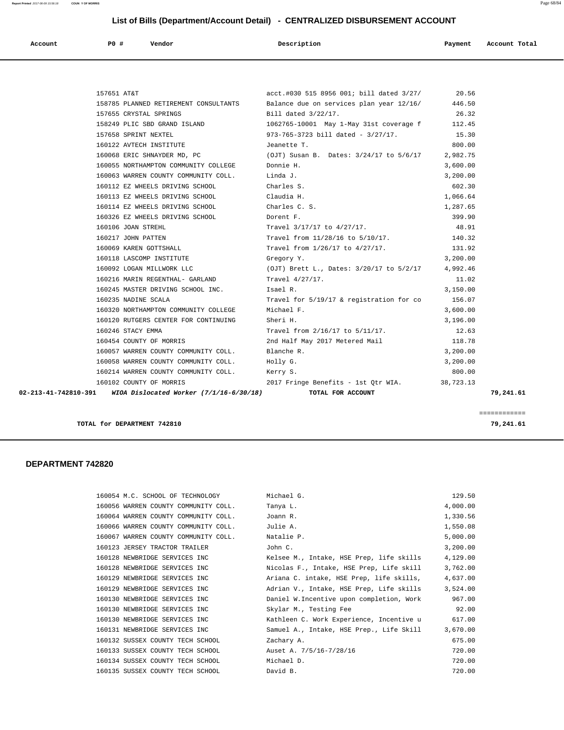## List of Bills (Department/Account Detail) - CENTRALIZED DISBURSEMENT ACCOUNT

| Account | PO # | Vendor | Description | Payment | Account Total |
|---|---|---|---|---|---|
| | 157651 | AT&T | acct.#030 515 8956 001; bill dated 3/27/ | 20.56 | |
| | 158785 | PLANNED RETIREMENT CONSULTANTS | Balance due on services plan year 12/16/ | 446.50 | |
| | 157655 | CRYSTAL SPRINGS | Bill dated 3/22/17. | 26.32 | |
| | 158249 | PLIC SBD GRAND ISLAND | 1062765-10001 May 1-May 31st coverage f | 112.45 | |
| | 157658 | SPRINT NEXTEL | 973-765-3723 bill dated - 3/27/17. | 15.30 | |
| | 160122 | AVTECH INSTITUTE | Jeanette T. | 800.00 | |
| | 160068 | ERIC SHNAYDER MD, PC | (OJT) Susan B. Dates: 3/24/17 to 5/6/17 | 2,982.75 | |
| | 160055 | NORTHAMPTON COMMUNITY COLLEGE | Donnie H. | 3,600.00 | |
| | 160063 | WARREN COUNTY COMMUNITY COLL. | Linda J. | 3,200.00 | |
| | 160112 | EZ WHEELS DRIVING SCHOOL | Charles S. | 602.30 | |
| | 160113 | EZ WHEELS DRIVING SCHOOL | Claudia H. | 1,066.64 | |
| | 160114 | EZ WHEELS DRIVING SCHOOL | Charles C. S. | 1,287.65 | |
| | 160326 | EZ WHEELS DRIVING SCHOOL | Dorent F. | 399.90 | |
| | 160106 | JOAN STREHL | Travel 3/17/17 to 4/27/17. | 48.91 | |
| | 160217 | JOHN PATTEN | Travel from 11/28/16 to 5/10/17. | 140.32 | |
| | 160069 | KAREN GOTTSHALL | Travel from 1/26/17 to 4/27/17. | 131.92 | |
| | 160118 | LASCOMP INSTITUTE | Gregory Y. | 3,200.00 | |
| | 160092 | LOGAN MILLWORK LLC | (OJT) Brett L., Dates: 3/20/17 to 5/2/17 | 4,992.46 | |
| | 160216 | MARIN REGENTHAL- GARLAND | Travel 4/27/17. | 11.02 | |
| | 160245 | MASTER DRIVING SCHOOL INC. | Isael R. | 3,150.00 | |
| | 160235 | NADINE SCALA | Travel for 5/19/17 & registration for co | 156.07 | |
| | 160320 | NORTHAMPTON COMMUNITY COLLEGE | Michael F. | 3,600.00 | |
| | 160120 | RUTGERS CENTER FOR CONTINUING | Sheri H. | 3,196.00 | |
| | 160246 | STACY EMMA | Travel from 2/16/17 to 5/11/17. | 12.63 | |
| | 160454 | COUNTY OF MORRIS | 2nd Half May 2017 Metered Mail | 118.78 | |
| | 160057 | WARREN COUNTY COMMUNITY COLL. | Blanche R. | 3,200.00 | |
| | 160058 | WARREN COUNTY COMMUNITY COLL. | Holly G. | 3,200.00 | |
| | 160214 | WARREN COUNTY COMMUNITY COLL. | Kerry S. | 800.00 | |
| | 160102 | COUNTY OF MORRIS | 2017 Fringe Benefits - 1st Qtr WIA. | 38,723.13 | |
| **02-213-41-742810-391** | | ***WIOA Dislocated Worker (7/1/16-6/30/18)*** | **TOTAL FOR ACCOUNT** | | **79,241.61** |

**TOTAL for DEPARTMENT 742810** **79,241.61**

### DEPARTMENT 742820

| PO # | Vendor | Description | Payment |
|---|---|---|---|
| 160054 | M.C. SCHOOL OF TECHNOLOGY | Michael G. | 129.50 |
| 160056 | WARREN COUNTY COMMUNITY COLL. | Tanya L. | 4,000.00 |
| 160064 | WARREN COUNTY COMMUNITY COLL. | Joann R. | 1,330.56 |
| 160066 | WARREN COUNTY COMMUNITY COLL. | Julie A. | 1,550.08 |
| 160067 | WARREN COUNTY COMMUNITY COLL. | Natalie P. | 5,000.00 |
| 160123 | JERSEY TRACTOR TRAILER | John C. | 3,200.00 |
| 160128 | NEWBRIDGE SERVICES INC | Kelsee M., Intake, HSE Prep, life skills | 4,129.00 |
| 160128 | NEWBRIDGE SERVICES INC | Nicolas F., Intake, HSE Prep, Life skill | 3,762.00 |
| 160129 | NEWBRIDGE SERVICES INC | Ariana C. intake, HSE Prep, life skills, | 4,637.00 |
| 160129 | NEWBRIDGE SERVICES INC | Adrian V., Intake, HSE Prep, Life skills | 3,524.00 |
| 160130 | NEWBRIDGE SERVICES INC | Daniel W.Incentive upon completion, Work | 967.00 |
| 160130 | NEWBRIDGE SERVICES INC | Skylar M., Testing Fee | 92.00 |
| 160130 | NEWBRIDGE SERVICES INC | Kathleen C. Work Experience, Incentive u | 617.00 |
| 160131 | NEWBRIDGE SERVICES INC | Samuel A., Intake, HSE Prep., Life Skill | 3,670.00 |
| 160132 | SUSSEX COUNTY TECH SCHOOL | Zachary A. | 675.00 |
| 160133 | SUSSEX COUNTY TECH SCHOOL | Auset A. 7/5/16-7/28/16 | 720.00 |
| 160134 | SUSSEX COUNTY TECH SCHOOL | Michael D. | 720.00 |
| 160135 | SUSSEX COUNTY TECH SCHOOL | David B. | 720.00 |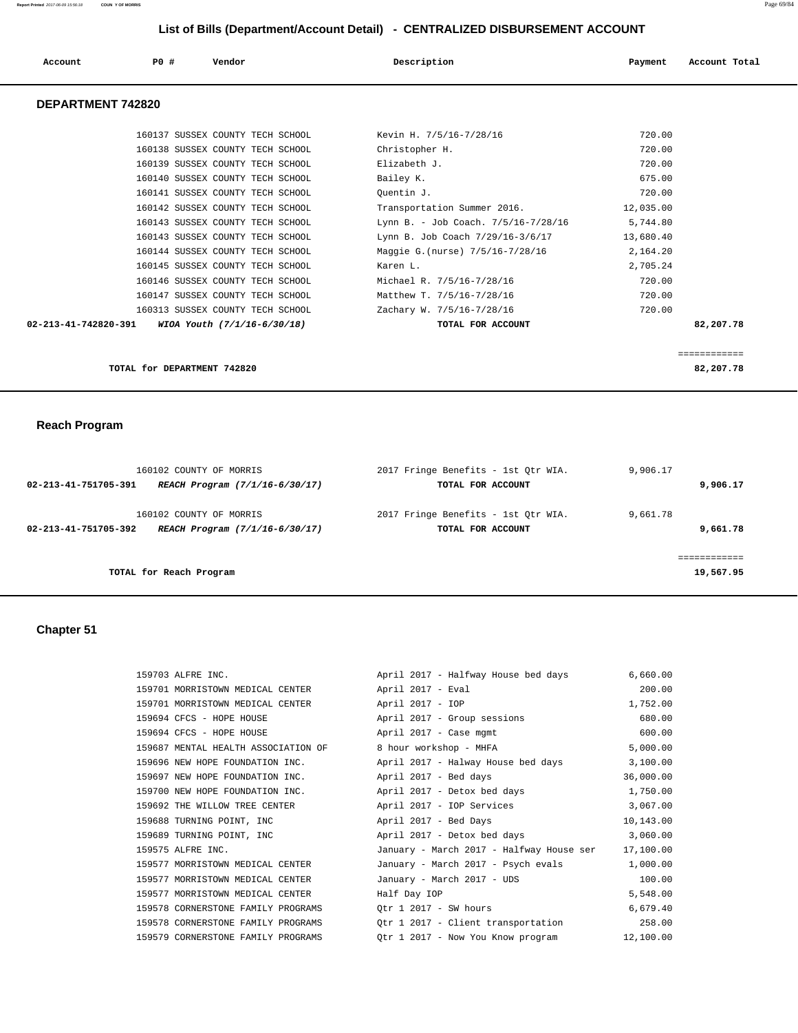## List of Bills (Department/Account Detail) - CENTRALIZED DISBURSEMENT ACCOUNT

| Account | PO # | Vendor | Description | Payment | Account Total |
|---|---|---|---|---|---|

### DEPARTMENT 742820

| Account | PO # | Vendor | Description | Payment | Account Total |
|---|---|---|---|---|---|
| | 160137 | SUSSEX COUNTY TECH SCHOOL | Kevin H. 7/5/16-7/28/16 | 720.00 | |
| | 160138 | SUSSEX COUNTY TECH SCHOOL | Christopher H. | 720.00 | |
| | 160139 | SUSSEX COUNTY TECH SCHOOL | Elizabeth J. | 720.00 | |
| | 160140 | SUSSEX COUNTY TECH SCHOOL | Bailey K. | 675.00 | |
| | 160141 | SUSSEX COUNTY TECH SCHOOL | Quentin J. | 720.00 | |
| | 160142 | SUSSEX COUNTY TECH SCHOOL | Transportation Summer 2016. | 12,035.00 | |
| | 160143 | SUSSEX COUNTY TECH SCHOOL | Lynn B. - Job Coach. 7/5/16-7/28/16 | 5,744.80 | |
| | 160143 | SUSSEX COUNTY TECH SCHOOL | Lynn B. Job Coach 7/29/16-3/6/17 | 13,680.40 | |
| | 160144 | SUSSEX COUNTY TECH SCHOOL | Maggie G.(nurse) 7/5/16-7/28/16 | 2,164.20 | |
| | 160145 | SUSSEX COUNTY TECH SCHOOL | Karen L. | 2,705.24 | |
| | 160146 | SUSSEX COUNTY TECH SCHOOL | Michael R. 7/5/16-7/28/16 | 720.00 | |
| | 160147 | SUSSEX COUNTY TECH SCHOOL | Matthew T. 7/5/16-7/28/16 | 720.00 | |
| | 160313 | SUSSEX COUNTY TECH SCHOOL | Zachary W. 7/5/16-7/28/16 | 720.00 | |
| **02-213-41-742820-391** | | ***WIOA Youth (7/1/16-6/30/18)*** | **TOTAL FOR ACCOUNT** | | **82,207.78** |

**TOTAL for DEPARTMENT 742820** ============ **82,207.78**

### Reach Program

| Account | PO # | Vendor | Description | Payment | Account Total |
|---|---|---|---|---|---|
| | 160102 | COUNTY OF MORRIS | 2017 Fringe Benefits - 1st Qtr WIA. | 9,906.17 | |
| **02-213-41-751705-391** | | ***REACH Program (7/1/16-6/30/17)*** | **TOTAL FOR ACCOUNT** | | **9,906.17** |
| | 160102 | COUNTY OF MORRIS | 2017 Fringe Benefits - 1st Qtr WIA. | 9,661.78 | |
| **02-213-41-751705-392** | | ***REACH Program (7/1/16-6/30/17)*** | **TOTAL FOR ACCOUNT** | | **9,661.78** |

**TOTAL for Reach Program** ============ **19,567.95**

### Chapter 51

| Account | PO # | Vendor | Description | Payment | Account Total |
|---|---|---|---|---|---|
| | 159703 | ALFRE INC. | April 2017 - Halfway House bed days | 6,660.00 | |
| | 159701 | MORRISTOWN MEDICAL CENTER | April 2017 - Eval | 200.00 | |
| | 159701 | MORRISTOWN MEDICAL CENTER | April 2017 - IOP | 1,752.00 | |
| | 159694 | CFCS - HOPE HOUSE | April 2017 - Group sessions | 680.00 | |
| | 159694 | CFCS - HOPE HOUSE | April 2017 - Case mgmt | 600.00 | |
| | 159687 | MENTAL HEALTH ASSOCIATION OF | 8 hour workshop - MHFA | 5,000.00 | |
| | 159696 | NEW HOPE FOUNDATION INC. | April 2017 - Halway House bed days | 3,100.00 | |
| | 159697 | NEW HOPE FOUNDATION INC. | April 2017 - Bed days | 36,000.00 | |
| | 159700 | NEW HOPE FOUNDATION INC. | April 2017 - Detox bed days | 1,750.00 | |
| | 159692 | THE WILLOW TREE CENTER | April 2017 - IOP Services | 3,067.00 | |
| | 159688 | TURNING POINT, INC | April 2017 - Bed Days | 10,143.00 | |
| | 159689 | TURNING POINT, INC | April 2017 - Detox bed days | 3,060.00 | |
| | 159575 | ALFRE INC. | January - March 2017 - Halfway House ser | 17,100.00 | |
| | 159577 | MORRISTOWN MEDICAL CENTER | January - March 2017 - Psych evals | 1,000.00 | |
| | 159577 | MORRISTOWN MEDICAL CENTER | January - March 2017 - UDS | 100.00 | |
| | 159577 | MORRISTOWN MEDICAL CENTER | Half Day IOP | 5,548.00 | |
| | 159578 | CORNERSTONE FAMILY PROGRAMS | Qtr 1 2017 - SW hours | 6,679.40 | |
| | 159578 | CORNERSTONE FAMILY PROGRAMS | Qtr 1 2017 - Client transportation | 258.00 | |
| | 159579 | CORNERSTONE FAMILY PROGRAMS | Qtr 1 2017 - Now You Know program | 12,100.00 | |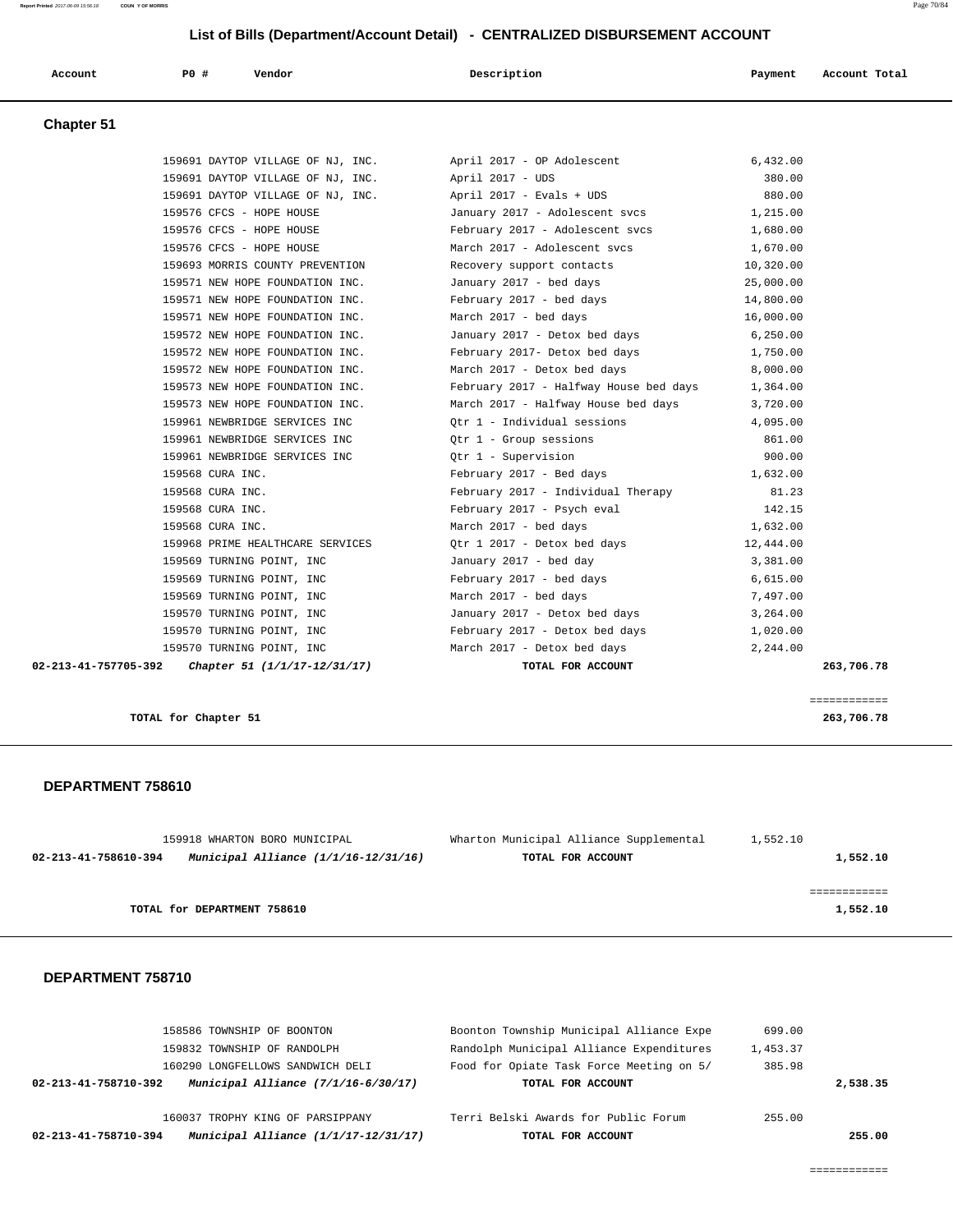## List of Bills (Department/Account Detail) - CENTRALIZED DISBURSEMENT ACCOUNT

| Account | PO # | Vendor | Description | Payment | Account Total |
|---|---|---|---|---|---|

### Chapter 51

| Account | PO # | Vendor | Description | Payment | Account Total |
|---|---|---|---|---|---|
| | 159691 | DAYTOP VILLAGE OF NJ, INC. | April 2017 - OP Adolescent | 6,432.00 | |
| | 159691 | DAYTOP VILLAGE OF NJ, INC. | April 2017 - UDS | 380.00 | |
| | 159691 | DAYTOP VILLAGE OF NJ, INC. | April 2017 - Evals + UDS | 880.00 | |
| | 159576 | CFCS - HOPE HOUSE | January 2017 - Adolescent svcs | 1,215.00 | |
| | 159576 | CFCS - HOPE HOUSE | February 2017 - Adolescent svcs | 1,680.00 | |
| | 159576 | CFCS - HOPE HOUSE | March 2017 - Adolescent svcs | 1,670.00 | |
| | 159693 | MORRIS COUNTY PREVENTION | Recovery support contacts | 10,320.00 | |
| | 159571 | NEW HOPE FOUNDATION INC. | January 2017 - bed days | 25,000.00 | |
| | 159571 | NEW HOPE FOUNDATION INC. | February 2017 - bed days | 14,800.00 | |
| | 159571 | NEW HOPE FOUNDATION INC. | March 2017 - bed days | 16,000.00 | |
| | 159572 | NEW HOPE FOUNDATION INC. | January 2017 - Detox bed days | 6,250.00 | |
| | 159572 | NEW HOPE FOUNDATION INC. | February 2017- Detox bed days | 1,750.00 | |
| | 159572 | NEW HOPE FOUNDATION INC. | March 2017 - Detox bed days | 8,000.00 | |
| | 159573 | NEW HOPE FOUNDATION INC. | February 2017 - Halfway House bed days | 1,364.00 | |
| | 159573 | NEW HOPE FOUNDATION INC. | March 2017 - Halfway House bed days | 3,720.00 | |
| | 159961 | NEWBRIDGE SERVICES INC | Qtr 1 - Individual sessions | 4,095.00 | |
| | 159961 | NEWBRIDGE SERVICES INC | Qtr 1 - Group sessions | 861.00 | |
| | 159961 | NEWBRIDGE SERVICES INC | Qtr 1 - Supervision | 900.00 | |
| | 159568 | CURA INC. | February 2017 - Bed days | 1,632.00 | |
| | 159568 | CURA INC. | February 2017 - Individual Therapy | 81.23 | |
| | 159568 | CURA INC. | February 2017 - Psych eval | 142.15 | |
| | 159568 | CURA INC. | March 2017 - bed days | 1,632.00 | |
| | 159968 | PRIME HEALTHCARE SERVICES | Qtr 1 2017 - Detox bed days | 12,444.00 | |
| | 159569 | TURNING POINT, INC | January 2017 - bed day | 3,381.00 | |
| | 159569 | TURNING POINT, INC | February 2017 - bed days | 6,615.00 | |
| | 159569 | TURNING POINT, INC | March 2017 - bed days | 7,497.00 | |
| | 159570 | TURNING POINT, INC | January 2017 - Detox bed days | 3,264.00 | |
| | 159570 | TURNING POINT, INC | February 2017 - Detox bed days | 1,020.00 | |
| | 159570 | TURNING POINT, INC | March 2017 - Detox bed days | 2,244.00 | |
| **02-213-41-757705-392** | | ***Chapter 51 (1/1/17-12/31/17)*** | **TOTAL FOR ACCOUNT** | | **263,706.78** |

============

**TOTAL for Chapter 51** **263,706.78**

### DEPARTMENT 758610

| Account | PO # | Vendor | Description | Payment | Account Total |
|---|---|---|---|---|---|
| | 159918 | WHARTON BORO MUNICIPAL | Wharton Municipal Alliance Supplemental | 1,552.10 | |
| **02-213-41-758610-394** | | ***Municipal Alliance (1/1/16-12/31/16)*** | **TOTAL FOR ACCOUNT** | | **1,552.10** |

============

**TOTAL for DEPARTMENT 758610** **1,552.10**

### DEPARTMENT 758710

| Account | PO # | Vendor | Description | Payment | Account Total |
|---|---|---|---|---|---|
| | 158586 | TOWNSHIP OF BOONTON | Boonton Township Municipal Alliance Expe | 699.00 | |
| | 159832 | TOWNSHIP OF RANDOLPH | Randolph Municipal Alliance Expenditures | 1,453.37 | |
| | 160290 | LONGFELLOWS SANDWICH DELI | Food for Opiate Task Force Meeting on 5/ | 385.98 | |
| **02-213-41-758710-392** | | ***Municipal Alliance (7/1/16-6/30/17)*** | **TOTAL FOR ACCOUNT** | | **2,538.35** |
| | 160037 | TROPHY KING OF PARSIPPANY | Terri Belski Awards for Public Forum | 255.00 | |
| **02-213-41-758710-394** | | ***Municipal Alliance (1/1/17-12/31/17)*** | **TOTAL FOR ACCOUNT** | | **255.00** |

============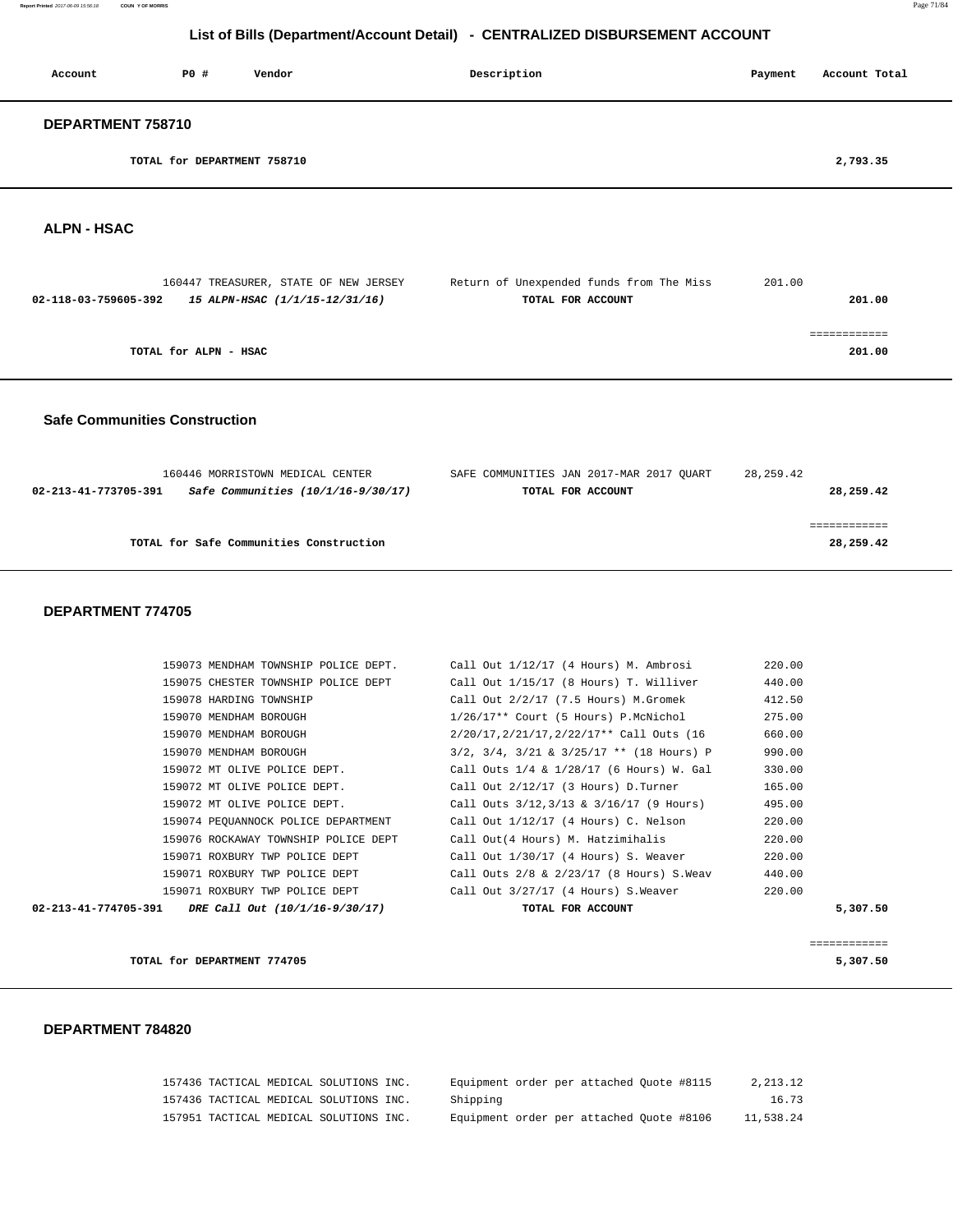# List of Bills (Department/Account Detail) - CENTRALIZED DISBURSEMENT ACCOUNT

| Account | PO # | Vendor | Description | Payment | Account Total |
|---|---|---|---|---|---|

## DEPARTMENT 758710

| | | | | | |
|---|---|---|---|---|---|
| | | TOTAL for DEPARTMENT 758710 | | | 2,793.35 |

## ALPN - HSAC

| Account | PO # | Vendor | Description | Payment | Account Total |
|---|---|---|---|---|---|
| | 160447 | TREASURER, STATE OF NEW JERSEY | Return of Unexpended funds from The Miss | 201.00 | |
| 02-118-03-759605-392 | | *15 ALPN-HSAC (1/1/15-12/31/16)* | TOTAL FOR ACCOUNT | | 201.00 |
| | | TOTAL for ALPN - HSAC | | | 201.00 |

## Safe Communities Construction

| Account | PO # | Vendor | Description | Payment | Account Total |
|---|---|---|---|---|---|
| | 160446 | MORRISTOWN MEDICAL CENTER | SAFE COMMUNITIES JAN 2017-MAR 2017 QUART | 28,259.42 | |
| 02-213-41-773705-391 | | *Safe Communities (10/1/16-9/30/17)* | TOTAL FOR ACCOUNT | | 28,259.42 |
| | | TOTAL for Safe Communities Construction | | | 28,259.42 |

## DEPARTMENT 774705

| Account | PO # | Vendor | Description | Payment | Account Total |
|---|---|---|---|---|---|
| | 159073 | MENDHAM TOWNSHIP POLICE DEPT. | Call Out 1/12/17 (4 Hours) M. Ambrosi | 220.00 | |
| | 159075 | CHESTER TOWNSHIP POLICE DEPT | Call Out 1/15/17 (8 Hours) T. Williver | 440.00 | |
| | 159078 | HARDING TOWNSHIP | Call Out 2/2/17 (7.5 Hours) M.Gromek | 412.50 | |
| | 159070 | MENDHAM BOROUGH | 1/26/17** Court (5 Hours) P.McNichol | 275.00 | |
| | 159070 | MENDHAM BOROUGH | 2/20/17,2/21/17,2/22/17** Call Outs (16 | 660.00 | |
| | 159070 | MENDHAM BOROUGH | 3/2, 3/4, 3/21 & 3/25/17 ** (18 Hours) P | 990.00 | |
| | 159072 | MT OLIVE POLICE DEPT. | Call Outs 1/4 & 1/28/17 (6 Hours) W. Gal | 330.00 | |
| | 159072 | MT OLIVE POLICE DEPT. | Call Out 2/12/17 (3 Hours) D.Turner | 165.00 | |
| | 159072 | MT OLIVE POLICE DEPT. | Call Outs 3/12,3/13 & 3/16/17 (9 Hours) | 495.00 | |
| | 159074 | PEQUANNOCK POLICE DEPARTMENT | Call Out 1/12/17 (4 Hours) C. Nelson | 220.00 | |
| | 159076 | ROCKAWAY TOWNSHIP POLICE DEPT | Call Out(4 Hours) M. Hatzimihalis | 220.00 | |
| | 159071 | ROXBURY TWP POLICE DEPT | Call Out 1/30/17 (4 Hours) S. Weaver | 220.00 | |
| | 159071 | ROXBURY TWP POLICE DEPT | Call Outs 2/8 & 2/23/17 (8 Hours) S.Weav | 440.00 | |
| | 159071 | ROXBURY TWP POLICE DEPT | Call Out 3/27/17 (4 Hours) S.Weaver | 220.00 | |
| 02-213-41-774705-391 | | *DRE Call Out (10/1/16-9/30/17)* | TOTAL FOR ACCOUNT | | 5,307.50 |
| | | TOTAL for DEPARTMENT 774705 | | | 5,307.50 |

## DEPARTMENT 784820

| Account | PO # | Vendor | Description | Payment | Account Total |
|---|---|---|---|---|---|
| | 157436 | TACTICAL MEDICAL SOLUTIONS INC. | Equipment order per attached Quote #8115 | 2,213.12 | |
| | 157436 | TACTICAL MEDICAL SOLUTIONS INC. | Shipping | 16.73 | |
| | 157951 | TACTICAL MEDICAL SOLUTIONS INC. | Equipment order per attached Quote #8106 | 11,538.24 | |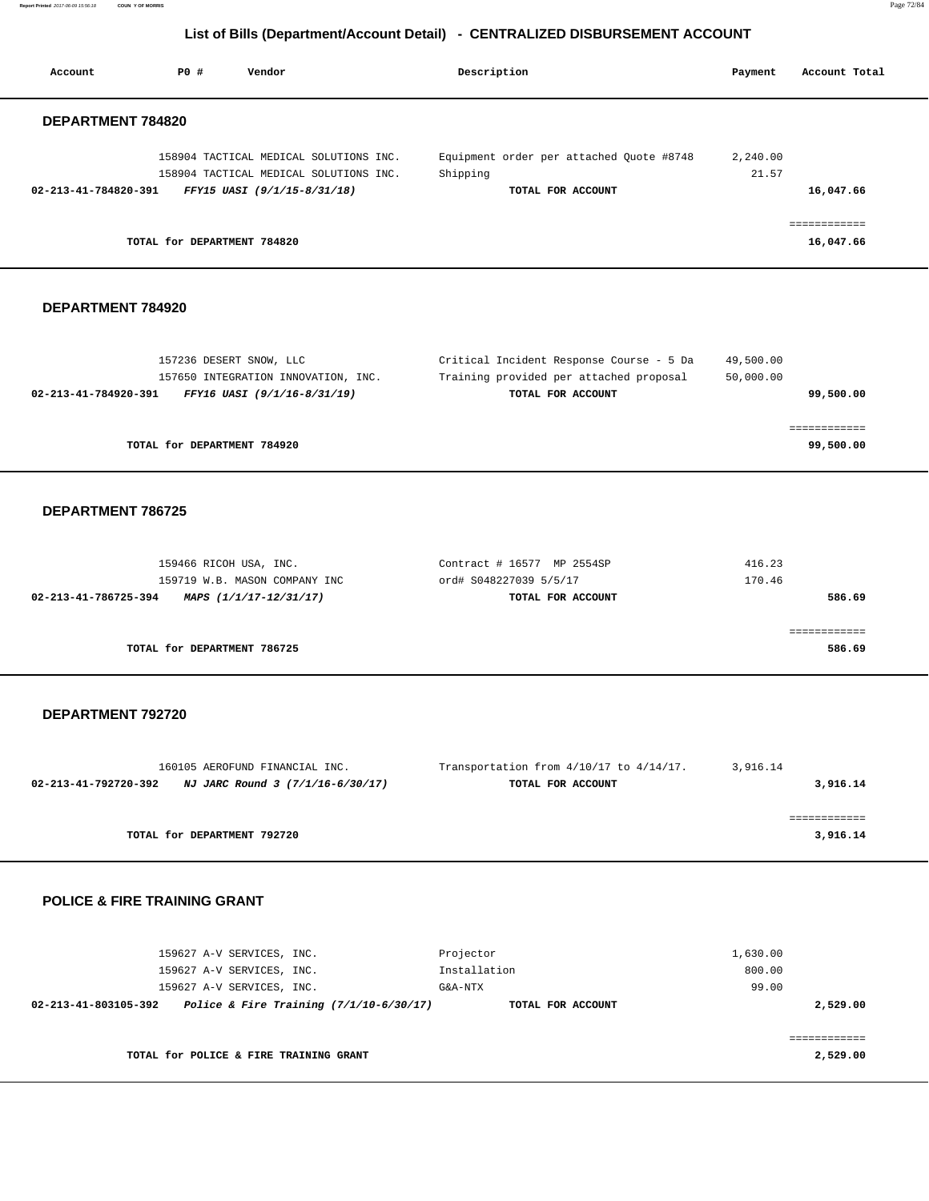## List of Bills (Department/Account Detail) - CENTRALIZED DISBURSEMENT ACCOUNT

| Account | PO # | Vendor | Description | Payment | Account Total |
|---|---|---|---|---|---|

### DEPARTMENT 784820

| Account | PO # | Vendor | Description | Payment | Account Total |
|---|---|---|---|---|---|
| | 158904 | TACTICAL MEDICAL SOLUTIONS INC. | Equipment order per attached Quote #8748 | 2,240.00 | |
| | 158904 | TACTICAL MEDICAL SOLUTIONS INC. | Shipping | 21.57 | |
| **02-213-41-784820-391** | | ***FFY15 UASI (9/1/15-8/31/18)*** | **TOTAL FOR ACCOUNT** | | **16,047.66** |
| | | **TOTAL for DEPARTMENT 784820** | | | **16,047.66** |

### DEPARTMENT 784920

| Account | PO # | Vendor | Description | Payment | Account Total |
|---|---|---|---|---|---|
| | 157236 | DESERT SNOW, LLC | Critical Incident Response Course - 5 Da | 49,500.00 | |
| | 157650 | INTEGRATION INNOVATION, INC. | Training provided per attached proposal | 50,000.00 | |
| **02-213-41-784920-391** | | ***FFY16 UASI (9/1/16-8/31/19)*** | **TOTAL FOR ACCOUNT** | | **99,500.00** |
| | | **TOTAL for DEPARTMENT 784920** | | | **99,500.00** |

### DEPARTMENT 786725

| Account | PO # | Vendor | Description | Payment | Account Total |
|---|---|---|---|---|---|
| | 159466 | RICOH USA, INC. | Contract # 16577 MP 2554SP | 416.23 | |
| | 159719 | W.B. MASON COMPANY INC | ord# S048227039 5/5/17 | 170.46 | |
| **02-213-41-786725-394** | | ***MAPS (1/1/17-12/31/17)*** | **TOTAL FOR ACCOUNT** | | **586.69** |
| | | **TOTAL for DEPARTMENT 786725** | | | **586.69** |

### DEPARTMENT 792720

| Account | PO # | Vendor | Description | Payment | Account Total |
|---|---|---|---|---|---|
| | 160105 | AEROFUND FINANCIAL INC. | Transportation from 4/10/17 to 4/14/17. | 3,916.14 | |
| **02-213-41-792720-392** | | ***NJ JARC Round 3 (7/1/16-6/30/17)*** | **TOTAL FOR ACCOUNT** | | **3,916.14** |
| | | **TOTAL for DEPARTMENT 792720** | | | **3,916.14** |

### POLICE & FIRE TRAINING GRANT

| Account | PO # | Vendor | Description | Payment | Account Total |
|---|---|---|---|---|---|
| | 159627 | A-V SERVICES, INC. | Projector | 1,630.00 | |
| | 159627 | A-V SERVICES, INC. | Installation | 800.00 | |
| | 159627 | A-V SERVICES, INC. | G&A-NTX | 99.00 | |
| **02-213-41-803105-392** | | ***Police & Fire Training (7/1/10-6/30/17)*** | **TOTAL FOR ACCOUNT** | | **2,529.00** |
| | | **TOTAL for POLICE & FIRE TRAINING GRANT** | | | **2,529.00** |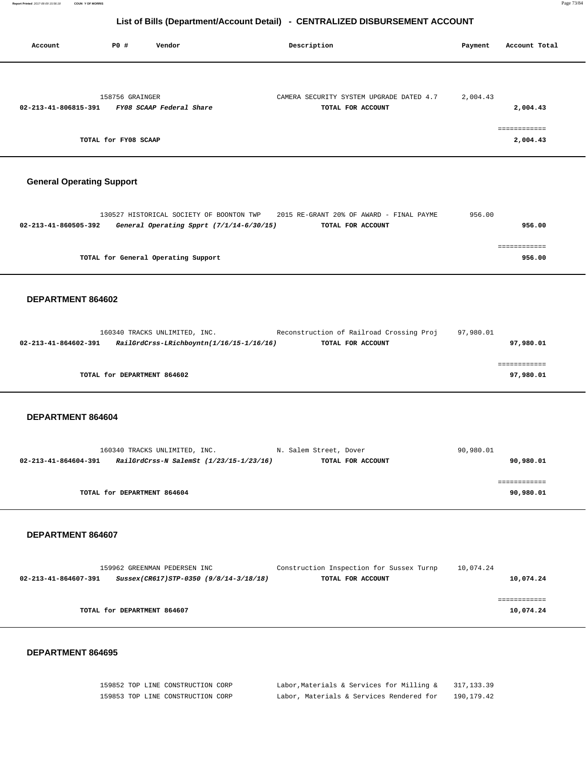# List of Bills (Department/Account Detail) - CENTRALIZED DISBURSEMENT ACCOUNT

| Account | PO # | Vendor | Description | Payment | Account Total |
|---|---|---|---|---|---|
| | 158756 | GRAINGER | CAMERA SECURITY SYSTEM UPGRADE DATED 4.7 | 2,004.43 | |
| **02-213-41-806815-391** | | ***FY08 SCAAP Federal Share*** | **TOTAL FOR ACCOUNT** | | **2,004.43** |
| | | | | | ============ |
| | **TOTAL for FY08 SCAAP** | | | | **2,004.43** |

## General Operating Support

| Account | PO # | Vendor | Description | Payment | Account Total |
|---|---|---|---|---|---|
| | 130527 | HISTORICAL SOCIETY OF BOONTON TWP | 2015 RE-GRANT 20% OF AWARD - FINAL PAYME | 956.00 | |
| **02-213-41-860505-392** | | ***General Operating Spprt (7/1/14-6/30/15)*** | **TOTAL FOR ACCOUNT** | | **956.00** |
| | | | | | ============ |
| | **TOTAL for General Operating Support** | | | | **956.00** |

## DEPARTMENT 864602

| Account | PO # | Vendor | Description | Payment | Account Total |
|---|---|---|---|---|---|
| | 160340 | TRACKS UNLIMITED, INC. | Reconstruction of Railroad Crossing Proj | 97,980.01 | |
| **02-213-41-864602-391** | | ***RailGrdCrss-LRichboyntn(1/16/15-1/16/16)*** | **TOTAL FOR ACCOUNT** | | **97,980.01** |
| | | | | | ============ |
| | **TOTAL for DEPARTMENT 864602** | | | | **97,980.01** |

## DEPARTMENT 864604

| Account | PO # | Vendor | Description | Payment | Account Total |
|---|---|---|---|---|---|
| | 160340 | TRACKS UNLIMITED, INC. | N. Salem Street, Dover | 90,980.01 | |
| **02-213-41-864604-391** | | ***RailGrdCrss-N SalemSt (1/23/15-1/23/16)*** | **TOTAL FOR ACCOUNT** | | **90,980.01** |
| | | | | | ============ |
| | **TOTAL for DEPARTMENT 864604** | | | | **90,980.01** |

## DEPARTMENT 864607

| Account | PO # | Vendor | Description | Payment | Account Total |
|---|---|---|---|---|---|
| | 159962 | GREENMAN PEDERSEN INC | Construction Inspection for Sussex Turnp | 10,074.24 | |
| **02-213-41-864607-391** | | ***Sussex(CR617)STP-0350 (9/8/14-3/18/18)*** | **TOTAL FOR ACCOUNT** | | **10,074.24** |
| | | | | | ============ |
| | **TOTAL for DEPARTMENT 864607** | | | | **10,074.24** |

## DEPARTMENT 864695

| Account | PO # | Vendor | Description | Payment | Account Total |
|---|---|---|---|---|---|
| | 159852 | TOP LINE CONSTRUCTION CORP | Labor,Materials & Services for Milling & | 317,133.39 | |
| | 159853 | TOP LINE CONSTRUCTION CORP | Labor, Materials & Services Rendered for | 190,179.42 | |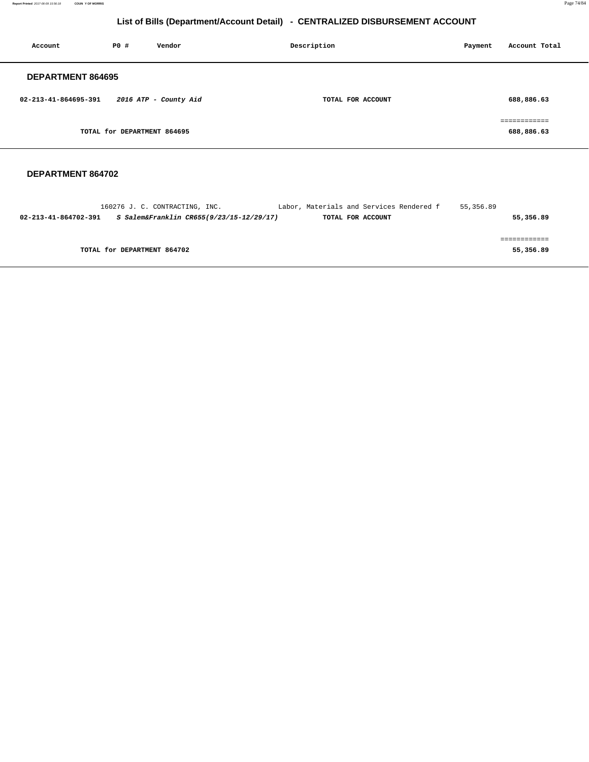## List of Bills (Department/Account Detail) - CENTRALIZED DISBURSEMENT ACCOUNT

| Account | PO # | Vendor | Description | Payment | Account Total |
|---|---|---|---|---|---|

### DEPARTMENT 864695

| Account | PO # | Vendor | Description | Payment | Account Total |
|---|---|---|---|---|---|
| **02-213-41-864695-391** | | ***2016 ATP - County Aid*** | **TOTAL FOR ACCOUNT** | | **688,886.63** |
| | | | | | ============ |
| | **TOTAL for DEPARTMENT 864695** | | | | **688,886.63** |

### DEPARTMENT 864702

| Account | PO # | Vendor | Description | Payment | Account Total |
|---|---|---|---|---|---|
| | 160276 | J. C. CONTRACTING, INC. | Labor, Materials and Services Rendered f | 55,356.89 | |
| **02-213-41-864702-391** | | ***S Salem&Franklin CR655(9/23/15-12/29/17)*** | **TOTAL FOR ACCOUNT** | | **55,356.89** |
| | | | | | ============ |
| | **TOTAL for DEPARTMENT 864702** | | | | **55,356.89** |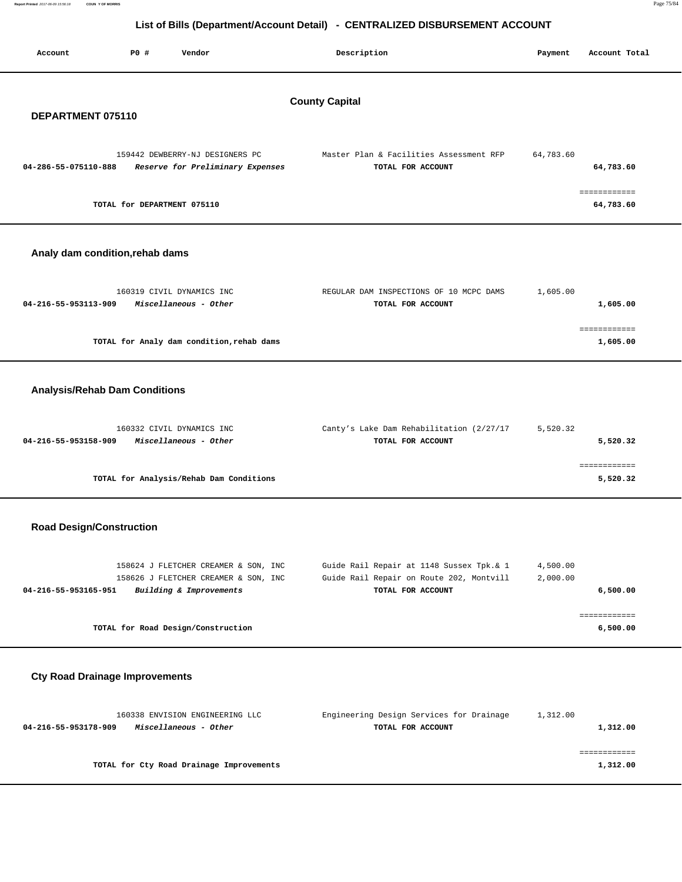# List of Bills (Department/Account Detail) - CENTRALIZED DISBURSEMENT ACCOUNT

| Account | PO # | Vendor | Description | Payment | Account Total |
|---|---|---|---|---|---|

## County Capital

### DEPARTMENT 075110

| Account | PO # | Vendor | Description | Payment | Account Total |
|---|---|---|---|---|---|
| | 159442 | DEWBERRY-NJ DESIGNERS PC | Master Plan & Facilities Assessment RFP | 64,783.60 | |
| 04-286-55-075110-888 | | *Reserve for Preliminary Expenses* | TOTAL FOR ACCOUNT | | 64,783.60 |

TOTAL for DEPARTMENT 075110 — 64,783.60

### Analy dam condition,rehab dams

| Account | PO # | Vendor | Description | Payment | Account Total |
|---|---|---|---|---|---|
| | 160319 | CIVIL DYNAMICS INC | REGULAR DAM INSPECTIONS OF 10 MCPC DAMS | 1,605.00 | |
| 04-216-55-953113-909 | | *Miscellaneous - Other* | TOTAL FOR ACCOUNT | | 1,605.00 |

TOTAL for Analy dam condition,rehab dams — 1,605.00

### Analysis/Rehab Dam Conditions

| Account | PO # | Vendor | Description | Payment | Account Total |
|---|---|---|---|---|---|
| | 160332 | CIVIL DYNAMICS INC | Canty's Lake Dam Rehabilitation (2/27/17 | 5,520.32 | |
| 04-216-55-953158-909 | | *Miscellaneous - Other* | TOTAL FOR ACCOUNT | | 5,520.32 |

TOTAL for Analysis/Rehab Dam Conditions — 5,520.32

### Road Design/Construction

| Account | PO # | Vendor | Description | Payment | Account Total |
|---|---|---|---|---|---|
| | 158624 | J FLETCHER CREAMER & SON, INC | Guide Rail Repair at 1148 Sussex Tpk.& 1 | 4,500.00 | |
| | 158626 | J FLETCHER CREAMER & SON, INC | Guide Rail Repair on Route 202, Montvill | 2,000.00 | |
| 04-216-55-953165-951 | | *Building & Improvements* | TOTAL FOR ACCOUNT | | 6,500.00 |

TOTAL for Road Design/Construction — 6,500.00

### Cty Road Drainage Improvements

| Account | PO # | Vendor | Description | Payment | Account Total |
|---|---|---|---|---|---|
| | 160338 | ENVISION ENGINEERING LLC | Engineering Design Services for Drainage | 1,312.00 | |
| 04-216-55-953178-909 | | *Miscellaneous - Other* | TOTAL FOR ACCOUNT | | 1,312.00 |

TOTAL for Cty Road Drainage Improvements — 1,312.00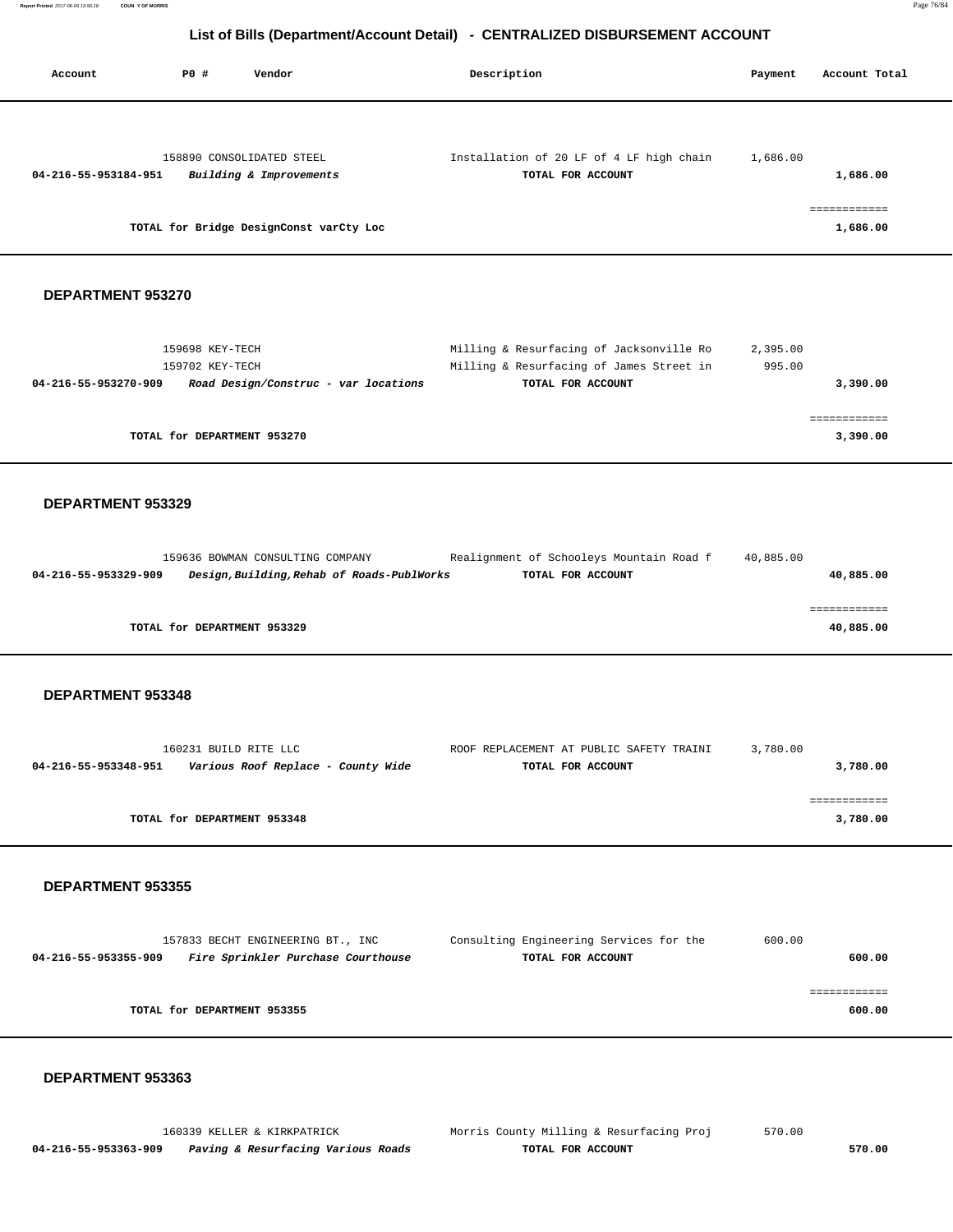## List of Bills (Department/Account Detail) - CENTRALIZED DISBURSEMENT ACCOUNT

| Account | PO # | Vendor | Description | Payment | Account Total |
|---|---|---|---|---|---|
| | 158890 | CONSOLIDATED STEEL | Installation of 20 LF of 4 LF high chain | 1,686.00 | |
| **04-216-55-953184-951** | | ***Building & Improvements*** | **TOTAL FOR ACCOUNT** | | **1,686.00** |
| | | | | | ============ |
| | | **TOTAL for Bridge DesignConst varCty Loc** | | | **1,686.00** |

### DEPARTMENT 953270

| Account | PO # | Vendor | Description | Payment | Account Total |
|---|---|---|---|---|---|
| | 159698 | KEY-TECH | Milling & Resurfacing of Jacksonville Ro | 2,395.00 | |
| | 159702 | KEY-TECH | Milling & Resurfacing of James Street in | 995.00 | |
| **04-216-55-953270-909** | | ***Road Design/Construc - var locations*** | **TOTAL FOR ACCOUNT** | | **3,390.00** |
| | | | | | ============ |
| | | **TOTAL for DEPARTMENT 953270** | | | **3,390.00** |

### DEPARTMENT 953329

| Account | PO # | Vendor | Description | Payment | Account Total |
|---|---|---|---|---|---|
| | 159636 | BOWMAN CONSULTING COMPANY | Realignment of Schooleys Mountain Road f | 40,885.00 | |
| **04-216-55-953329-909** | | ***Design,Building,Rehab of Roads-PublWorks*** | **TOTAL FOR ACCOUNT** | | **40,885.00** |
| | | | | | ============ |
| | | **TOTAL for DEPARTMENT 953329** | | | **40,885.00** |

### DEPARTMENT 953348

| Account | PO # | Vendor | Description | Payment | Account Total |
|---|---|---|---|---|---|
| | 160231 | BUILD RITE LLC | ROOF REPLACEMENT AT PUBLIC SAFETY TRAINI | 3,780.00 | |
| **04-216-55-953348-951** | | ***Various Roof Replace - County Wide*** | **TOTAL FOR ACCOUNT** | | **3,780.00** |
| | | | | | ============ |
| | | **TOTAL for DEPARTMENT 953348** | | | **3,780.00** |

### DEPARTMENT 953355

| Account | PO # | Vendor | Description | Payment | Account Total |
|---|---|---|---|---|---|
| | 157833 | BECHT ENGINEERING BT., INC | Consulting Engineering Services for the | 600.00 | |
| **04-216-55-953355-909** | | ***Fire Sprinkler Purchase Courthouse*** | **TOTAL FOR ACCOUNT** | | **600.00** |
| | | | | | ============ |
| | | **TOTAL for DEPARTMENT 953355** | | | **600.00** |

### DEPARTMENT 953363

| Account | PO # | Vendor | Description | Payment | Account Total |
|---|---|---|---|---|---|
| | 160339 | KELLER & KIRKPATRICK | Morris County Milling & Resurfacing Proj | 570.00 | |
| **04-216-55-953363-909** | | ***Paving & Resurfacing Various Roads*** | **TOTAL FOR ACCOUNT** | | **570.00** |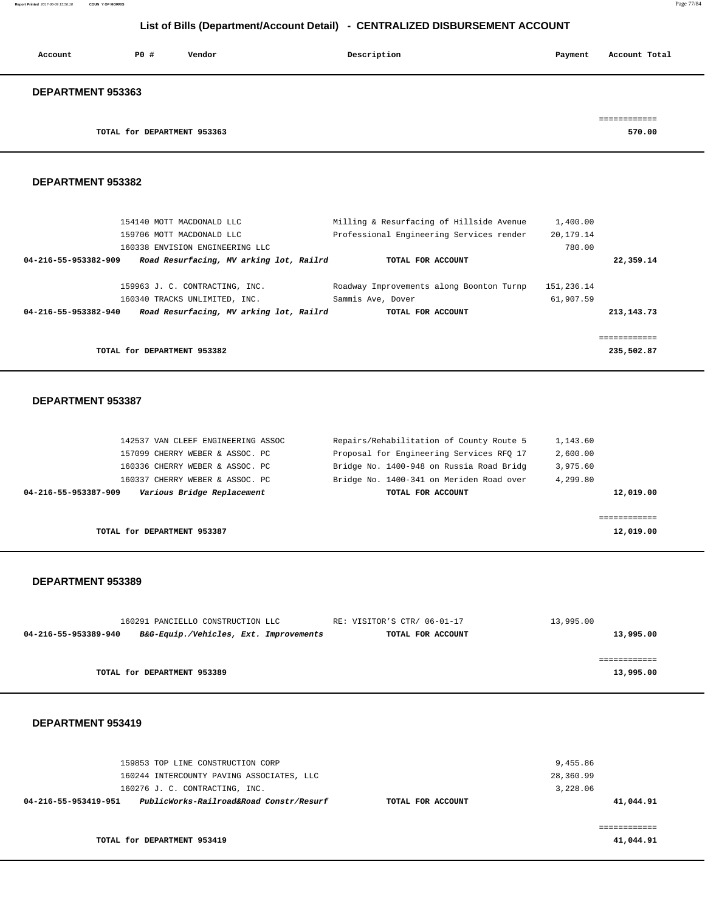## List of Bills (Department/Account Detail) - CENTRALIZED DISBURSEMENT ACCOUNT

| Account | PO # | Vendor | Description | Payment | Account Total |
|---|---|---|---|---|---|

### DEPARTMENT 953363

| | | | | | |
|---|---|---|---|---|---|
| TOTAL for DEPARTMENT 953363 | | | | | 570.00 |

### DEPARTMENT 953382

| Account | PO # | Vendor | Description | Payment | Account Total |
|---|---|---|---|---|---|
| | 154140 | MOTT MACDONALD LLC | Milling & Resurfacing of Hillside Avenue | 1,400.00 | |
| | 159706 | MOTT MACDONALD LLC | Professional Engineering Services render | 20,179.14 | |
| | 160338 | ENVISION ENGINEERING LLC | | 780.00 | |
| 04-216-55-953382-909 | | *Road Resurfacing, MV arking lot, Railrd* | TOTAL FOR ACCOUNT | | 22,359.14 |
| | 159963 | J. C. CONTRACTING, INC. | Roadway Improvements along Boonton Turnp | 151,236.14 | |
| | 160340 | TRACKS UNLIMITED, INC. | Sammis Ave, Dover | 61,907.59 | |
| 04-216-55-953382-940 | | *Road Resurfacing, MV arking lot, Railrd* | TOTAL FOR ACCOUNT | | 213,143.73 |
| TOTAL for DEPARTMENT 953382 | | | | | 235,502.87 |

### DEPARTMENT 953387

| Account | PO # | Vendor | Description | Payment | Account Total |
|---|---|---|---|---|---|
| | 142537 | VAN CLEEF ENGINEERING ASSOC | Repairs/Rehabilitation of County Route 5 | 1,143.60 | |
| | 157099 | CHERRY WEBER & ASSOC. PC | Proposal for Engineering Services RFQ 17 | 2,600.00 | |
| | 160336 | CHERRY WEBER & ASSOC. PC | Bridge No. 1400-948 on Russia Road Bridg | 3,975.60 | |
| | 160337 | CHERRY WEBER & ASSOC. PC | Bridge No. 1400-341 on Meriden Road over | 4,299.80 | |
| 04-216-55-953387-909 | | *Various Bridge Replacement* | TOTAL FOR ACCOUNT | | 12,019.00 |
| TOTAL for DEPARTMENT 953387 | | | | | 12,019.00 |

### DEPARTMENT 953389

| Account | PO # | Vendor | Description | Payment | Account Total |
|---|---|---|---|---|---|
| | 160291 | PANCIELLO CONSTRUCTION LLC | RE: VISITOR'S CTR/ 06-01-17 | 13,995.00 | |
| 04-216-55-953389-940 | | *B&G-Equip./Vehicles, Ext. Improvements* | TOTAL FOR ACCOUNT | | 13,995.00 |
| TOTAL for DEPARTMENT 953389 | | | | | 13,995.00 |

### DEPARTMENT 953419

| Account | PO # | Vendor | Description | Payment | Account Total |
|---|---|---|---|---|---|
| | 159853 | TOP LINE CONSTRUCTION CORP | | 9,455.86 | |
| | 160244 | INTERCOUNTY PAVING ASSOCIATES, LLC | | 28,360.99 | |
| | 160276 | J. C. CONTRACTING, INC. | | 3,228.06 | |
| 04-216-55-953419-951 | | *PublicWorks-Railroad&Road Constr/Resurf* | TOTAL FOR ACCOUNT | | 41,044.91 |
| TOTAL for DEPARTMENT 953419 | | | | | 41,044.91 |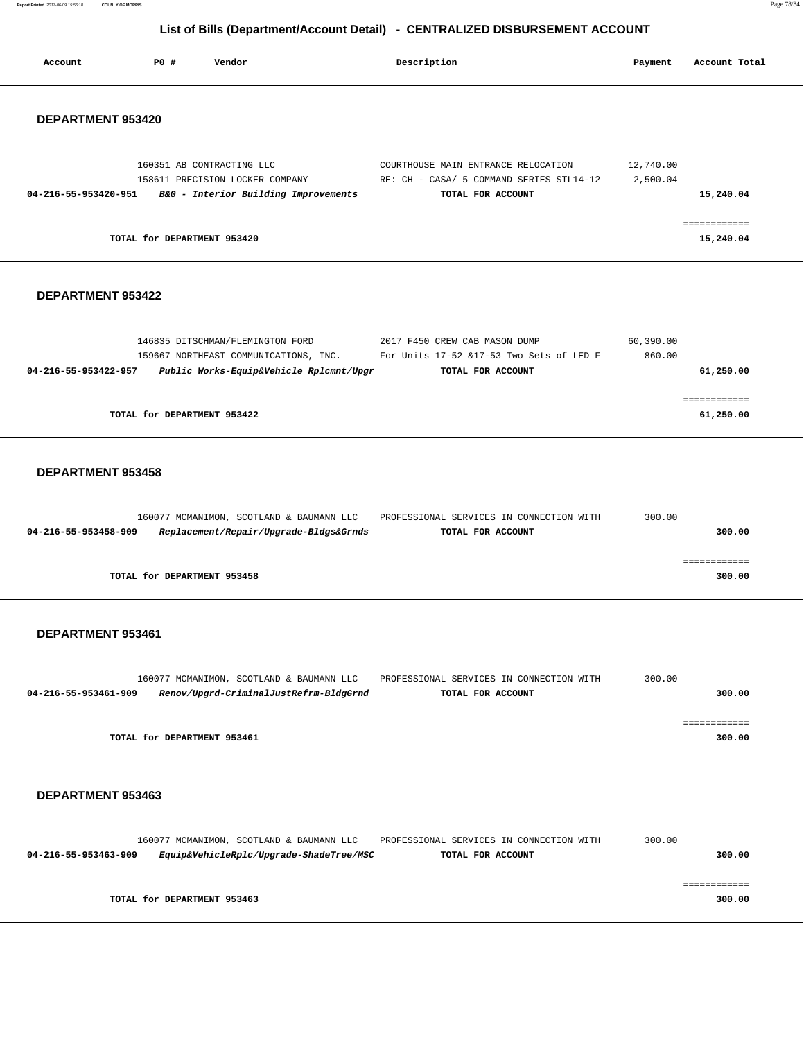# List of Bills (Department/Account Detail) - CENTRALIZED DISBURSEMENT ACCOUNT

| Account | PO # | Vendor | Description | Payment | Account Total |
|---|---|---|---|---|---|

## DEPARTMENT 953420

| Account | PO # | Vendor | Description | Payment | Account Total |
|---|---|---|---|---|---|
| | 160351 | AB CONTRACTING LLC | COURTHOUSE MAIN ENTRANCE RELOCATION | 12,740.00 | |
| | 158611 | PRECISION LOCKER COMPANY | RE: CH - CASA/ 5 COMMAND SERIES STL14-12 | 2,500.04 | |
| **04-216-55-953420-951** | | ***B&G - Interior Building Improvements*** | **TOTAL FOR ACCOUNT** | | **15,240.04** |
| | | | | | ============ |
| | **TOTAL for DEPARTMENT 953420** | | | | **15,240.04** |

## DEPARTMENT 953422

| Account | PO # | Vendor | Description | Payment | Account Total |
|---|---|---|---|---|---|
| | 146835 | DITSCHMAN/FLEMINGTON FORD | 2017 F450 CREW CAB MASON DUMP | 60,390.00 | |
| | 159667 | NORTHEAST COMMUNICATIONS, INC. | For Units 17-52 &17-53 Two Sets of LED F | 860.00 | |
| **04-216-55-953422-957** | | ***Public Works-Equip&Vehicle Rplcmnt/Upgr*** | **TOTAL FOR ACCOUNT** | | **61,250.00** |
| | | | | | ============ |
| | **TOTAL for DEPARTMENT 953422** | | | | **61,250.00** |

## DEPARTMENT 953458

| Account | PO # | Vendor | Description | Payment | Account Total |
|---|---|---|---|---|---|
| | 160077 | MCMANIMON, SCOTLAND & BAUMANN LLC | PROFESSIONAL SERVICES IN CONNECTION WITH | 300.00 | |
| **04-216-55-953458-909** | | ***Replacement/Repair/Upgrade-Bldgs&Grnds*** | **TOTAL FOR ACCOUNT** | | **300.00** |
| | | | | | ============ |
| | **TOTAL for DEPARTMENT 953458** | | | | **300.00** |

## DEPARTMENT 953461

| Account | PO # | Vendor | Description | Payment | Account Total |
|---|---|---|---|---|---|
| | 160077 | MCMANIMON, SCOTLAND & BAUMANN LLC | PROFESSIONAL SERVICES IN CONNECTION WITH | 300.00 | |
| **04-216-55-953461-909** | | ***Renov/Upgrd-CriminalJustRefrm-BldgGrnd*** | **TOTAL FOR ACCOUNT** | | **300.00** |
| | | | | | ============ |
| | **TOTAL for DEPARTMENT 953461** | | | | **300.00** |

## DEPARTMENT 953463

| Account | PO # | Vendor | Description | Payment | Account Total |
|---|---|---|---|---|---|
| | 160077 | MCMANIMON, SCOTLAND & BAUMANN LLC | PROFESSIONAL SERVICES IN CONNECTION WITH | 300.00 | |
| **04-216-55-953463-909** | | ***Equip&VehicleRplc/Upgrade-ShadeTree/MSC*** | **TOTAL FOR ACCOUNT** | | **300.00** |
| | | | | | ============ |
| | **TOTAL for DEPARTMENT 953463** | | | | **300.00** |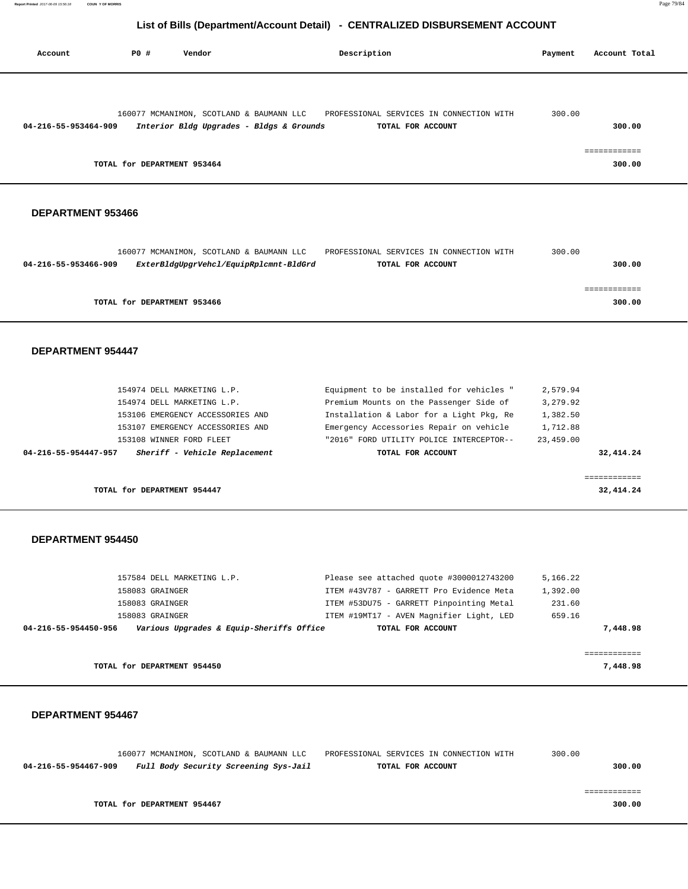# List of Bills (Department/Account Detail) - CENTRALIZED DISBURSEMENT ACCOUNT

| Account | PO # | Vendor | Description | Payment | Account Total |
|---|---|---|---|---|---|
| | 160077 | MCMANIMON, SCOTLAND & BAUMANN LLC | PROFESSIONAL SERVICES IN CONNECTION WITH | 300.00 | |
| **04-216-55-953464-909** | | ***Interior Bldg Upgrades - Bldgs & Grounds*** | **TOTAL FOR ACCOUNT** | | **300.00** |
| | | | | | ============ |
| | **TOTAL for DEPARTMENT 953464** | | | | **300.00** |

## DEPARTMENT 953466

| Account | PO # | Vendor | Description | Payment | Account Total |
|---|---|---|---|---|---|
| | 160077 | MCMANIMON, SCOTLAND & BAUMANN LLC | PROFESSIONAL SERVICES IN CONNECTION WITH | 300.00 | |
| **04-216-55-953466-909** | | ***ExterBldgUpgrVehcl/EquipRplcmnt-BldGrd*** | **TOTAL FOR ACCOUNT** | | **300.00** |
| | | | | | ============ |
| | **TOTAL for DEPARTMENT 953466** | | | | **300.00** |

## DEPARTMENT 954447

| Account | PO # | Vendor | Description | Payment | Account Total |
|---|---|---|---|---|---|
| | 154974 | DELL MARKETING L.P. | Equipment to be installed for vehicles " | 2,579.94 | |
| | 154974 | DELL MARKETING L.P. | Premium Mounts on the Passenger Side of | 3,279.92 | |
| | 153106 | EMERGENCY ACCESSORIES AND | Installation & Labor for a Light Pkg, Re | 1,382.50 | |
| | 153107 | EMERGENCY ACCESSORIES AND | Emergency Accessories Repair on vehicle | 1,712.88 | |
| | 153108 | WINNER FORD FLEET | "2016" FORD UTILITY POLICE INTERCEPTOR-- | 23,459.00 | |
| **04-216-55-954447-957** | | ***Sheriff - Vehicle Replacement*** | **TOTAL FOR ACCOUNT** | | **32,414.24** |
| | | | | | ============ |
| | **TOTAL for DEPARTMENT 954447** | | | | **32,414.24** |

## DEPARTMENT 954450

| Account | PO # | Vendor | Description | Payment | Account Total |
|---|---|---|---|---|---|
| | 157584 | DELL MARKETING L.P. | Please see attached quote #3000012743200 | 5,166.22 | |
| | 158083 | GRAINGER | ITEM #43V787 - GARRETT Pro Evidence Meta | 1,392.00 | |
| | 158083 | GRAINGER | ITEM #53DU75 - GARRETT Pinpointing Metal | 231.60 | |
| | 158083 | GRAINGER | ITEM #19MT17 - AVEN Magnifier Light, LED | 659.16 | |
| **04-216-55-954450-956** | | ***Various Upgrades & Equip-Sheriffs Office*** | **TOTAL FOR ACCOUNT** | | **7,448.98** |
| | | | | | ============ |
| | **TOTAL for DEPARTMENT 954450** | | | | **7,448.98** |

## DEPARTMENT 954467

| Account | PO # | Vendor | Description | Payment | Account Total |
|---|---|---|---|---|---|
| | 160077 | MCMANIMON, SCOTLAND & BAUMANN LLC | PROFESSIONAL SERVICES IN CONNECTION WITH | 300.00 | |
| **04-216-55-954467-909** | | ***Full Body Security Screening Sys-Jail*** | **TOTAL FOR ACCOUNT** | | **300.00** |
| | | | | | ============ |
| | **TOTAL for DEPARTMENT 954467** | | | | **300.00** |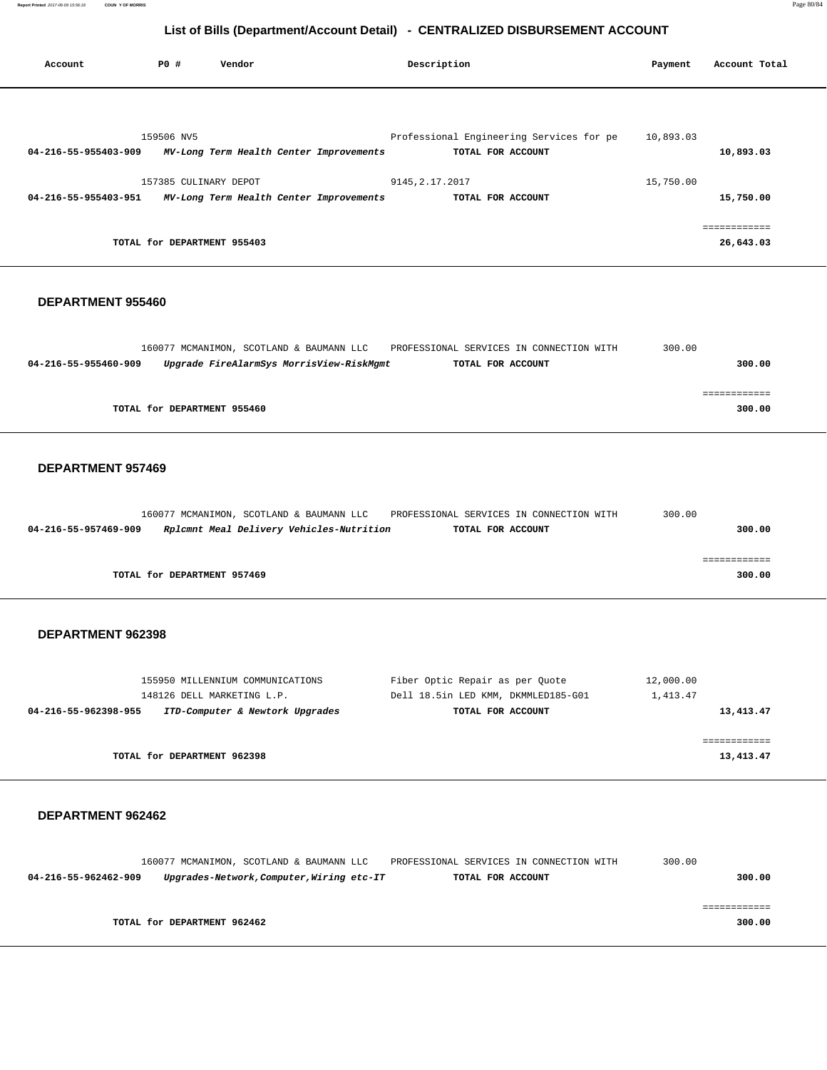## List of Bills (Department/Account Detail) - CENTRALIZED DISBURSEMENT ACCOUNT

| Account | PO # | Vendor | Description | Payment | Account Total |
|---|---|---|---|---|---|
| | 159506 | NV5 | Professional Engineering Services for pe | 10,893.03 | |
| **04-216-55-955403-909** | | ***MV-Long Term Health Center Improvements*** | **TOTAL FOR ACCOUNT** | | **10,893.03** |
| | 157385 | CULINARY DEPOT | 9145,2.17.2017 | 15,750.00 | |
| **04-216-55-955403-951** | | ***MV-Long Term Health Center Improvements*** | **TOTAL FOR ACCOUNT** | | **15,750.00** |
| | | | | | ============ |
| | **TOTAL for DEPARTMENT 955403** | | | | **26,643.03** |

### DEPARTMENT 955460

| Account | PO # | Vendor | Description | Payment | Account Total |
|---|---|---|---|---|---|
| | 160077 | MCMANIMON, SCOTLAND & BAUMANN LLC | PROFESSIONAL SERVICES IN CONNECTION WITH | 300.00 | |
| **04-216-55-955460-909** | | ***Upgrade FireAlarmSys MorrisView-RiskMgmt*** | **TOTAL FOR ACCOUNT** | | **300.00** |
| | | | | | ============ |
| | **TOTAL for DEPARTMENT 955460** | | | | **300.00** |

### DEPARTMENT 957469

| Account | PO # | Vendor | Description | Payment | Account Total |
|---|---|---|---|---|---|
| | 160077 | MCMANIMON, SCOTLAND & BAUMANN LLC | PROFESSIONAL SERVICES IN CONNECTION WITH | 300.00 | |
| **04-216-55-957469-909** | | ***Rplcmnt Meal Delivery Vehicles-Nutrition*** | **TOTAL FOR ACCOUNT** | | **300.00** |
| | | | | | ============ |
| | **TOTAL for DEPARTMENT 957469** | | | | **300.00** |

### DEPARTMENT 962398

| Account | PO # | Vendor | Description | Payment | Account Total |
|---|---|---|---|---|---|
| | 155950 | MILLENNIUM COMMUNICATIONS | Fiber Optic Repair as per Quote | 12,000.00 | |
| | 148126 | DELL MARKETING L.P. | Dell 18.5in LED KMM, DKMMLED185-G01 | 1,413.47 | |
| **04-216-55-962398-955** | | ***ITD-Computer & Newtork Upgrades*** | **TOTAL FOR ACCOUNT** | | **13,413.47** |
| | | | | | ============ |
| | **TOTAL for DEPARTMENT 962398** | | | | **13,413.47** |

### DEPARTMENT 962462

| Account | PO # | Vendor | Description | Payment | Account Total |
|---|---|---|---|---|---|
| | 160077 | MCMANIMON, SCOTLAND & BAUMANN LLC | PROFESSIONAL SERVICES IN CONNECTION WITH | 300.00 | |
| **04-216-55-962462-909** | | ***Upgrades-Network,Computer,Wiring etc-IT*** | **TOTAL FOR ACCOUNT** | | **300.00** |
| | | | | | ============ |
| | **TOTAL for DEPARTMENT 962462** | | | | **300.00** |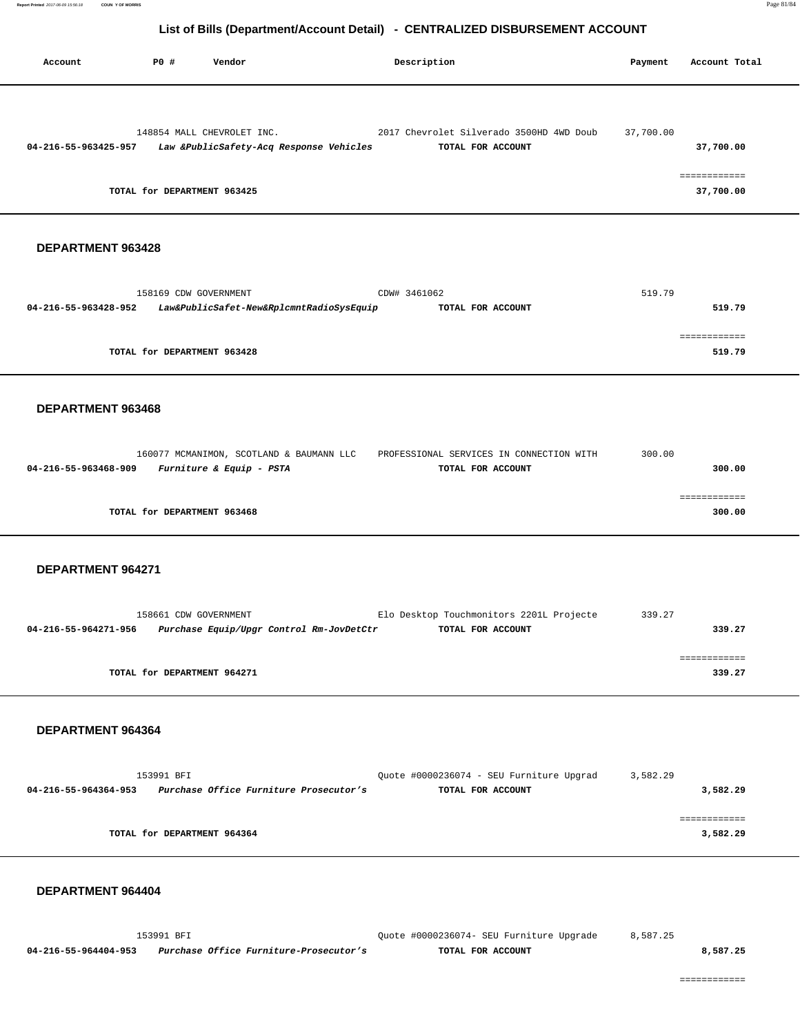## List of Bills (Department/Account Detail) - CENTRALIZED DISBURSEMENT ACCOUNT

| Account | PO # | Vendor | Description | Payment | Account Total |
|---|---|---|---|---|---|
| | 148854 | MALL CHEVROLET INC. | 2017 Chevrolet Silverado 3500HD 4WD Doub | 37,700.00 | |
| **04-216-55-963425-957** | | *Law &PublicSafety-Acq Response Vehicles* | **TOTAL FOR ACCOUNT** | | **37,700.00** |
| | | | | | ============ |
| | **TOTAL for DEPARTMENT 963425** | | | | **37,700.00** |

### DEPARTMENT 963428

| Account | PO # | Vendor | Description | Payment | Account Total |
|---|---|---|---|---|---|
| | 158169 | CDW GOVERNMENT | CDW# 3461062 | 519.79 | |
| **04-216-55-963428-952** | | *Law&PublicSafet-New&RplcmntRadioSysEquip* | **TOTAL FOR ACCOUNT** | | **519.79** |
| | | | | | ============ |
| | **TOTAL for DEPARTMENT 963428** | | | | **519.79** |

### DEPARTMENT 963468

| Account | PO # | Vendor | Description | Payment | Account Total |
|---|---|---|---|---|---|
| | 160077 | MCMANIMON, SCOTLAND & BAUMANN LLC | PROFESSIONAL SERVICES IN CONNECTION WITH | 300.00 | |
| **04-216-55-963468-909** | | *Furniture & Equip - PSTA* | **TOTAL FOR ACCOUNT** | | **300.00** |
| | | | | | ============ |
| | **TOTAL for DEPARTMENT 963468** | | | | **300.00** |

### DEPARTMENT 964271

| Account | PO # | Vendor | Description | Payment | Account Total |
|---|---|---|---|---|---|
| | 158661 | CDW GOVERNMENT | Elo Desktop Touchmonitors 2201L Projecte | 339.27 | |
| **04-216-55-964271-956** | | *Purchase Equip/Upgr Control Rm-JovDetCtr* | **TOTAL FOR ACCOUNT** | | **339.27** |
| | | | | | ============ |
| | **TOTAL for DEPARTMENT 964271** | | | | **339.27** |

### DEPARTMENT 964364

| Account | PO # | Vendor | Description | Payment | Account Total |
|---|---|---|---|---|---|
| | 153991 | BFI | Quote #0000236074 - SEU Furniture Upgrad | 3,582.29 | |
| **04-216-55-964364-953** | | *Purchase Office Furniture Prosecutor's* | **TOTAL FOR ACCOUNT** | | **3,582.29** |
| | | | | | ============ |
| | **TOTAL for DEPARTMENT 964364** | | | | **3,582.29** |

### DEPARTMENT 964404

| Account | PO # | Vendor | Description | Payment | Account Total |
|---|---|---|---|---|---|
| | 153991 | BFI | Quote #0000236074- SEU Furniture Upgrade | 8,587.25 | |
| **04-216-55-964404-953** | | *Purchase Office Furniture-Prosecutor's* | **TOTAL FOR ACCOUNT** | | **8,587.25** |
| | | | | | ============ |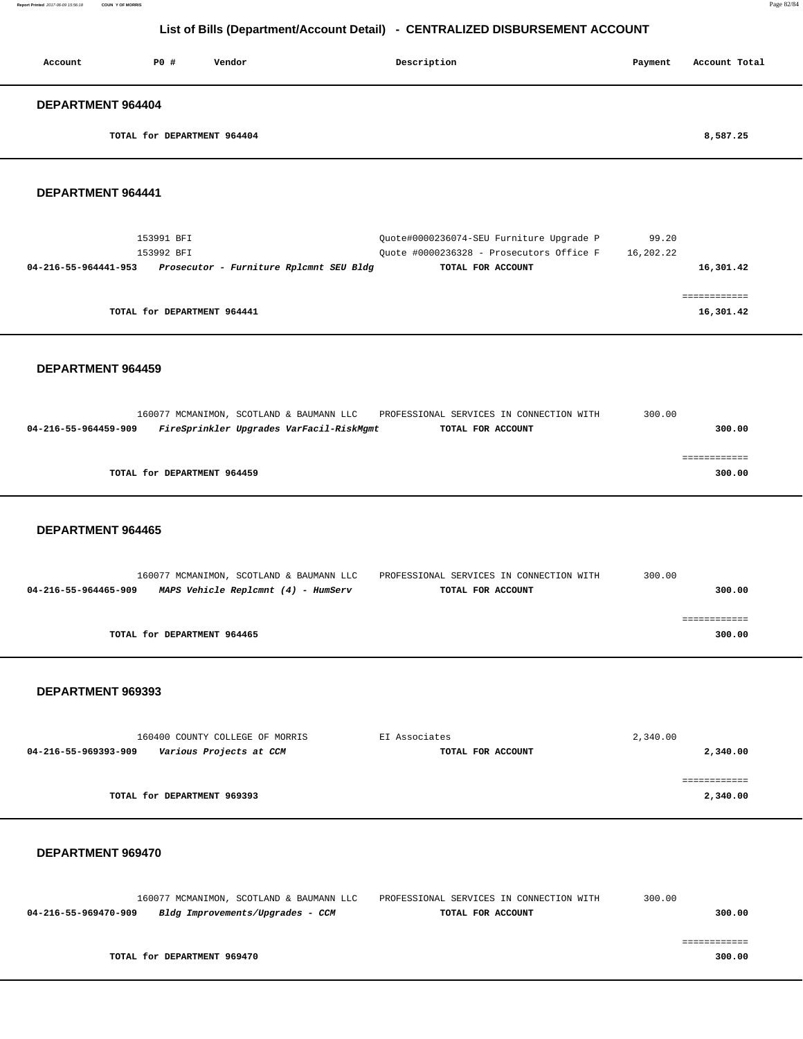## List of Bills (Department/Account Detail) - CENTRALIZED DISBURSEMENT ACCOUNT

| Account | PO # | Vendor | Description | Payment | Account Total |
|---|---|---|---|---|---|

### DEPARTMENT 964404

| | | | | | |
|---|---|---|---|---|---|
| | TOTAL for DEPARTMENT 964404 | | | | 8,587.25 |

### DEPARTMENT 964441

| Account | PO # | Vendor | Description | Payment | Account Total |
|---|---|---|---|---|---|
| | 153991 | BFI | Quote#0000236074-SEU Furniture Upgrade P | 99.20 | |
| | 153992 | BFI | Quote #0000236328 - Prosecutors Office F | 16,202.22 | |
| 04-216-55-964441-953 | | *Prosecutor - Furniture Rplcmnt SEU Bldg* | TOTAL FOR ACCOUNT | | 16,301.42 |
| | TOTAL for DEPARTMENT 964441 | | | | 16,301.42 |

### DEPARTMENT 964459

| Account | PO # | Vendor | Description | Payment | Account Total |
|---|---|---|---|---|---|
| | 160077 | MCMANIMON, SCOTLAND & BAUMANN LLC | PROFESSIONAL SERVICES IN CONNECTION WITH | 300.00 | |
| 04-216-55-964459-909 | | *FireSprinkler Upgrades VarFacil-RiskMgmt* | TOTAL FOR ACCOUNT | | 300.00 |
| | TOTAL for DEPARTMENT 964459 | | | | 300.00 |

### DEPARTMENT 964465

| Account | PO # | Vendor | Description | Payment | Account Total |
|---|---|---|---|---|---|
| | 160077 | MCMANIMON, SCOTLAND & BAUMANN LLC | PROFESSIONAL SERVICES IN CONNECTION WITH | 300.00 | |
| 04-216-55-964465-909 | | *MAPS Vehicle Replcmnt (4) - HumServ* | TOTAL FOR ACCOUNT | | 300.00 |
| | TOTAL for DEPARTMENT 964465 | | | | 300.00 |

### DEPARTMENT 969393

| Account | PO # | Vendor | Description | Payment | Account Total |
|---|---|---|---|---|---|
| | 160400 | COUNTY COLLEGE OF MORRIS | EI Associates | 2,340.00 | |
| 04-216-55-969393-909 | | *Various Projects at CCM* | TOTAL FOR ACCOUNT | | 2,340.00 |
| | TOTAL for DEPARTMENT 969393 | | | | 2,340.00 |

### DEPARTMENT 969470

| Account | PO # | Vendor | Description | Payment | Account Total |
|---|---|---|---|---|---|
| | 160077 | MCMANIMON, SCOTLAND & BAUMANN LLC | PROFESSIONAL SERVICES IN CONNECTION WITH | 300.00 | |
| 04-216-55-969470-909 | | *Bldg Improvements/Upgrades - CCM* | TOTAL FOR ACCOUNT | | 300.00 |
| | TOTAL for DEPARTMENT 969470 | | | | 300.00 |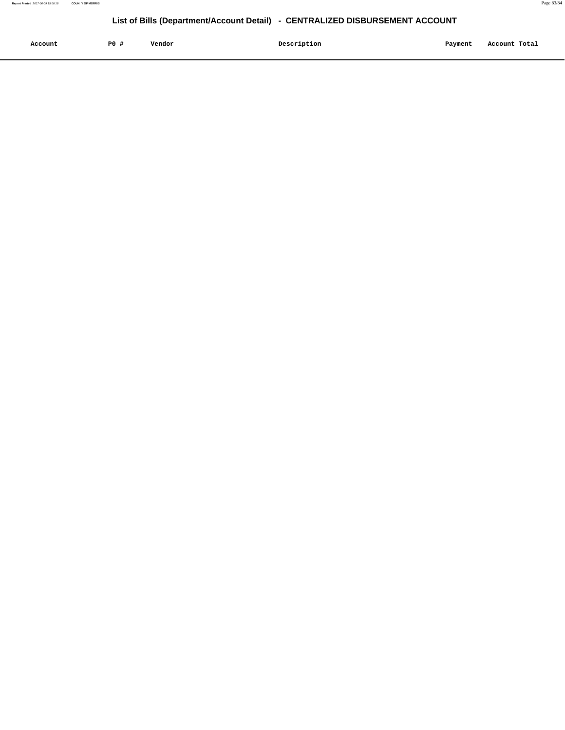# List of Bills (Department/Account Detail) - CENTRALIZED DISBURSEMENT ACCOUNT

| Account | PO # | Vendor | Description | Payment | Account Total |
|---|---|---|---|---|---|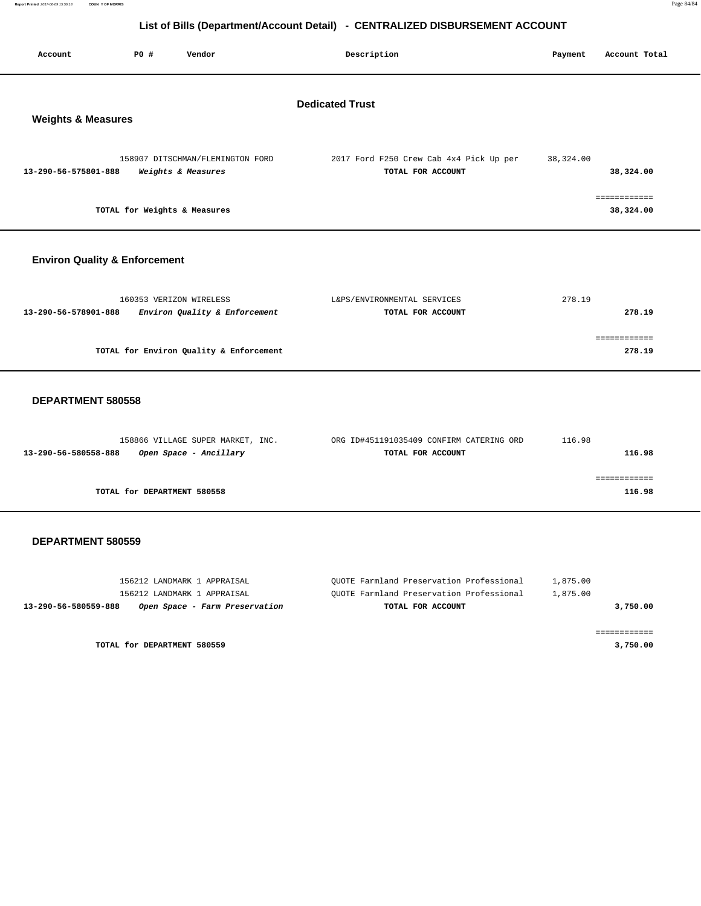# List of Bills (Department/Account Detail) - CENTRALIZED DISBURSEMENT ACCOUNT

| Account | PO # | Vendor | Description | Payment | Account Total |
|---|---|---|---|---|---|

## Dedicated Trust

### Weights & Measures

| Account | PO # | Vendor | Description | Payment | Account Total |
|---|---|---|---|---|---|
| | 158907 | DITSCHMAN/FLEMINGTON FORD | 2017 Ford F250 Crew Cab 4x4 Pick Up per | 38,324.00 | |
| **13-290-56-575801-888** | | ***Weights & Measures*** | **TOTAL FOR ACCOUNT** | | **38,324.00** |
| | | | | | ============ |
| | **TOTAL for Weights & Measures** | | | | **38,324.00** |

### Environ Quality & Enforcement

| Account | PO # | Vendor | Description | Payment | Account Total |
|---|---|---|---|---|---|
| | 160353 | VERIZON WIRELESS | L&PS/ENVIRONMENTAL SERVICES | 278.19 | |
| **13-290-56-578901-888** | | ***Environ Quality & Enforcement*** | **TOTAL FOR ACCOUNT** | | **278.19** |
| | | | | | ============ |
| | **TOTAL for Environ Quality & Enforcement** | | | | **278.19** |

### DEPARTMENT 580558

| Account | PO # | Vendor | Description | Payment | Account Total |
|---|---|---|---|---|---|
| | 158866 | VILLAGE SUPER MARKET, INC. | ORG ID#451191035409 CONFIRM CATERING ORD | 116.98 | |
| **13-290-56-580558-888** | | ***Open Space - Ancillary*** | **TOTAL FOR ACCOUNT** | | **116.98** |
| | | | | | ============ |
| | **TOTAL for DEPARTMENT 580558** | | | | **116.98** |

### DEPARTMENT 580559

| Account | PO # | Vendor | Description | Payment | Account Total |
|---|---|---|---|---|---|
| | 156212 | LANDMARK 1 APPRAISAL | QUOTE Farmland Preservation Professional | 1,875.00 | |
| | 156212 | LANDMARK 1 APPRAISAL | QUOTE Farmland Preservation Professional | 1,875.00 | |
| **13-290-56-580559-888** | | ***Open Space - Farm Preservation*** | **TOTAL FOR ACCOUNT** | | **3,750.00** |
| | | | | | ============ |
| | **TOTAL for DEPARTMENT 580559** | | | | **3,750.00** |